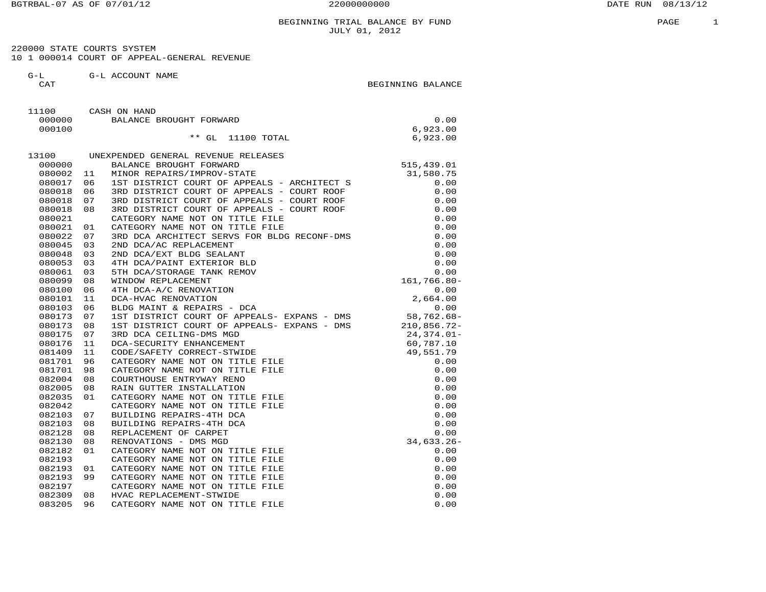# BEGINNING TRIAL BALANCE BY FUND
JULY 01, 2012

BGTRBAL-07 AS OF 07/01/12 — 22000000000 — DATE RUN 08/13/12

220000 STATE COURTS SYSTEM
10 1 000014 COURT OF APPEAL-GENERAL REVENUE

| G-L CAT | | G-L ACCOUNT NAME | BEGINNING BALANCE |
|---|---|---|---|
| 11100 | | CASH ON HAND | |
| 000000 | | BALANCE BROUGHT FORWARD | 0.00 |
| 000100 | | | 6,923.00 |
| | | ** GL 11100 TOTAL | 6,923.00 |
| 13100 | | UNEXPENDED GENERAL REVENUE RELEASES | |
| 000000 | | BALANCE BROUGHT FORWARD | 515,439.01 |
| 080002 | 11 | MINOR REPAIRS/IMPROV-STATE | 31,580.75 |
| 080017 | 06 | 1ST DISTRICT COURT OF APPEALS - ARCHITECT S | 0.00 |
| 080018 | 06 | 3RD DISTRICT COURT OF APPEALS - COURT ROOF | 0.00 |
| 080018 | 07 | 3RD DISTRICT COURT OF APPEALS - COURT ROOF | 0.00 |
| 080018 | 08 | 3RD DISTRICT COURT OF APPEALS - COURT ROOF | 0.00 |
| 080021 | | CATEGORY NAME NOT ON TITLE FILE | 0.00 |
| 080021 | 01 | CATEGORY NAME NOT ON TITLE FILE | 0.00 |
| 080022 | 07 | 3RD DCA ARCHITECT SERVS FOR BLDG RECONF-DMS | 0.00 |
| 080045 | 03 | 2ND DCA/AC REPLACEMENT | 0.00 |
| 080048 | 03 | 2ND DCA/EXT BLDG SEALANT | 0.00 |
| 080053 | 03 | 4TH DCA/PAINT EXTERIOR BLD | 0.00 |
| 080061 | 03 | 5TH DCA/STORAGE TANK REMOV | 0.00 |
| 080099 | 08 | WINDOW REPLACEMENT | 161,766.80- |
| 080100 | 06 | 4TH DCA-A/C RENOVATION | 0.00 |
| 080101 | 11 | DCA-HVAC RENOVATION | 2,664.00 |
| 080103 | 06 | BLDG MAINT & REPAIRS - DCA | 0.00 |
| 080173 | 07 | 1ST DISTRICT COURT OF APPEALS- EXPANS - DMS | 58,762.68- |
| 080173 | 08 | 1ST DISTRICT COURT OF APPEALS- EXPANS - DMS | 210,856.72- |
| 080175 | 07 | 3RD DCA CEILING-DMS MGD | 24,374.01- |
| 080176 | 11 | DCA-SECURITY ENHANCEMENT | 60,787.10 |
| 081409 | 11 | CODE/SAFETY CORRECT-STWIDE | 49,551.79 |
| 081701 | 96 | CATEGORY NAME NOT ON TITLE FILE | 0.00 |
| 081701 | 98 | CATEGORY NAME NOT ON TITLE FILE | 0.00 |
| 082004 | 08 | COURTHOUSE ENTRYWAY RENO | 0.00 |
| 082005 | 08 | RAIN GUTTER INSTALLATION | 0.00 |
| 082035 | 01 | CATEGORY NAME NOT ON TITLE FILE | 0.00 |
| 082042 | | CATEGORY NAME NOT ON TITLE FILE | 0.00 |
| 082103 | 07 | BUILDING REPAIRS-4TH DCA | 0.00 |
| 082103 | 08 | BUILDING REPAIRS-4TH DCA | 0.00 |
| 082128 | 08 | REPLACEMENT OF CARPET | 0.00 |
| 082130 | 08 | RENOVATIONS - DMS MGD | 34,633.26- |
| 082182 | 01 | CATEGORY NAME NOT ON TITLE FILE | 0.00 |
| 082193 | | CATEGORY NAME NOT ON TITLE FILE | 0.00 |
| 082193 | 01 | CATEGORY NAME NOT ON TITLE FILE | 0.00 |
| 082193 | 99 | CATEGORY NAME NOT ON TITLE FILE | 0.00 |
| 082197 | | CATEGORY NAME NOT ON TITLE FILE | 0.00 |
| 082309 | 08 | HVAC REPLACEMENT-STWIDE | 0.00 |
| 083205 | 96 | CATEGORY NAME NOT ON TITLE FILE | 0.00 |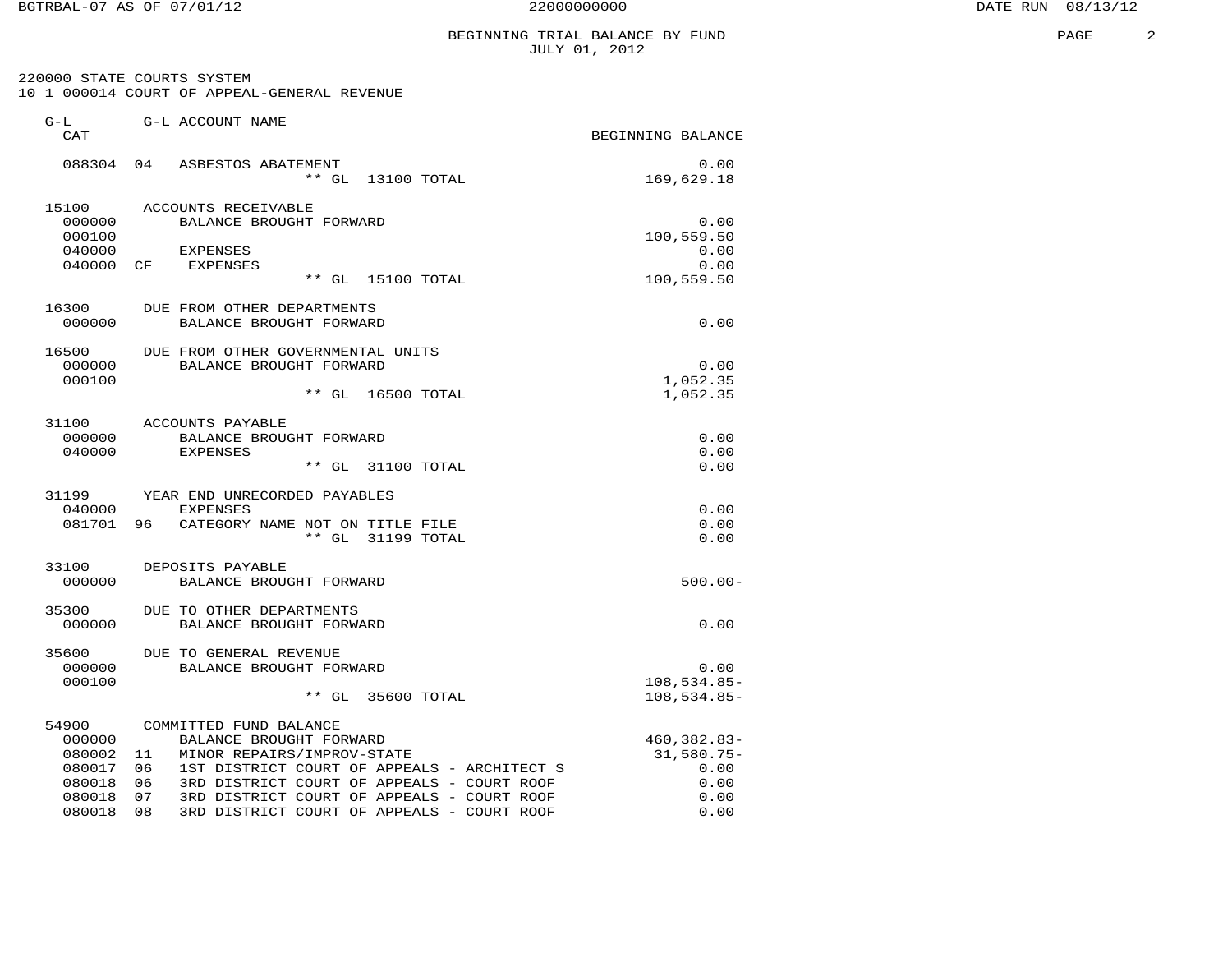BGTRBAL-07 AS OF 07/01/12 — 22000000000 — DATE RUN 08/13/12

# BEGINNING TRIAL BALANCE BY FUND
## JULY 01, 2012

220000 STATE COURTS SYSTEM
10 1 000014 COURT OF APPEAL-GENERAL REVENUE

| G-L CAT | | G-L ACCOUNT NAME | BEGINNING BALANCE |
|---|---|---|---|
| 088304 | 04 | ASBESTOS ABATEMENT | 0.00 |
| | | ** GL 13100 TOTAL | 169,629.18 |
| 15100 | | ACCOUNTS RECEIVABLE | |
| 000000 | | BALANCE BROUGHT FORWARD | 0.00 |
| 000100 | | | 100,559.50 |
| 040000 | | EXPENSES | 0.00 |
| 040000 | CF | EXPENSES | 0.00 |
| | | ** GL 15100 TOTAL | 100,559.50 |
| 16300 | | DUE FROM OTHER DEPARTMENTS | |
| 000000 | | BALANCE BROUGHT FORWARD | 0.00 |
| 16500 | | DUE FROM OTHER GOVERNMENTAL UNITS | |
| 000000 | | BALANCE BROUGHT FORWARD | 0.00 |
| 000100 | | | 1,052.35 |
| | | ** GL 16500 TOTAL | 1,052.35 |
| 31100 | | ACCOUNTS PAYABLE | |
| 000000 | | BALANCE BROUGHT FORWARD | 0.00 |
| 040000 | | EXPENSES | 0.00 |
| | | ** GL 31100 TOTAL | 0.00 |
| 31199 | | YEAR END UNRECORDED PAYABLES | |
| 040000 | | EXPENSES | 0.00 |
| 081701 | 96 | CATEGORY NAME NOT ON TITLE FILE | 0.00 |
| | | ** GL 31199 TOTAL | 0.00 |
| 33100 | | DEPOSITS PAYABLE | |
| 000000 | | BALANCE BROUGHT FORWARD | 500.00- |
| 35300 | | DUE TO OTHER DEPARTMENTS | |
| 000000 | | BALANCE BROUGHT FORWARD | 0.00 |
| 35600 | | DUE TO GENERAL REVENUE | |
| 000000 | | BALANCE BROUGHT FORWARD | 0.00 |
| 000100 | | | 108,534.85- |
| | | ** GL 35600 TOTAL | 108,534.85- |
| 54900 | | COMMITTED FUND BALANCE | |
| 000000 | | BALANCE BROUGHT FORWARD | 460,382.83- |
| 080002 | 11 | MINOR REPAIRS/IMPROV-STATE | 31,580.75- |
| 080017 | 06 | 1ST DISTRICT COURT OF APPEALS - ARCHITECT S | 0.00 |
| 080018 | 06 | 3RD DISTRICT COURT OF APPEALS - COURT ROOF | 0.00 |
| 080018 | 07 | 3RD DISTRICT COURT OF APPEALS - COURT ROOF | 0.00 |
| 080018 | 08 | 3RD DISTRICT COURT OF APPEALS - COURT ROOF | 0.00 |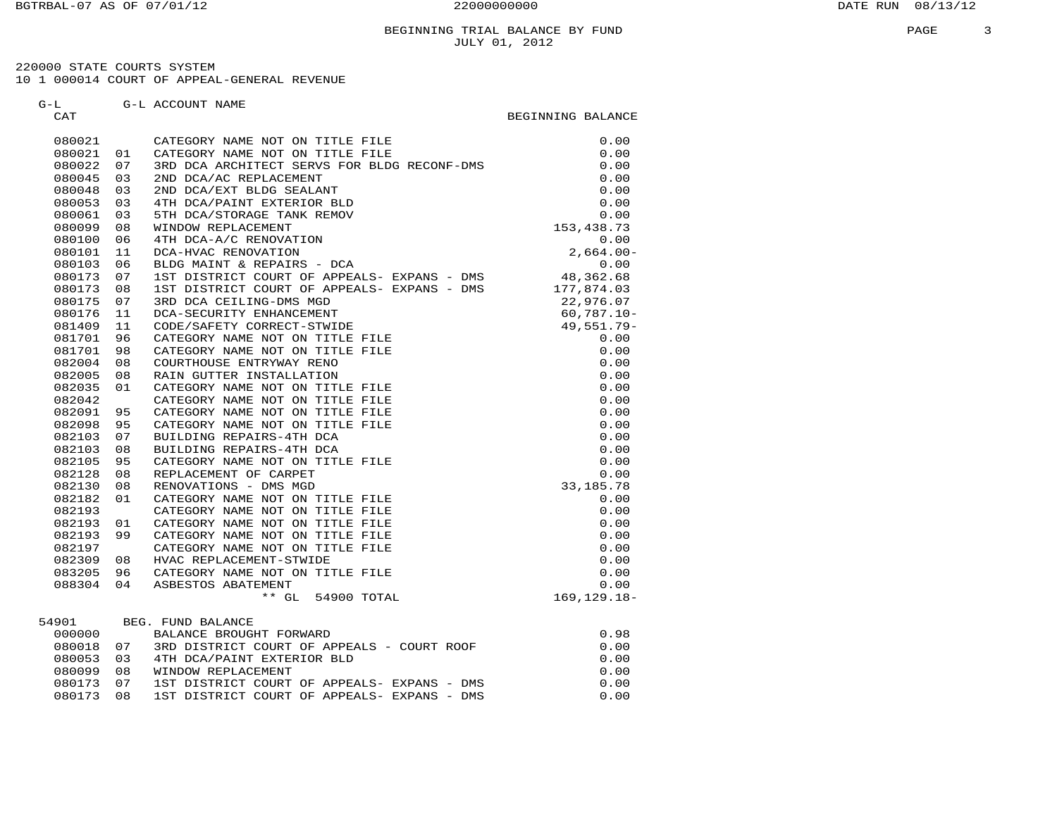BGTRBAL-07 AS OF 07/01/12 22000000000 DATE RUN 08/13/12

# BEGINNING TRIAL BALANCE BY FUND
## JULY 01, 2012

220000 STATE COURTS SYSTEM
10 1 000014 COURT OF APPEAL-GENERAL REVENUE

| G-L | CAT | G-L ACCOUNT NAME | BEGINNING BALANCE |
|---|---|---|---|
| 080021 | | CATEGORY NAME NOT ON TITLE FILE | 0.00 |
| 080021 | 01 | CATEGORY NAME NOT ON TITLE FILE | 0.00 |
| 080022 | 07 | 3RD DCA ARCHITECT SERVS FOR BLDG RECONF-DMS | 0.00 |
| 080045 | 03 | 2ND DCA/AC REPLACEMENT | 0.00 |
| 080048 | 03 | 2ND DCA/EXT BLDG SEALANT | 0.00 |
| 080053 | 03 | 4TH DCA/PAINT EXTERIOR BLD | 0.00 |
| 080061 | 03 | 5TH DCA/STORAGE TANK REMOV | 0.00 |
| 080099 | 08 | WINDOW REPLACEMENT | 153,438.73 |
| 080100 | 06 | 4TH DCA-A/C RENOVATION | 0.00 |
| 080101 | 11 | DCA-HVAC RENOVATION | 2,664.00- |
| 080103 | 06 | BLDG MAINT & REPAIRS - DCA | 0.00 |
| 080173 | 07 | 1ST DISTRICT COURT OF APPEALS- EXPANS - DMS | 48,362.68 |
| 080173 | 08 | 1ST DISTRICT COURT OF APPEALS- EXPANS - DMS | 177,874.03 |
| 080175 | 07 | 3RD DCA CEILING-DMS MGD | 22,976.07 |
| 080176 | 11 | DCA-SECURITY ENHANCEMENT | 60,787.10- |
| 081409 | 11 | CODE/SAFETY CORRECT-STWIDE | 49,551.79- |
| 081701 | 96 | CATEGORY NAME NOT ON TITLE FILE | 0.00 |
| 081701 | 98 | CATEGORY NAME NOT ON TITLE FILE | 0.00 |
| 082004 | 08 | COURTHOUSE ENTRYWAY RENO | 0.00 |
| 082005 | 08 | RAIN GUTTER INSTALLATION | 0.00 |
| 082035 | 01 | CATEGORY NAME NOT ON TITLE FILE | 0.00 |
| 082042 | | CATEGORY NAME NOT ON TITLE FILE | 0.00 |
| 082091 | 95 | CATEGORY NAME NOT ON TITLE FILE | 0.00 |
| 082098 | 95 | CATEGORY NAME NOT ON TITLE FILE | 0.00 |
| 082103 | 07 | BUILDING REPAIRS-4TH DCA | 0.00 |
| 082103 | 08 | BUILDING REPAIRS-4TH DCA | 0.00 |
| 082105 | 95 | CATEGORY NAME NOT ON TITLE FILE | 0.00 |
| 082128 | 08 | REPLACEMENT OF CARPET | 0.00 |
| 082130 | 08 | RENOVATIONS - DMS MGD | 33,185.78 |
| 082182 | 01 | CATEGORY NAME NOT ON TITLE FILE | 0.00 |
| 082193 | | CATEGORY NAME NOT ON TITLE FILE | 0.00 |
| 082193 | 01 | CATEGORY NAME NOT ON TITLE FILE | 0.00 |
| 082193 | 99 | CATEGORY NAME NOT ON TITLE FILE | 0.00 |
| 082197 | | CATEGORY NAME NOT ON TITLE FILE | 0.00 |
| 082309 | 08 | HVAC REPLACEMENT-STWIDE | 0.00 |
| 083205 | 96 | CATEGORY NAME NOT ON TITLE FILE | 0.00 |
| 088304 | 04 | ASBESTOS ABATEMENT | 0.00 |
| | | ** GL 54900 TOTAL | 169,129.18- |
| 54901 | | BEG. FUND BALANCE | |
| 000000 | | BALANCE BROUGHT FORWARD | 0.98 |
| 080018 | 07 | 3RD DISTRICT COURT OF APPEALS - COURT ROOF | 0.00 |
| 080053 | 03 | 4TH DCA/PAINT EXTERIOR BLD | 0.00 |
| 080099 | 08 | WINDOW REPLACEMENT | 0.00 |
| 080173 | 07 | 1ST DISTRICT COURT OF APPEALS- EXPANS - DMS | 0.00 |
| 080173 | 08 | 1ST DISTRICT COURT OF APPEALS- EXPANS - DMS | 0.00 |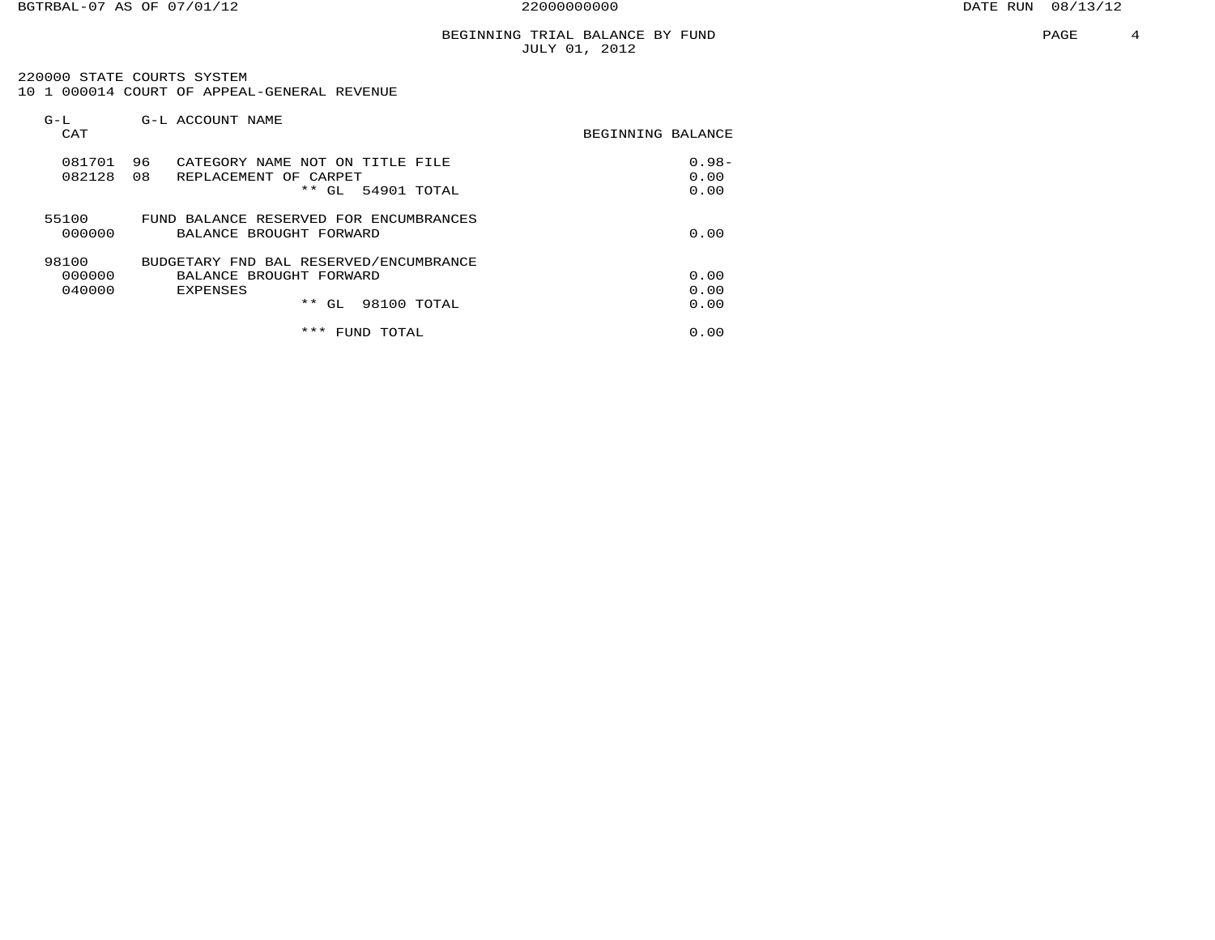BEGINNING TRIAL BALANCE BY FUND
JULY 01, 2012

220000 STATE COURTS SYSTEM
10 1 000014 COURT OF APPEAL-GENERAL REVENUE

| G-L CAT | | G-L ACCOUNT NAME | BEGINNING BALANCE |
|---|---|---|---|
| 081701 | 96 | CATEGORY NAME NOT ON TITLE FILE | 0.98- |
| 082128 | 08 | REPLACEMENT OF CARPET | 0.00 |
| | | ** GL 54901 TOTAL | 0.00 |
| 55100 | | FUND BALANCE RESERVED FOR ENCUMBRANCES | |
| 000000 | | BALANCE BROUGHT FORWARD | 0.00 |
| 98100 | | BUDGETARY FND BAL RESERVED/ENCUMBRANCE | |
| 000000 | | BALANCE BROUGHT FORWARD | 0.00 |
| 040000 | | EXPENSES | 0.00 |
| | | ** GL 98100 TOTAL | 0.00 |
| | | *** FUND TOTAL | 0.00 |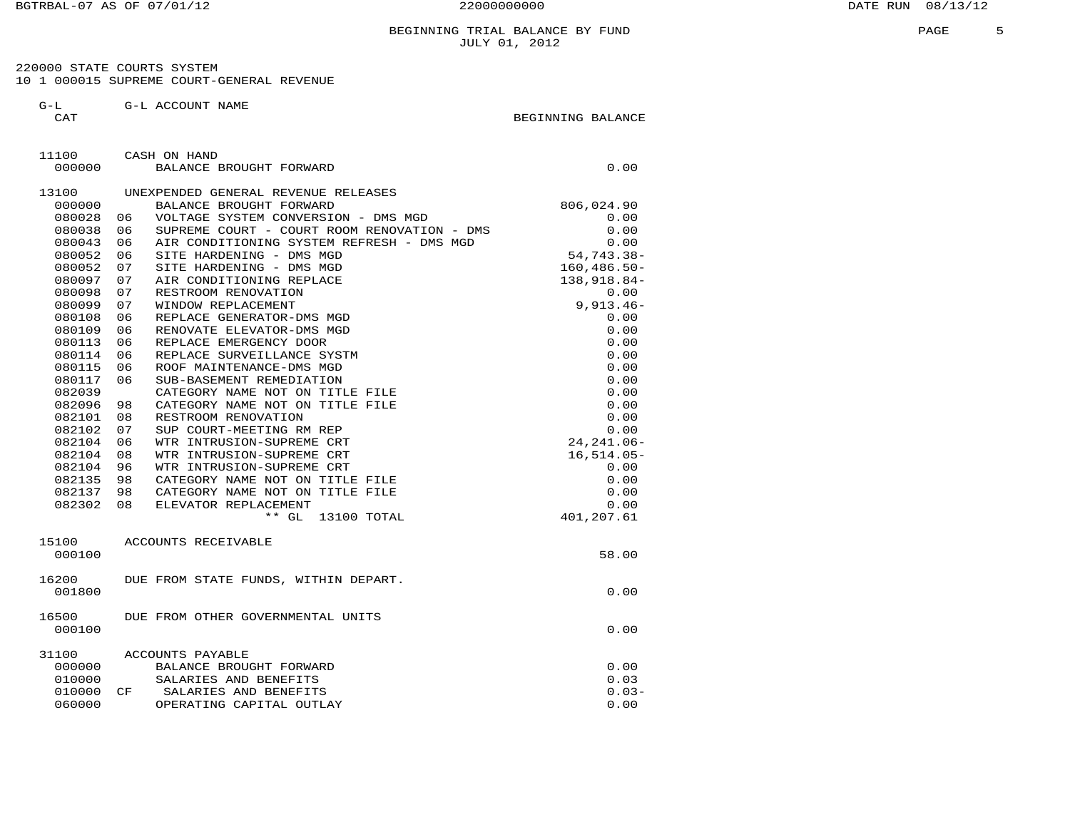# BEGINNING TRIAL BALANCE BY FUND

JULY 01, 2012

220000 STATE COURTS SYSTEM

10 1 000015 SUPREME COURT-GENERAL REVENUE

| G-L CAT | | G-L ACCOUNT NAME | BEGINNING BALANCE |
|---|---|---|---|
| 11100 | | CASH ON HAND | |
| 000000 | | BALANCE BROUGHT FORWARD | 0.00 |
| 13100 | | UNEXPENDED GENERAL REVENUE RELEASES | |
| 000000 | | BALANCE BROUGHT FORWARD | 806,024.90 |
| 080028 | 06 | VOLTAGE SYSTEM CONVERSION - DMS MGD | 0.00 |
| 080038 | 06 | SUPREME COURT - COURT ROOM RENOVATION - DMS | 0.00 |
| 080043 | 06 | AIR CONDITIONING SYSTEM REFRESH - DMS MGD | 0.00 |
| 080052 | 06 | SITE HARDENING - DMS MGD | 54,743.38- |
| 080052 | 07 | SITE HARDENING - DMS MGD | 160,486.50- |
| 080097 | 07 | AIR CONDITIONING REPLACE | 138,918.84- |
| 080098 | 07 | RESTROOM RENOVATION | 0.00 |
| 080099 | 07 | WINDOW REPLACEMENT | 9,913.46- |
| 080108 | 06 | REPLACE GENERATOR-DMS MGD | 0.00 |
| 080109 | 06 | RENOVATE ELEVATOR-DMS MGD | 0.00 |
| 080113 | 06 | REPLACE EMERGENCY DOOR | 0.00 |
| 080114 | 06 | REPLACE SURVEILLANCE SYSTM | 0.00 |
| 080115 | 06 | ROOF MAINTENANCE-DMS MGD | 0.00 |
| 080117 | 06 | SUB-BASEMENT REMEDIATION | 0.00 |
| 082039 | | CATEGORY NAME NOT ON TITLE FILE | 0.00 |
| 082096 | 98 | CATEGORY NAME NOT ON TITLE FILE | 0.00 |
| 082101 | 08 | RESTROOM RENOVATION | 0.00 |
| 082102 | 07 | SUP COURT-MEETING RM REP | 0.00 |
| 082104 | 06 | WTR INTRUSION-SUPREME CRT | 24,241.06- |
| 082104 | 08 | WTR INTRUSION-SUPREME CRT | 16,514.05- |
| 082104 | 96 | WTR INTRUSION-SUPREME CRT | 0.00 |
| 082135 | 98 | CATEGORY NAME NOT ON TITLE FILE | 0.00 |
| 082137 | 98 | CATEGORY NAME NOT ON TITLE FILE | 0.00 |
| 082302 | 08 | ELEVATOR REPLACEMENT | 0.00 |
| | | ** GL 13100 TOTAL | 401,207.61 |
| 15100 | | ACCOUNTS RECEIVABLE | |
| 000100 | | | 58.00 |
| 16200 | | DUE FROM STATE FUNDS, WITHIN DEPART. | |
| 001800 | | | 0.00 |
| 16500 | | DUE FROM OTHER GOVERNMENTAL UNITS | |
| 000100 | | | 0.00 |
| 31100 | | ACCOUNTS PAYABLE | |
| 000000 | | BALANCE BROUGHT FORWARD | 0.00 |
| 010000 | | SALARIES AND BENEFITS | 0.03 |
| 010000 | CF | SALARIES AND BENEFITS | 0.03- |
| 060000 | | OPERATING CAPITAL OUTLAY | 0.00 |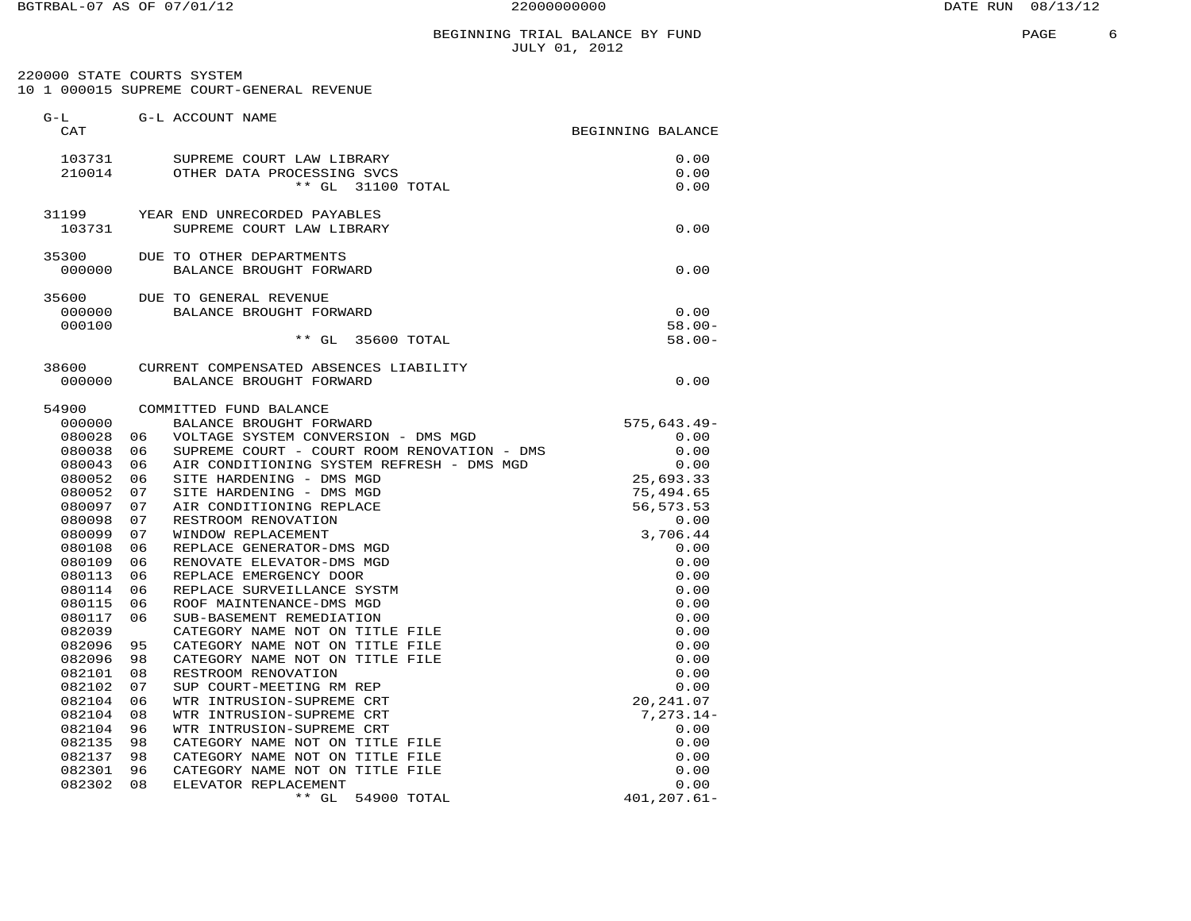## BEGINNING TRIAL BALANCE BY FUND
JULY 01, 2012

220000 STATE COURTS SYSTEM
10 1 000015 SUPREME COURT-GENERAL REVENUE

| G-L CAT | | G-L ACCOUNT NAME | BEGINNING BALANCE |
|---|---|---|---|
| 103731 | | SUPREME COURT LAW LIBRARY | 0.00 |
| 210014 | | OTHER DATA PROCESSING SVCS | 0.00 |
| | | ** GL 31100 TOTAL | 0.00 |
| 31199 | | YEAR END UNRECORDED PAYABLES | |
| 103731 | | SUPREME COURT LAW LIBRARY | 0.00 |
| 35300 | | DUE TO OTHER DEPARTMENTS | |
| 000000 | | BALANCE BROUGHT FORWARD | 0.00 |
| 35600 | | DUE TO GENERAL REVENUE | |
| 000000 | | BALANCE BROUGHT FORWARD | 0.00 |
| 000100 | | | 58.00- |
| | | ** GL 35600 TOTAL | 58.00- |
| 38600 | | CURRENT COMPENSATED ABSENCES LIABILITY | |
| 000000 | | BALANCE BROUGHT FORWARD | 0.00 |
| 54900 | | COMMITTED FUND BALANCE | |
| 000000 | | BALANCE BROUGHT FORWARD | 575,643.49- |
| 080028 | 06 | VOLTAGE SYSTEM CONVERSION - DMS MGD | 0.00 |
| 080038 | 06 | SUPREME COURT - COURT ROOM RENOVATION - DMS | 0.00 |
| 080043 | 06 | AIR CONDITIONING SYSTEM REFRESH - DMS MGD | 0.00 |
| 080052 | 06 | SITE HARDENING - DMS MGD | 25,693.33 |
| 080052 | 07 | SITE HARDENING - DMS MGD | 75,494.65 |
| 080097 | 07 | AIR CONDITIONING REPLACE | 56,573.53 |
| 080098 | 07 | RESTROOM RENOVATION | 0.00 |
| 080099 | 07 | WINDOW REPLACEMENT | 3,706.44 |
| 080108 | 06 | REPLACE GENERATOR-DMS MGD | 0.00 |
| 080109 | 06 | RENOVATE ELEVATOR-DMS MGD | 0.00 |
| 080113 | 06 | REPLACE EMERGENCY DOOR | 0.00 |
| 080114 | 06 | REPLACE SURVEILLANCE SYSTM | 0.00 |
| 080115 | 06 | ROOF MAINTENANCE-DMS MGD | 0.00 |
| 080117 | 06 | SUB-BASEMENT REMEDIATION | 0.00 |
| 082039 | | CATEGORY NAME NOT ON TITLE FILE | 0.00 |
| 082096 | 95 | CATEGORY NAME NOT ON TITLE FILE | 0.00 |
| 082096 | 98 | CATEGORY NAME NOT ON TITLE FILE | 0.00 |
| 082101 | 08 | RESTROOM RENOVATION | 0.00 |
| 082102 | 07 | SUP COURT-MEETING RM REP | 0.00 |
| 082104 | 06 | WTR INTRUSION-SUPREME CRT | 20,241.07 |
| 082104 | 08 | WTR INTRUSION-SUPREME CRT | 7,273.14- |
| 082104 | 96 | WTR INTRUSION-SUPREME CRT | 0.00 |
| 082135 | 98 | CATEGORY NAME NOT ON TITLE FILE | 0.00 |
| 082137 | 98 | CATEGORY NAME NOT ON TITLE FILE | 0.00 |
| 082301 | 96 | CATEGORY NAME NOT ON TITLE FILE | 0.00 |
| 082302 | 08 | ELEVATOR REPLACEMENT | 0.00 |
| | | ** GL 54900 TOTAL | 401,207.61- |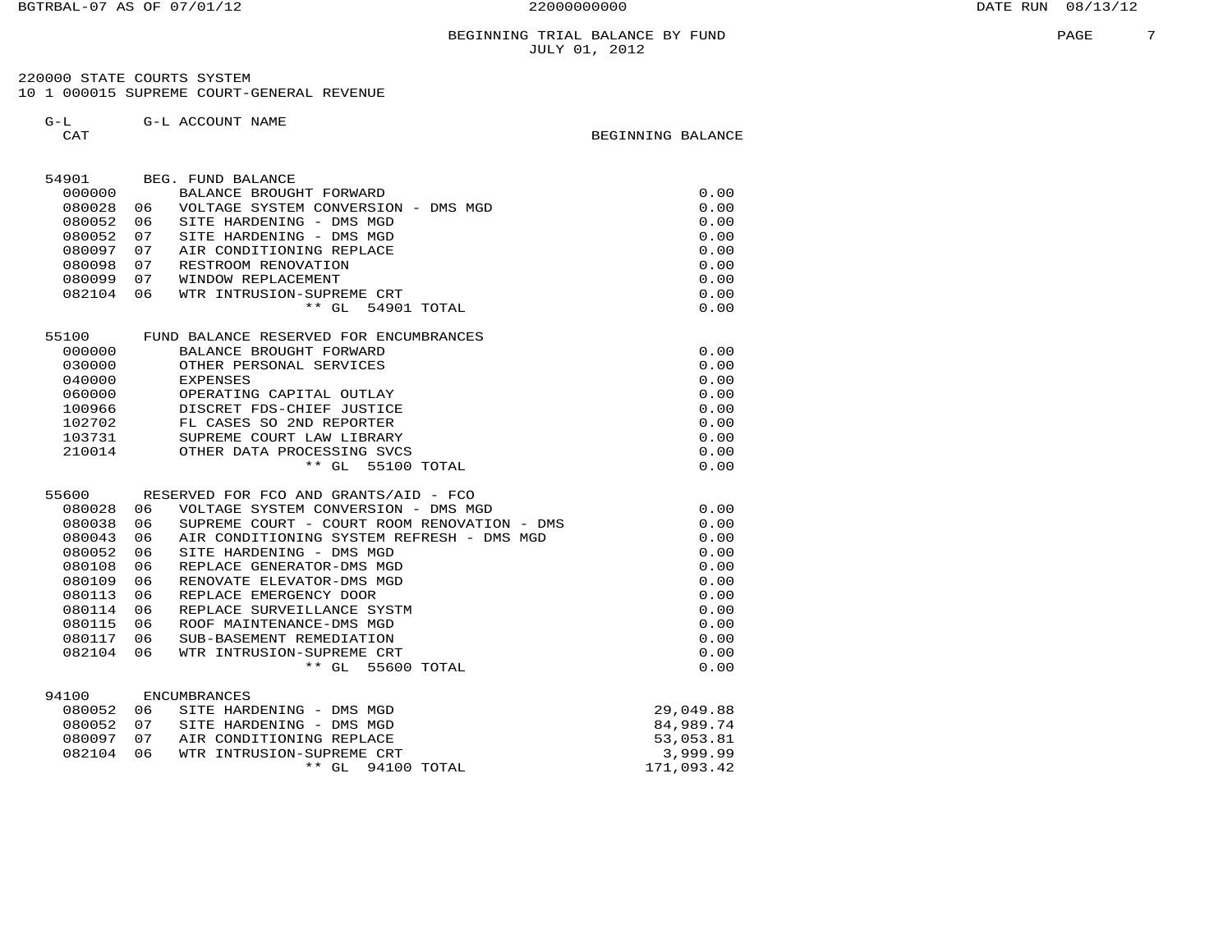BEGINNING TRIAL BALANCE BY FUND
JULY 01, 2012

220000 STATE COURTS SYSTEM
10 1 000015 SUPREME COURT-GENERAL REVENUE

| G-L CAT | | G-L ACCOUNT NAME | BEGINNING BALANCE |
|---|---|---|---|
| 54901 | | BEG. FUND BALANCE | |
| 000000 | | BALANCE BROUGHT FORWARD | 0.00 |
| 080028 | 06 | VOLTAGE SYSTEM CONVERSION - DMS MGD | 0.00 |
| 080052 | 06 | SITE HARDENING - DMS MGD | 0.00 |
| 080052 | 07 | SITE HARDENING - DMS MGD | 0.00 |
| 080097 | 07 | AIR CONDITIONING REPLACE | 0.00 |
| 080098 | 07 | RESTROOM RENOVATION | 0.00 |
| 080099 | 07 | WINDOW REPLACEMENT | 0.00 |
| 082104 | 06 | WTR INTRUSION-SUPREME CRT | 0.00 |
| | | ** GL 54901 TOTAL | 0.00 |
| 55100 | | FUND BALANCE RESERVED FOR ENCUMBRANCES | |
| 000000 | | BALANCE BROUGHT FORWARD | 0.00 |
| 030000 | | OTHER PERSONAL SERVICES | 0.00 |
| 040000 | | EXPENSES | 0.00 |
| 060000 | | OPERATING CAPITAL OUTLAY | 0.00 |
| 100966 | | DISCRET FDS-CHIEF JUSTICE | 0.00 |
| 102702 | | FL CASES SO 2ND REPORTER | 0.00 |
| 103731 | | SUPREME COURT LAW LIBRARY | 0.00 |
| 210014 | | OTHER DATA PROCESSING SVCS | 0.00 |
| | | ** GL 55100 TOTAL | 0.00 |
| 55600 | | RESERVED FOR FCO AND GRANTS/AID - FCO | |
| 080028 | 06 | VOLTAGE SYSTEM CONVERSION - DMS MGD | 0.00 |
| 080038 | 06 | SUPREME COURT - COURT ROOM RENOVATION - DMS | 0.00 |
| 080043 | 06 | AIR CONDITIONING SYSTEM REFRESH - DMS MGD | 0.00 |
| 080052 | 06 | SITE HARDENING - DMS MGD | 0.00 |
| 080108 | 06 | REPLACE GENERATOR-DMS MGD | 0.00 |
| 080109 | 06 | RENOVATE ELEVATOR-DMS MGD | 0.00 |
| 080113 | 06 | REPLACE EMERGENCY DOOR | 0.00 |
| 080114 | 06 | REPLACE SURVEILLANCE SYSTM | 0.00 |
| 080115 | 06 | ROOF MAINTENANCE-DMS MGD | 0.00 |
| 080117 | 06 | SUB-BASEMENT REMEDIATION | 0.00 |
| 082104 | 06 | WTR INTRUSION-SUPREME CRT | 0.00 |
| | | ** GL 55600 TOTAL | 0.00 |
| 94100 | | ENCUMBRANCES | |
| 080052 | 06 | SITE HARDENING - DMS MGD | 29,049.88 |
| 080052 | 07 | SITE HARDENING - DMS MGD | 84,989.74 |
| 080097 | 07 | AIR CONDITIONING REPLACE | 53,053.81 |
| 082104 | 06 | WTR INTRUSION-SUPREME CRT | 3,999.99 |
| | | ** GL 94100 TOTAL | 171,093.42 |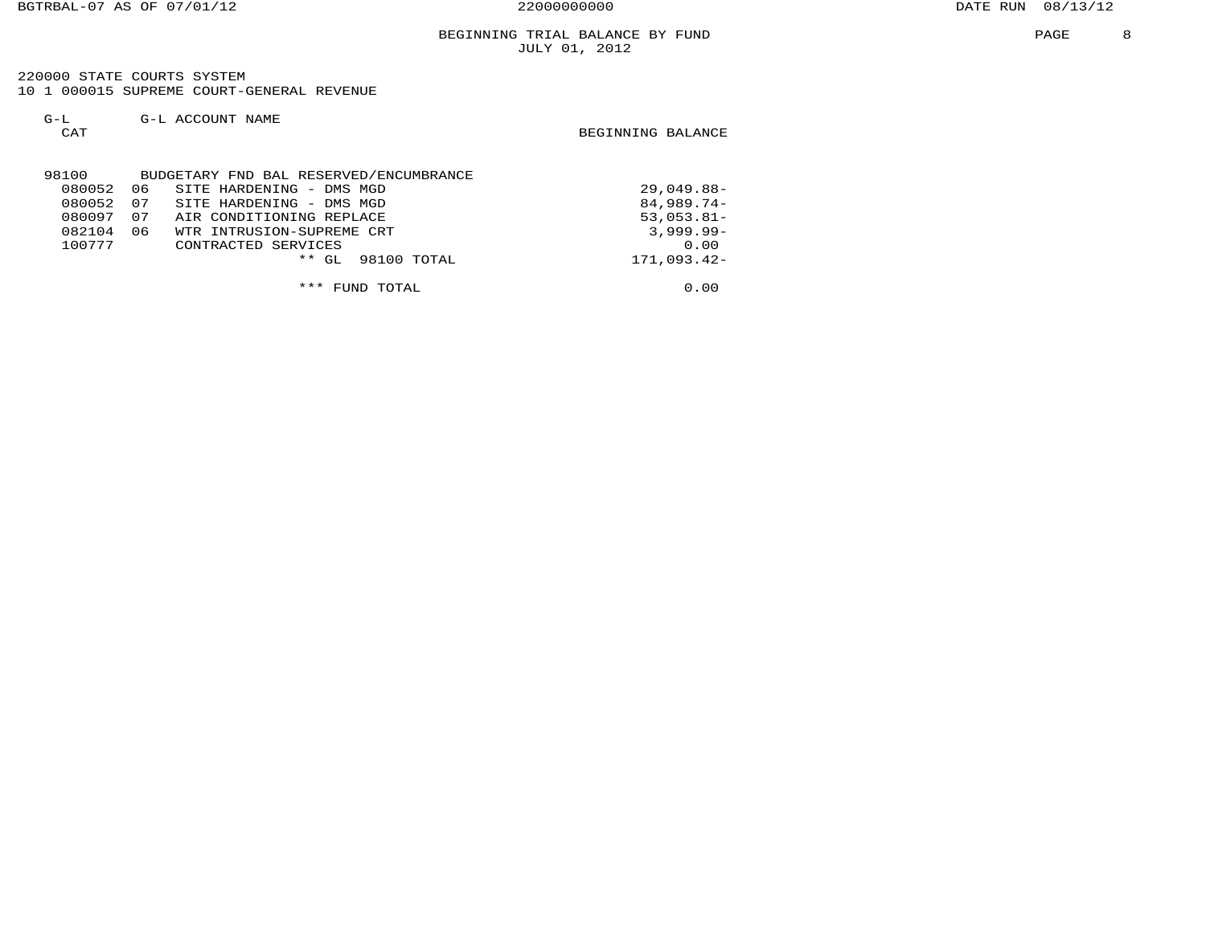# BEGINNING TRIAL BALANCE BY FUND

JULY 01, 2012

220000 STATE COURTS SYSTEM
10 1 000015 SUPREME COURT-GENERAL REVENUE

| G-L CAT | | G-L ACCOUNT NAME | BEGINNING BALANCE |
|---|---|---|---|
| 98100 | | BUDGETARY FND BAL RESERVED/ENCUMBRANCE | |
| 080052 | 06 | SITE HARDENING - DMS MGD | 29,049.88- |
| 080052 | 07 | SITE HARDENING - DMS MGD | 84,989.74- |
| 080097 | 07 | AIR CONDITIONING REPLACE | 53,053.81- |
| 082104 | 06 | WTR INTRUSION-SUPREME CRT | 3,999.99- |
| 100777 | | CONTRACTED SERVICES | 0.00 |
| | | ** GL 98100 TOTAL | 171,093.42- |
| | | *** FUND TOTAL | 0.00 |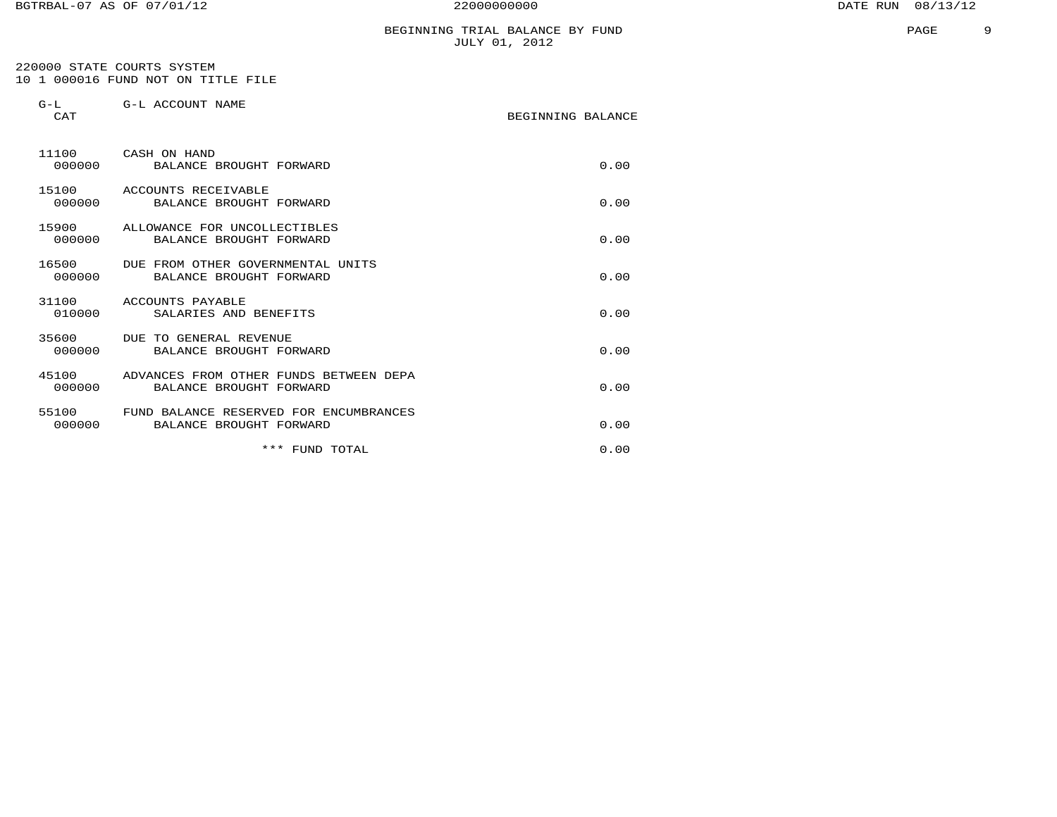# BEGINNING TRIAL BALANCE BY FUND
## JULY 01, 2012

220000 STATE COURTS SYSTEM
10 1 000016 FUND NOT ON TITLE FILE

| G-L CAT | G-L ACCOUNT NAME | BEGINNING BALANCE |
|---|---|---|
| 11100 | CASH ON HAND | |
| 000000 | BALANCE BROUGHT FORWARD | 0.00 |
| 15100 | ACCOUNTS RECEIVABLE | |
| 000000 | BALANCE BROUGHT FORWARD | 0.00 |
| 15900 | ALLOWANCE FOR UNCOLLECTIBLES | |
| 000000 | BALANCE BROUGHT FORWARD | 0.00 |
| 16500 | DUE FROM OTHER GOVERNMENTAL UNITS | |
| 000000 | BALANCE BROUGHT FORWARD | 0.00 |
| 31100 | ACCOUNTS PAYABLE | |
| 010000 | SALARIES AND BENEFITS | 0.00 |
| 35600 | DUE TO GENERAL REVENUE | |
| 000000 | BALANCE BROUGHT FORWARD | 0.00 |
| 45100 | ADVANCES FROM OTHER FUNDS BETWEEN DEPA | |
| 000000 | BALANCE BROUGHT FORWARD | 0.00 |
| 55100 | FUND BALANCE RESERVED FOR ENCUMBRANCES | |
| 000000 | BALANCE BROUGHT FORWARD | 0.00 |
| | *** FUND TOTAL | 0.00 |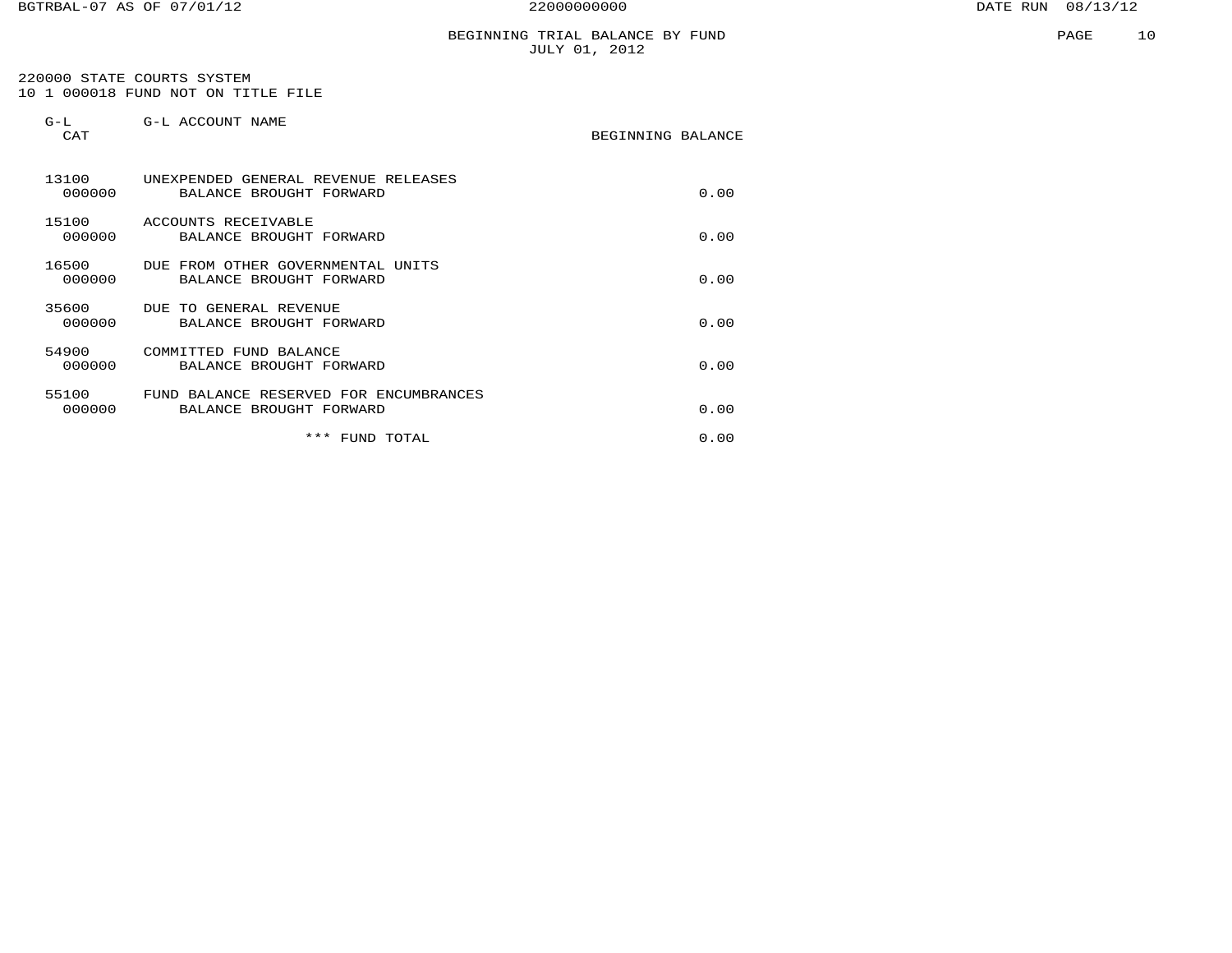# BEGINNING TRIAL BALANCE BY FUND
## JULY 01, 2012

220000 STATE COURTS SYSTEM
10 1 000018 FUND NOT ON TITLE FILE

| G-L CAT | G-L ACCOUNT NAME | BEGINNING BALANCE |
|---|---|---|
| 13100 | UNEXPENDED GENERAL REVENUE RELEASES | |
| 000000 | BALANCE BROUGHT FORWARD | 0.00 |
| 15100 | ACCOUNTS RECEIVABLE | |
| 000000 | BALANCE BROUGHT FORWARD | 0.00 |
| 16500 | DUE FROM OTHER GOVERNMENTAL UNITS | |
| 000000 | BALANCE BROUGHT FORWARD | 0.00 |
| 35600 | DUE TO GENERAL REVENUE | |
| 000000 | BALANCE BROUGHT FORWARD | 0.00 |
| 54900 | COMMITTED FUND BALANCE | |
| 000000 | BALANCE BROUGHT FORWARD | 0.00 |
| 55100 | FUND BALANCE RESERVED FOR ENCUMBRANCES | |
| 000000 | BALANCE BROUGHT FORWARD | 0.00 |
| | *** FUND TOTAL | 0.00 |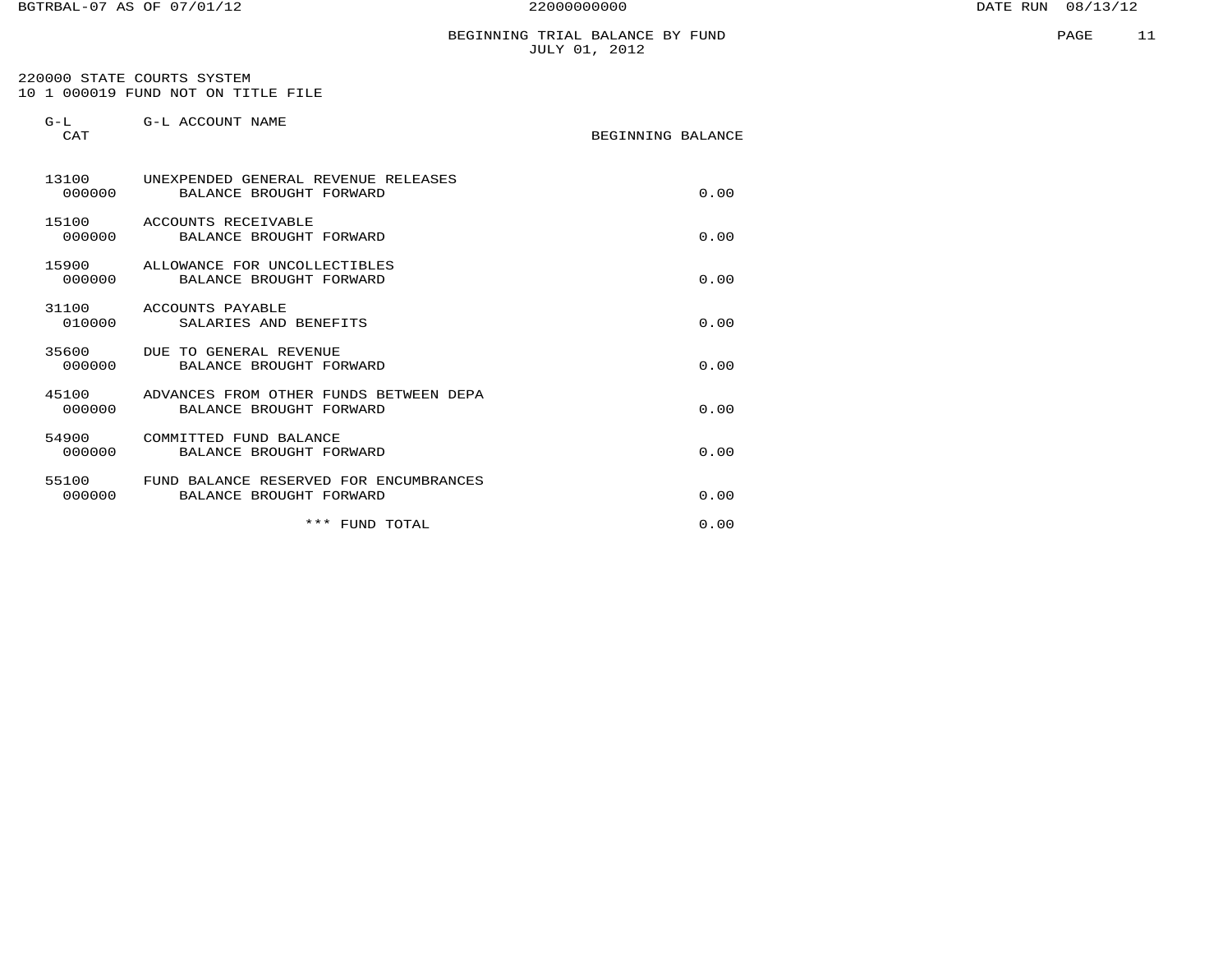# BEGINNING TRIAL BALANCE BY FUND
## JULY 01, 2012

220000 STATE COURTS SYSTEM
10 1 000019 FUND NOT ON TITLE FILE

| G-L CAT | G-L ACCOUNT NAME | BEGINNING BALANCE |
|---|---|---|
| 13100 | UNEXPENDED GENERAL REVENUE RELEASES | |
| 000000 | BALANCE BROUGHT FORWARD | 0.00 |
| 15100 | ACCOUNTS RECEIVABLE | |
| 000000 | BALANCE BROUGHT FORWARD | 0.00 |
| 15900 | ALLOWANCE FOR UNCOLLECTIBLES | |
| 000000 | BALANCE BROUGHT FORWARD | 0.00 |
| 31100 | ACCOUNTS PAYABLE | |
| 010000 | SALARIES AND BENEFITS | 0.00 |
| 35600 | DUE TO GENERAL REVENUE | |
| 000000 | BALANCE BROUGHT FORWARD | 0.00 |
| 45100 | ADVANCES FROM OTHER FUNDS BETWEEN DEPA | |
| 000000 | BALANCE BROUGHT FORWARD | 0.00 |
| 54900 | COMMITTED FUND BALANCE | |
| 000000 | BALANCE BROUGHT FORWARD | 0.00 |
| 55100 | FUND BALANCE RESERVED FOR ENCUMBRANCES | |
| 000000 | BALANCE BROUGHT FORWARD | 0.00 |
| | *** FUND TOTAL | 0.00 |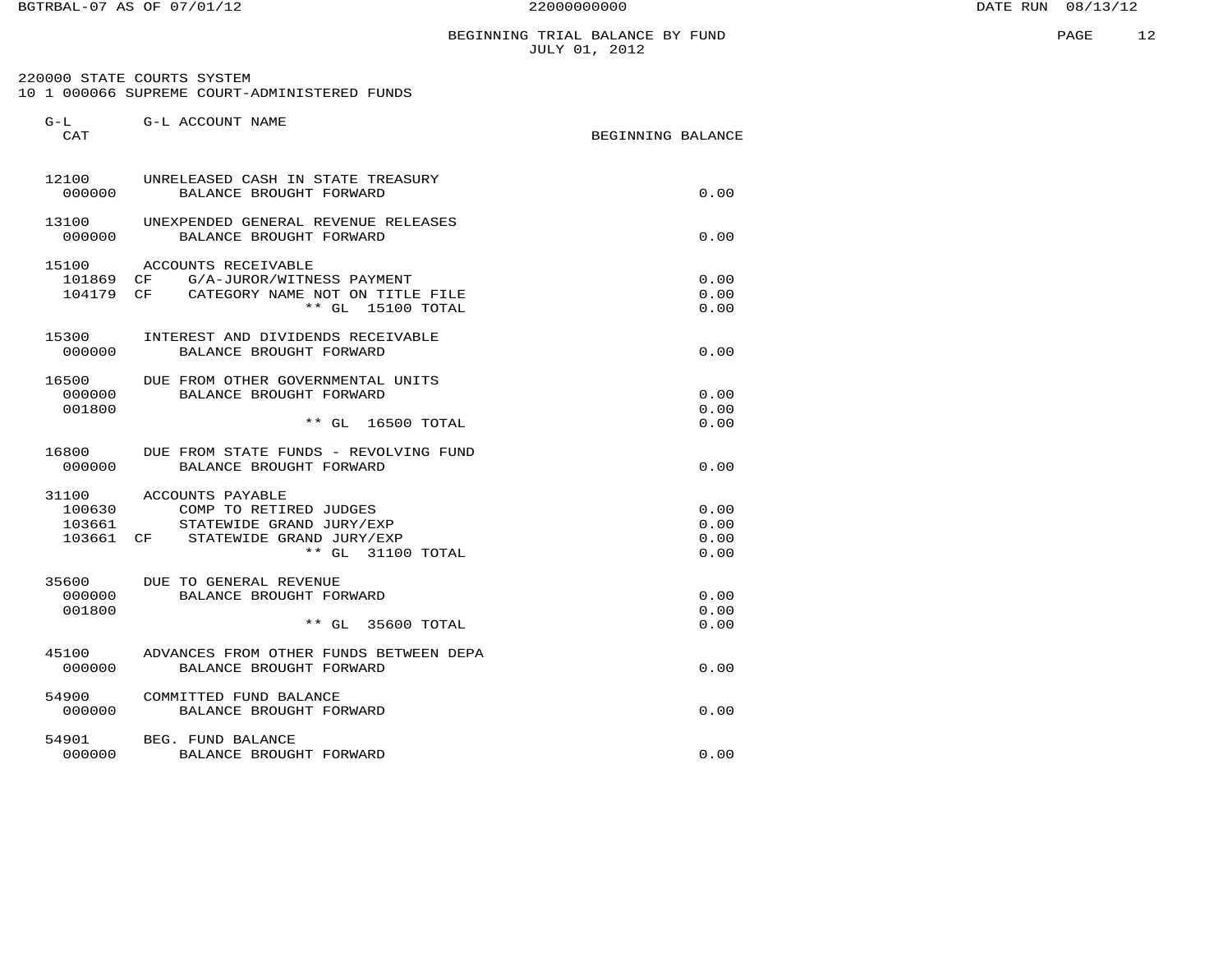# BEGINNING TRIAL BALANCE BY FUND

JULY 01, 2012

220000 STATE COURTS SYSTEM

10 1 000066 SUPREME COURT-ADMINISTERED FUNDS

| G-L CAT | | G-L ACCOUNT NAME | BEGINNING BALANCE |
|---|---|---|---|
| 12100 | | UNRELEASED CASH IN STATE TREASURY | |
| 000000 | | BALANCE BROUGHT FORWARD | 0.00 |
| 13100 | | UNEXPENDED GENERAL REVENUE RELEASES | |
| 000000 | | BALANCE BROUGHT FORWARD | 0.00 |
| 15100 | | ACCOUNTS RECEIVABLE | |
| 101869 | CF | G/A-JUROR/WITNESS PAYMENT | 0.00 |
| 104179 | CF | CATEGORY NAME NOT ON TITLE FILE | 0.00 |
| | | ** GL 15100 TOTAL | 0.00 |
| 15300 | | INTEREST AND DIVIDENDS RECEIVABLE | |
| 000000 | | BALANCE BROUGHT FORWARD | 0.00 |
| 16500 | | DUE FROM OTHER GOVERNMENTAL UNITS | |
| 000000 | | BALANCE BROUGHT FORWARD | 0.00 |
| 001800 | | | 0.00 |
| | | ** GL 16500 TOTAL | 0.00 |
| 16800 | | DUE FROM STATE FUNDS - REVOLVING FUND | |
| 000000 | | BALANCE BROUGHT FORWARD | 0.00 |
| 31100 | | ACCOUNTS PAYABLE | |
| 100630 | | COMP TO RETIRED JUDGES | 0.00 |
| 103661 | | STATEWIDE GRAND JURY/EXP | 0.00 |
| 103661 | CF | STATEWIDE GRAND JURY/EXP | 0.00 |
| | | ** GL 31100 TOTAL | 0.00 |
| 35600 | | DUE TO GENERAL REVENUE | |
| 000000 | | BALANCE BROUGHT FORWARD | 0.00 |
| 001800 | | | 0.00 |
| | | ** GL 35600 TOTAL | 0.00 |
| 45100 | | ADVANCES FROM OTHER FUNDS BETWEEN DEPA | |
| 000000 | | BALANCE BROUGHT FORWARD | 0.00 |
| 54900 | | COMMITTED FUND BALANCE | |
| 000000 | | BALANCE BROUGHT FORWARD | 0.00 |
| 54901 | | BEG. FUND BALANCE | |
| 000000 | | BALANCE BROUGHT FORWARD | 0.00 |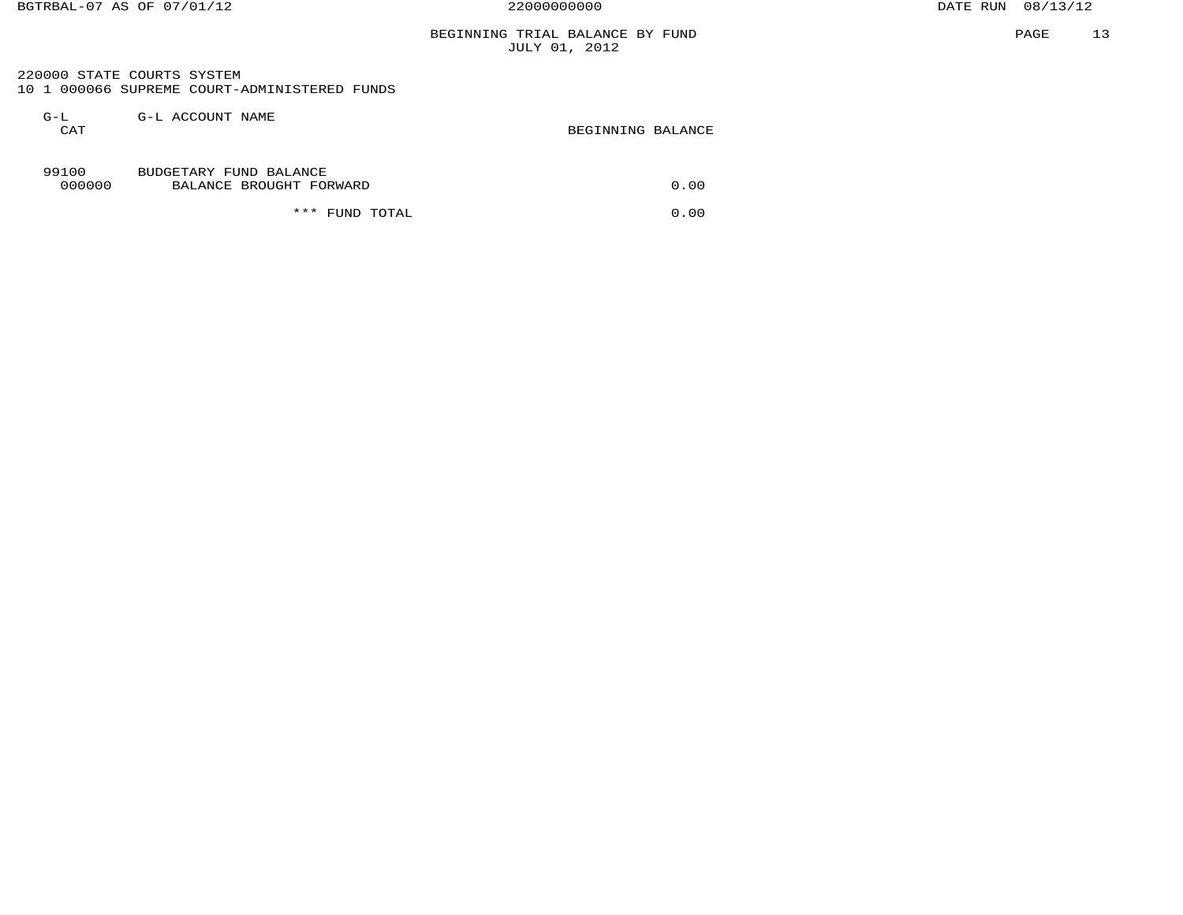## BEGINNING TRIAL BALANCE BY FUND
JULY 01, 2012

220000 STATE COURTS SYSTEM
10 1 000066 SUPREME COURT-ADMINISTERED FUNDS

| G-L CAT | G-L ACCOUNT NAME | BEGINNING BALANCE |
|---|---|---|
| 99100 | BUDGETARY FUND BALANCE | |
| 000000 | BALANCE BROUGHT FORWARD | 0.00 |
| | *** FUND TOTAL | 0.00 |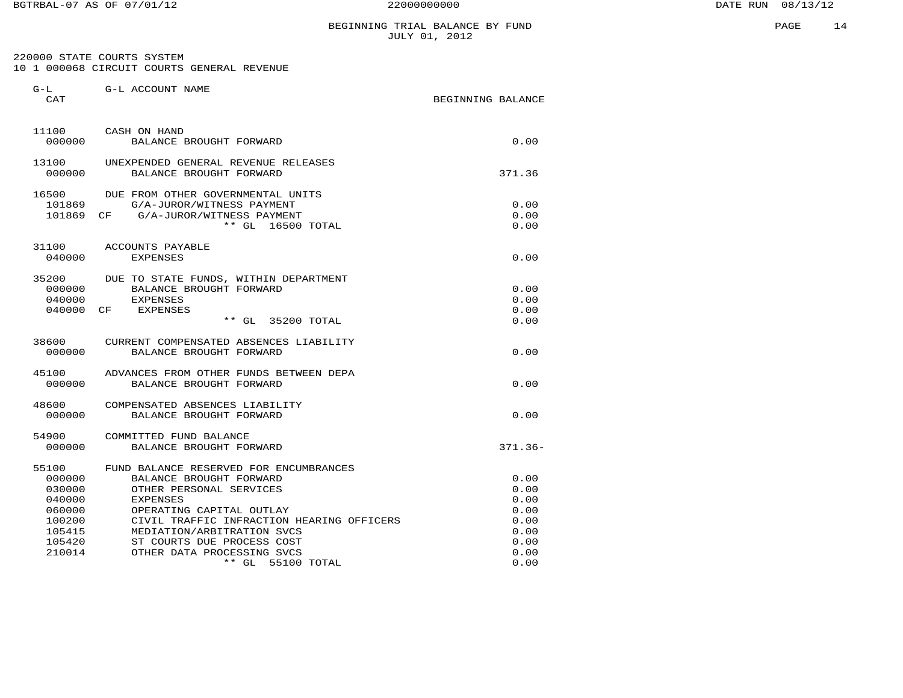# BEGINNING TRIAL BALANCE BY FUND
JULY 01, 2012

220000 STATE COURTS SYSTEM
10 1 000068 CIRCUIT COURTS GENERAL REVENUE

| G-L CAT | G-L ACCOUNT NAME | BEGINNING BALANCE |
|---|---|---|
| 11100 | CASH ON HAND | |
| 000000 | BALANCE BROUGHT FORWARD | 0.00 |
| 13100 | UNEXPENDED GENERAL REVENUE RELEASES | |
| 000000 | BALANCE BROUGHT FORWARD | 371.36 |
| 16500 | DUE FROM OTHER GOVERNMENTAL UNITS | |
| 101869 | G/A-JUROR/WITNESS PAYMENT | 0.00 |
| 101869 CF | G/A-JUROR/WITNESS PAYMENT | 0.00 |
| | ** GL 16500 TOTAL | 0.00 |
| 31100 | ACCOUNTS PAYABLE | |
| 040000 | EXPENSES | 0.00 |
| 35200 | DUE TO STATE FUNDS, WITHIN DEPARTMENT | |
| 000000 | BALANCE BROUGHT FORWARD | 0.00 |
| 040000 | EXPENSES | 0.00 |
| 040000 CF | EXPENSES | 0.00 |
| | ** GL 35200 TOTAL | 0.00 |
| 38600 | CURRENT COMPENSATED ABSENCES LIABILITY | |
| 000000 | BALANCE BROUGHT FORWARD | 0.00 |
| 45100 | ADVANCES FROM OTHER FUNDS BETWEEN DEPA | |
| 000000 | BALANCE BROUGHT FORWARD | 0.00 |
| 48600 | COMPENSATED ABSENCES LIABILITY | |
| 000000 | BALANCE BROUGHT FORWARD | 0.00 |
| 54900 | COMMITTED FUND BALANCE | |
| 000000 | BALANCE BROUGHT FORWARD | 371.36- |
| 55100 | FUND BALANCE RESERVED FOR ENCUMBRANCES | |
| 000000 | BALANCE BROUGHT FORWARD | 0.00 |
| 030000 | OTHER PERSONAL SERVICES | 0.00 |
| 040000 | EXPENSES | 0.00 |
| 060000 | OPERATING CAPITAL OUTLAY | 0.00 |
| 100200 | CIVIL TRAFFIC INFRACTION HEARING OFFICERS | 0.00 |
| 105415 | MEDIATION/ARBITRATION SVCS | 0.00 |
| 105420 | ST COURTS DUE PROCESS COST | 0.00 |
| 210014 | OTHER DATA PROCESSING SVCS | 0.00 |
| | ** GL 55100 TOTAL | 0.00 |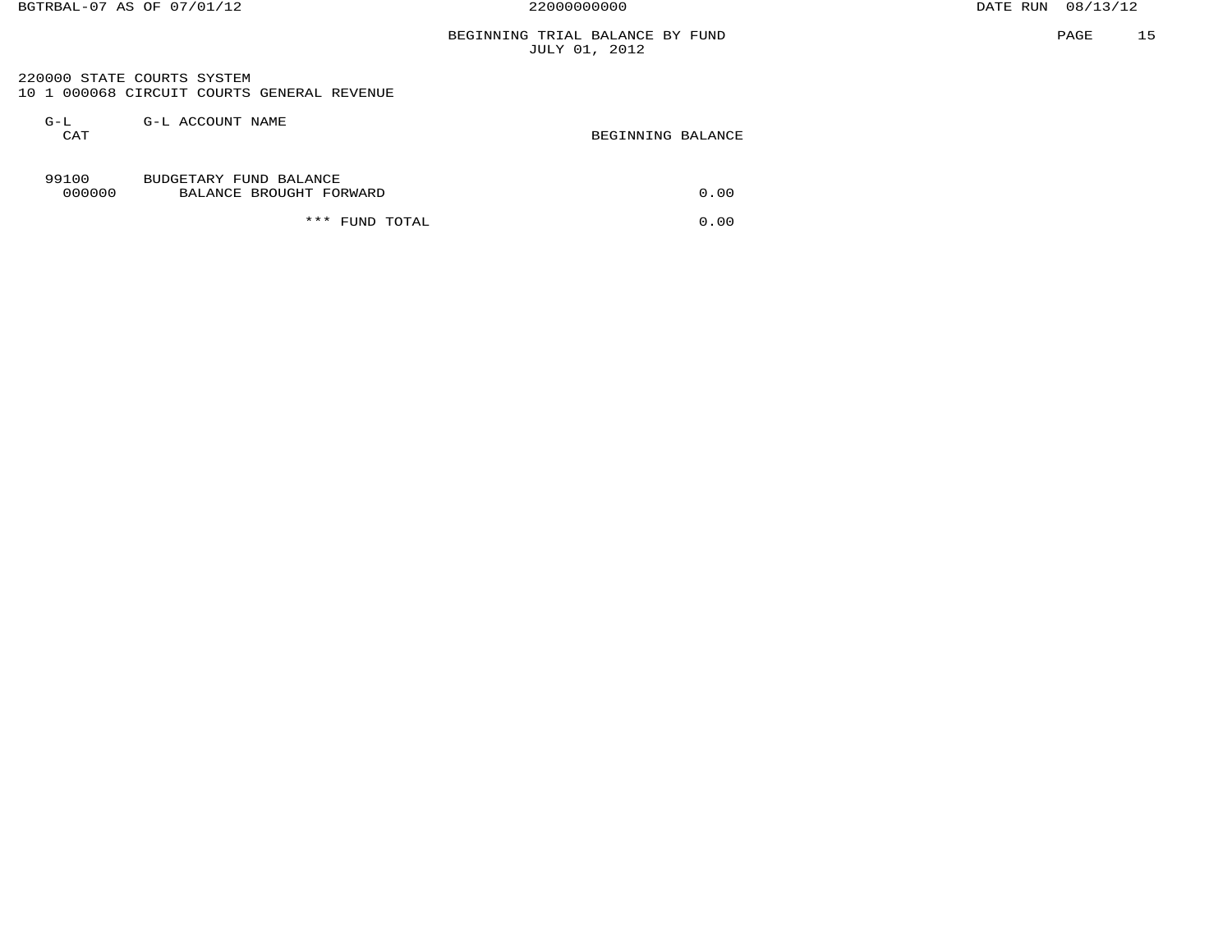BEGINNING TRIAL BALANCE BY FUND
JULY 01, 2012

220000 STATE COURTS SYSTEM
10 1 000068 CIRCUIT COURTS GENERAL REVENUE

| G-L CAT | G-L ACCOUNT NAME | BEGINNING BALANCE |
|---|---|---|
| 99100 | BUDGETARY FUND BALANCE | |
| 000000 | BALANCE BROUGHT FORWARD | 0.00 |
| | *** FUND TOTAL | 0.00 |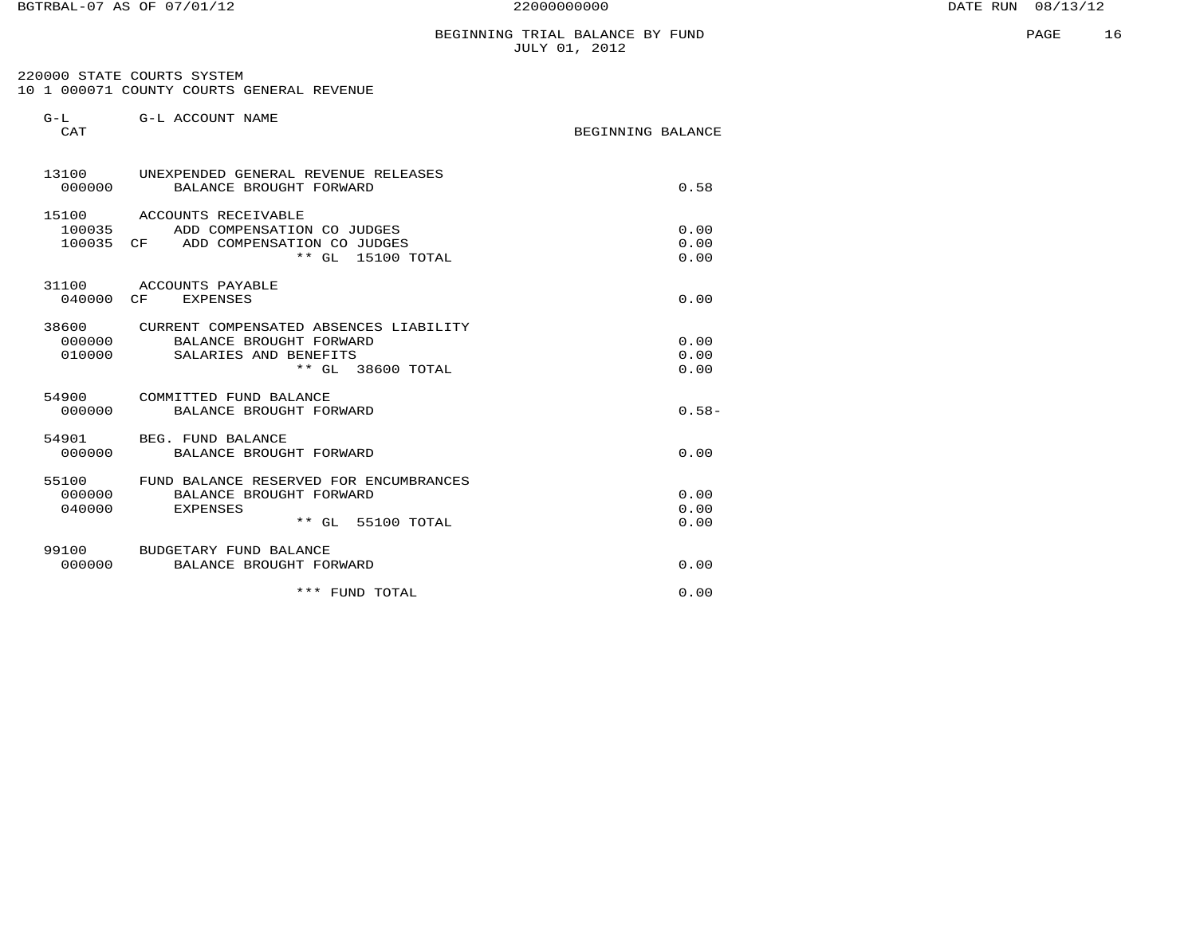# BEGINNING TRIAL BALANCE BY FUND
JULY 01, 2012

220000 STATE COURTS SYSTEM
10 1 000071 COUNTY COURTS GENERAL REVENUE

| G-L CAT | | G-L ACCOUNT NAME | BEGINNING BALANCE |
|---|---|---|---|
| 13100 | | UNEXPENDED GENERAL REVENUE RELEASES | |
| 000000 | | BALANCE BROUGHT FORWARD | 0.58 |
| 15100 | | ACCOUNTS RECEIVABLE | |
| 100035 | | ADD COMPENSATION CO JUDGES | 0.00 |
| 100035 | CF | ADD COMPENSATION CO JUDGES | 0.00 |
| | | ** GL 15100 TOTAL | 0.00 |
| 31100 | | ACCOUNTS PAYABLE | |
| 040000 | CF | EXPENSES | 0.00 |
| 38600 | | CURRENT COMPENSATED ABSENCES LIABILITY | |
| 000000 | | BALANCE BROUGHT FORWARD | 0.00 |
| 010000 | | SALARIES AND BENEFITS | 0.00 |
| | | ** GL 38600 TOTAL | 0.00 |
| 54900 | | COMMITTED FUND BALANCE | |
| 000000 | | BALANCE BROUGHT FORWARD | 0.58- |
| 54901 | | BEG. FUND BALANCE | |
| 000000 | | BALANCE BROUGHT FORWARD | 0.00 |
| 55100 | | FUND BALANCE RESERVED FOR ENCUMBRANCES | |
| 000000 | | BALANCE BROUGHT FORWARD | 0.00 |
| 040000 | | EXPENSES | 0.00 |
| | | ** GL 55100 TOTAL | 0.00 |
| 99100 | | BUDGETARY FUND BALANCE | |
| 000000 | | BALANCE BROUGHT FORWARD | 0.00 |
| | | *** FUND TOTAL | 0.00 |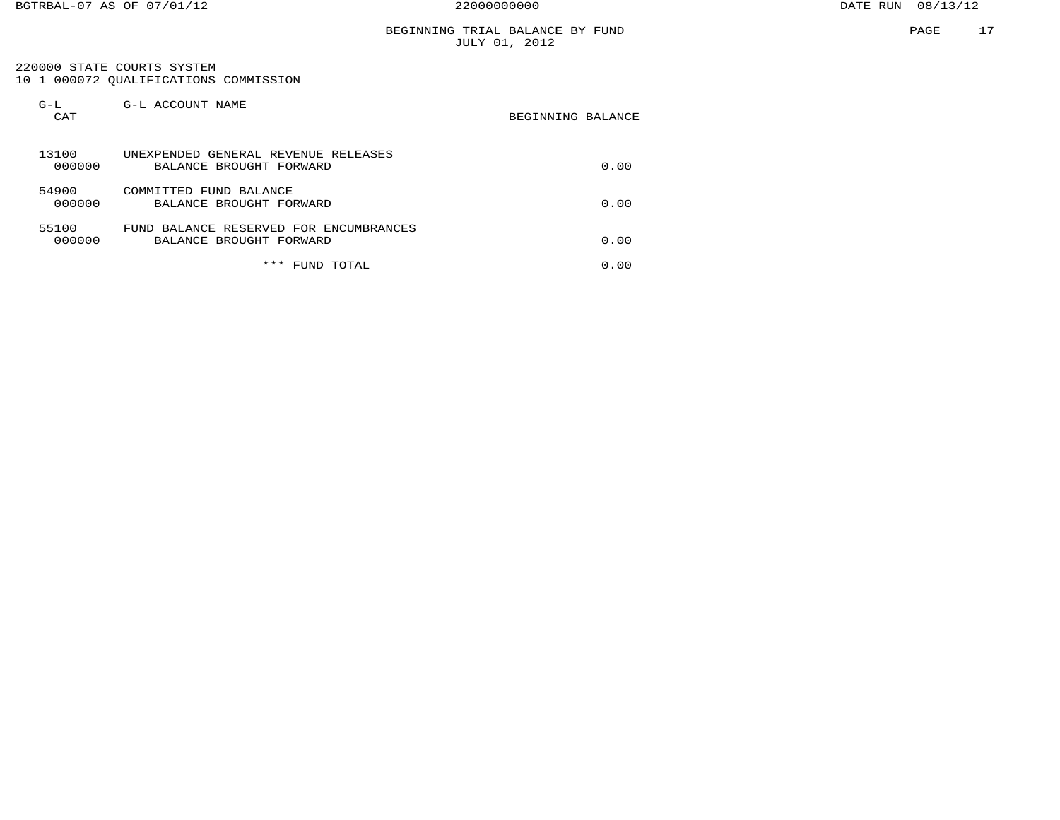BEGINNING TRIAL BALANCE BY FUND
JULY 01, 2012

220000 STATE COURTS SYSTEM
10 1 000072 QUALIFICATIONS COMMISSION

| G-L CAT | G-L ACCOUNT NAME | BEGINNING BALANCE |
|---|---|---|
| 13100 | UNEXPENDED GENERAL REVENUE RELEASES | |
| 000000 | BALANCE BROUGHT FORWARD | 0.00 |
| 54900 | COMMITTED FUND BALANCE | |
| 000000 | BALANCE BROUGHT FORWARD | 0.00 |
| 55100 | FUND BALANCE RESERVED FOR ENCUMBRANCES | |
| 000000 | BALANCE BROUGHT FORWARD | 0.00 |
| | *** FUND TOTAL | 0.00 |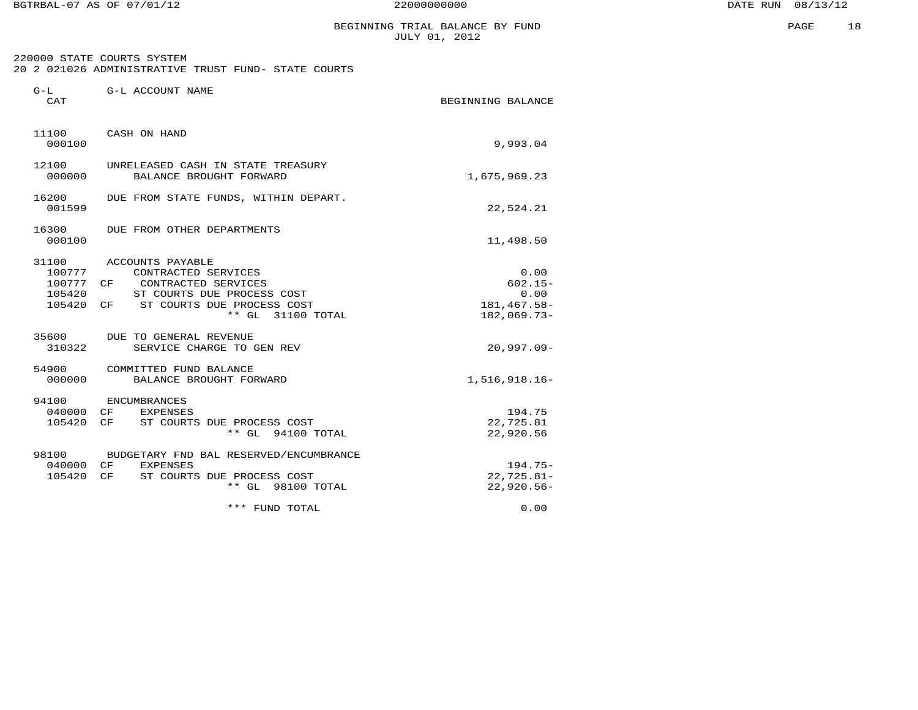# BEGINNING TRIAL BALANCE BY FUND
JULY 01, 2012

220000 STATE COURTS SYSTEM
20 2 021026 ADMINISTRATIVE TRUST FUND- STATE COURTS

| G-L CAT | | G-L ACCOUNT NAME | BEGINNING BALANCE |
|---|---|---|---|
| 11100 | | CASH ON HAND | |
| 000100 | | | 9,993.04 |
| 12100 | | UNRELEASED CASH IN STATE TREASURY | |
| 000000 | | BALANCE BROUGHT FORWARD | 1,675,969.23 |
| 16200 | | DUE FROM STATE FUNDS, WITHIN DEPART. | |
| 001599 | | | 22,524.21 |
| 16300 | | DUE FROM OTHER DEPARTMENTS | |
| 000100 | | | 11,498.50 |
| 31100 | | ACCOUNTS PAYABLE | |
| 100777 | | CONTRACTED SERVICES | 0.00 |
| 100777 | CF | CONTRACTED SERVICES | 602.15- |
| 105420 | | ST COURTS DUE PROCESS COST | 0.00 |
| 105420 | CF | ST COURTS DUE PROCESS COST | 181,467.58- |
| | | ** GL 31100 TOTAL | 182,069.73- |
| 35600 | | DUE TO GENERAL REVENUE | |
| 310322 | | SERVICE CHARGE TO GEN REV | 20,997.09- |
| 54900 | | COMMITTED FUND BALANCE | |
| 000000 | | BALANCE BROUGHT FORWARD | 1,516,918.16- |
| 94100 | | ENCUMBRANCES | |
| 040000 | CF | EXPENSES | 194.75 |
| 105420 | CF | ST COURTS DUE PROCESS COST | 22,725.81 |
| | | ** GL 94100 TOTAL | 22,920.56 |
| 98100 | | BUDGETARY FND BAL RESERVED/ENCUMBRANCE | |
| 040000 | CF | EXPENSES | 194.75- |
| 105420 | CF | ST COURTS DUE PROCESS COST | 22,725.81- |
| | | ** GL 98100 TOTAL | 22,920.56- |
| | | *** FUND TOTAL | 0.00 |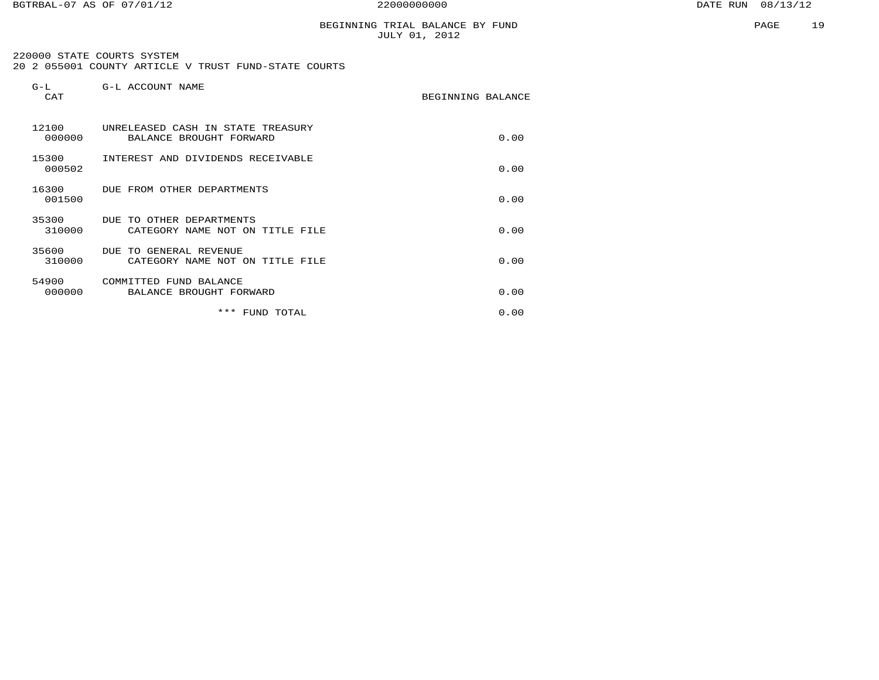BGTRBAL-07 AS OF 07/01/12 22000000000 DATE RUN 08/13/12

# BEGINNING TRIAL BALANCE BY FUND
JULY 01, 2012

220000 STATE COURTS SYSTEM
20 2 055001 COUNTY ARTICLE V TRUST FUND-STATE COURTS

| G-L CAT | G-L ACCOUNT NAME | BEGINNING BALANCE |
|---|---|---|
| 12100 | UNRELEASED CASH IN STATE TREASURY | |
| 000000 | BALANCE BROUGHT FORWARD | 0.00 |
| 15300 | INTEREST AND DIVIDENDS RECEIVABLE | |
| 000502 | | 0.00 |
| 16300 | DUE FROM OTHER DEPARTMENTS | |
| 001500 | | 0.00 |
| 35300 | DUE TO OTHER DEPARTMENTS | |
| 310000 | CATEGORY NAME NOT ON TITLE FILE | 0.00 |
| 35600 | DUE TO GENERAL REVENUE | |
| 310000 | CATEGORY NAME NOT ON TITLE FILE | 0.00 |
| 54900 | COMMITTED FUND BALANCE | |
| 000000 | BALANCE BROUGHT FORWARD | 0.00 |
| | *** FUND TOTAL | 0.00 |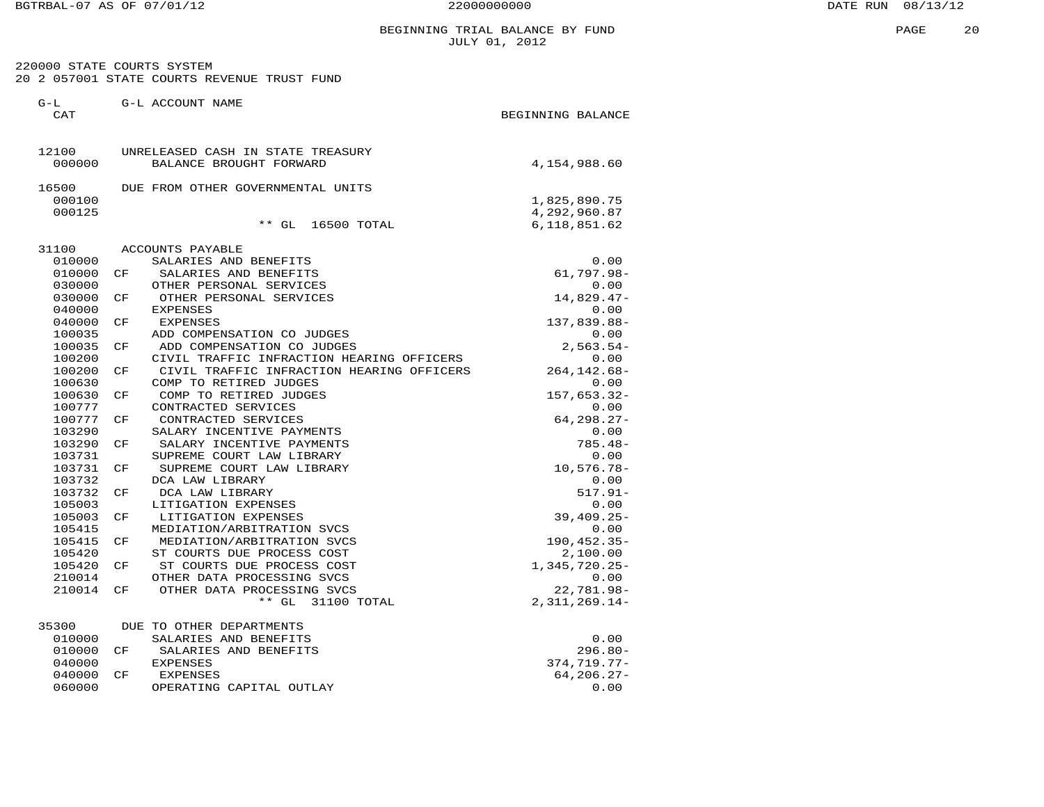BGTRBAL-07 AS OF 07/01/12 22000000000 DATE RUN 08/13/12

## BEGINNING TRIAL BALANCE BY FUND
JULY 01, 2012

220000 STATE COURTS SYSTEM
20 2 057001 STATE COURTS REVENUE TRUST FUND

| G-L CAT | | G-L ACCOUNT NAME | BEGINNING BALANCE |
|---|---|---|---|
| 12100 | | UNRELEASED CASH IN STATE TREASURY | |
| 000000 | | BALANCE BROUGHT FORWARD | 4,154,988.60 |
| 16500 | | DUE FROM OTHER GOVERNMENTAL UNITS | |
| 000100 | | | 1,825,890.75 |
| 000125 | | | 4,292,960.87 |
| | | ** GL 16500 TOTAL | 6,118,851.62 |
| 31100 | | ACCOUNTS PAYABLE | |
| 010000 | | SALARIES AND BENEFITS | 0.00 |
| 010000 | CF | SALARIES AND BENEFITS | 61,797.98- |
| 030000 | | OTHER PERSONAL SERVICES | 0.00 |
| 030000 | CF | OTHER PERSONAL SERVICES | 14,829.47- |
| 040000 | | EXPENSES | 0.00 |
| 040000 | CF | EXPENSES | 137,839.88- |
| 100035 | | ADD COMPENSATION CO JUDGES | 0.00 |
| 100035 | CF | ADD COMPENSATION CO JUDGES | 2,563.54- |
| 100200 | | CIVIL TRAFFIC INFRACTION HEARING OFFICERS | 0.00 |
| 100200 | CF | CIVIL TRAFFIC INFRACTION HEARING OFFICERS | 264,142.68- |
| 100630 | | COMP TO RETIRED JUDGES | 0.00 |
| 100630 | CF | COMP TO RETIRED JUDGES | 157,653.32- |
| 100777 | | CONTRACTED SERVICES | 0.00 |
| 100777 | CF | CONTRACTED SERVICES | 64,298.27- |
| 103290 | | SALARY INCENTIVE PAYMENTS | 0.00 |
| 103290 | CF | SALARY INCENTIVE PAYMENTS | 785.48- |
| 103731 | | SUPREME COURT LAW LIBRARY | 0.00 |
| 103731 | CF | SUPREME COURT LAW LIBRARY | 10,576.78- |
| 103732 | | DCA LAW LIBRARY | 0.00 |
| 103732 | CF | DCA LAW LIBRARY | 517.91- |
| 105003 | | LITIGATION EXPENSES | 0.00 |
| 105003 | CF | LITIGATION EXPENSES | 39,409.25- |
| 105415 | | MEDIATION/ARBITRATION SVCS | 0.00 |
| 105415 | CF | MEDIATION/ARBITRATION SVCS | 190,452.35- |
| 105420 | | ST COURTS DUE PROCESS COST | 2,100.00 |
| 105420 | CF | ST COURTS DUE PROCESS COST | 1,345,720.25- |
| 210014 | | OTHER DATA PROCESSING SVCS | 0.00 |
| 210014 | CF | OTHER DATA PROCESSING SVCS | 22,781.98- |
| | | ** GL 31100 TOTAL | 2,311,269.14- |
| 35300 | | DUE TO OTHER DEPARTMENTS | |
| 010000 | | SALARIES AND BENEFITS | 0.00 |
| 010000 | CF | SALARIES AND BENEFITS | 296.80- |
| 040000 | | EXPENSES | 374,719.77- |
| 040000 | CF | EXPENSES | 64,206.27- |
| 060000 | | OPERATING CAPITAL OUTLAY | 0.00 |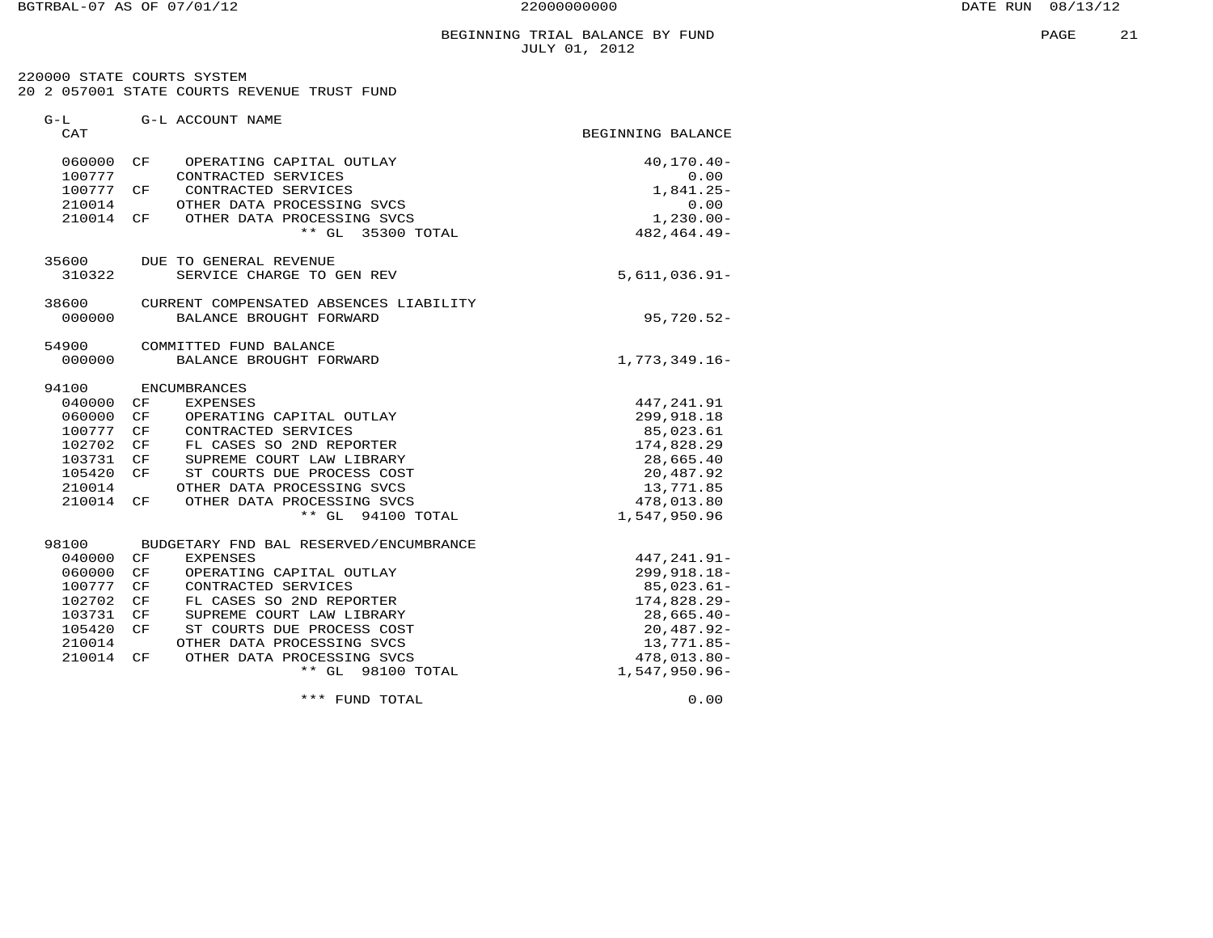BEGINNING TRIAL BALANCE BY FUND
JULY 01, 2012

220000 STATE COURTS SYSTEM
20 2 057001 STATE COURTS REVENUE TRUST FUND

| G-L CAT | | G-L ACCOUNT NAME | BEGINNING BALANCE |
|---|---|---|---|
| 060000 | CF | OPERATING CAPITAL OUTLAY | 40,170.40- |
| 100777 | | CONTRACTED SERVICES | 0.00 |
| 100777 | CF | CONTRACTED SERVICES | 1,841.25- |
| 210014 | | OTHER DATA PROCESSING SVCS | 0.00 |
| 210014 | CF | OTHER DATA PROCESSING SVCS | 1,230.00- |
| | | ** GL 35300 TOTAL | 482,464.49- |
| 35600 | | DUE TO GENERAL REVENUE | |
| 310322 | | SERVICE CHARGE TO GEN REV | 5,611,036.91- |
| 38600 | | CURRENT COMPENSATED ABSENCES LIABILITY | |
| 000000 | | BALANCE BROUGHT FORWARD | 95,720.52- |
| 54900 | | COMMITTED FUND BALANCE | |
| 000000 | | BALANCE BROUGHT FORWARD | 1,773,349.16- |
| 94100 | | ENCUMBRANCES | |
| 040000 | CF | EXPENSES | 447,241.91 |
| 060000 | CF | OPERATING CAPITAL OUTLAY | 299,918.18 |
| 100777 | CF | CONTRACTED SERVICES | 85,023.61 |
| 102702 | CF | FL CASES SO 2ND REPORTER | 174,828.29 |
| 103731 | CF | SUPREME COURT LAW LIBRARY | 28,665.40 |
| 105420 | CF | ST COURTS DUE PROCESS COST | 20,487.92 |
| 210014 | | OTHER DATA PROCESSING SVCS | 13,771.85 |
| 210014 | CF | OTHER DATA PROCESSING SVCS | 478,013.80 |
| | | ** GL 94100 TOTAL | 1,547,950.96 |
| 98100 | | BUDGETARY FND BAL RESERVED/ENCUMBRANCE | |
| 040000 | CF | EXPENSES | 447,241.91- |
| 060000 | CF | OPERATING CAPITAL OUTLAY | 299,918.18- |
| 100777 | CF | CONTRACTED SERVICES | 85,023.61- |
| 102702 | CF | FL CASES SO 2ND REPORTER | 174,828.29- |
| 103731 | CF | SUPREME COURT LAW LIBRARY | 28,665.40- |
| 105420 | CF | ST COURTS DUE PROCESS COST | 20,487.92- |
| 210014 | | OTHER DATA PROCESSING SVCS | 13,771.85- |
| 210014 | CF | OTHER DATA PROCESSING SVCS | 478,013.80- |
| | | ** GL 98100 TOTAL | 1,547,950.96- |
| | | *** FUND TOTAL | 0.00 |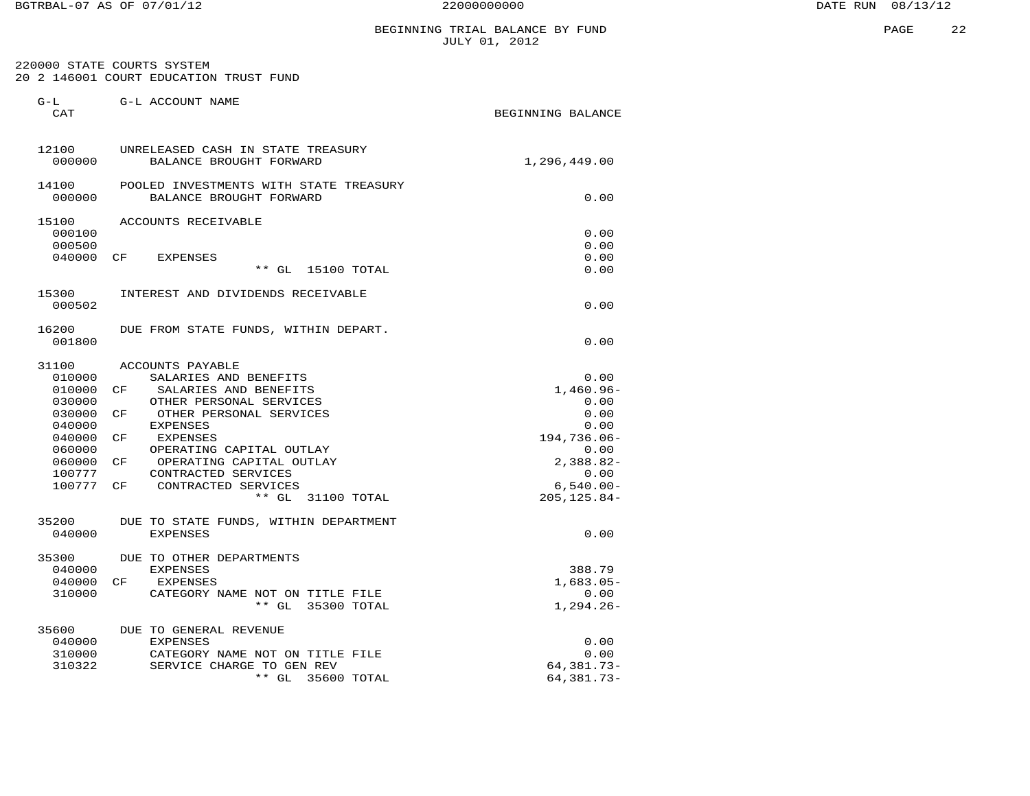BGTRBAL-07 AS OF 07/01/12 22000000000 DATE RUN 08/13/12

# BEGINNING TRIAL BALANCE BY FUND
## JULY 01, 2012

220000 STATE COURTS SYSTEM
20 2 146001 COURT EDUCATION TRUST FUND

| G-L CAT | | G-L ACCOUNT NAME | BEGINNING BALANCE |
|---|---|---|---|
| 12100 | | UNRELEASED CASH IN STATE TREASURY | |
| 000000 | | BALANCE BROUGHT FORWARD | 1,296,449.00 |
| 14100 | | POOLED INVESTMENTS WITH STATE TREASURY | |
| 000000 | | BALANCE BROUGHT FORWARD | 0.00 |
| 15100 | | ACCOUNTS RECEIVABLE | |
| 000100 | | | 0.00 |
| 000500 | | | 0.00 |
| 040000 | CF | EXPENSES | 0.00 |
| | | ** GL 15100 TOTAL | 0.00 |
| 15300 | | INTEREST AND DIVIDENDS RECEIVABLE | |
| 000502 | | | 0.00 |
| 16200 | | DUE FROM STATE FUNDS, WITHIN DEPART. | |
| 001800 | | | 0.00 |
| 31100 | | ACCOUNTS PAYABLE | |
| 010000 | | SALARIES AND BENEFITS | 0.00 |
| 010000 | CF | SALARIES AND BENEFITS | 1,460.96- |
| 030000 | | OTHER PERSONAL SERVICES | 0.00 |
| 030000 | CF | OTHER PERSONAL SERVICES | 0.00 |
| 040000 | | EXPENSES | 0.00 |
| 040000 | CF | EXPENSES | 194,736.06- |
| 060000 | | OPERATING CAPITAL OUTLAY | 0.00 |
| 060000 | CF | OPERATING CAPITAL OUTLAY | 2,388.82- |
| 100777 | | CONTRACTED SERVICES | 0.00 |
| 100777 | CF | CONTRACTED SERVICES | 6,540.00- |
| | | ** GL 31100 TOTAL | 205,125.84- |
| 35200 | | DUE TO STATE FUNDS, WITHIN DEPARTMENT | |
| 040000 | | EXPENSES | 0.00 |
| 35300 | | DUE TO OTHER DEPARTMENTS | |
| 040000 | | EXPENSES | 388.79 |
| 040000 | CF | EXPENSES | 1,683.05- |
| 310000 | | CATEGORY NAME NOT ON TITLE FILE | 0.00 |
| | | ** GL 35300 TOTAL | 1,294.26- |
| 35600 | | DUE TO GENERAL REVENUE | |
| 040000 | | EXPENSES | 0.00 |
| 310000 | | CATEGORY NAME NOT ON TITLE FILE | 0.00 |
| 310322 | | SERVICE CHARGE TO GEN REV | 64,381.73- |
| | | ** GL 35600 TOTAL | 64,381.73- |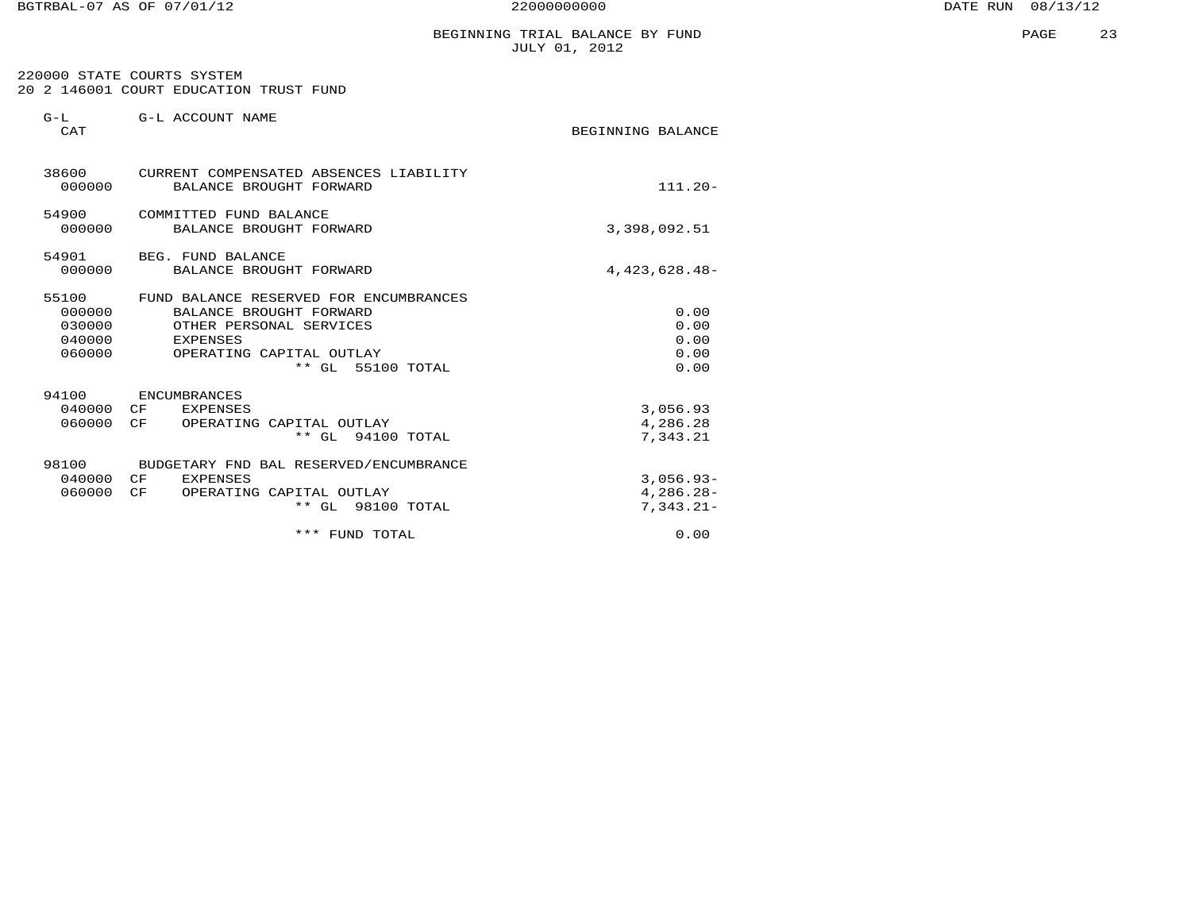BEGINNING TRIAL BALANCE BY FUND
JULY 01, 2012

220000 STATE COURTS SYSTEM
20 2 146001 COURT EDUCATION TRUST FUND

| G-L CAT | | G-L ACCOUNT NAME | BEGINNING BALANCE |
|---|---|---|---|
| 38600 | | CURRENT COMPENSATED ABSENCES LIABILITY | |
| 000000 | | BALANCE BROUGHT FORWARD | 111.20- |
| 54900 | | COMMITTED FUND BALANCE | |
| 000000 | | BALANCE BROUGHT FORWARD | 3,398,092.51 |
| 54901 | | BEG. FUND BALANCE | |
| 000000 | | BALANCE BROUGHT FORWARD | 4,423,628.48- |
| 55100 | | FUND BALANCE RESERVED FOR ENCUMBRANCES | |
| 000000 | | BALANCE BROUGHT FORWARD | 0.00 |
| 030000 | | OTHER PERSONAL SERVICES | 0.00 |
| 040000 | | EXPENSES | 0.00 |
| 060000 | | OPERATING CAPITAL OUTLAY | 0.00 |
| | | ** GL 55100 TOTAL | 0.00 |
| 94100 | | ENCUMBRANCES | |
| 040000 | CF | EXPENSES | 3,056.93 |
| 060000 | CF | OPERATING CAPITAL OUTLAY | 4,286.28 |
| | | ** GL 94100 TOTAL | 7,343.21 |
| 98100 | | BUDGETARY FND BAL RESERVED/ENCUMBRANCE | |
| 040000 | CF | EXPENSES | 3,056.93- |
| 060000 | CF | OPERATING CAPITAL OUTLAY | 4,286.28- |
| | | ** GL 98100 TOTAL | 7,343.21- |
| | | *** FUND TOTAL | 0.00 |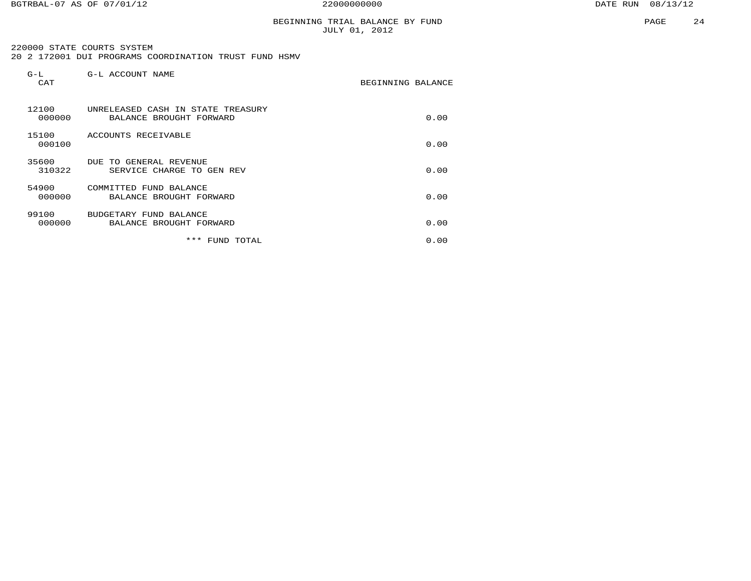BGTRBAL-07 AS OF 07/01/12 22000000000 DATE RUN 08/13/12

# BEGINNING TRIAL BALANCE BY FUND
JULY 01, 2012

220000 STATE COURTS SYSTEM
20 2 172001 DUI PROGRAMS COORDINATION TRUST FUND HSMV

| G-L CAT | G-L ACCOUNT NAME | BEGINNING BALANCE |
|---|---|---|
| 12100 | UNRELEASED CASH IN STATE TREASURY | |
| 000000 | BALANCE BROUGHT FORWARD | 0.00 |
| 15100 | ACCOUNTS RECEIVABLE | |
| 000100 | | 0.00 |
| 35600 | DUE TO GENERAL REVENUE | |
| 310322 | SERVICE CHARGE TO GEN REV | 0.00 |
| 54900 | COMMITTED FUND BALANCE | |
| 000000 | BALANCE BROUGHT FORWARD | 0.00 |
| 99100 | BUDGETARY FUND BALANCE | |
| 000000 | BALANCE BROUGHT FORWARD | 0.00 |
| | *** FUND TOTAL | 0.00 |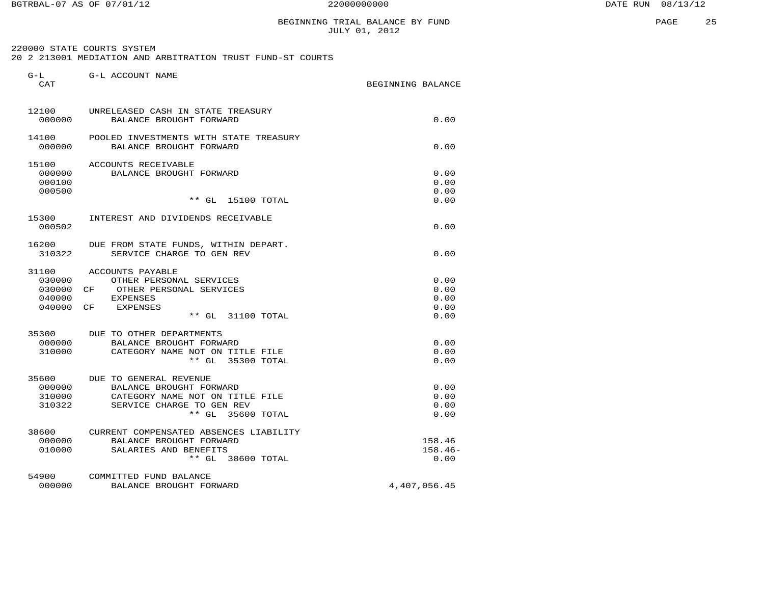BEGINNING TRIAL BALANCE BY FUND
JULY 01, 2012

220000 STATE COURTS SYSTEM
20 2 213001 MEDIATION AND ARBITRATION TRUST FUND-ST COURTS

| G-L CAT | G-L ACCOUNT NAME | BEGINNING BALANCE |
|---|---|---|
| 12100 | UNRELEASED CASH IN STATE TREASURY | |
| 000000 | BALANCE BROUGHT FORWARD | 0.00 |
| 14100 | POOLED INVESTMENTS WITH STATE TREASURY | |
| 000000 | BALANCE BROUGHT FORWARD | 0.00 |
| 15100 | ACCOUNTS RECEIVABLE | |
| 000000 | BALANCE BROUGHT FORWARD | 0.00 |
| 000100 | | 0.00 |
| 000500 | | 0.00 |
| | ** GL 15100 TOTAL | 0.00 |
| 15300 | INTEREST AND DIVIDENDS RECEIVABLE | |
| 000502 | | 0.00 |
| 16200 | DUE FROM STATE FUNDS, WITHIN DEPART. | |
| 310322 | SERVICE CHARGE TO GEN REV | 0.00 |
| 31100 | ACCOUNTS PAYABLE | |
| 030000 | OTHER PERSONAL SERVICES | 0.00 |
| 030000 CF | OTHER PERSONAL SERVICES | 0.00 |
| 040000 | EXPENSES | 0.00 |
| 040000 CF | EXPENSES | 0.00 |
| | ** GL 31100 TOTAL | 0.00 |
| 35300 | DUE TO OTHER DEPARTMENTS | |
| 000000 | BALANCE BROUGHT FORWARD | 0.00 |
| 310000 | CATEGORY NAME NOT ON TITLE FILE | 0.00 |
| | ** GL 35300 TOTAL | 0.00 |
| 35600 | DUE TO GENERAL REVENUE | |
| 000000 | BALANCE BROUGHT FORWARD | 0.00 |
| 310000 | CATEGORY NAME NOT ON TITLE FILE | 0.00 |
| 310322 | SERVICE CHARGE TO GEN REV | 0.00 |
| | ** GL 35600 TOTAL | 0.00 |
| 38600 | CURRENT COMPENSATED ABSENCES LIABILITY | |
| 000000 | BALANCE BROUGHT FORWARD | 158.46 |
| 010000 | SALARIES AND BENEFITS | 158.46- |
| | ** GL 38600 TOTAL | 0.00 |
| 54900 | COMMITTED FUND BALANCE | |
| 000000 | BALANCE BROUGHT FORWARD | 4,407,056.45 |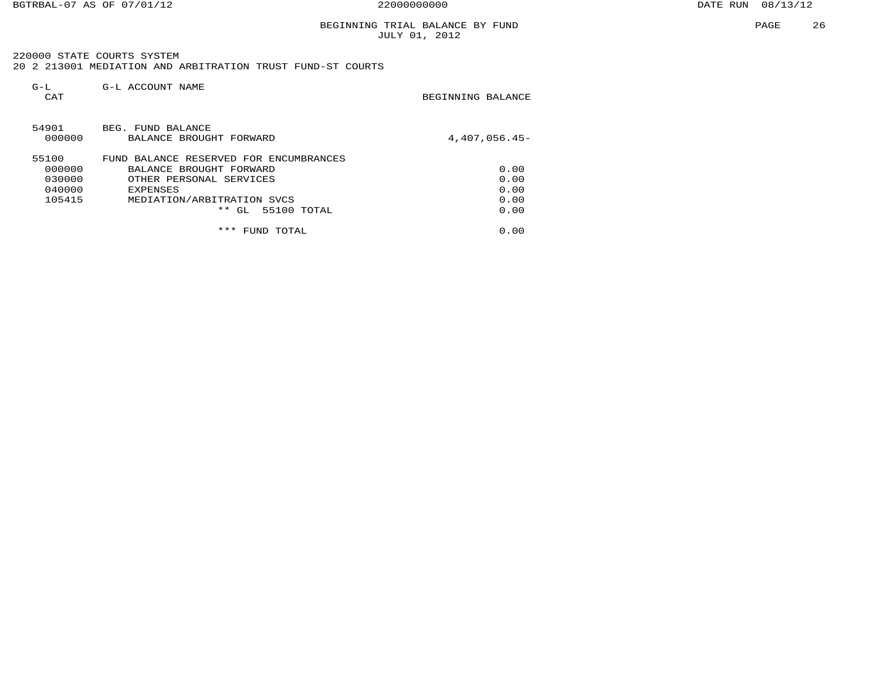BEGINNING TRIAL BALANCE BY FUND
JULY 01, 2012

220000 STATE COURTS SYSTEM
20 2 213001 MEDIATION AND ARBITRATION TRUST FUND-ST COURTS

| G-L CAT | G-L ACCOUNT NAME | BEGINNING BALANCE |
|---|---|---|
| 54901 | BEG. FUND BALANCE | |
| 000000 | BALANCE BROUGHT FORWARD | 4,407,056.45- |
| 55100 | FUND BALANCE RESERVED FOR ENCUMBRANCES | |
| 000000 | BALANCE BROUGHT FORWARD | 0.00 |
| 030000 | OTHER PERSONAL SERVICES | 0.00 |
| 040000 | EXPENSES | 0.00 |
| 105415 | MEDIATION/ARBITRATION SVCS | 0.00 |
| | ** GL 55100 TOTAL | 0.00 |
| | *** FUND TOTAL | 0.00 |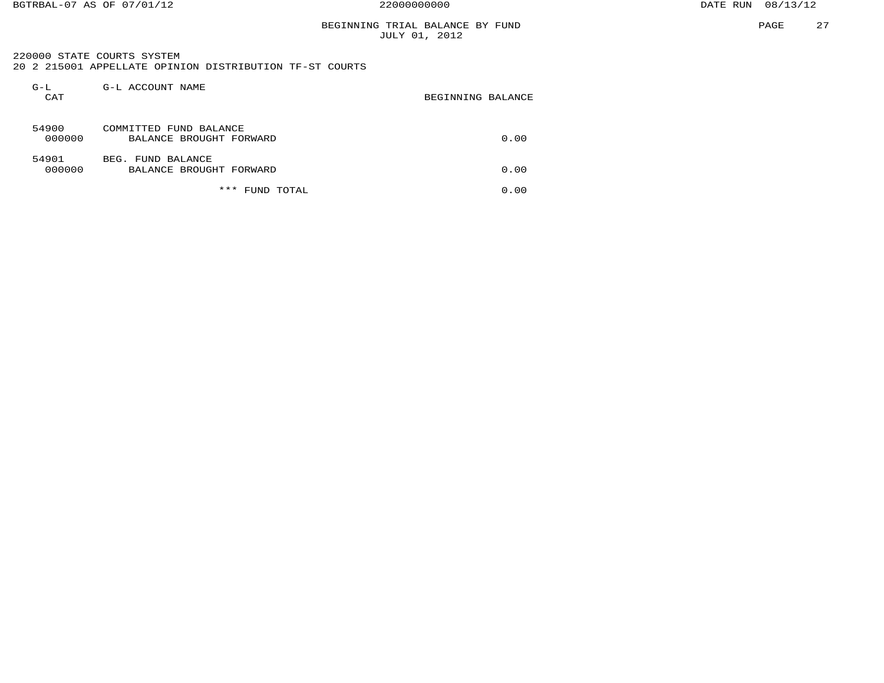BGTRBAL-07 AS OF 07/01/12 22000000000 DATE RUN 08/13/12

## BEGINNING TRIAL BALANCE BY FUND
JULY 01, 2012

220000 STATE COURTS SYSTEM
20 2 215001 APPELLATE OPINION DISTRIBUTION TF-ST COURTS

| G-L<br>CAT | G-L ACCOUNT NAME | BEGINNING BALANCE |
|---|---|---|
| 54900 | COMMITTED FUND BALANCE | |
| 000000 | BALANCE BROUGHT FORWARD | 0.00 |
| 54901 | BEG. FUND BALANCE | |
| 000000 | BALANCE BROUGHT FORWARD | 0.00 |
| | *** FUND TOTAL | 0.00 |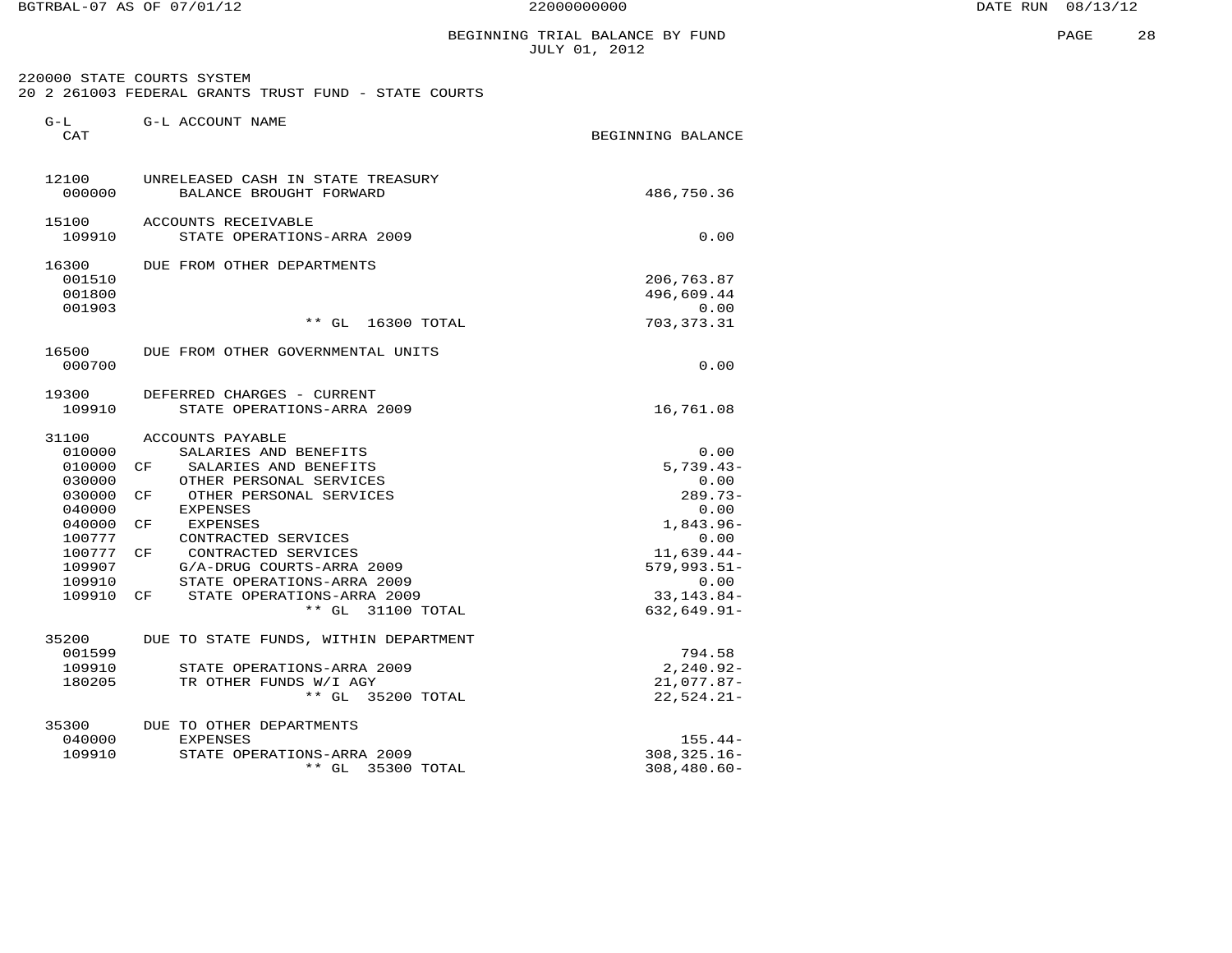# BEGINNING TRIAL BALANCE BY FUND
JULY 01, 2012

220000 STATE COURTS SYSTEM
20 2 261003 FEDERAL GRANTS TRUST FUND - STATE COURTS

| G-L CAT | | G-L ACCOUNT NAME | BEGINNING BALANCE |
|---|---|---|---|
| 12100 | | UNRELEASED CASH IN STATE TREASURY | |
| 000000 | | BALANCE BROUGHT FORWARD | 486,750.36 |
| 15100 | | ACCOUNTS RECEIVABLE | |
| 109910 | | STATE OPERATIONS-ARRA 2009 | 0.00 |
| 16300 | | DUE FROM OTHER DEPARTMENTS | |
| 001510 | | | 206,763.87 |
| 001800 | | | 496,609.44 |
| 001903 | | | 0.00 |
| | | ** GL 16300 TOTAL | 703,373.31 |
| 16500 | | DUE FROM OTHER GOVERNMENTAL UNITS | |
| 000700 | | | 0.00 |
| 19300 | | DEFERRED CHARGES - CURRENT | |
| 109910 | | STATE OPERATIONS-ARRA 2009 | 16,761.08 |
| 31100 | | ACCOUNTS PAYABLE | |
| 010000 | | SALARIES AND BENEFITS | 0.00 |
| 010000 | CF | SALARIES AND BENEFITS | 5,739.43- |
| 030000 | | OTHER PERSONAL SERVICES | 0.00 |
| 030000 | CF | OTHER PERSONAL SERVICES | 289.73- |
| 040000 | | EXPENSES | 0.00 |
| 040000 | CF | EXPENSES | 1,843.96- |
| 100777 | | CONTRACTED SERVICES | 0.00 |
| 100777 | CF | CONTRACTED SERVICES | 11,639.44- |
| 109907 | | G/A-DRUG COURTS-ARRA 2009 | 579,993.51- |
| 109910 | | STATE OPERATIONS-ARRA 2009 | 0.00 |
| 109910 | CF | STATE OPERATIONS-ARRA 2009 | 33,143.84- |
| | | ** GL 31100 TOTAL | 632,649.91- |
| 35200 | | DUE TO STATE FUNDS, WITHIN DEPARTMENT | |
| 001599 | | | 794.58 |
| 109910 | | STATE OPERATIONS-ARRA 2009 | 2,240.92- |
| 180205 | | TR OTHER FUNDS W/I AGY | 21,077.87- |
| | | ** GL 35200 TOTAL | 22,524.21- |
| 35300 | | DUE TO OTHER DEPARTMENTS | |
| 040000 | | EXPENSES | 155.44- |
| 109910 | | STATE OPERATIONS-ARRA 2009 | 308,325.16- |
| | | ** GL 35300 TOTAL | 308,480.60- |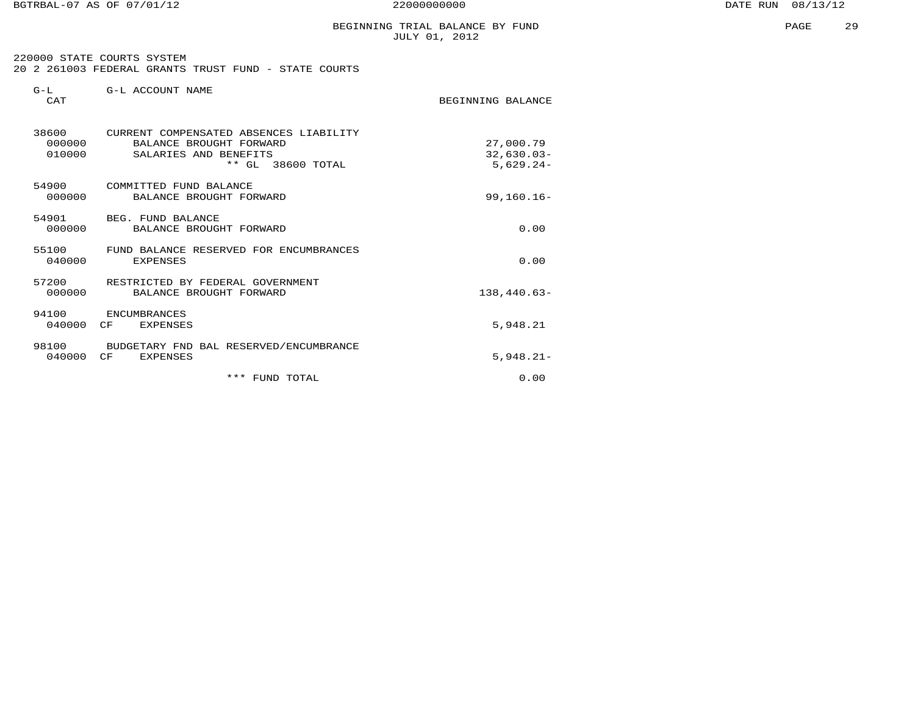# BEGINNING TRIAL BALANCE BY FUND
JULY 01, 2012

220000 STATE COURTS SYSTEM
20 2 261003 FEDERAL GRANTS TRUST FUND - STATE COURTS

| G-L CAT | G-L ACCOUNT NAME | BEGINNING BALANCE |
|---|---|---|
| 38600 | CURRENT COMPENSATED ABSENCES LIABILITY | |
| 000000 | BALANCE BROUGHT FORWARD | 27,000.79 |
| 010000 | SALARIES AND BENEFITS | 32,630.03- |
| | ** GL 38600 TOTAL | 5,629.24- |
| 54900 | COMMITTED FUND BALANCE | |
| 000000 | BALANCE BROUGHT FORWARD | 99,160.16- |
| 54901 | BEG. FUND BALANCE | |
| 000000 | BALANCE BROUGHT FORWARD | 0.00 |
| 55100 | FUND BALANCE RESERVED FOR ENCUMBRANCES | |
| 040000 | EXPENSES | 0.00 |
| 57200 | RESTRICTED BY FEDERAL GOVERNMENT | |
| 000000 | BALANCE BROUGHT FORWARD | 138,440.63- |
| 94100 | ENCUMBRANCES | |
| 040000 CF | EXPENSES | 5,948.21 |
| 98100 | BUDGETARY FND BAL RESERVED/ENCUMBRANCE | |
| 040000 CF | EXPENSES | 5,948.21- |
| | *** FUND TOTAL | 0.00 |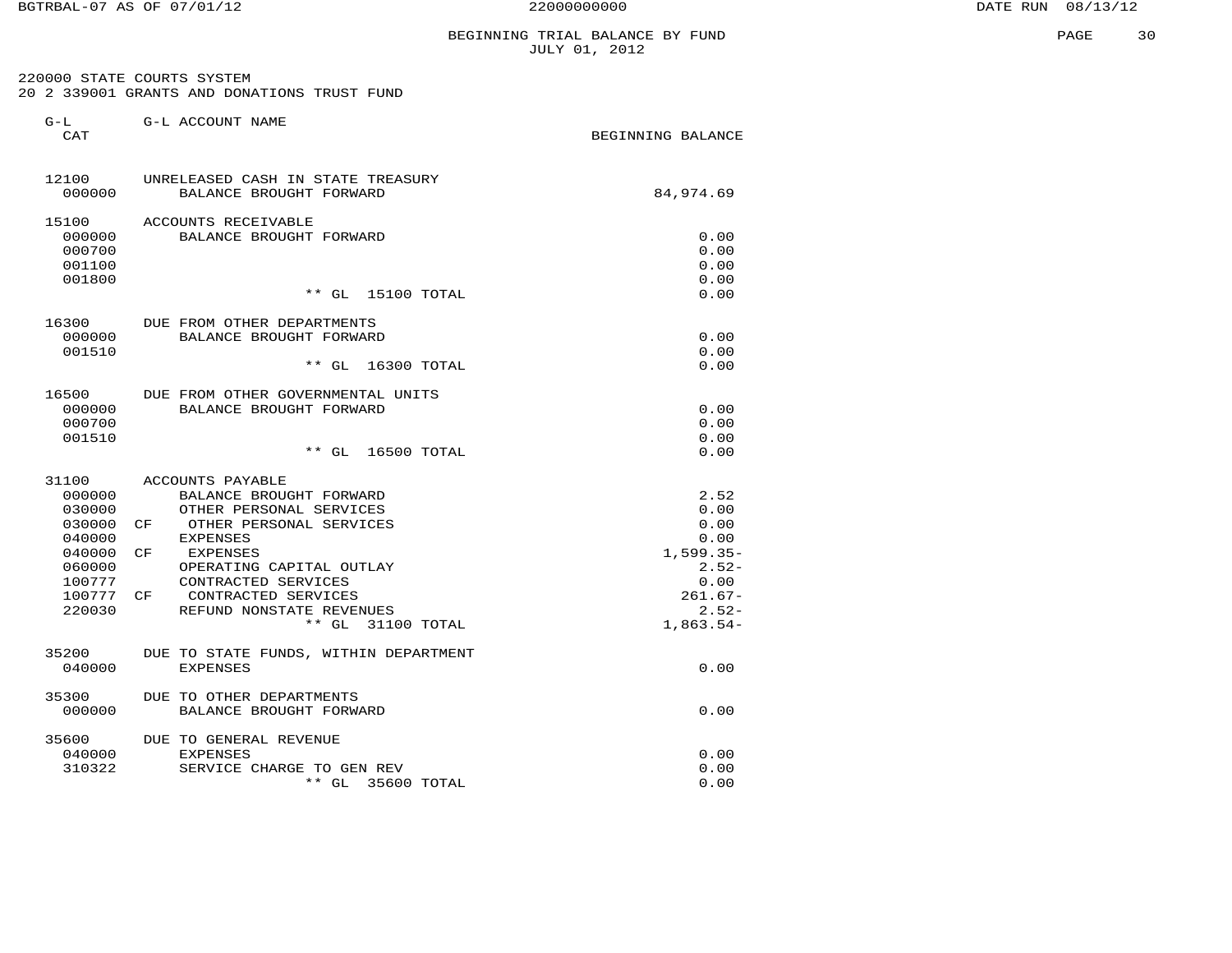BGTRBAL-07 AS OF 07/01/12 22000000000 DATE RUN 08/13/12

# BEGINNING TRIAL BALANCE BY FUND
## JULY 01, 2012

220000 STATE COURTS SYSTEM
20 2 339001 GRANTS AND DONATIONS TRUST FUND

| G-L CAT | | G-L ACCOUNT NAME | BEGINNING BALANCE |
|---|---|---|---|
| 12100 | | UNRELEASED CASH IN STATE TREASURY | |
| 000000 | | BALANCE BROUGHT FORWARD | 84,974.69 |
| 15100 | | ACCOUNTS RECEIVABLE | |
| 000000 | | BALANCE BROUGHT FORWARD | 0.00 |
| 000700 | | | 0.00 |
| 001100 | | | 0.00 |
| 001800 | | | 0.00 |
| | | ** GL 15100 TOTAL | 0.00 |
| 16300 | | DUE FROM OTHER DEPARTMENTS | |
| 000000 | | BALANCE BROUGHT FORWARD | 0.00 |
| 001510 | | | 0.00 |
| | | ** GL 16300 TOTAL | 0.00 |
| 16500 | | DUE FROM OTHER GOVERNMENTAL UNITS | |
| 000000 | | BALANCE BROUGHT FORWARD | 0.00 |
| 000700 | | | 0.00 |
| 001510 | | | 0.00 |
| | | ** GL 16500 TOTAL | 0.00 |
| 31100 | | ACCOUNTS PAYABLE | |
| 000000 | | BALANCE BROUGHT FORWARD | 2.52 |
| 030000 | | OTHER PERSONAL SERVICES | 0.00 |
| 030000 | CF | OTHER PERSONAL SERVICES | 0.00 |
| 040000 | | EXPENSES | 0.00 |
| 040000 | CF | EXPENSES | 1,599.35- |
| 060000 | | OPERATING CAPITAL OUTLAY | 2.52- |
| 100777 | | CONTRACTED SERVICES | 0.00 |
| 100777 | CF | CONTRACTED SERVICES | 261.67- |
| 220030 | | REFUND NONSTATE REVENUES | 2.52- |
| | | ** GL 31100 TOTAL | 1,863.54- |
| 35200 | | DUE TO STATE FUNDS, WITHIN DEPARTMENT | |
| 040000 | | EXPENSES | 0.00 |
| 35300 | | DUE TO OTHER DEPARTMENTS | |
| 000000 | | BALANCE BROUGHT FORWARD | 0.00 |
| 35600 | | DUE TO GENERAL REVENUE | |
| 040000 | | EXPENSES | 0.00 |
| 310322 | | SERVICE CHARGE TO GEN REV | 0.00 |
| | | ** GL 35600 TOTAL | 0.00 |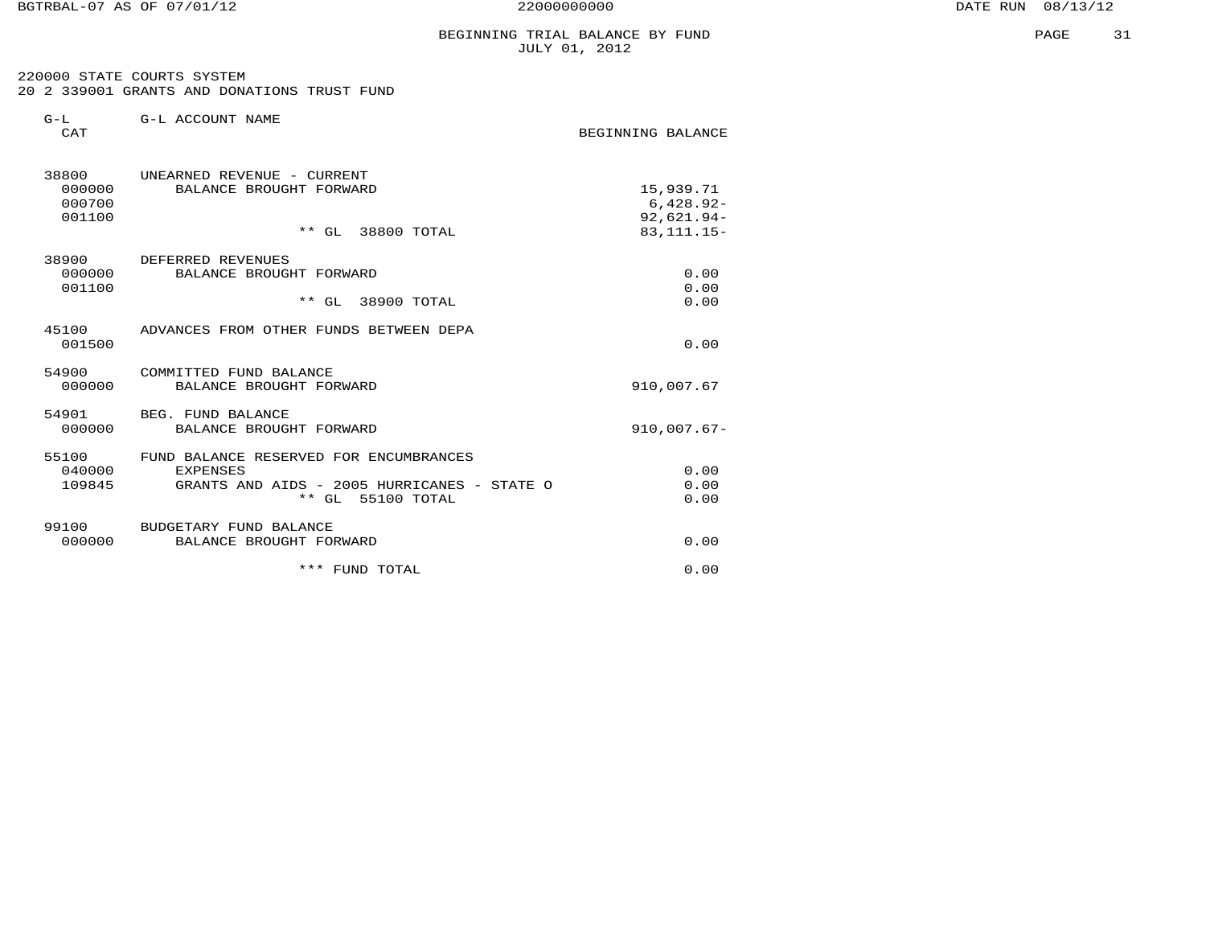# BEGINNING TRIAL BALANCE BY FUND
JULY 01, 2012

220000 STATE COURTS SYSTEM
20 2 339001 GRANTS AND DONATIONS TRUST FUND

| G-L CAT | G-L ACCOUNT NAME | BEGINNING BALANCE |
|---|---|---|
| 38800 | UNEARNED REVENUE - CURRENT | |
| 000000 | BALANCE BROUGHT FORWARD | 15,939.71 |
| 000700 | | 6,428.92- |
| 001100 | | 92,621.94- |
| | ** GL 38800 TOTAL | 83,111.15- |
| 38900 | DEFERRED REVENUES | |
| 000000 | BALANCE BROUGHT FORWARD | 0.00 |
| 001100 | | 0.00 |
| | ** GL 38900 TOTAL | 0.00 |
| 45100 | ADVANCES FROM OTHER FUNDS BETWEEN DEPA | |
| 001500 | | 0.00 |
| 54900 | COMMITTED FUND BALANCE | |
| 000000 | BALANCE BROUGHT FORWARD | 910,007.67 |
| 54901 | BEG. FUND BALANCE | |
| 000000 | BALANCE BROUGHT FORWARD | 910,007.67- |
| 55100 | FUND BALANCE RESERVED FOR ENCUMBRANCES | |
| 040000 | EXPENSES | 0.00 |
| 109845 | GRANTS AND AIDS - 2005 HURRICANES - STATE O | 0.00 |
| | ** GL 55100 TOTAL | 0.00 |
| 99100 | BUDGETARY FUND BALANCE | |
| 000000 | BALANCE BROUGHT FORWARD | 0.00 |
| | *** FUND TOTAL | 0.00 |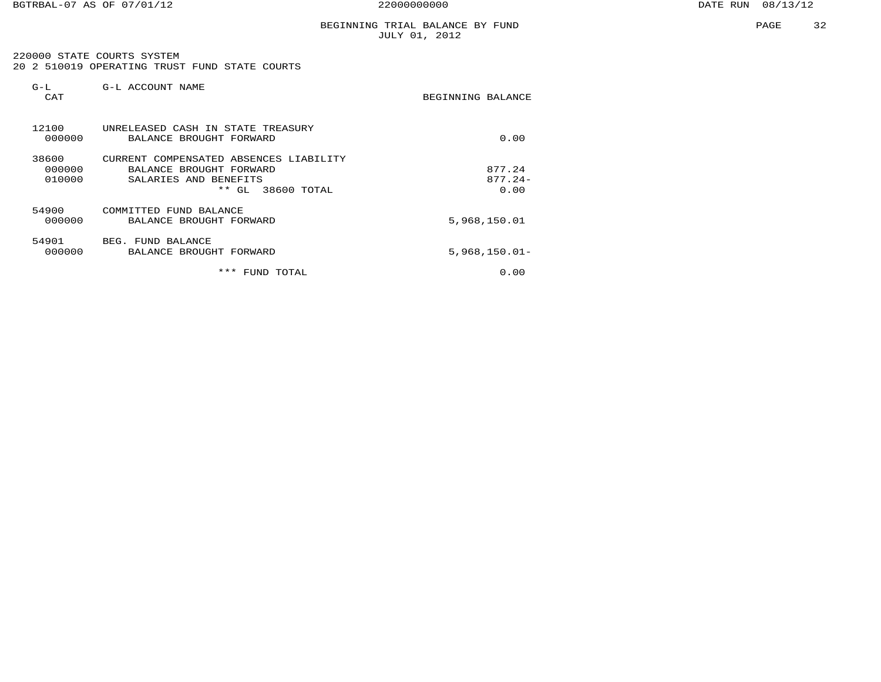# BEGINNING TRIAL BALANCE BY FUND
## JULY 01, 2012

220000 STATE COURTS SYSTEM
20 2 510019 OPERATING TRUST FUND STATE COURTS

| G-L CAT | G-L ACCOUNT NAME | BEGINNING BALANCE |
|---|---|---|
| 12100 | UNRELEASED CASH IN STATE TREASURY | |
| 000000 | BALANCE BROUGHT FORWARD | 0.00 |
| 38600 | CURRENT COMPENSATED ABSENCES LIABILITY | |
| 000000 | BALANCE BROUGHT FORWARD | 877.24 |
| 010000 | SALARIES AND BENEFITS | 877.24- |
| | ** GL 38600 TOTAL | 0.00 |
| 54900 | COMMITTED FUND BALANCE | |
| 000000 | BALANCE BROUGHT FORWARD | 5,968,150.01 |
| 54901 | BEG. FUND BALANCE | |
| 000000 | BALANCE BROUGHT FORWARD | 5,968,150.01- |
| | *** FUND TOTAL | 0.00 |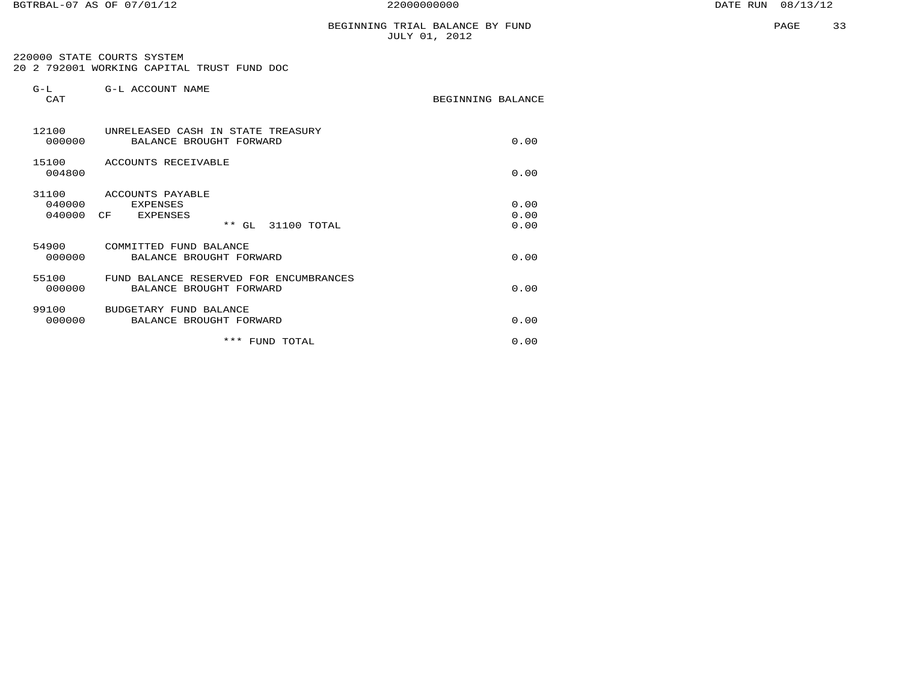# BEGINNING TRIAL BALANCE BY FUND
JULY 01, 2012

220000 STATE COURTS SYSTEM
20 2 792001 WORKING CAPITAL TRUST FUND DOC

| G-L CAT | G-L ACCOUNT NAME | BEGINNING BALANCE |
|---|---|---|
| 12100 | UNRELEASED CASH IN STATE TREASURY | |
| 000000 | BALANCE BROUGHT FORWARD | 0.00 |
| 15100 | ACCOUNTS RECEIVABLE | |
| 004800 | | 0.00 |
| 31100 | ACCOUNTS PAYABLE | |
| 040000 | EXPENSES | 0.00 |
| 040000 CF | EXPENSES | 0.00 |
| | ** GL 31100 TOTAL | 0.00 |
| 54900 | COMMITTED FUND BALANCE | |
| 000000 | BALANCE BROUGHT FORWARD | 0.00 |
| 55100 | FUND BALANCE RESERVED FOR ENCUMBRANCES | |
| 000000 | BALANCE BROUGHT FORWARD | 0.00 |
| 99100 | BUDGETARY FUND BALANCE | |
| 000000 | BALANCE BROUGHT FORWARD | 0.00 |
| | *** FUND TOTAL | 0.00 |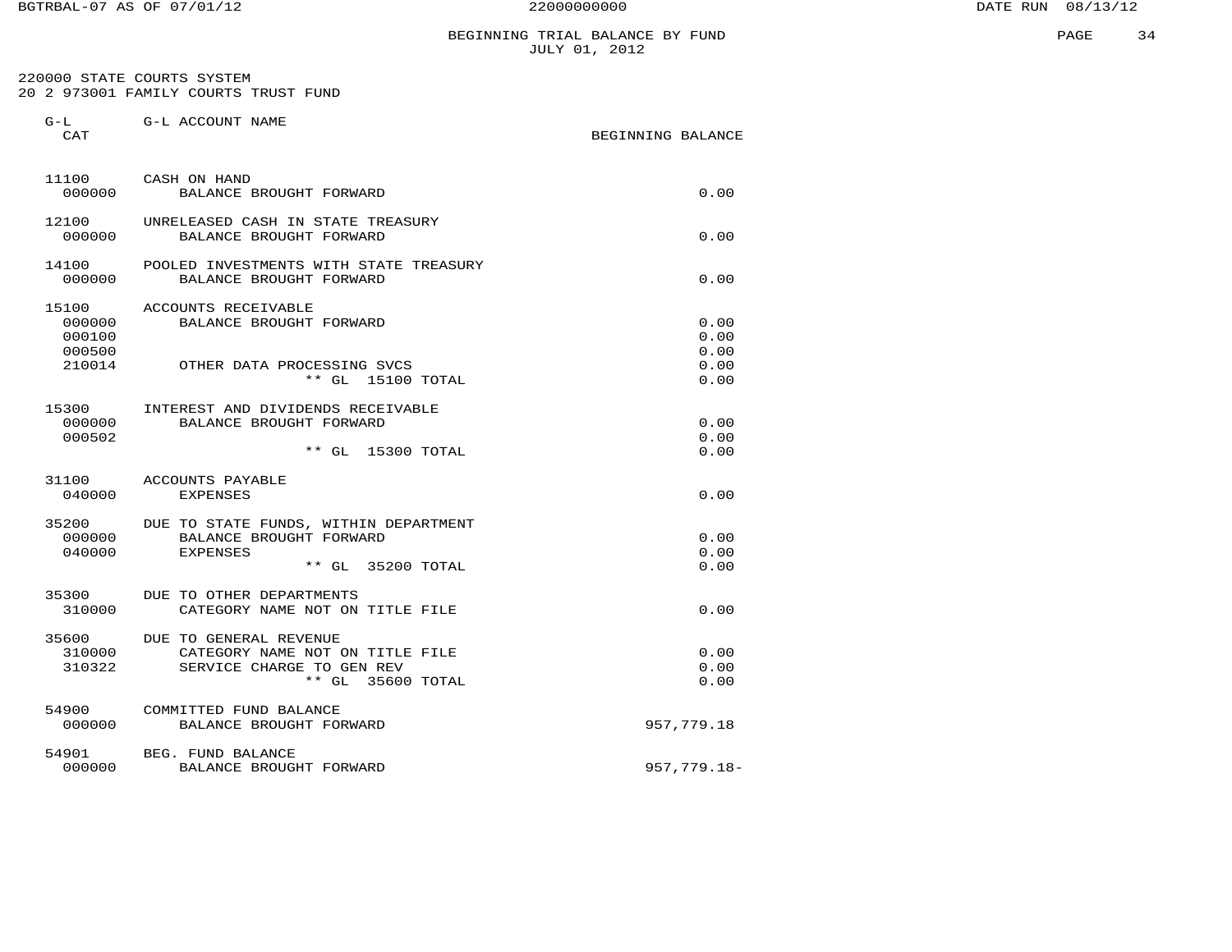# BEGINNING TRIAL BALANCE BY FUND
JULY 01, 2012

220000 STATE COURTS SYSTEM
20 2 973001 FAMILY COURTS TRUST FUND

| G-L CAT | G-L ACCOUNT NAME | BEGINNING BALANCE |
|---|---|---|
| 11100 | CASH ON HAND | |
| 000000 | BALANCE BROUGHT FORWARD | 0.00 |
| 12100 | UNRELEASED CASH IN STATE TREASURY | |
| 000000 | BALANCE BROUGHT FORWARD | 0.00 |
| 14100 | POOLED INVESTMENTS WITH STATE TREASURY | |
| 000000 | BALANCE BROUGHT FORWARD | 0.00 |
| 15100 | ACCOUNTS RECEIVABLE | |
| 000000 | BALANCE BROUGHT FORWARD | 0.00 |
| 000100 | | 0.00 |
| 000500 | | 0.00 |
| 210014 | OTHER DATA PROCESSING SVCS | 0.00 |
| | ** GL 15100 TOTAL | 0.00 |
| 15300 | INTEREST AND DIVIDENDS RECEIVABLE | |
| 000000 | BALANCE BROUGHT FORWARD | 0.00 |
| 000502 | | 0.00 |
| | ** GL 15300 TOTAL | 0.00 |
| 31100 | ACCOUNTS PAYABLE | |
| 040000 | EXPENSES | 0.00 |
| 35200 | DUE TO STATE FUNDS, WITHIN DEPARTMENT | |
| 000000 | BALANCE BROUGHT FORWARD | 0.00 |
| 040000 | EXPENSES | 0.00 |
| | ** GL 35200 TOTAL | 0.00 |
| 35300 | DUE TO OTHER DEPARTMENTS | |
| 310000 | CATEGORY NAME NOT ON TITLE FILE | 0.00 |
| 35600 | DUE TO GENERAL REVENUE | |
| 310000 | CATEGORY NAME NOT ON TITLE FILE | 0.00 |
| 310322 | SERVICE CHARGE TO GEN REV | 0.00 |
| | ** GL 35600 TOTAL | 0.00 |
| 54900 | COMMITTED FUND BALANCE | |
| 000000 | BALANCE BROUGHT FORWARD | 957,779.18 |
| 54901 | BEG. FUND BALANCE | |
| 000000 | BALANCE BROUGHT FORWARD | 957,779.18- |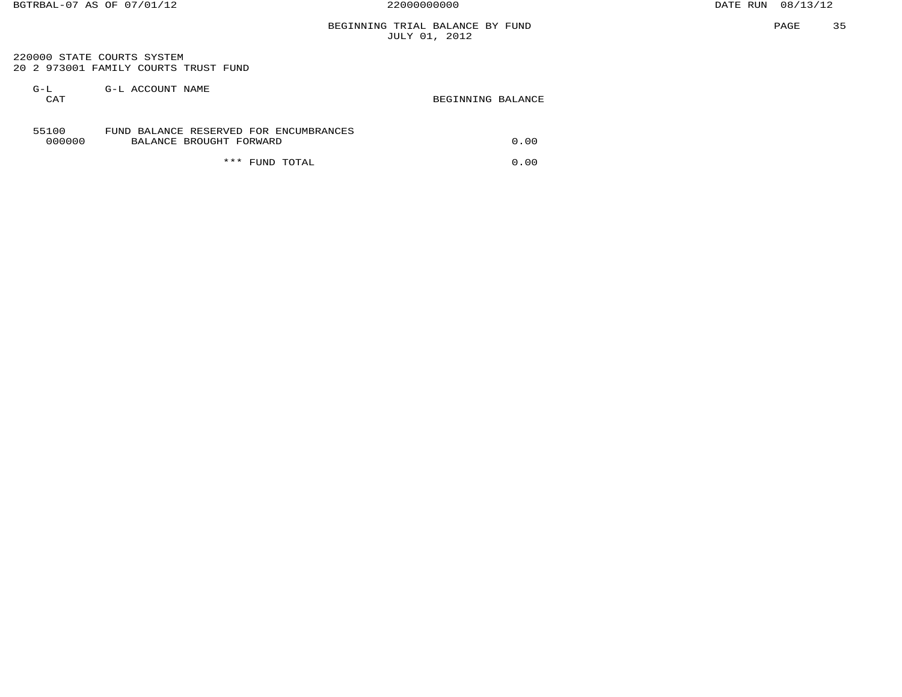BGTRBAL-07 AS OF 07/01/12 — 22000000000 — DATE RUN 08/13/12

# BEGINNING TRIAL BALANCE BY FUND
JULY 01, 2012

220000 STATE COURTS SYSTEM
20 2 973001 FAMILY COURTS TRUST FUND

| G-L<br>CAT | G-L ACCOUNT NAME | BEGINNING BALANCE |
|---|---|---|
| 55100 | FUND BALANCE RESERVED FOR ENCUMBRANCES | |
| 000000 | BALANCE BROUGHT FORWARD | 0.00 |
| | *** FUND TOTAL | 0.00 |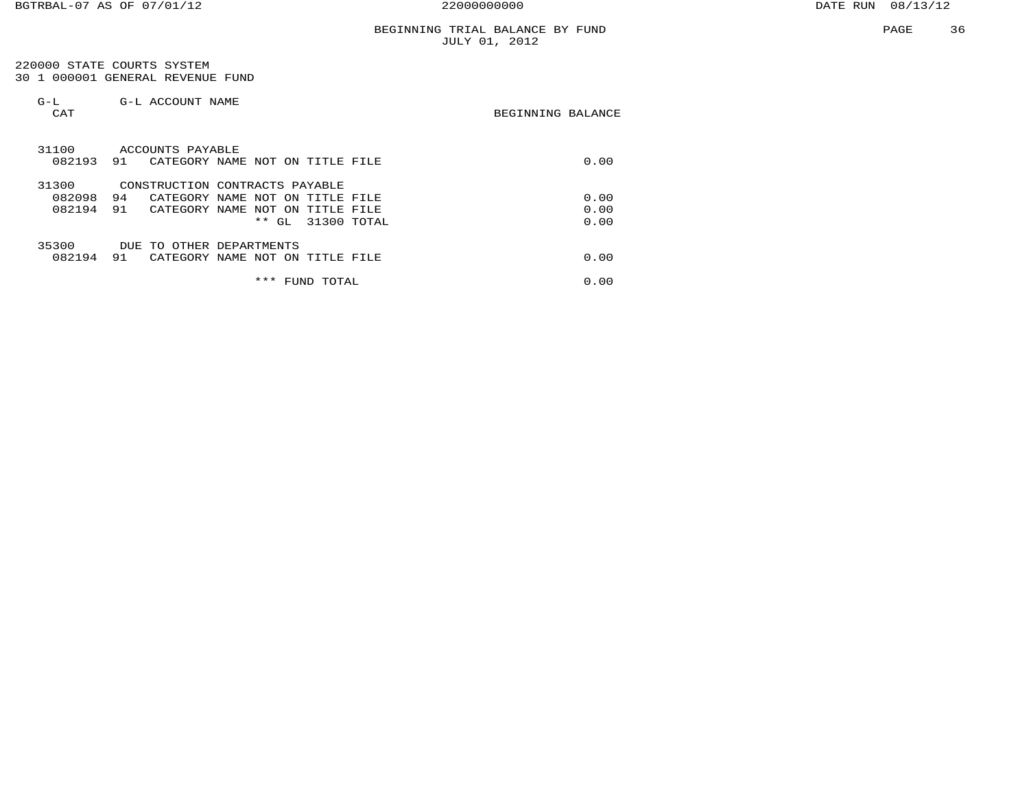# BEGINNING TRIAL BALANCE BY FUND
JULY 01, 2012

220000 STATE COURTS SYSTEM
30 1 000001 GENERAL REVENUE FUND

| G-L | CAT | G-L ACCOUNT NAME | BEGINNING BALANCE |
|---|---|---|---|
| 31100 | | ACCOUNTS PAYABLE | |
| 082193 | 91 | CATEGORY NAME NOT ON TITLE FILE | 0.00 |
| 31300 | | CONSTRUCTION CONTRACTS PAYABLE | |
| 082098 | 94 | CATEGORY NAME NOT ON TITLE FILE | 0.00 |
| 082194 | 91 | CATEGORY NAME NOT ON TITLE FILE | 0.00 |
| | | ** GL 31300 TOTAL | 0.00 |
| 35300 | | DUE TO OTHER DEPARTMENTS | |
| 082194 | 91 | CATEGORY NAME NOT ON TITLE FILE | 0.00 |
| | | *** FUND TOTAL | 0.00 |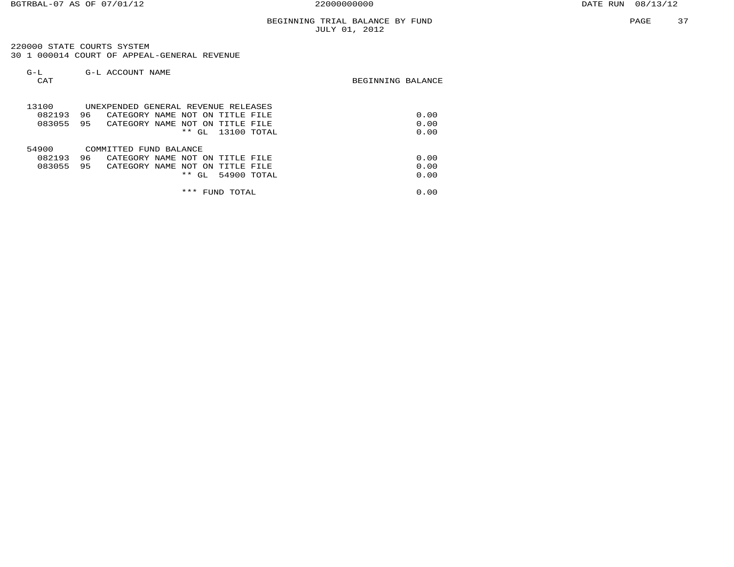# BEGINNING TRIAL BALANCE BY FUND
## JULY 01, 2012

220000 STATE COURTS SYSTEM
30 1 000014 COURT OF APPEAL-GENERAL REVENUE

| G-L CAT | | G-L ACCOUNT NAME | BEGINNING BALANCE |
|---|---|---|---|
| 13100 | | UNEXPENDED GENERAL REVENUE RELEASES | |
| 082193 | 96 | CATEGORY NAME NOT ON TITLE FILE | 0.00 |
| 083055 | 95 | CATEGORY NAME NOT ON TITLE FILE | 0.00 |
| | | ** GL 13100 TOTAL | 0.00 |
| 54900 | | COMMITTED FUND BALANCE | |
| 082193 | 96 | CATEGORY NAME NOT ON TITLE FILE | 0.00 |
| 083055 | 95 | CATEGORY NAME NOT ON TITLE FILE | 0.00 |
| | | ** GL 54900 TOTAL | 0.00 |
| | | *** FUND TOTAL | 0.00 |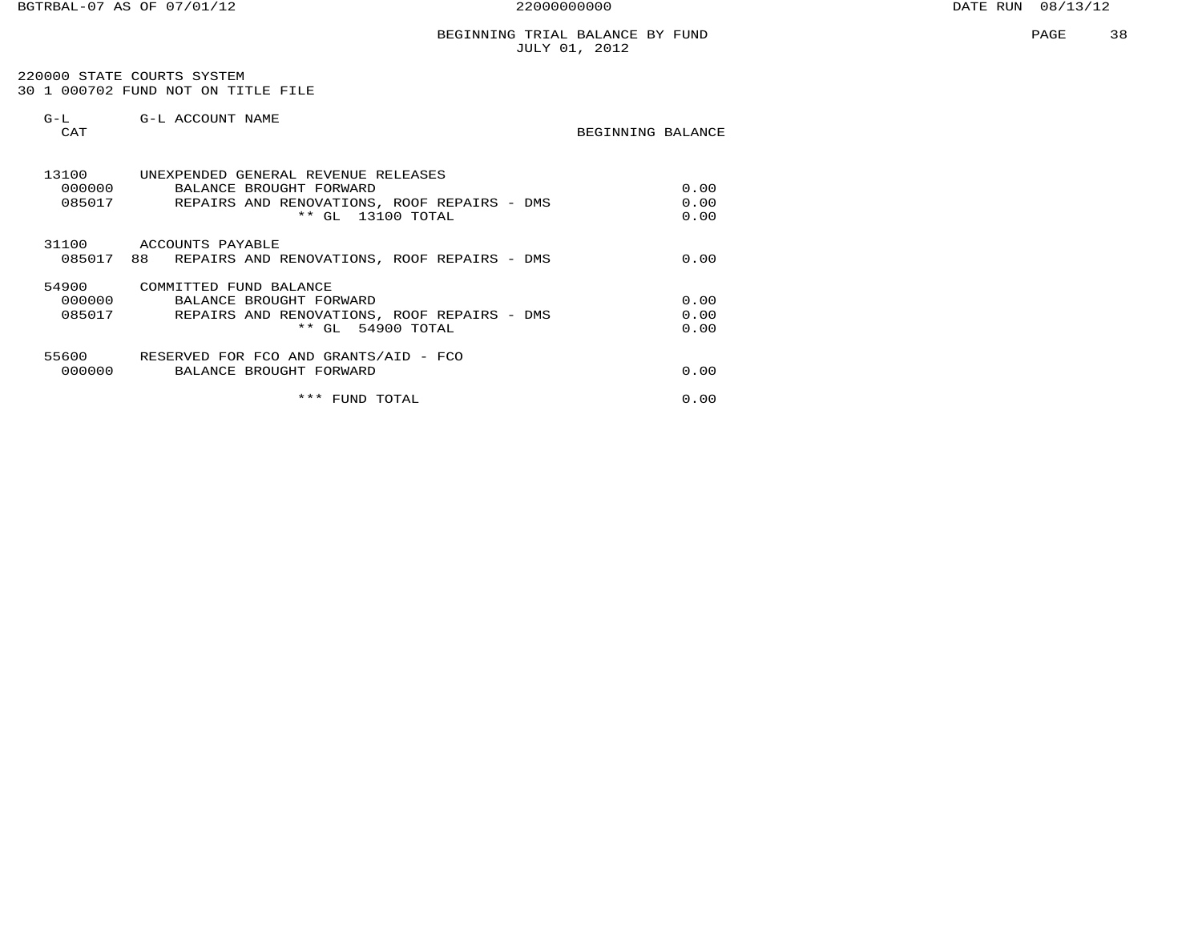BGTRBAL-07 AS OF 07/01/12 — 22000000000 — DATE RUN 08/13/12

# BEGINNING TRIAL BALANCE BY FUND
## JULY 01, 2012

220000 STATE COURTS SYSTEM
30 1 000702 FUND NOT ON TITLE FILE

| G-L CAT | | G-L ACCOUNT NAME | BEGINNING BALANCE |
|---|---|---|---|
| 13100 | | UNEXPENDED GENERAL REVENUE RELEASES | |
| 000000 | | BALANCE BROUGHT FORWARD | 0.00 |
| 085017 | | REPAIRS AND RENOVATIONS, ROOF REPAIRS - DMS | 0.00 |
| | | ** GL 13100 TOTAL | 0.00 |
| 31100 | | ACCOUNTS PAYABLE | |
| 085017 | 88 | REPAIRS AND RENOVATIONS, ROOF REPAIRS - DMS | 0.00 |
| 54900 | | COMMITTED FUND BALANCE | |
| 000000 | | BALANCE BROUGHT FORWARD | 0.00 |
| 085017 | | REPAIRS AND RENOVATIONS, ROOF REPAIRS - DMS | 0.00 |
| | | ** GL 54900 TOTAL | 0.00 |
| 55600 | | RESERVED FOR FCO AND GRANTS/AID - FCO | |
| 000000 | | BALANCE BROUGHT FORWARD | 0.00 |
| | | *** FUND TOTAL | 0.00 |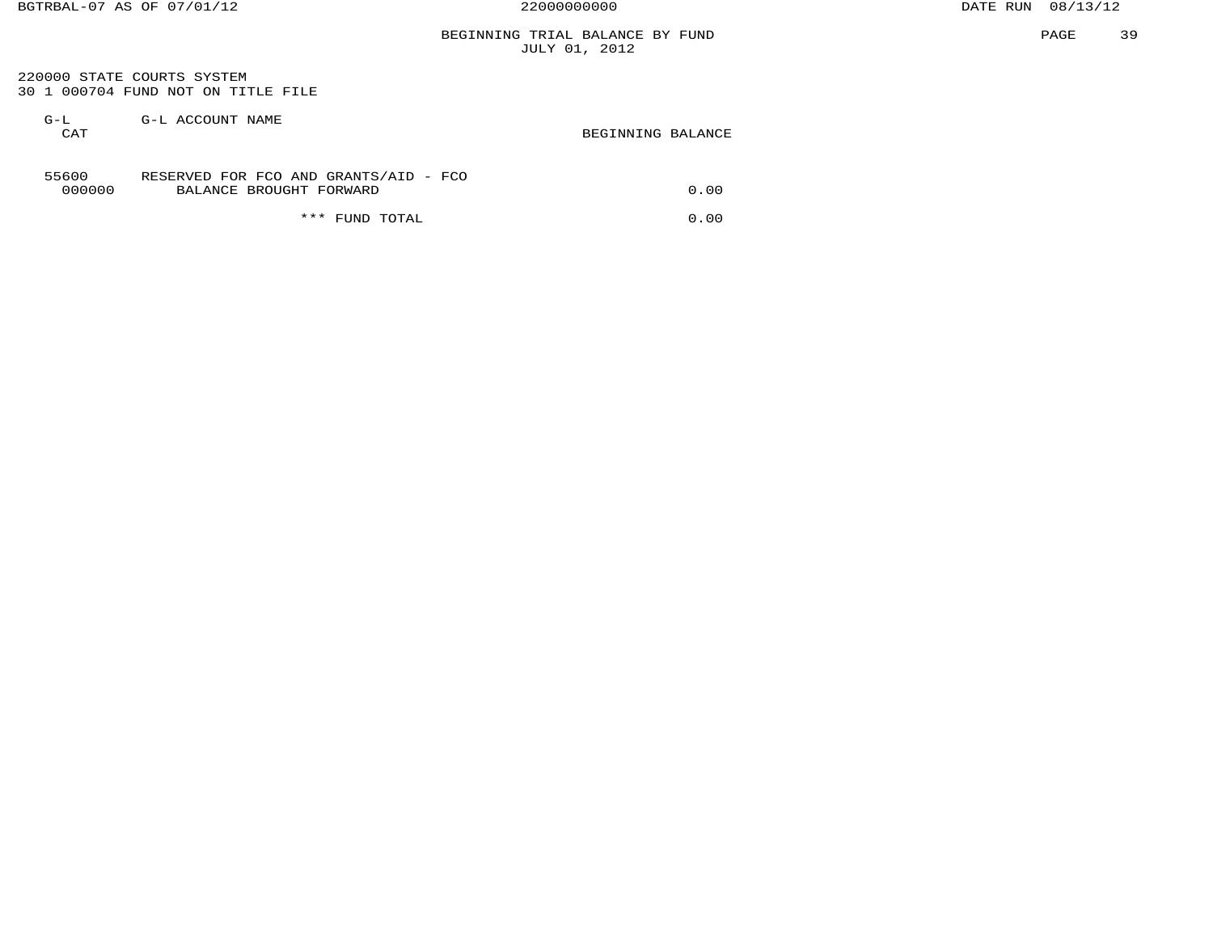BEGINNING TRIAL BALANCE BY FUND
JULY 01, 2012

220000 STATE COURTS SYSTEM
30 1 000704 FUND NOT ON TITLE FILE

| G-L CAT | G-L ACCOUNT NAME | BEGINNING BALANCE |
|---|---|---|
| 55600 | RESERVED FOR FCO AND GRANTS/AID - FCO | |
| 000000 | BALANCE BROUGHT FORWARD | 0.00 |
| | *** FUND TOTAL | 0.00 |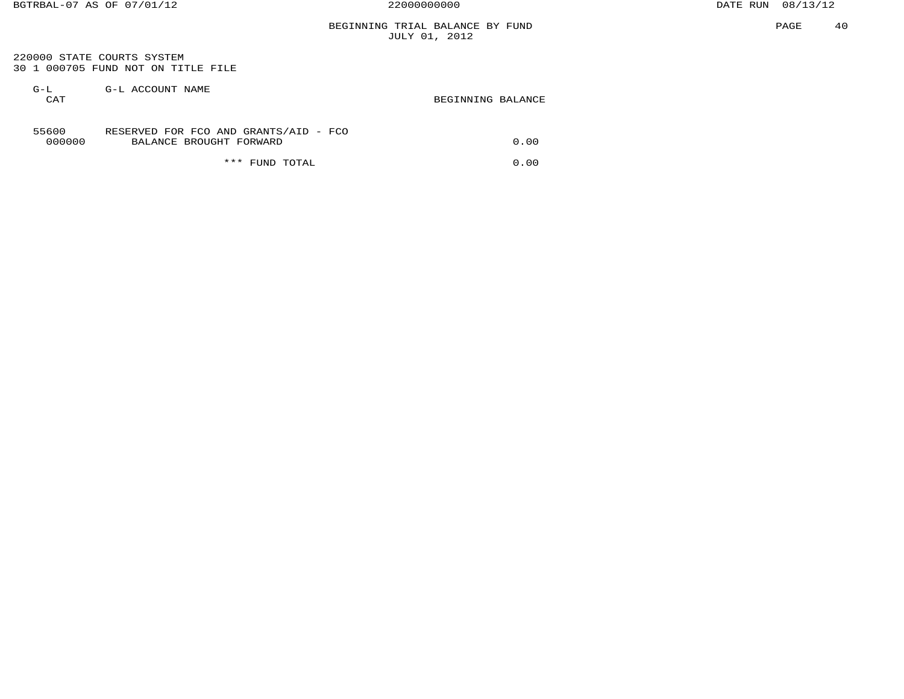# BEGINNING TRIAL BALANCE BY FUND
JULY 01, 2012

220000 STATE COURTS SYSTEM
30 1 000705 FUND NOT ON TITLE FILE

| G-L CAT | G-L ACCOUNT NAME | BEGINNING BALANCE |
|---|---|---|
| 55600 | RESERVED FOR FCO AND GRANTS/AID - FCO | |
| 000000 | BALANCE BROUGHT FORWARD | 0.00 |
| | *** FUND TOTAL | 0.00 |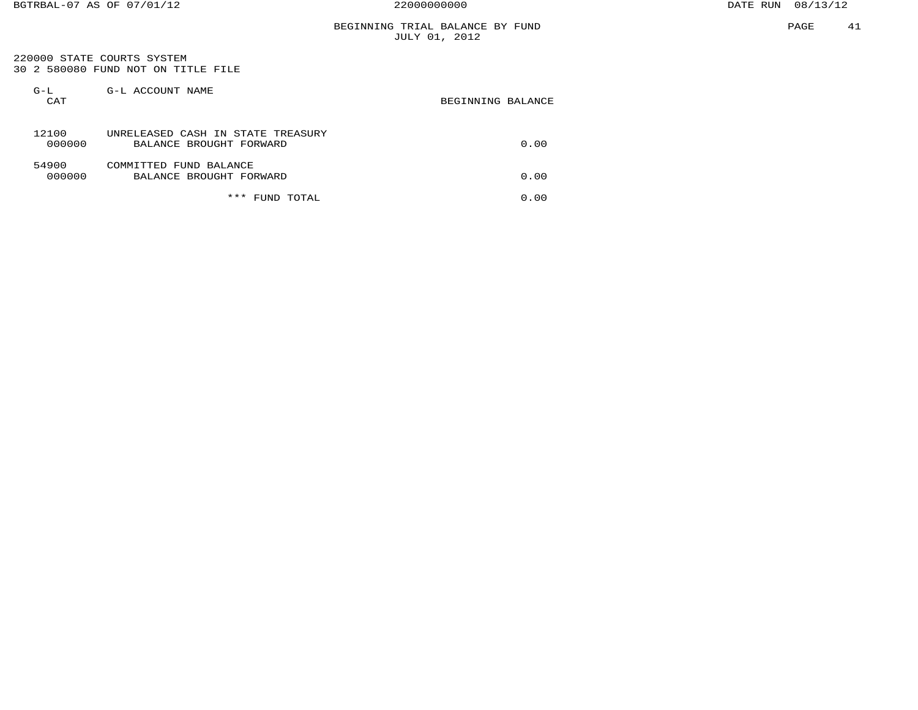## BEGINNING TRIAL BALANCE BY FUND
### JULY 01, 2012

220000 STATE COURTS SYSTEM
30 2 580080 FUND NOT ON TITLE FILE

| G-L CAT | G-L ACCOUNT NAME | BEGINNING BALANCE |
|---|---|---|
| 12100 | UNRELEASED CASH IN STATE TREASURY | |
| 000000 | BALANCE BROUGHT FORWARD | 0.00 |
| 54900 | COMMITTED FUND BALANCE | |
| 000000 | BALANCE BROUGHT FORWARD | 0.00 |
| | *** FUND TOTAL | 0.00 |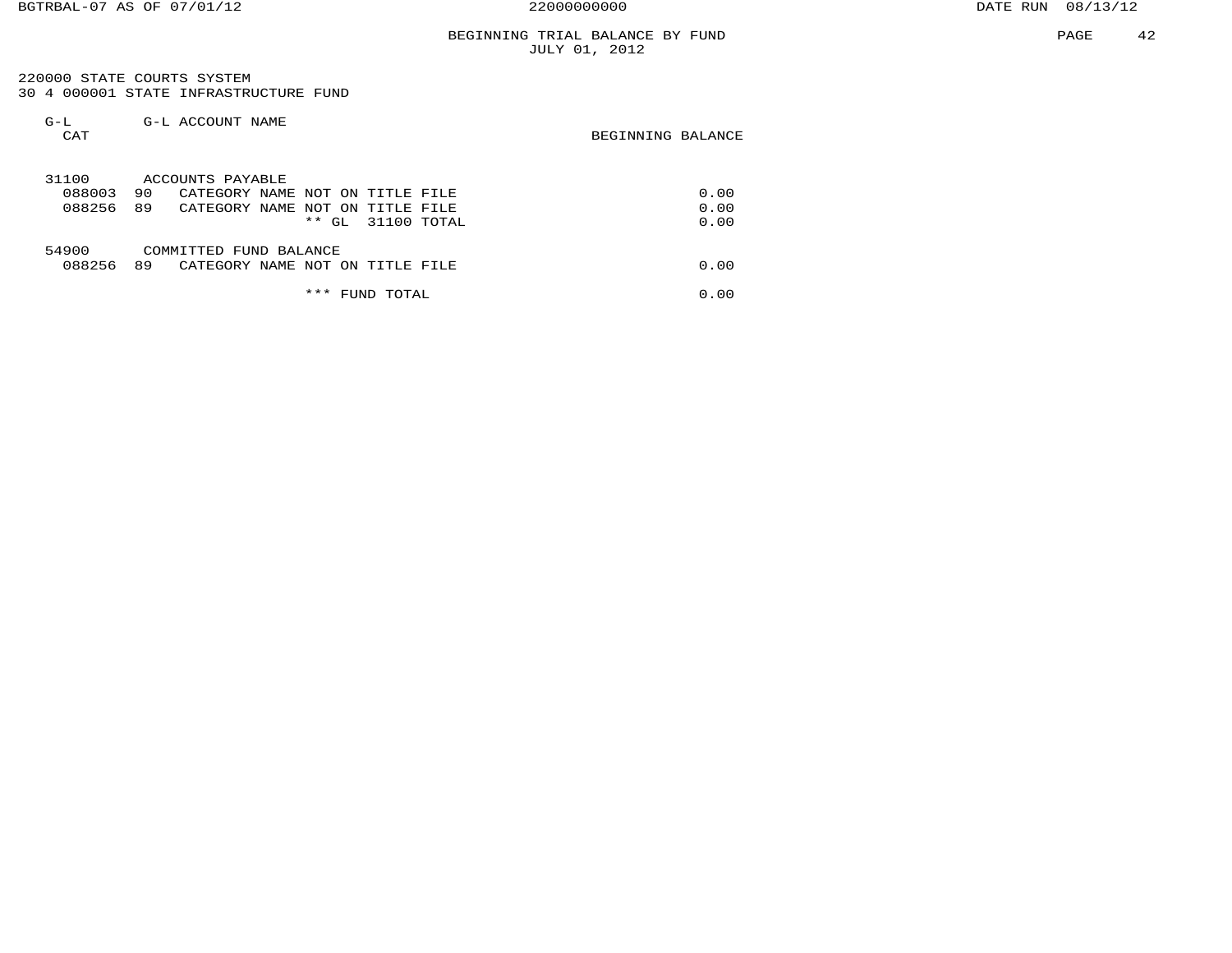# BEGINNING TRIAL BALANCE BY FUND
## JULY 01, 2012

220000 STATE COURTS SYSTEM
30 4 000001 STATE INFRASTRUCTURE FUND

| G-L CAT | | G-L ACCOUNT NAME | BEGINNING BALANCE |
|---|---|---|---|
| 31100 | | ACCOUNTS PAYABLE | |
| 088003 | 90 | CATEGORY NAME NOT ON TITLE FILE | 0.00 |
| 088256 | 89 | CATEGORY NAME NOT ON TITLE FILE | 0.00 |
| | | ** GL 31100 TOTAL | 0.00 |
| 54900 | | COMMITTED FUND BALANCE | |
| 088256 | 89 | CATEGORY NAME NOT ON TITLE FILE | 0.00 |
| | | *** FUND TOTAL | 0.00 |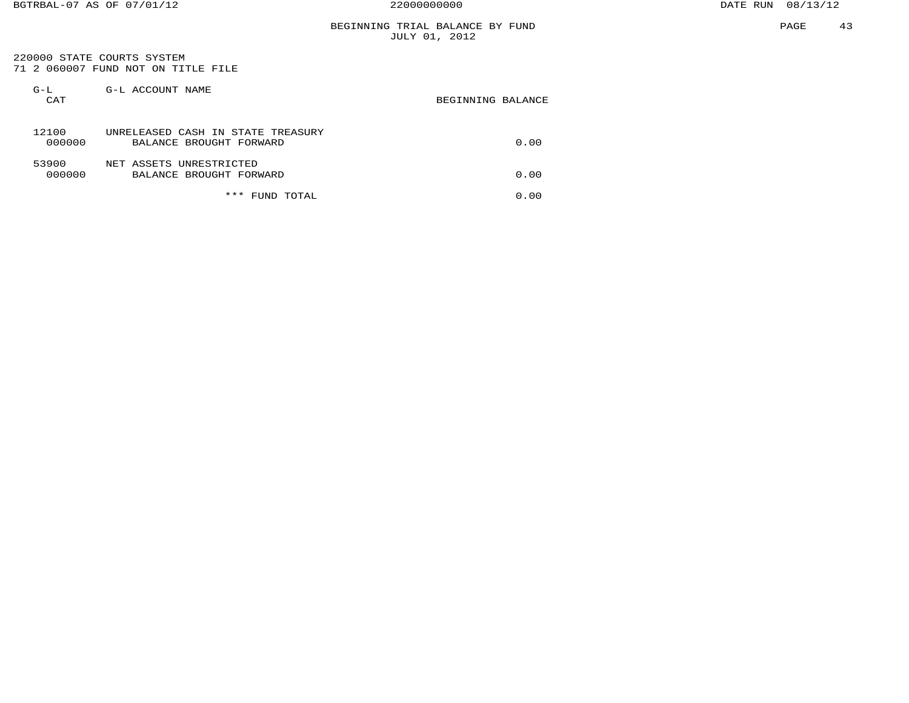# BEGINNING TRIAL BALANCE BY FUND

JULY 01, 2012

220000 STATE COURTS SYSTEM

71 2 060007 FUND NOT ON TITLE FILE

| G-L CAT | G-L ACCOUNT NAME | BEGINNING BALANCE |
|---|---|---|
| 12100 | UNRELEASED CASH IN STATE TREASURY | |
| 000000 | BALANCE BROUGHT FORWARD | 0.00 |
| 53900 | NET ASSETS UNRESTRICTED | |
| 000000 | BALANCE BROUGHT FORWARD | 0.00 |
| | *** FUND TOTAL | 0.00 |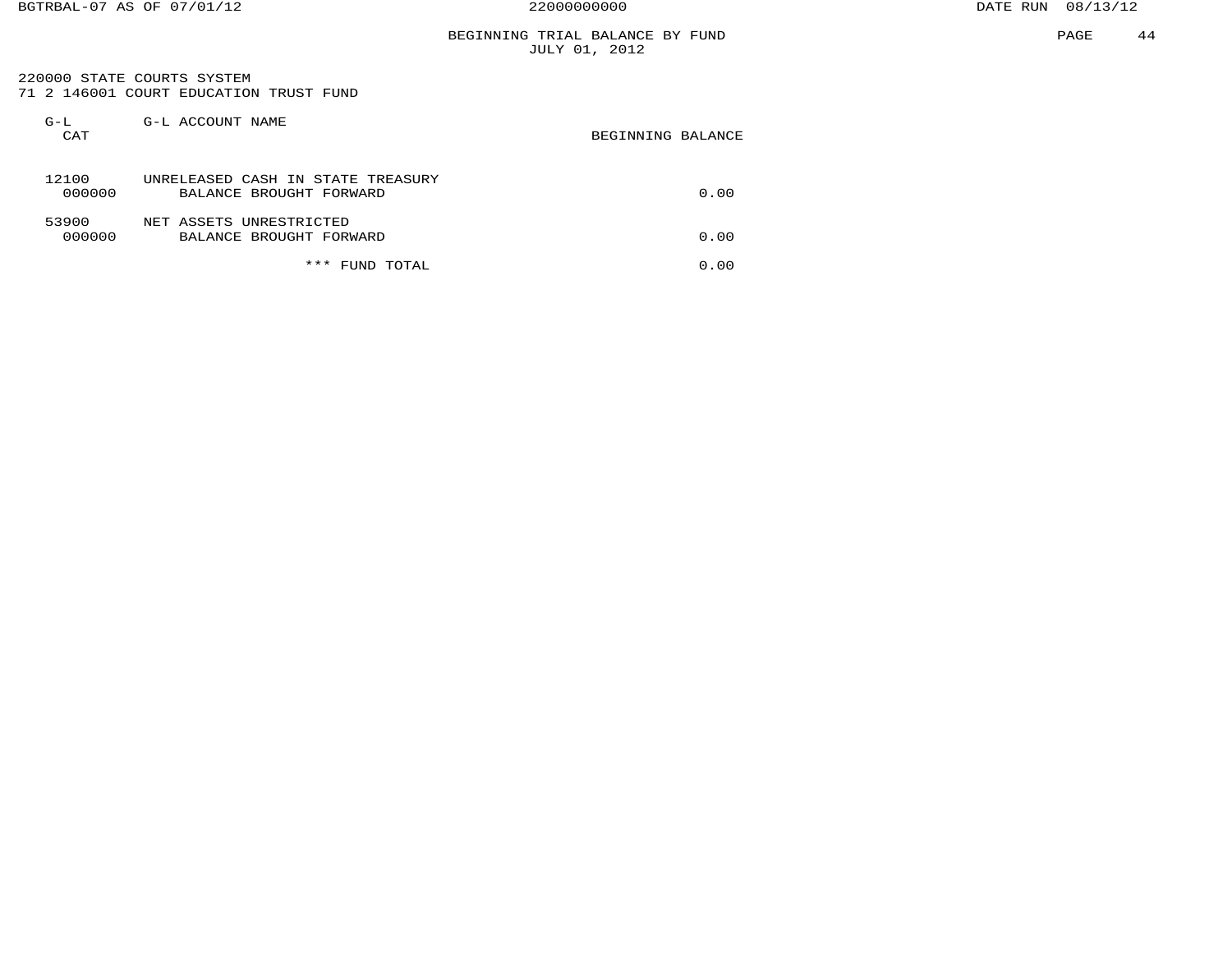# BEGINNING TRIAL BALANCE BY FUND
JULY 01, 2012

220000 STATE COURTS SYSTEM
71 2 146001 COURT EDUCATION TRUST FUND

| G-L CAT | G-L ACCOUNT NAME | BEGINNING BALANCE |
|---|---|---|
| 12100 | UNRELEASED CASH IN STATE TREASURY | |
| 000000 | BALANCE BROUGHT FORWARD | 0.00 |
| 53900 | NET ASSETS UNRESTRICTED | |
| 000000 | BALANCE BROUGHT FORWARD | 0.00 |
| | *** FUND TOTAL | 0.00 |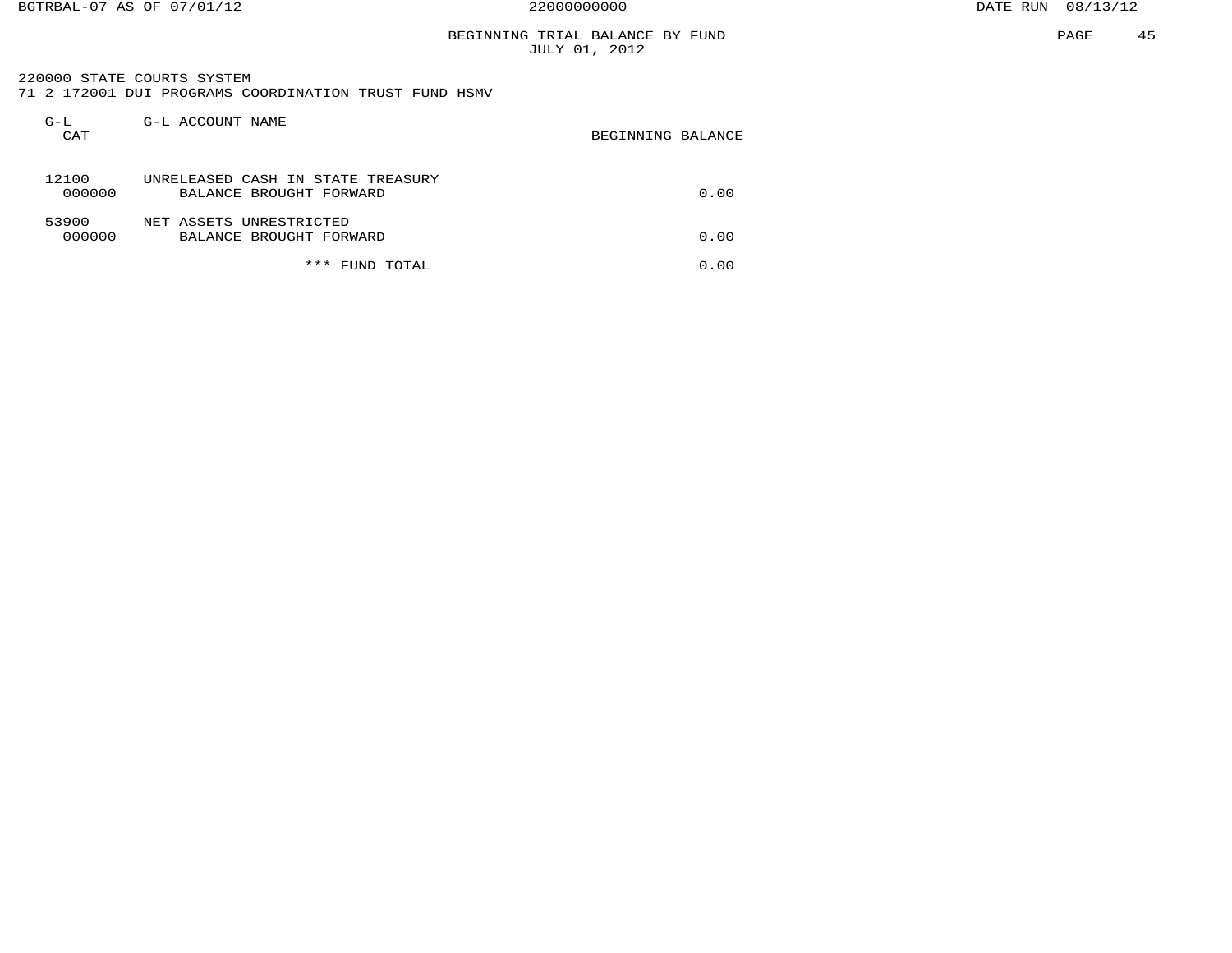# BEGINNING TRIAL BALANCE BY FUND
## JULY 01, 2012

220000 STATE COURTS SYSTEM
71 2 172001 DUI PROGRAMS COORDINATION TRUST FUND HSMV

| G-L CAT | G-L ACCOUNT NAME | BEGINNING BALANCE |
|---|---|---|
| 12100 | UNRELEASED CASH IN STATE TREASURY | |
| 000000 | BALANCE BROUGHT FORWARD | 0.00 |
| 53900 | NET ASSETS UNRESTRICTED | |
| 000000 | BALANCE BROUGHT FORWARD | 0.00 |
| | *** FUND TOTAL | 0.00 |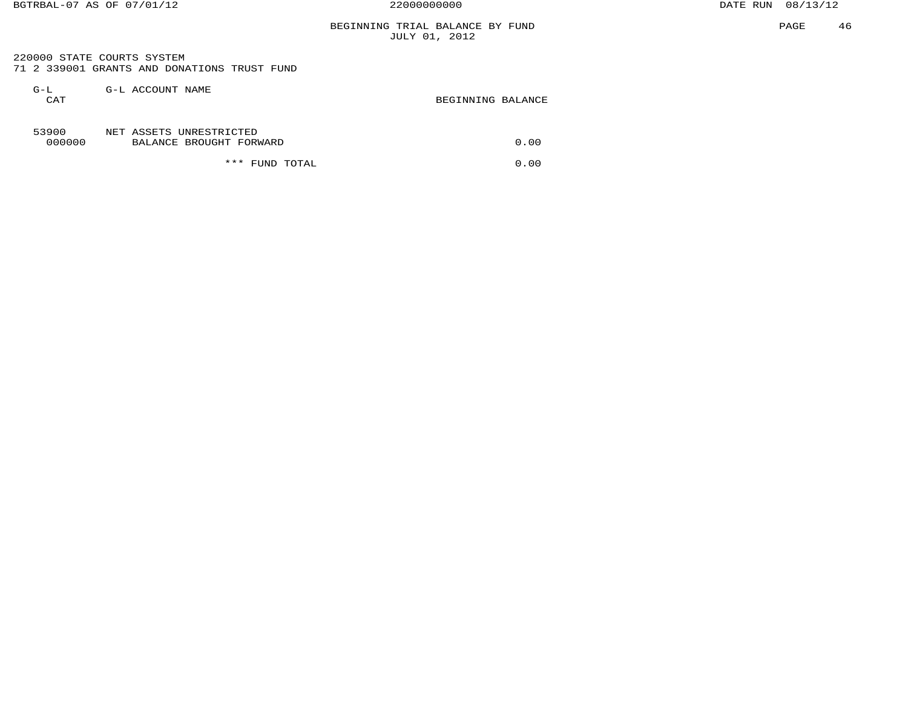BGTRBAL-07 AS OF 07/01/12 — 22000000000 — DATE RUN 08/13/12

# BEGINNING TRIAL BALANCE BY FUND
## JULY 01, 2012

220000 STATE COURTS SYSTEM
71 2 339001 GRANTS AND DONATIONS TRUST FUND

| G-L CAT | G-L ACCOUNT NAME | BEGINNING BALANCE |
| --- | --- | --- |
| 53900 | NET ASSETS UNRESTRICTED | |
| 000000 | BALANCE BROUGHT FORWARD | 0.00 |
| | *** FUND TOTAL | 0.00 |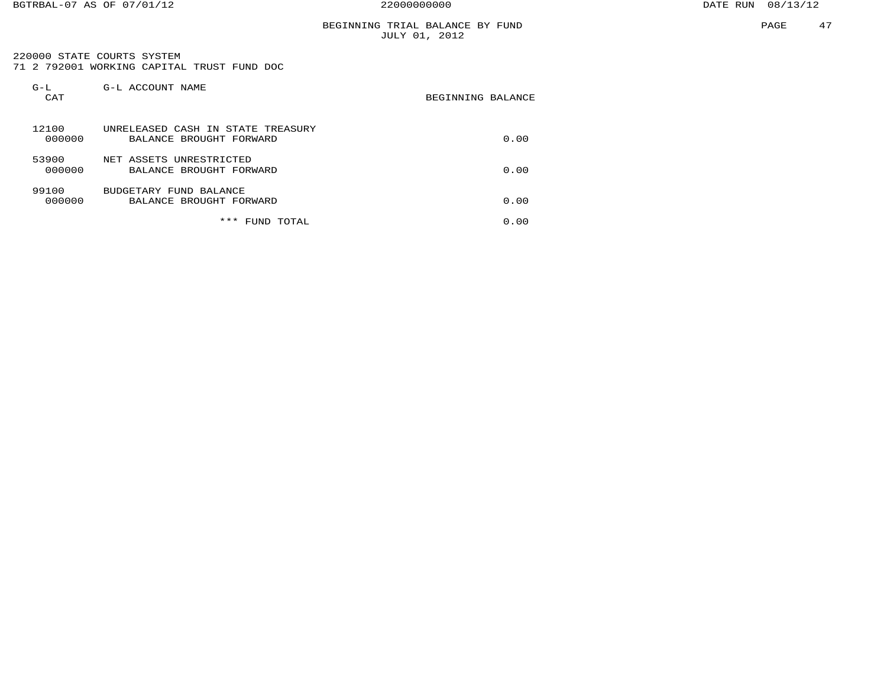# BEGINNING TRIAL BALANCE BY FUND
JULY 01, 2012

220000 STATE COURTS SYSTEM
71 2 792001 WORKING CAPITAL TRUST FUND DOC

| G-L CAT | G-L ACCOUNT NAME | BEGINNING BALANCE |
|---|---|---|
| 12100 | UNRELEASED CASH IN STATE TREASURY | |
| 000000 | BALANCE BROUGHT FORWARD | 0.00 |
| 53900 | NET ASSETS UNRESTRICTED | |
| 000000 | BALANCE BROUGHT FORWARD | 0.00 |
| 99100 | BUDGETARY FUND BALANCE | |
| 000000 | BALANCE BROUGHT FORWARD | 0.00 |
| | *** FUND TOTAL | 0.00 |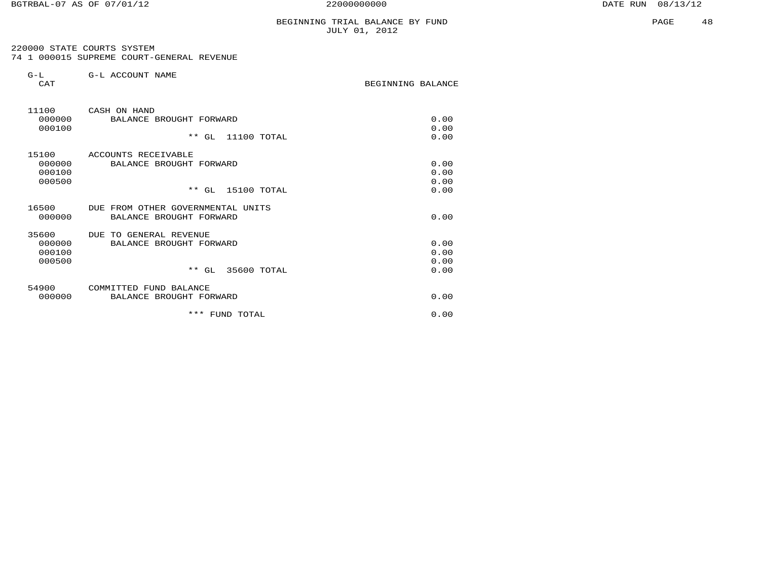BGTRBAL-07 AS OF 07/01/12 &nbsp;&nbsp;&nbsp;&nbsp; 22000000000 &nbsp;&nbsp;&nbsp;&nbsp; DATE RUN 08/13/12

# BEGINNING TRIAL BALANCE BY FUND
## JULY 01, 2012

220000 STATE COURTS SYSTEM
74 1 000015 SUPREME COURT-GENERAL REVENUE

| G-L CAT | G-L ACCOUNT NAME | BEGINNING BALANCE |
|---|---|---|
| 11100 | CASH ON HAND | |
| 000000 | BALANCE BROUGHT FORWARD | 0.00 |
| 000100 | | 0.00 |
| | ** GL 11100 TOTAL | 0.00 |
| 15100 | ACCOUNTS RECEIVABLE | |
| 000000 | BALANCE BROUGHT FORWARD | 0.00 |
| 000100 | | 0.00 |
| 000500 | | 0.00 |
| | ** GL 15100 TOTAL | 0.00 |
| 16500 | DUE FROM OTHER GOVERNMENTAL UNITS | |
| 000000 | BALANCE BROUGHT FORWARD | 0.00 |
| 35600 | DUE TO GENERAL REVENUE | |
| 000000 | BALANCE BROUGHT FORWARD | 0.00 |
| 000100 | | 0.00 |
| 000500 | | 0.00 |
| | ** GL 35600 TOTAL | 0.00 |
| 54900 | COMMITTED FUND BALANCE | |
| 000000 | BALANCE BROUGHT FORWARD | 0.00 |
| | *** FUND TOTAL | 0.00 |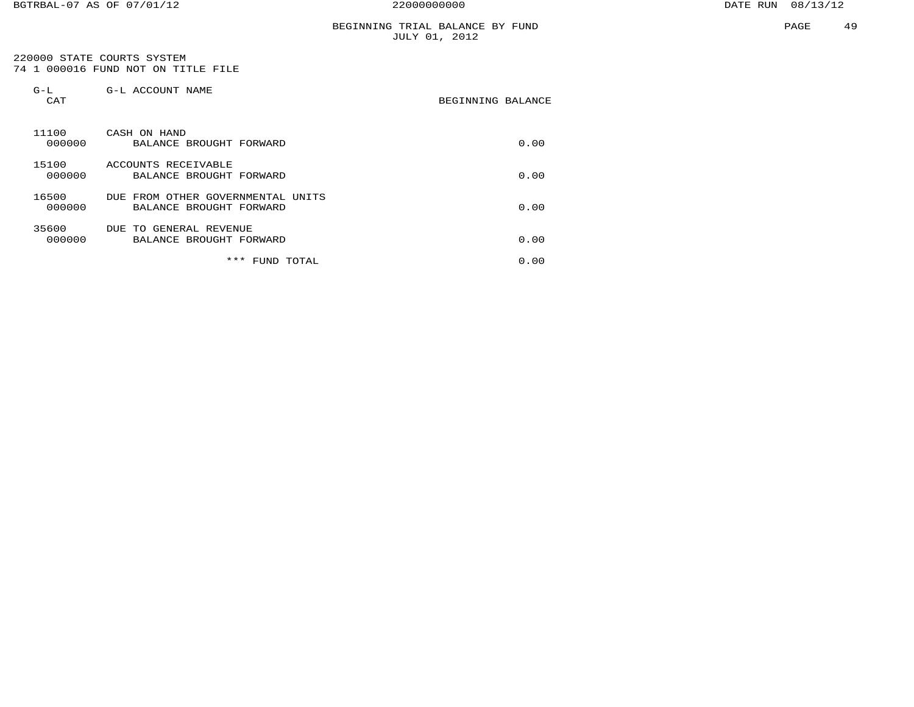BGTRBAL-07 AS OF 07/01/12 — 22000000000 — DATE RUN 08/13/12

# BEGINNING TRIAL BALANCE BY FUND
JULY 01, 2012

220000 STATE COURTS SYSTEM
74 1 000016 FUND NOT ON TITLE FILE

| G-L CAT | G-L ACCOUNT NAME | BEGINNING BALANCE |
|---|---|---|
| 11100 | CASH ON HAND | |
| 000000 | BALANCE BROUGHT FORWARD | 0.00 |
| 15100 | ACCOUNTS RECEIVABLE | |
| 000000 | BALANCE BROUGHT FORWARD | 0.00 |
| 16500 | DUE FROM OTHER GOVERNMENTAL UNITS | |
| 000000 | BALANCE BROUGHT FORWARD | 0.00 |
| 35600 | DUE TO GENERAL REVENUE | |
| 000000 | BALANCE BROUGHT FORWARD | 0.00 |
| | *** FUND TOTAL | 0.00 |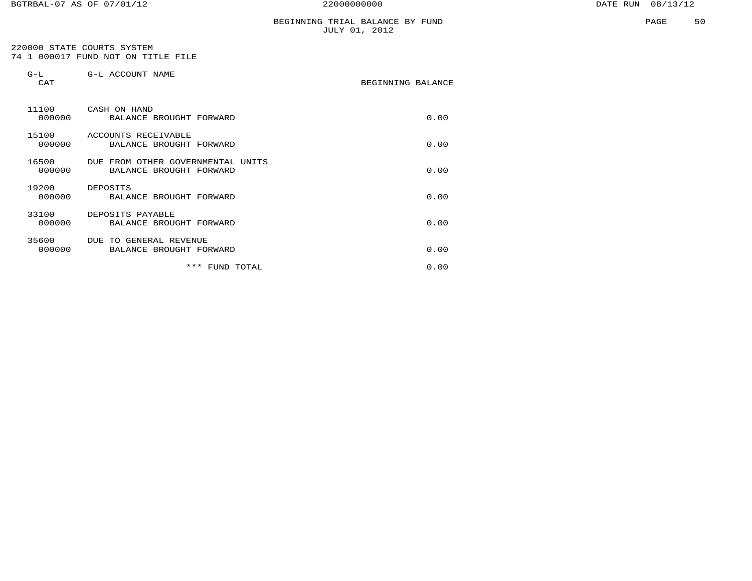BEGINNING TRIAL BALANCE BY FUND
JULY 01, 2012

220000 STATE COURTS SYSTEM
74 1 000017 FUND NOT ON TITLE FILE

| G-L CAT | G-L ACCOUNT NAME | BEGINNING BALANCE |
|---|---|---|
| 11100 | CASH ON HAND | |
| 000000 | BALANCE BROUGHT FORWARD | 0.00 |
| 15100 | ACCOUNTS RECEIVABLE | |
| 000000 | BALANCE BROUGHT FORWARD | 0.00 |
| 16500 | DUE FROM OTHER GOVERNMENTAL UNITS | |
| 000000 | BALANCE BROUGHT FORWARD | 0.00 |
| 19200 | DEPOSITS | |
| 000000 | BALANCE BROUGHT FORWARD | 0.00 |
| 33100 | DEPOSITS PAYABLE | |
| 000000 | BALANCE BROUGHT FORWARD | 0.00 |
| 35600 | DUE TO GENERAL REVENUE | |
| 000000 | BALANCE BROUGHT FORWARD | 0.00 |
| | *** FUND TOTAL | 0.00 |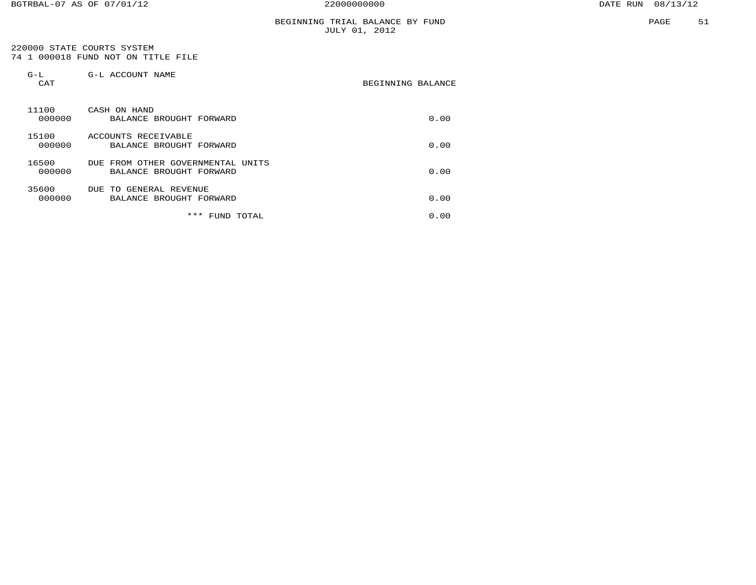# BEGINNING TRIAL BALANCE BY FUND
## JULY 01, 2012

BGTRBAL-07 AS OF 07/01/12 — 22000000000 — DATE RUN 08/13/12

220000 STATE COURTS SYSTEM
74 1 000018 FUND NOT ON TITLE FILE

| G-L CAT | G-L ACCOUNT NAME | BEGINNING BALANCE |
|---|---|---|
| 11100 | CASH ON HAND | |
| 000000 | BALANCE BROUGHT FORWARD | 0.00 |
| 15100 | ACCOUNTS RECEIVABLE | |
| 000000 | BALANCE BROUGHT FORWARD | 0.00 |
| 16500 | DUE FROM OTHER GOVERNMENTAL UNITS | |
| 000000 | BALANCE BROUGHT FORWARD | 0.00 |
| 35600 | DUE TO GENERAL REVENUE | |
| 000000 | BALANCE BROUGHT FORWARD | 0.00 |
| | *** FUND TOTAL | 0.00 |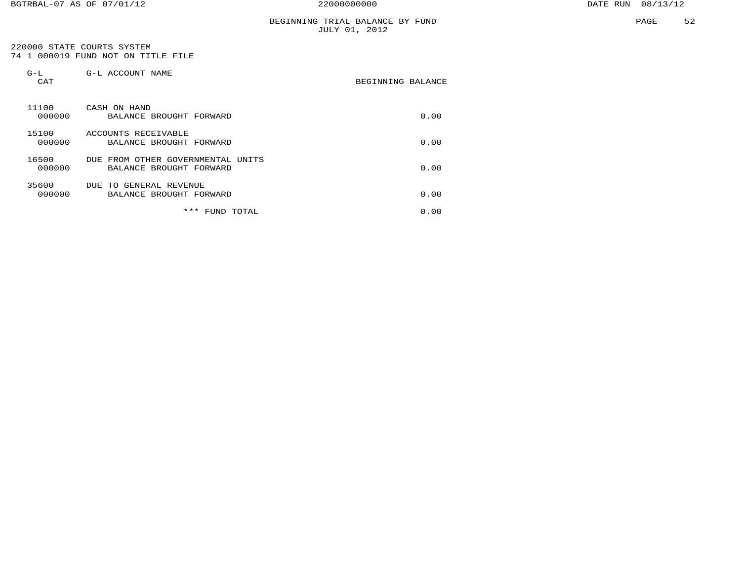BEGINNING TRIAL BALANCE BY FUND
JULY 01, 2012

220000 STATE COURTS SYSTEM
74 1 000019 FUND NOT ON TITLE FILE

| G-L CAT | G-L ACCOUNT NAME | BEGINNING BALANCE |
|---|---|---|
| 11100 | CASH ON HAND | |
| 000000 | BALANCE BROUGHT FORWARD | 0.00 |
| 15100 | ACCOUNTS RECEIVABLE | |
| 000000 | BALANCE BROUGHT FORWARD | 0.00 |
| 16500 | DUE FROM OTHER GOVERNMENTAL UNITS | |
| 000000 | BALANCE BROUGHT FORWARD | 0.00 |
| 35600 | DUE TO GENERAL REVENUE | |
| 000000 | BALANCE BROUGHT FORWARD | 0.00 |
| | *** FUND TOTAL | 0.00 |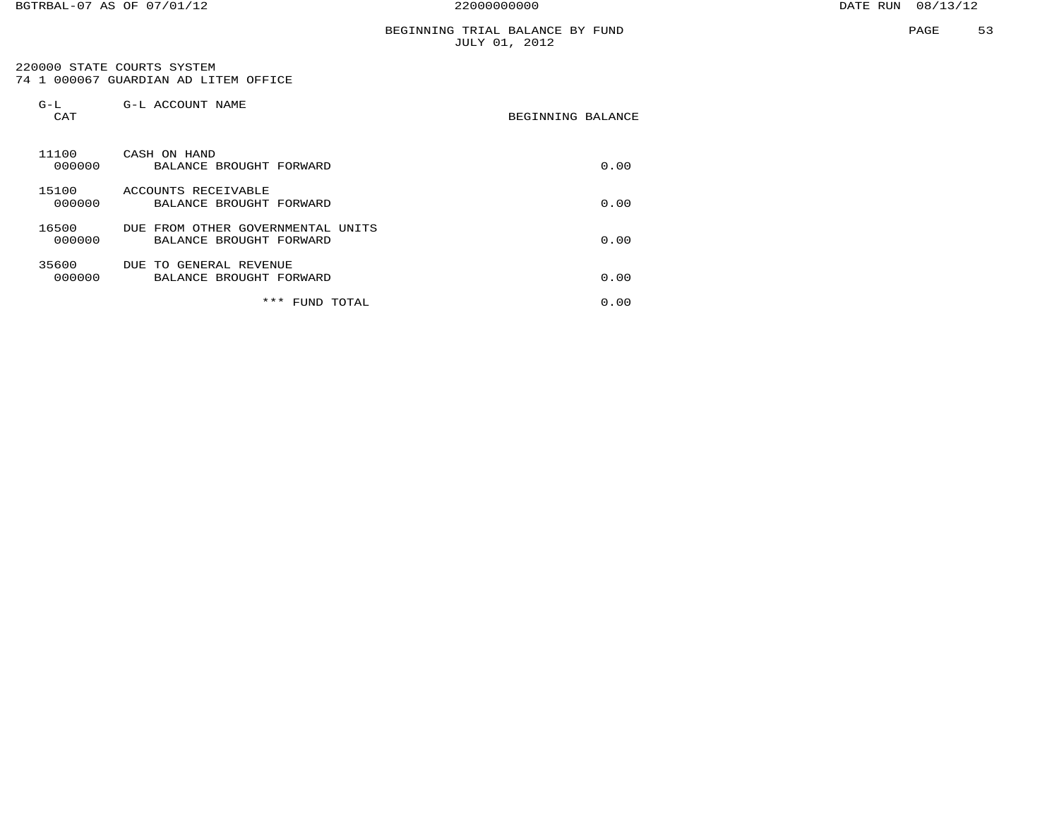BGTRBAL-07 AS OF 07/01/12 — 22000000000 — DATE RUN 08/13/12

# BEGINNING TRIAL BALANCE BY FUND
JULY 01, 2012

220000 STATE COURTS SYSTEM
74 1 000067 GUARDIAN AD LITEM OFFICE

| G-L CAT | G-L ACCOUNT NAME | BEGINNING BALANCE |
|---|---|---|
| 11100 | CASH ON HAND | |
| 000000 | BALANCE BROUGHT FORWARD | 0.00 |
| 15100 | ACCOUNTS RECEIVABLE | |
| 000000 | BALANCE BROUGHT FORWARD | 0.00 |
| 16500 | DUE FROM OTHER GOVERNMENTAL UNITS | |
| 000000 | BALANCE BROUGHT FORWARD | 0.00 |
| 35600 | DUE TO GENERAL REVENUE | |
| 000000 | BALANCE BROUGHT FORWARD | 0.00 |
| | *** FUND TOTAL | 0.00 |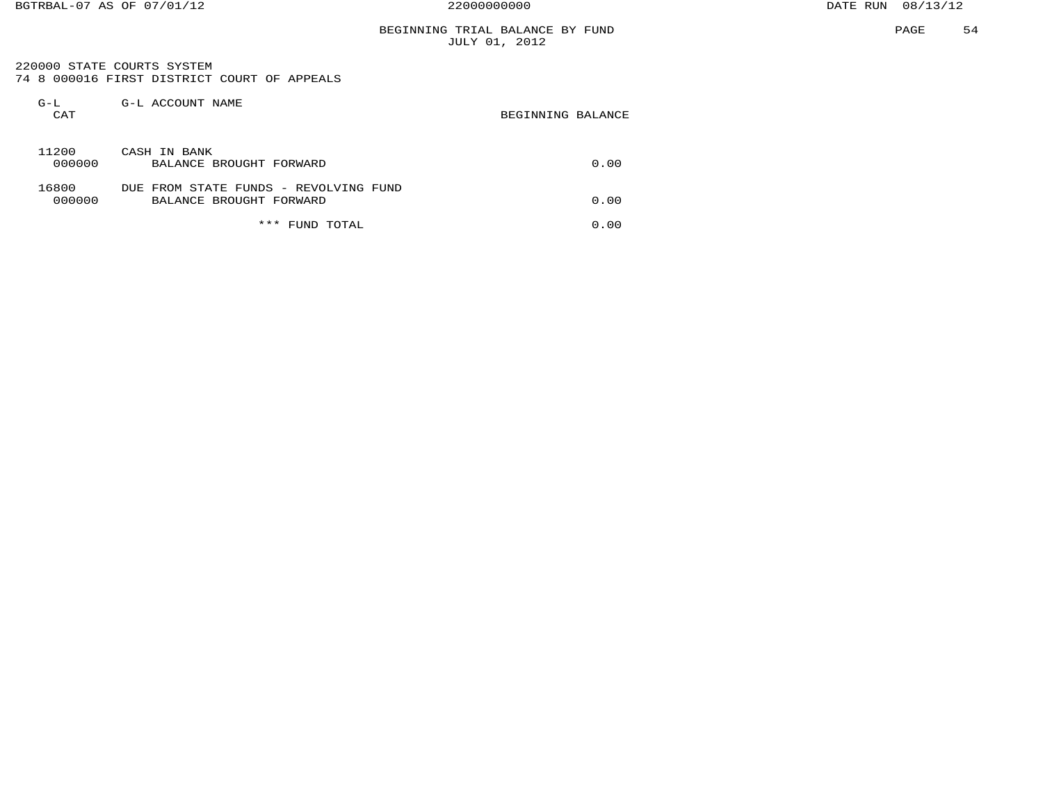## BEGINNING TRIAL BALANCE BY FUND
JULY 01, 2012

220000 STATE COURTS SYSTEM
74 8 000016 FIRST DISTRICT COURT OF APPEALS

| G-L CAT | G-L ACCOUNT NAME | BEGINNING BALANCE |
|---|---|---|
| 11200 | CASH IN BANK | |
| 000000 | BALANCE BROUGHT FORWARD | 0.00 |
| 16800 | DUE FROM STATE FUNDS - REVOLVING FUND | |
| 000000 | BALANCE BROUGHT FORWARD | 0.00 |
| | *** FUND TOTAL | 0.00 |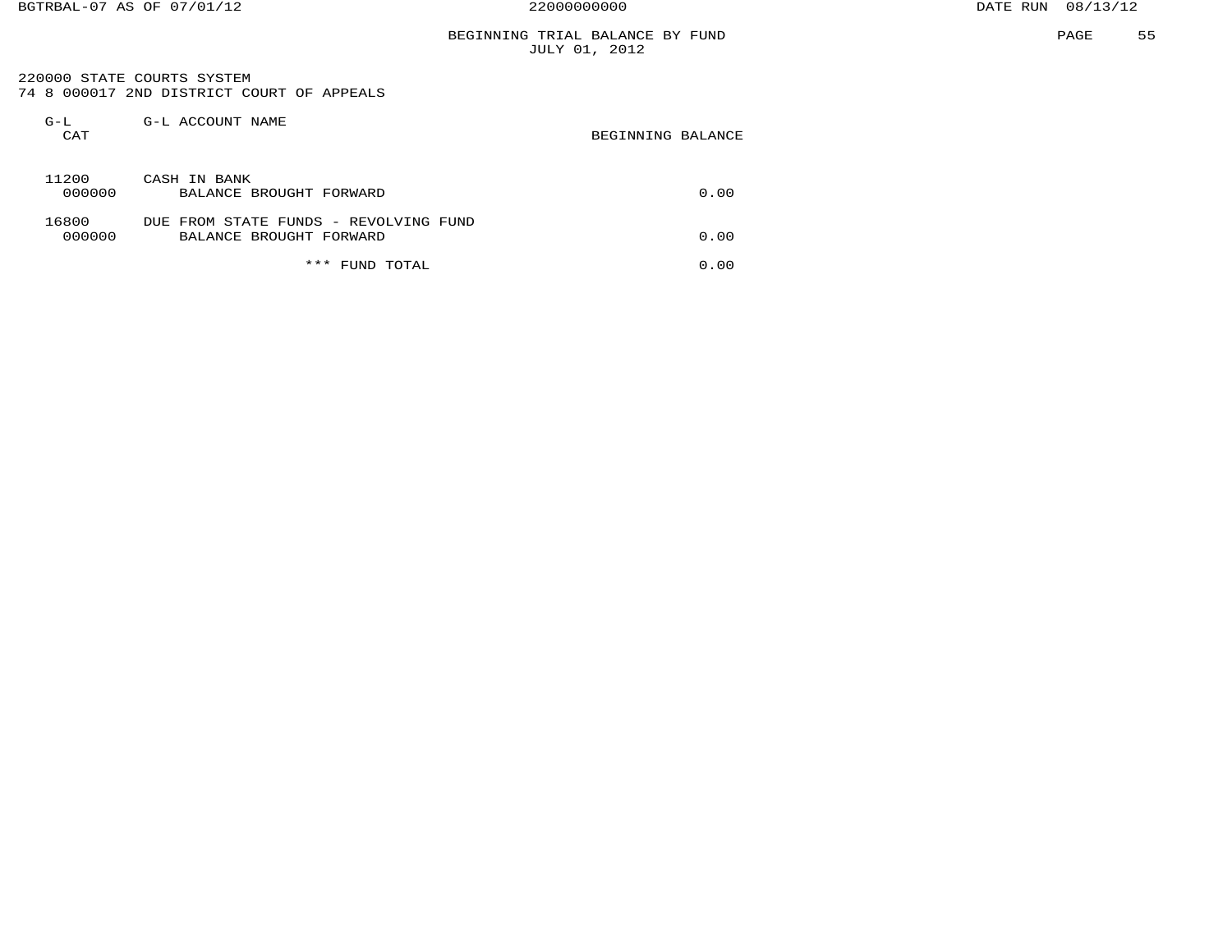# BEGINNING TRIAL BALANCE BY FUND

JULY 01, 2012

220000 STATE COURTS SYSTEM

74 8 000017 2ND DISTRICT COURT OF APPEALS

| G-L CAT | G-L ACCOUNT NAME | BEGINNING BALANCE |
|---|---|---|
| 11200 | CASH IN BANK | |
| 000000 | BALANCE BROUGHT FORWARD | 0.00 |
| 16800 | DUE FROM STATE FUNDS - REVOLVING FUND | |
| 000000 | BALANCE BROUGHT FORWARD | 0.00 |
| | *** FUND TOTAL | 0.00 |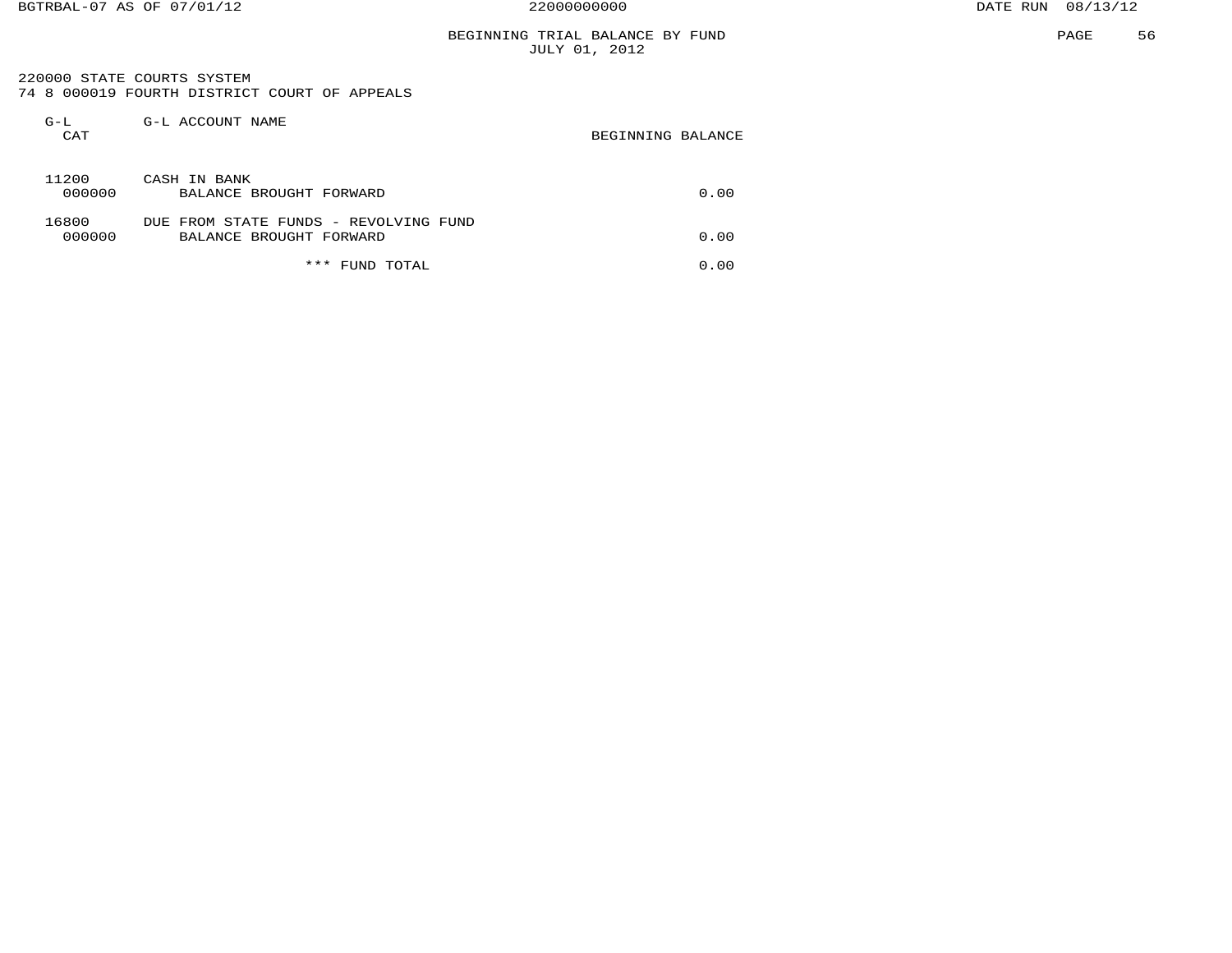# BEGINNING TRIAL BALANCE BY FUND

JULY 01, 2012

220000 STATE COURTS SYSTEM

74 8 000019 FOURTH DISTRICT COURT OF APPEALS

| G-L CAT | G-L ACCOUNT NAME | BEGINNING BALANCE |
|---|---|---|
| 11200 | CASH IN BANK | |
| 000000 | BALANCE BROUGHT FORWARD | 0.00 |
| 16800 | DUE FROM STATE FUNDS - REVOLVING FUND | |
| 000000 | BALANCE BROUGHT FORWARD | 0.00 |
| | *** FUND TOTAL | 0.00 |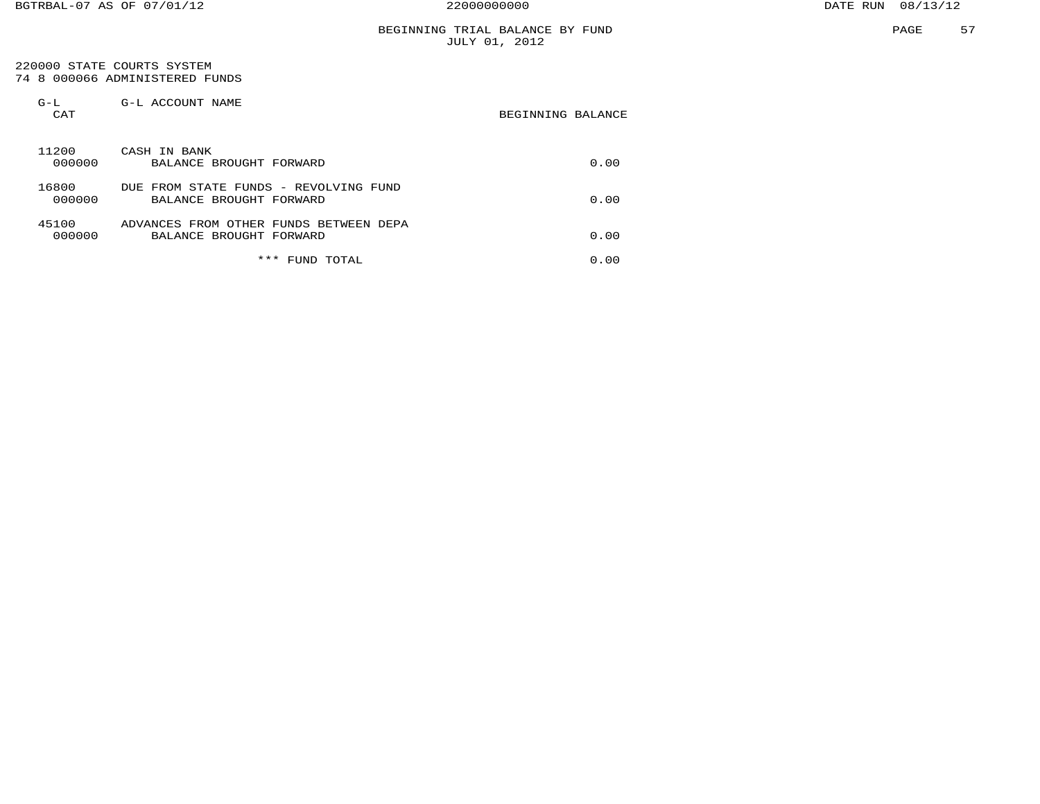## BEGINNING TRIAL BALANCE BY FUND
### JULY 01, 2012

220000 STATE COURTS SYSTEM
74 8 000066 ADMINISTERED FUNDS

| G-L CAT | G-L ACCOUNT NAME | BEGINNING BALANCE |
|---|---|---|
| 11200 | CASH IN BANK | |
| 000000 | BALANCE BROUGHT FORWARD | 0.00 |
| 16800 | DUE FROM STATE FUNDS - REVOLVING FUND | |
| 000000 | BALANCE BROUGHT FORWARD | 0.00 |
| 45100 | ADVANCES FROM OTHER FUNDS BETWEEN DEPA | |
| 000000 | BALANCE BROUGHT FORWARD | 0.00 |
| | *** FUND TOTAL | 0.00 |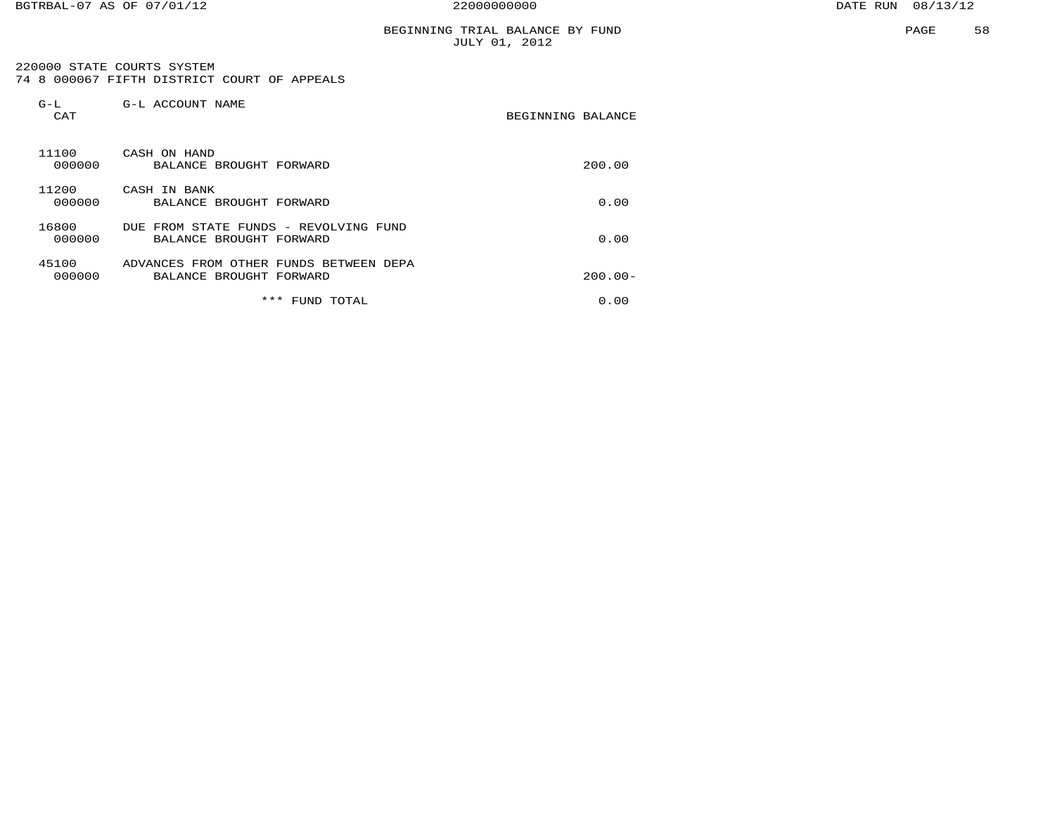# BEGINNING TRIAL BALANCE BY FUND
JULY 01, 2012

220000 STATE COURTS SYSTEM
74 8 000067 FIFTH DISTRICT COURT OF APPEALS

| G-L CAT | G-L ACCOUNT NAME | BEGINNING BALANCE |
|---|---|---|
| 11100 | CASH ON HAND | |
| 000000 | BALANCE BROUGHT FORWARD | 200.00 |
| 11200 | CASH IN BANK | |
| 000000 | BALANCE BROUGHT FORWARD | 0.00 |
| 16800 | DUE FROM STATE FUNDS - REVOLVING FUND | |
| 000000 | BALANCE BROUGHT FORWARD | 0.00 |
| 45100 | ADVANCES FROM OTHER FUNDS BETWEEN DEPA | |
| 000000 | BALANCE BROUGHT FORWARD | 200.00- |
| | *** FUND TOTAL | 0.00 |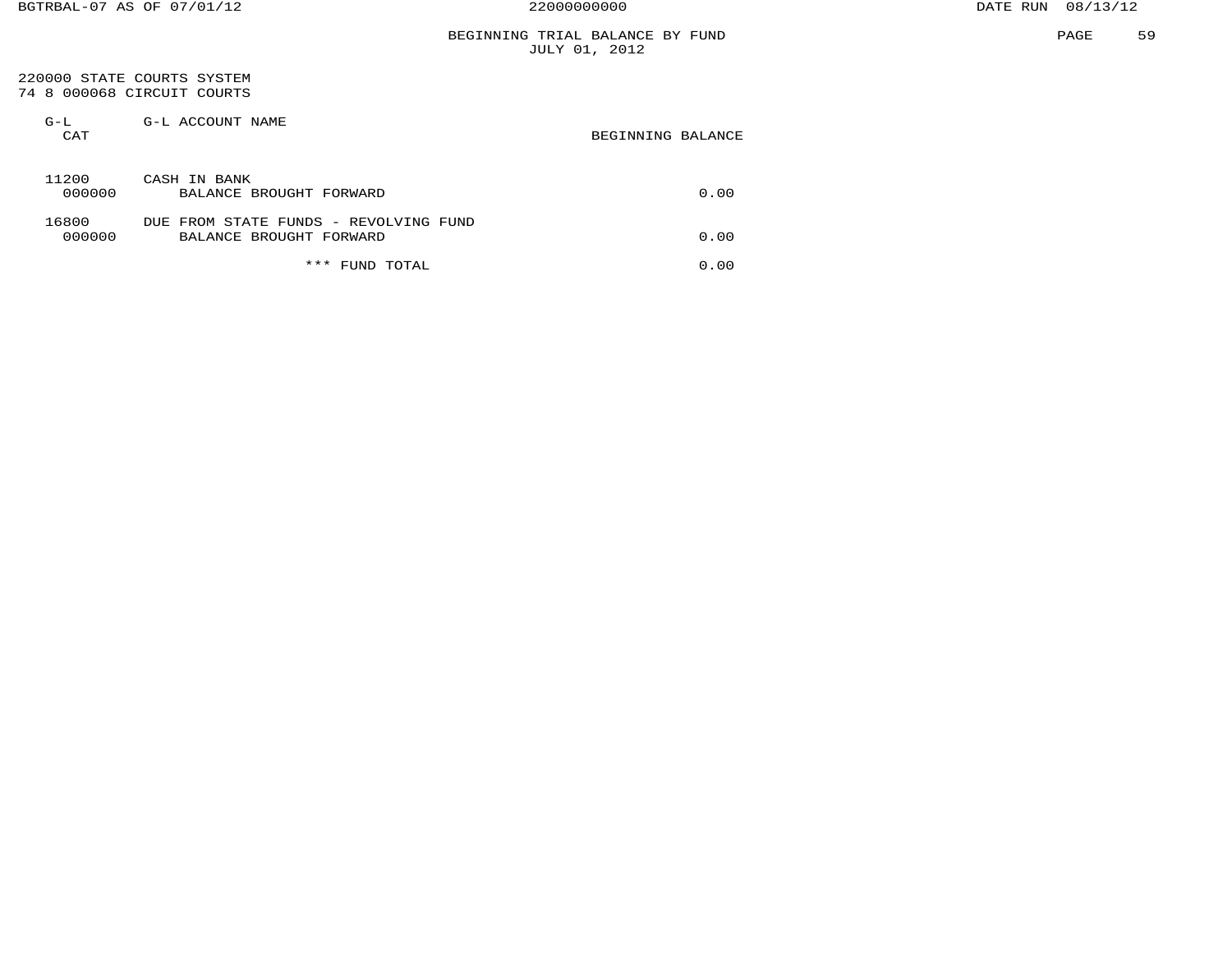BGTRBAL-07 AS OF 07/01/12 — 22000000000 — DATE RUN 08/13/12

## BEGINNING TRIAL BALANCE BY FUND
JULY 01, 2012

220000 STATE COURTS SYSTEM
74 8 000068 CIRCUIT COURTS

| G-L CAT | G-L ACCOUNT NAME | BEGINNING BALANCE |
|---|---|---|
| 11200 | CASH IN BANK | |
| 000000 | BALANCE BROUGHT FORWARD | 0.00 |
| 16800 | DUE FROM STATE FUNDS - REVOLVING FUND | |
| 000000 | BALANCE BROUGHT FORWARD | 0.00 |
| | *** FUND TOTAL | 0.00 |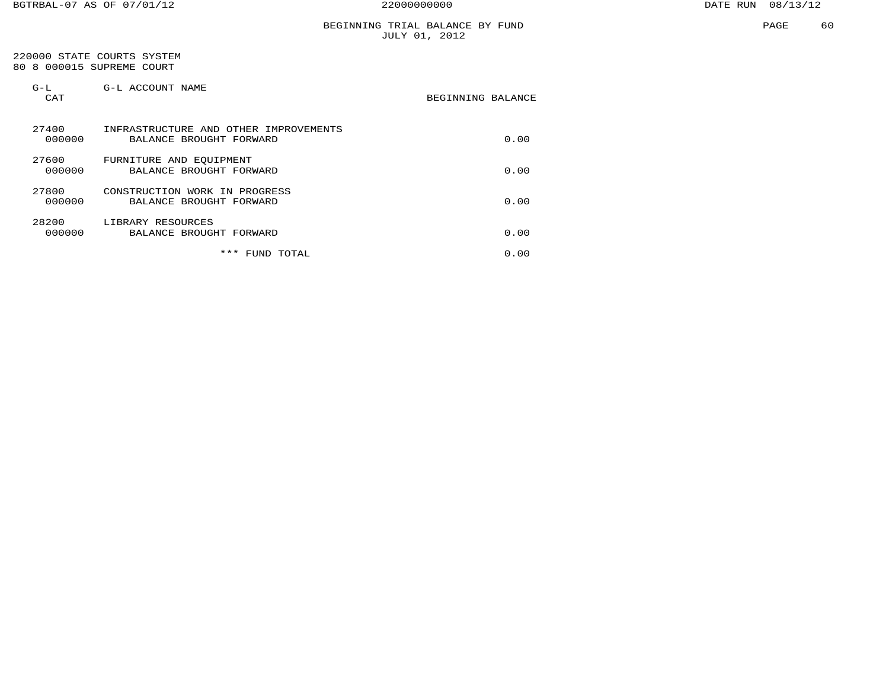# BEGINNING TRIAL BALANCE BY FUND
JULY 01, 2012

220000 STATE COURTS SYSTEM
80 8 000015 SUPREME COURT

| G-L CAT | G-L ACCOUNT NAME | BEGINNING BALANCE |
|---|---|---|
| 27400 | INFRASTRUCTURE AND OTHER IMPROVEMENTS | |
| 000000 | BALANCE BROUGHT FORWARD | 0.00 |
| 27600 | FURNITURE AND EQUIPMENT | |
| 000000 | BALANCE BROUGHT FORWARD | 0.00 |
| 27800 | CONSTRUCTION WORK IN PROGRESS | |
| 000000 | BALANCE BROUGHT FORWARD | 0.00 |
| 28200 | LIBRARY RESOURCES | |
| 000000 | BALANCE BROUGHT FORWARD | 0.00 |
| | *** FUND TOTAL | 0.00 |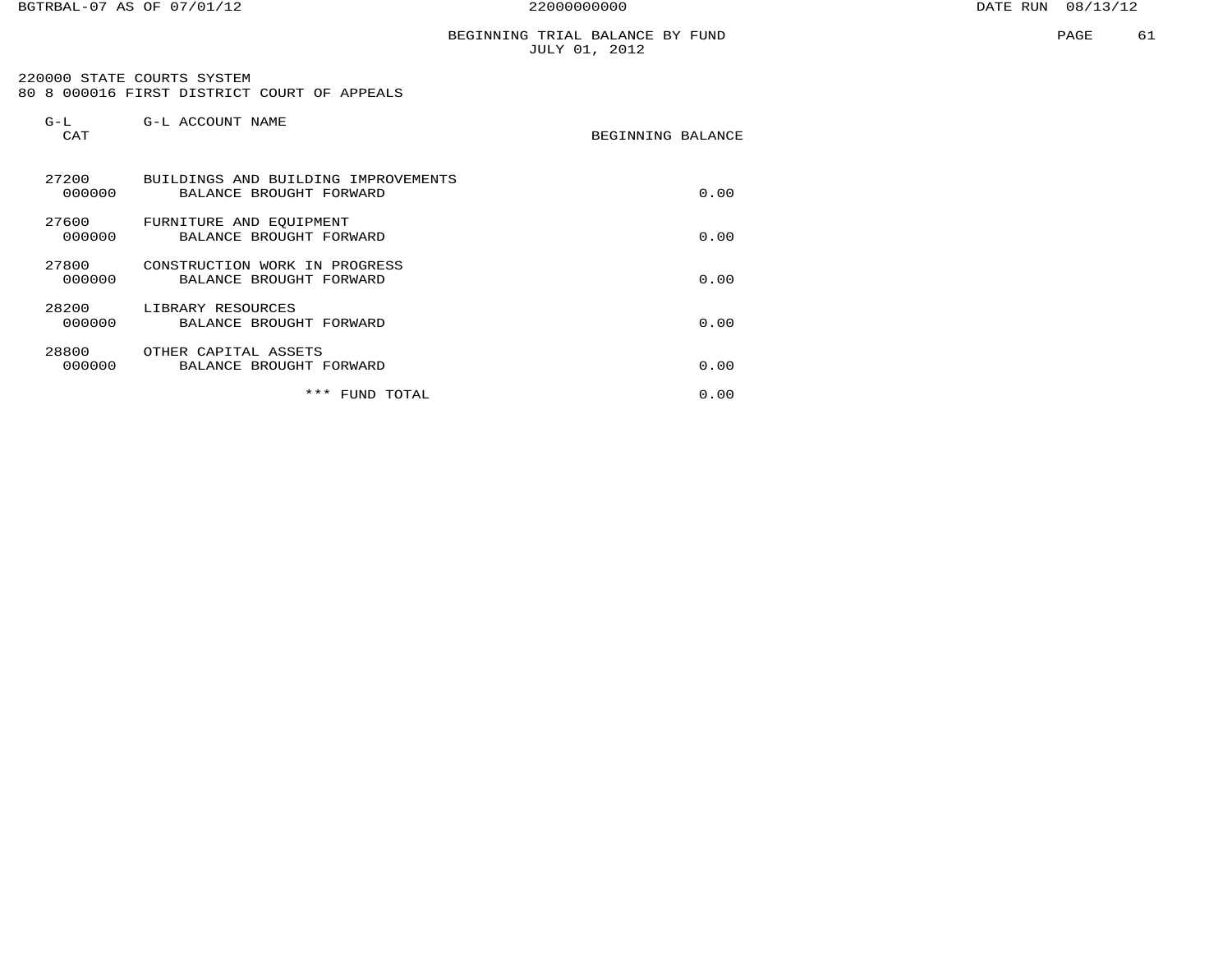BEGINNING TRIAL BALANCE BY FUND
JULY 01, 2012

220000 STATE COURTS SYSTEM
80 8 000016 FIRST DISTRICT COURT OF APPEALS

| G-L CAT | G-L ACCOUNT NAME | BEGINNING BALANCE |
|---|---|---|
| 27200 | BUILDINGS AND BUILDING IMPROVEMENTS | |
| 000000 | BALANCE BROUGHT FORWARD | 0.00 |
| 27600 | FURNITURE AND EQUIPMENT | |
| 000000 | BALANCE BROUGHT FORWARD | 0.00 |
| 27800 | CONSTRUCTION WORK IN PROGRESS | |
| 000000 | BALANCE BROUGHT FORWARD | 0.00 |
| 28200 | LIBRARY RESOURCES | |
| 000000 | BALANCE BROUGHT FORWARD | 0.00 |
| 28800 | OTHER CAPITAL ASSETS | |
| 000000 | BALANCE BROUGHT FORWARD | 0.00 |
| | *** FUND TOTAL | 0.00 |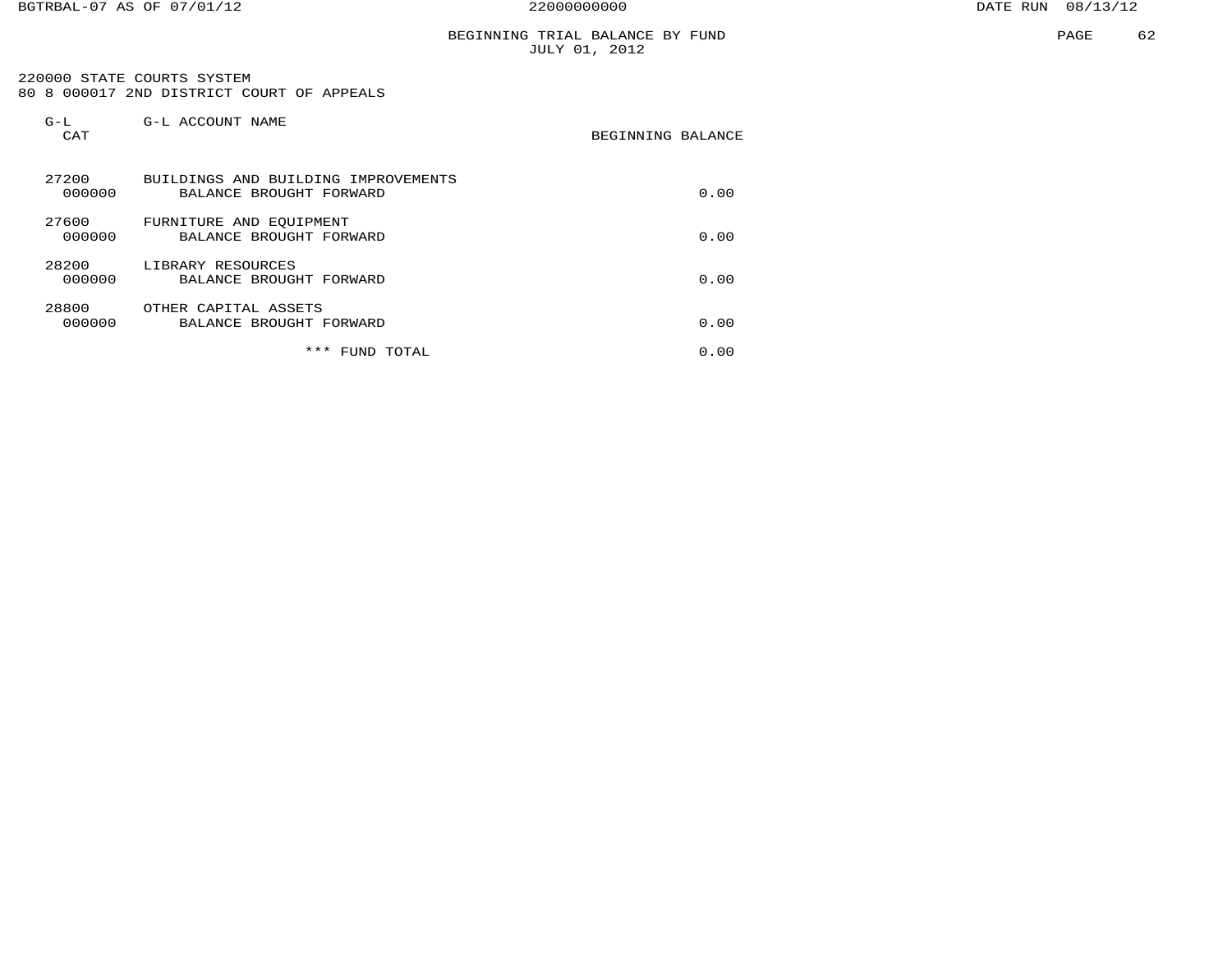BEGINNING TRIAL BALANCE BY FUND
JULY 01, 2012

220000 STATE COURTS SYSTEM
80 8 000017 2ND DISTRICT COURT OF APPEALS

| G-L CAT | G-L ACCOUNT NAME | BEGINNING BALANCE |
|---|---|---|
| 27200 | BUILDINGS AND BUILDING IMPROVEMENTS | |
| 000000 | BALANCE BROUGHT FORWARD | 0.00 |
| 27600 | FURNITURE AND EQUIPMENT | |
| 000000 | BALANCE BROUGHT FORWARD | 0.00 |
| 28200 | LIBRARY RESOURCES | |
| 000000 | BALANCE BROUGHT FORWARD | 0.00 |
| 28800 | OTHER CAPITAL ASSETS | |
| 000000 | BALANCE BROUGHT FORWARD | 0.00 |
| | *** FUND TOTAL | 0.00 |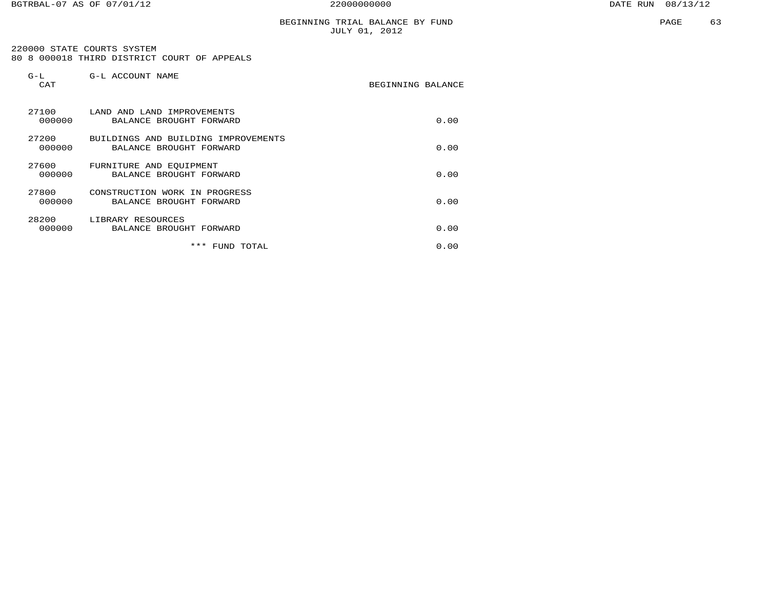# BEGINNING TRIAL BALANCE BY FUND
JULY 01, 2012

220000 STATE COURTS SYSTEM
80 8 000018 THIRD DISTRICT COURT OF APPEALS

| G-L CAT | G-L ACCOUNT NAME | BEGINNING BALANCE |
|---|---|---|
| 27100 | LAND AND LAND IMPROVEMENTS | |
| 000000 | BALANCE BROUGHT FORWARD | 0.00 |
| 27200 | BUILDINGS AND BUILDING IMPROVEMENTS | |
| 000000 | BALANCE BROUGHT FORWARD | 0.00 |
| 27600 | FURNITURE AND EQUIPMENT | |
| 000000 | BALANCE BROUGHT FORWARD | 0.00 |
| 27800 | CONSTRUCTION WORK IN PROGRESS | |
| 000000 | BALANCE BROUGHT FORWARD | 0.00 |
| 28200 | LIBRARY RESOURCES | |
| 000000 | BALANCE BROUGHT FORWARD | 0.00 |
| | *** FUND TOTAL | 0.00 |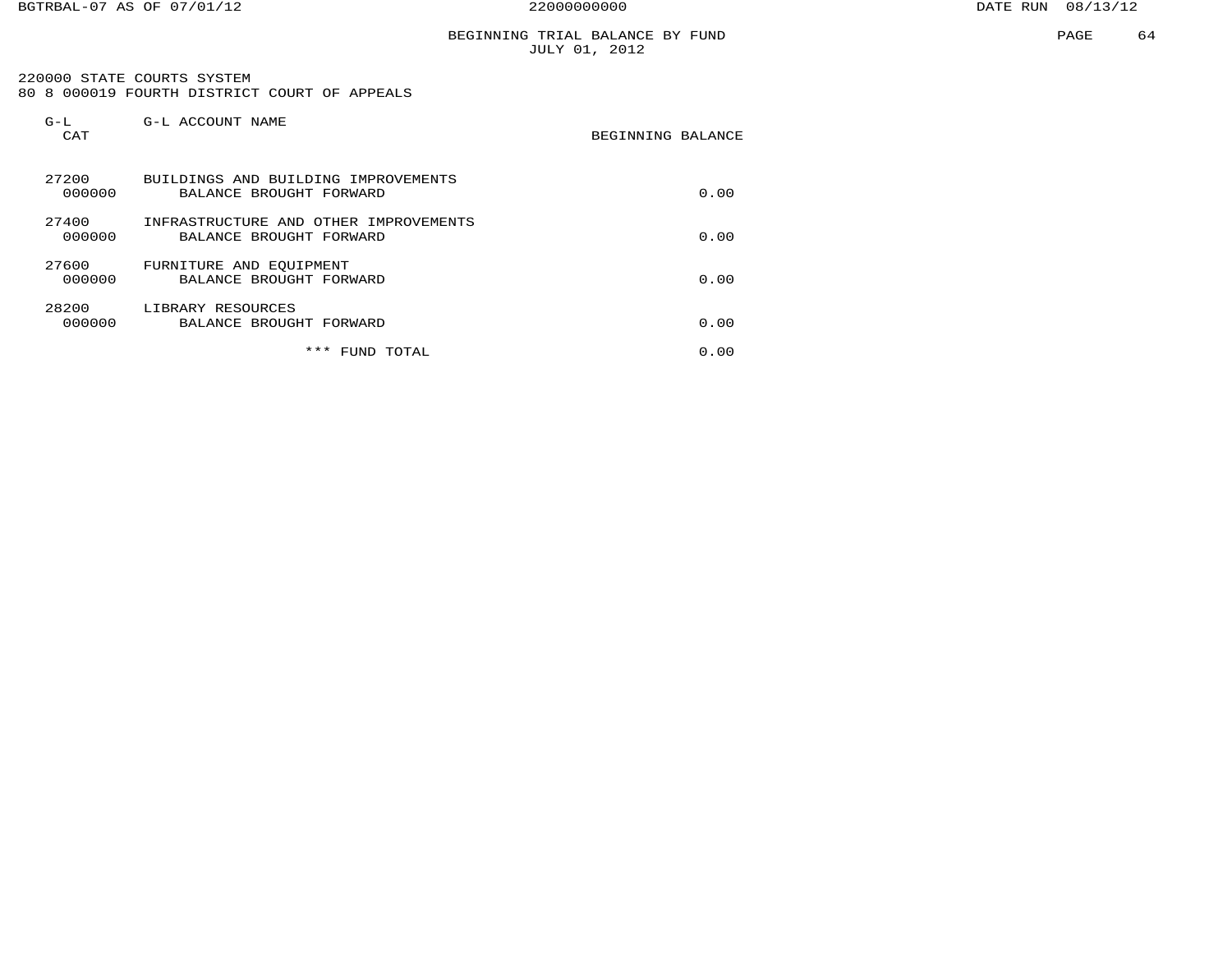# BEGINNING TRIAL BALANCE BY FUND
JULY 01, 2012

220000 STATE COURTS SYSTEM
80 8 000019 FOURTH DISTRICT COURT OF APPEALS

| G-L CAT | G-L ACCOUNT NAME | BEGINNING BALANCE |
|---|---|---|
| 27200 | BUILDINGS AND BUILDING IMPROVEMENTS | |
| 000000 | BALANCE BROUGHT FORWARD | 0.00 |
| 27400 | INFRASTRUCTURE AND OTHER IMPROVEMENTS | |
| 000000 | BALANCE BROUGHT FORWARD | 0.00 |
| 27600 | FURNITURE AND EQUIPMENT | |
| 000000 | BALANCE BROUGHT FORWARD | 0.00 |
| 28200 | LIBRARY RESOURCES | |
| 000000 | BALANCE BROUGHT FORWARD | 0.00 |
| | *** FUND TOTAL | 0.00 |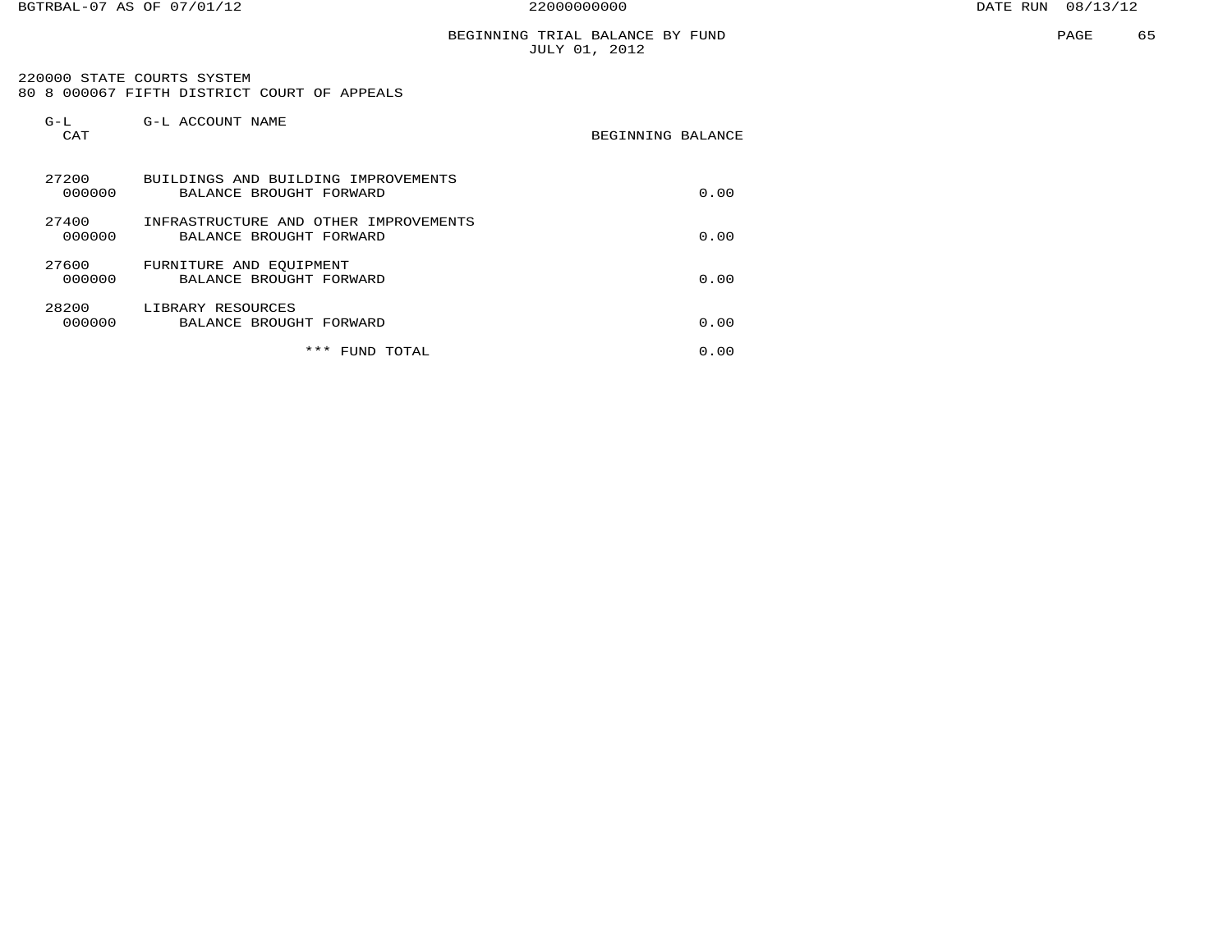# BEGINNING TRIAL BALANCE BY FUND
JULY 01, 2012

220000 STATE COURTS SYSTEM
80 8 000067 FIFTH DISTRICT COURT OF APPEALS

| G-L CAT | G-L ACCOUNT NAME | BEGINNING BALANCE |
|---|---|---|
| 27200 | BUILDINGS AND BUILDING IMPROVEMENTS | |
| 000000 | BALANCE BROUGHT FORWARD | 0.00 |
| 27400 | INFRASTRUCTURE AND OTHER IMPROVEMENTS | |
| 000000 | BALANCE BROUGHT FORWARD | 0.00 |
| 27600 | FURNITURE AND EQUIPMENT | |
| 000000 | BALANCE BROUGHT FORWARD | 0.00 |
| 28200 | LIBRARY RESOURCES | |
| 000000 | BALANCE BROUGHT FORWARD | 0.00 |
| | *** FUND TOTAL | 0.00 |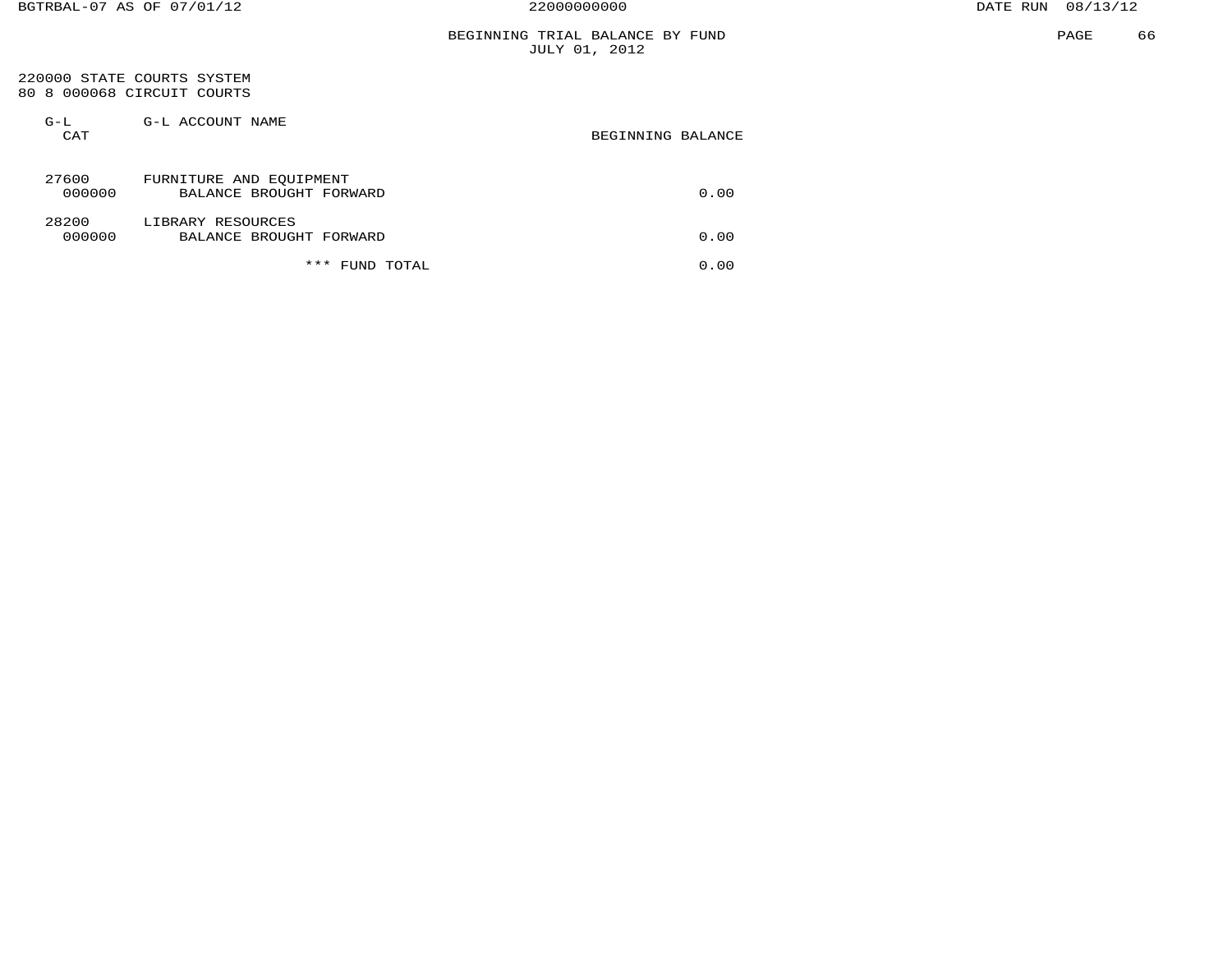BGTRBAL-07 AS OF 07/01/12

22000000000

DATE RUN 08/13/12

## BEGINNING TRIAL BALANCE BY FUND
JULY 01, 2012

220000 STATE COURTS SYSTEM
80 8 000068 CIRCUIT COURTS

| G-L CAT | G-L ACCOUNT NAME | BEGINNING BALANCE |
|---|---|---|
| 27600 | FURNITURE AND EQUIPMENT | |
| 000000 | BALANCE BROUGHT FORWARD | 0.00 |
| 28200 | LIBRARY RESOURCES | |
| 000000 | BALANCE BROUGHT FORWARD | 0.00 |
| | *** FUND TOTAL | 0.00 |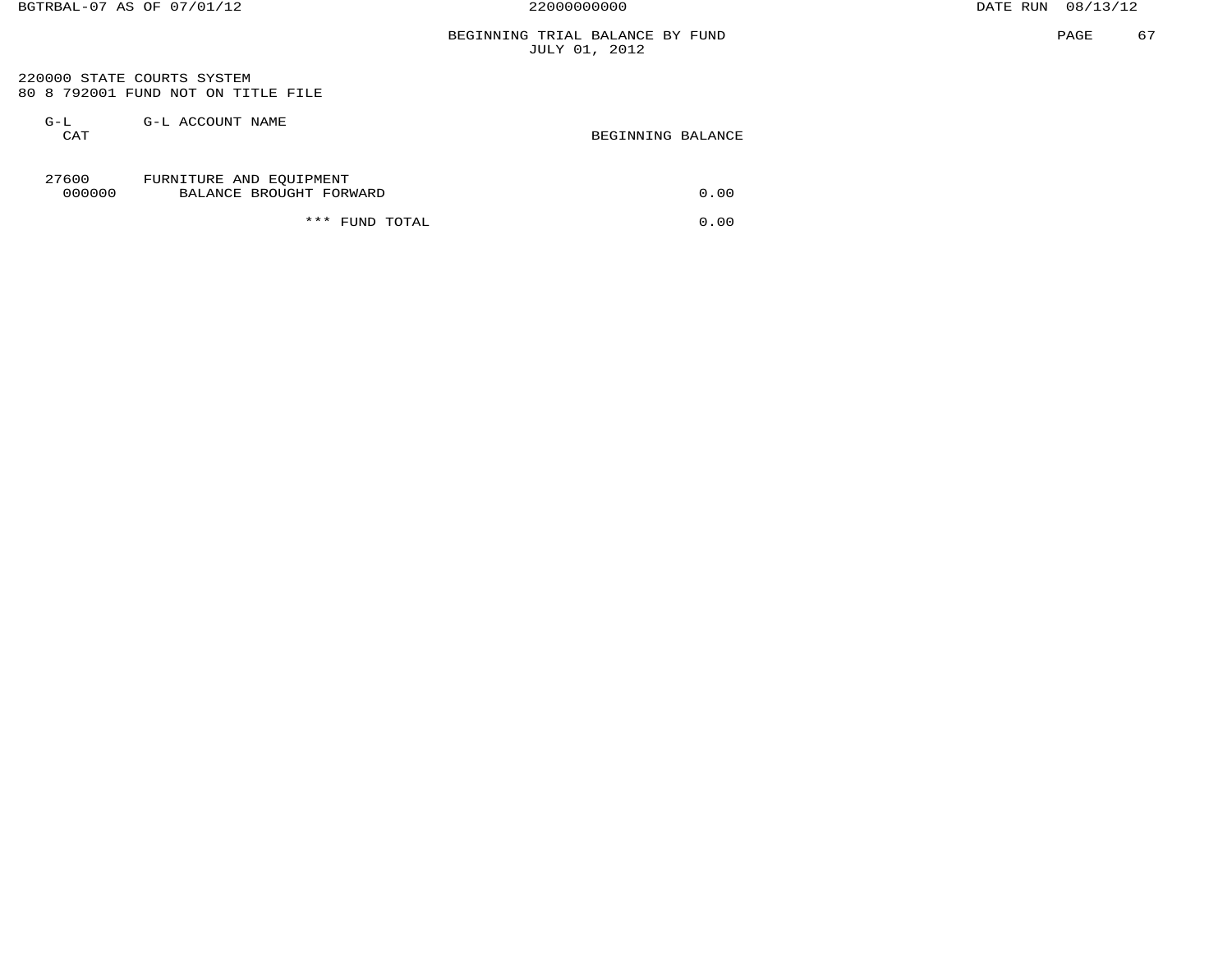# BEGINNING TRIAL BALANCE BY FUND
JULY 01, 2012

220000 STATE COURTS SYSTEM
80 8 792001 FUND NOT ON TITLE FILE

| G-L CAT | G-L ACCOUNT NAME | BEGINNING BALANCE |
|---|---|---|
| 27600 | FURNITURE AND EQUIPMENT | |
| 000000 | BALANCE BROUGHT FORWARD | 0.00 |
| | *** FUND TOTAL | 0.00 |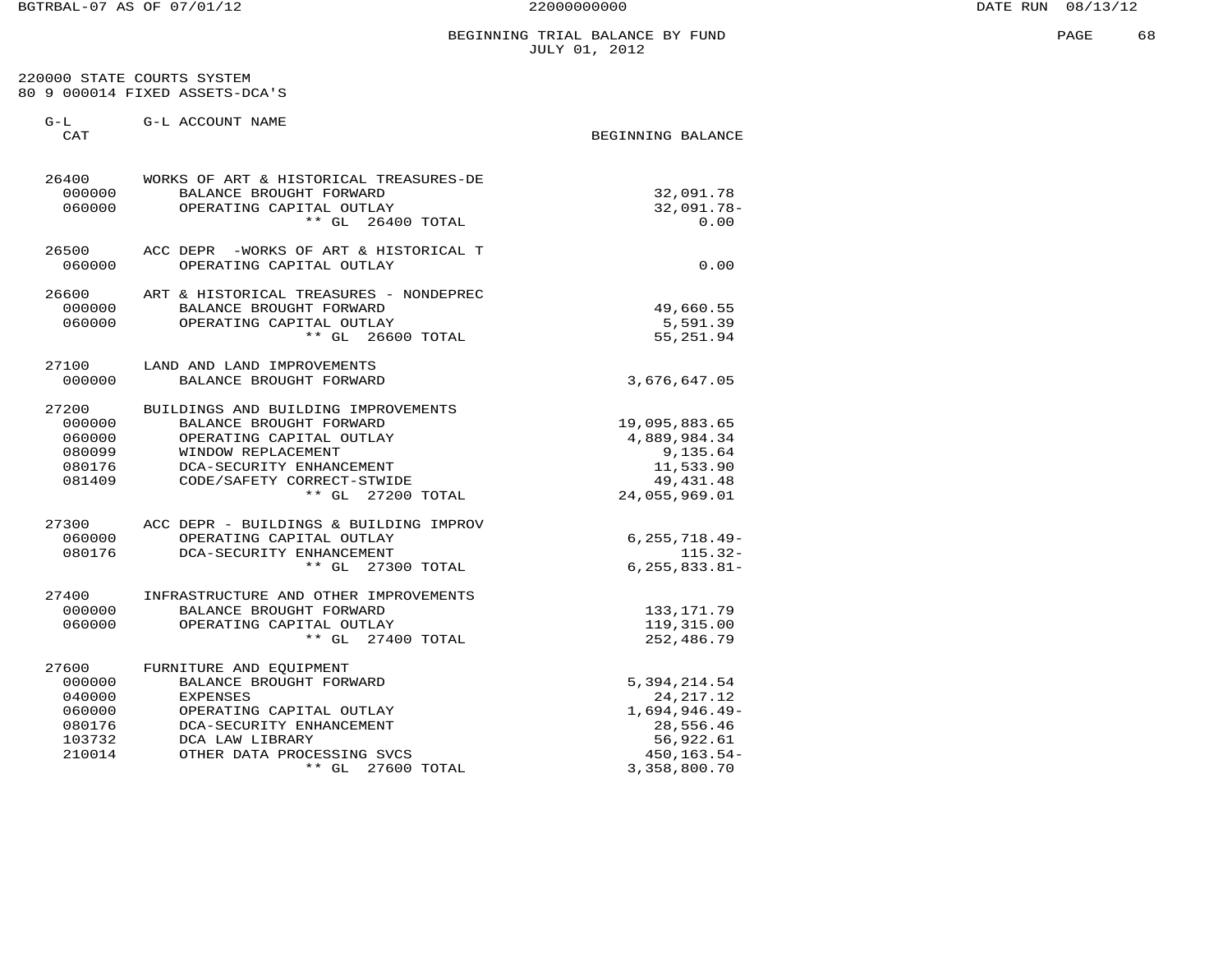BEGINNING TRIAL BALANCE BY FUND
JULY 01, 2012

220000 STATE COURTS SYSTEM
80 9 000014 FIXED ASSETS-DCA'S

| G-L CAT | G-L ACCOUNT NAME | BEGINNING BALANCE |
|---|---|---|
| 26400 | WORKS OF ART & HISTORICAL TREASURES-DE | |
| 000000 | BALANCE BROUGHT FORWARD | 32,091.78 |
| 060000 | OPERATING CAPITAL OUTLAY | 32,091.78- |
| | ** GL 26400 TOTAL | 0.00 |
| 26500 | ACC DEPR -WORKS OF ART & HISTORICAL T | |
| 060000 | OPERATING CAPITAL OUTLAY | 0.00 |
| 26600 | ART & HISTORICAL TREASURES - NONDEPREC | |
| 000000 | BALANCE BROUGHT FORWARD | 49,660.55 |
| 060000 | OPERATING CAPITAL OUTLAY | 5,591.39 |
| | ** GL 26600 TOTAL | 55,251.94 |
| 27100 | LAND AND LAND IMPROVEMENTS | |
| 000000 | BALANCE BROUGHT FORWARD | 3,676,647.05 |
| 27200 | BUILDINGS AND BUILDING IMPROVEMENTS | |
| 000000 | BALANCE BROUGHT FORWARD | 19,095,883.65 |
| 060000 | OPERATING CAPITAL OUTLAY | 4,889,984.34 |
| 080099 | WINDOW REPLACEMENT | 9,135.64 |
| 080176 | DCA-SECURITY ENHANCEMENT | 11,533.90 |
| 081409 | CODE/SAFETY CORRECT-STWIDE | 49,431.48 |
| | ** GL 27200 TOTAL | 24,055,969.01 |
| 27300 | ACC DEPR - BUILDINGS & BUILDING IMPROV | |
| 060000 | OPERATING CAPITAL OUTLAY | 6,255,718.49- |
| 080176 | DCA-SECURITY ENHANCEMENT | 115.32- |
| | ** GL 27300 TOTAL | 6,255,833.81- |
| 27400 | INFRASTRUCTURE AND OTHER IMPROVEMENTS | |
| 000000 | BALANCE BROUGHT FORWARD | 133,171.79 |
| 060000 | OPERATING CAPITAL OUTLAY | 119,315.00 |
| | ** GL 27400 TOTAL | 252,486.79 |
| 27600 | FURNITURE AND EQUIPMENT | |
| 000000 | BALANCE BROUGHT FORWARD | 5,394,214.54 |
| 040000 | EXPENSES | 24,217.12 |
| 060000 | OPERATING CAPITAL OUTLAY | 1,694,946.49- |
| 080176 | DCA-SECURITY ENHANCEMENT | 28,556.46 |
| 103732 | DCA LAW LIBRARY | 56,922.61 |
| 210014 | OTHER DATA PROCESSING SVCS | 450,163.54- |
| | ** GL 27600 TOTAL | 3,358,800.70 |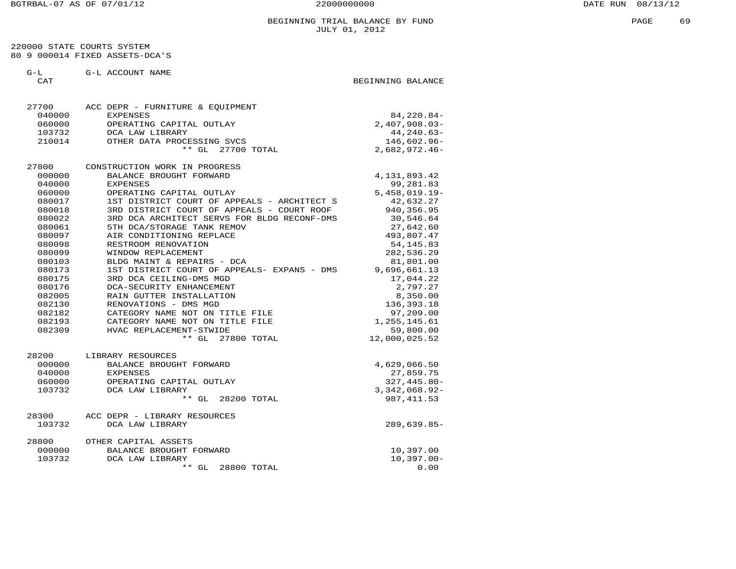BEGINNING TRIAL BALANCE BY FUND
JULY 01, 2012

220000 STATE COURTS SYSTEM
80 9 000014 FIXED ASSETS-DCA'S

| G-L CAT | G-L ACCOUNT NAME | BEGINNING BALANCE |
|---|---|---|
| 27700 | ACC DEPR - FURNITURE & EQUIPMENT | |
| 040000 | EXPENSES | 84,220.84- |
| 060000 | OPERATING CAPITAL OUTLAY | 2,407,908.03- |
| 103732 | DCA LAW LIBRARY | 44,240.63- |
| 210014 | OTHER DATA PROCESSING SVCS | 146,602.96- |
| | ** GL 27700 TOTAL | 2,682,972.46- |
| 27800 | CONSTRUCTION WORK IN PROGRESS | |
| 000000 | BALANCE BROUGHT FORWARD | 4,131,893.42 |
| 040000 | EXPENSES | 99,281.83 |
| 060000 | OPERATING CAPITAL OUTLAY | 5,458,019.19- |
| 080017 | 1ST DISTRICT COURT OF APPEALS - ARCHITECT S | 42,632.27 |
| 080018 | 3RD DISTRICT COURT OF APPEALS - COURT ROOF | 940,356.95 |
| 080022 | 3RD DCA ARCHITECT SERVS FOR BLDG RECONF-DMS | 30,546.64 |
| 080061 | 5TH DCA/STORAGE TANK REMOV | 27,642.60 |
| 080097 | AIR CONDITIONING REPLACE | 493,807.47 |
| 080098 | RESTROOM RENOVATION | 54,145.83 |
| 080099 | WINDOW REPLACEMENT | 282,536.29 |
| 080103 | BLDG MAINT & REPAIRS - DCA | 81,801.00 |
| 080173 | 1ST DISTRICT COURT OF APPEALS- EXPANS - DMS | 9,696,661.13 |
| 080175 | 3RD DCA CEILING-DMS MGD | 17,044.22 |
| 080176 | DCA-SECURITY ENHANCEMENT | 2,797.27 |
| 082005 | RAIN GUTTER INSTALLATION | 8,350.00 |
| 082130 | RENOVATIONS - DMS MGD | 136,393.18 |
| 082182 | CATEGORY NAME NOT ON TITLE FILE | 97,209.00 |
| 082193 | CATEGORY NAME NOT ON TITLE FILE | 1,255,145.61 |
| 082309 | HVAC REPLACEMENT-STWIDE | 59,800.00 |
| | ** GL 27800 TOTAL | 12,000,025.52 |
| 28200 | LIBRARY RESOURCES | |
| 000000 | BALANCE BROUGHT FORWARD | 4,629,066.50 |
| 040000 | EXPENSES | 27,859.75 |
| 060000 | OPERATING CAPITAL OUTLAY | 327,445.80- |
| 103732 | DCA LAW LIBRARY | 3,342,068.92- |
| | ** GL 28200 TOTAL | 987,411.53 |
| 28300 | ACC DEPR - LIBRARY RESOURCES | |
| 103732 | DCA LAW LIBRARY | 289,639.85- |
| 28800 | OTHER CAPITAL ASSETS | |
| 000000 | BALANCE BROUGHT FORWARD | 10,397.00 |
| 103732 | DCA LAW LIBRARY | 10,397.00- |
| | ** GL 28800 TOTAL | 0.00 |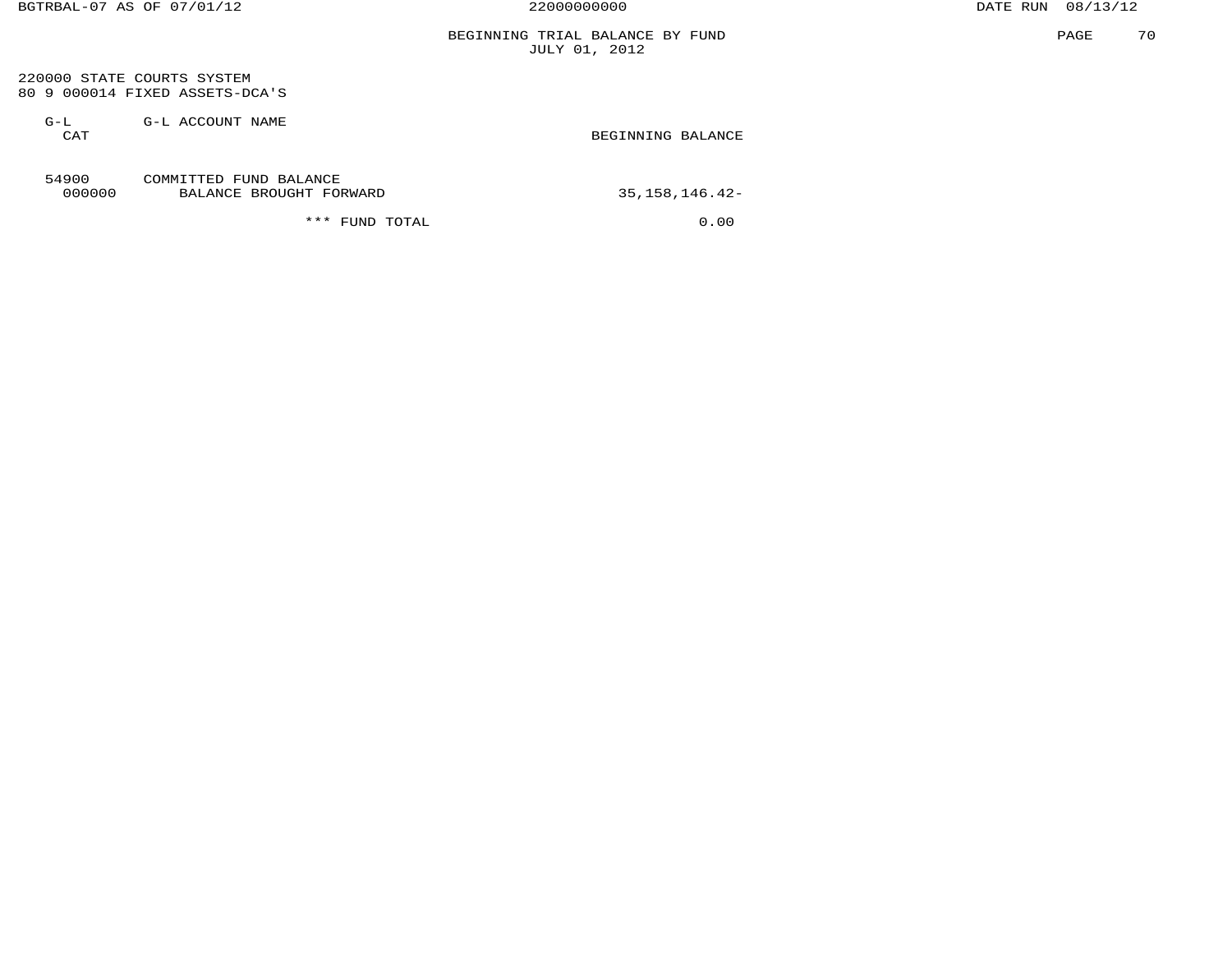BEGINNING TRIAL BALANCE BY FUND
JULY 01, 2012

220000 STATE COURTS SYSTEM
80 9 000014 FIXED ASSETS-DCA'S

| G-L CAT | G-L ACCOUNT NAME | BEGINNING BALANCE |
|---|---|---|
| 54900 | COMMITTED FUND BALANCE | |
| 000000 | BALANCE BROUGHT FORWARD | 35,158,146.42- |
| | *** FUND TOTAL | 0.00 |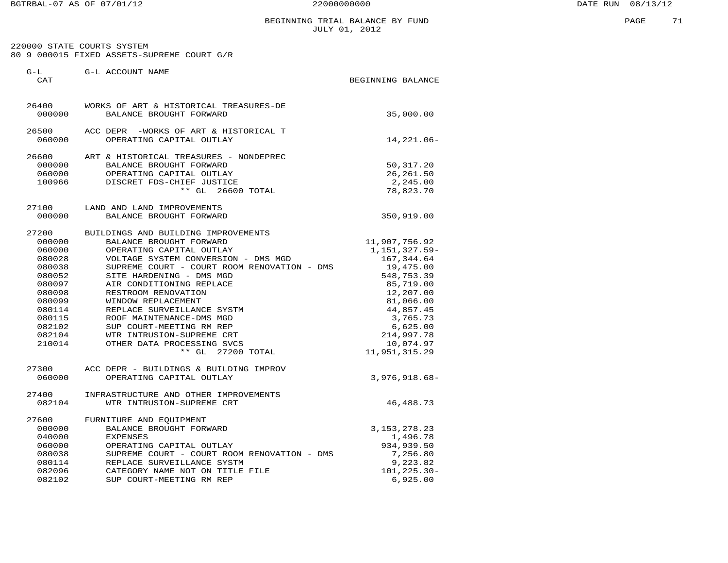## BEGINNING TRIAL BALANCE BY FUND
JULY 01, 2012

220000 STATE COURTS SYSTEM
80 9 000015 FIXED ASSETS-SUPREME COURT G/R

| G-L CAT | G-L ACCOUNT NAME | BEGINNING BALANCE |
|---|---|---|
| 26400 | WORKS OF ART & HISTORICAL TREASURES-DE | |
| 000000 | BALANCE BROUGHT FORWARD | 35,000.00 |
| 26500 | ACC DEPR -WORKS OF ART & HISTORICAL T | |
| 060000 | OPERATING CAPITAL OUTLAY | 14,221.06- |
| 26600 | ART & HISTORICAL TREASURES - NONDEPREC | |
| 000000 | BALANCE BROUGHT FORWARD | 50,317.20 |
| 060000 | OPERATING CAPITAL OUTLAY | 26,261.50 |
| 100966 | DISCRET FDS-CHIEF JUSTICE | 2,245.00 |
| | ** GL 26600 TOTAL | 78,823.70 |
| 27100 | LAND AND LAND IMPROVEMENTS | |
| 000000 | BALANCE BROUGHT FORWARD | 350,919.00 |
| 27200 | BUILDINGS AND BUILDING IMPROVEMENTS | |
| 000000 | BALANCE BROUGHT FORWARD | 11,907,756.92 |
| 060000 | OPERATING CAPITAL OUTLAY | 1,151,327.59- |
| 080028 | VOLTAGE SYSTEM CONVERSION - DMS MGD | 167,344.64 |
| 080038 | SUPREME COURT - COURT ROOM RENOVATION - DMS | 19,475.00 |
| 080052 | SITE HARDENING - DMS MGD | 548,753.39 |
| 080097 | AIR CONDITIONING REPLACE | 85,719.00 |
| 080098 | RESTROOM RENOVATION | 12,207.00 |
| 080099 | WINDOW REPLACEMENT | 81,066.00 |
| 080114 | REPLACE SURVEILLANCE SYSTM | 44,857.45 |
| 080115 | ROOF MAINTENANCE-DMS MGD | 3,765.73 |
| 082102 | SUP COURT-MEETING RM REP | 6,625.00 |
| 082104 | WTR INTRUSION-SUPREME CRT | 214,997.78 |
| 210014 | OTHER DATA PROCESSING SVCS | 10,074.97 |
| | ** GL 27200 TOTAL | 11,951,315.29 |
| 27300 | ACC DEPR - BUILDINGS & BUILDING IMPROV | |
| 060000 | OPERATING CAPITAL OUTLAY | 3,976,918.68- |
| 27400 | INFRASTRUCTURE AND OTHER IMPROVEMENTS | |
| 082104 | WTR INTRUSION-SUPREME CRT | 46,488.73 |
| 27600 | FURNITURE AND EQUIPMENT | |
| 000000 | BALANCE BROUGHT FORWARD | 3,153,278.23 |
| 040000 | EXPENSES | 1,496.78 |
| 060000 | OPERATING CAPITAL OUTLAY | 934,939.50 |
| 080038 | SUPREME COURT - COURT ROOM RENOVATION - DMS | 7,256.80 |
| 080114 | REPLACE SURVEILLANCE SYSTM | 9,223.82 |
| 082096 | CATEGORY NAME NOT ON TITLE FILE | 101,225.30- |
| 082102 | SUP COURT-MEETING RM REP | 6,925.00 |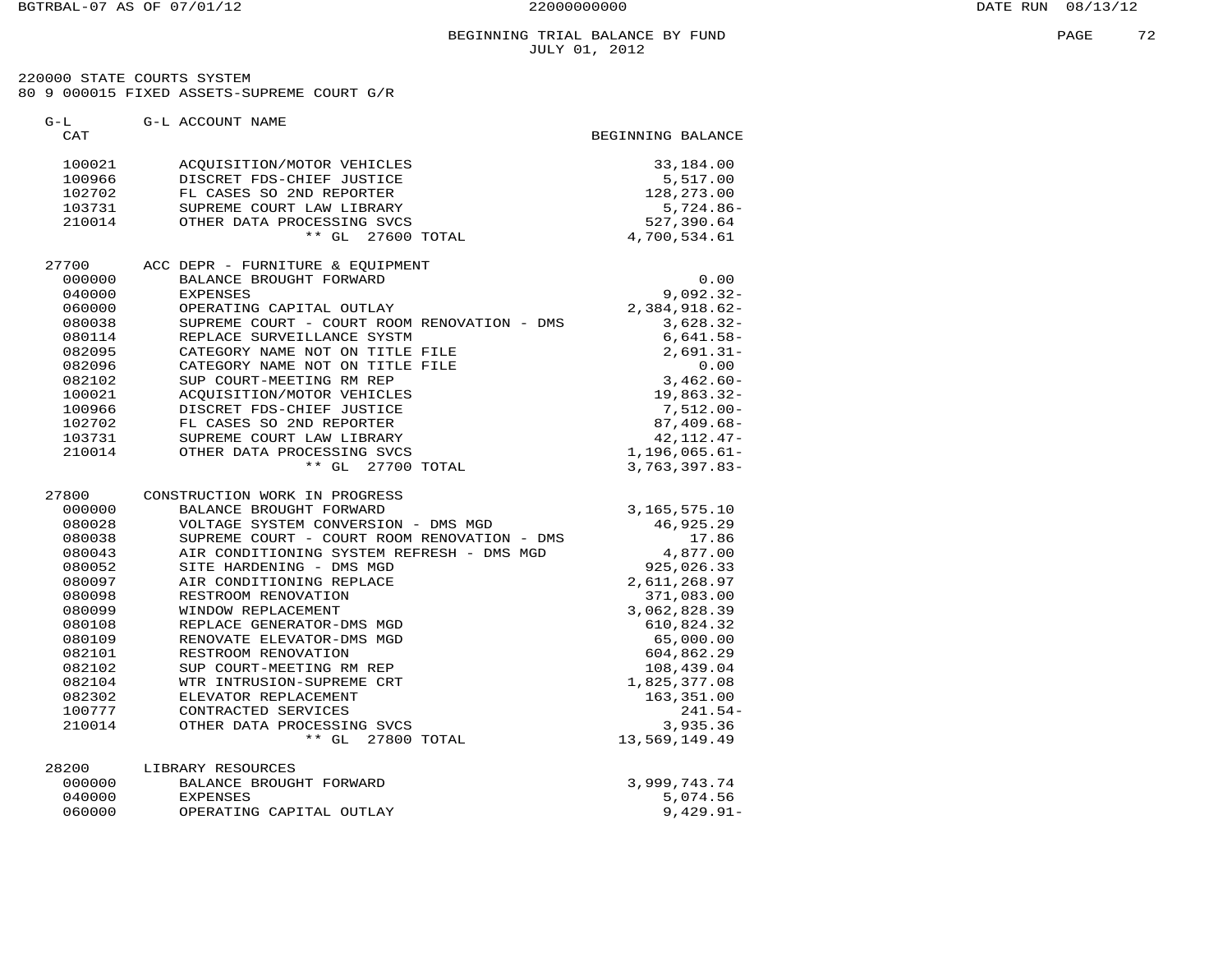BEGINNING TRIAL BALANCE BY FUND
JULY 01, 2012

220000 STATE COURTS SYSTEM
80 9 000015 FIXED ASSETS-SUPREME COURT G/R

| G-L CAT | G-L ACCOUNT NAME | BEGINNING BALANCE |
|---|---|---|
| 100021 | ACQUISITION/MOTOR VEHICLES | 33,184.00 |
| 100966 | DISCRET FDS-CHIEF JUSTICE | 5,517.00 |
| 102702 | FL CASES SO 2ND REPORTER | 128,273.00 |
| 103731 | SUPREME COURT LAW LIBRARY | 5,724.86- |
| 210014 | OTHER DATA PROCESSING SVCS | 527,390.64 |
| | ** GL 27600 TOTAL | 4,700,534.61 |
| | | |
| 27700 | ACC DEPR - FURNITURE & EQUIPMENT | |
| 000000 | BALANCE BROUGHT FORWARD | 0.00 |
| 040000 | EXPENSES | 9,092.32- |
| 060000 | OPERATING CAPITAL OUTLAY | 2,384,918.62- |
| 080038 | SUPREME COURT - COURT ROOM RENOVATION - DMS | 3,628.32- |
| 080114 | REPLACE SURVEILLANCE SYSTM | 6,641.58- |
| 082095 | CATEGORY NAME NOT ON TITLE FILE | 2,691.31- |
| 082096 | CATEGORY NAME NOT ON TITLE FILE | 0.00 |
| 082102 | SUP COURT-MEETING RM REP | 3,462.60- |
| 100021 | ACQUISITION/MOTOR VEHICLES | 19,863.32- |
| 100966 | DISCRET FDS-CHIEF JUSTICE | 7,512.00- |
| 102702 | FL CASES SO 2ND REPORTER | 87,409.68- |
| 103731 | SUPREME COURT LAW LIBRARY | 42,112.47- |
| 210014 | OTHER DATA PROCESSING SVCS | 1,196,065.61- |
| | ** GL 27700 TOTAL | 3,763,397.83- |
| | | |
| 27800 | CONSTRUCTION WORK IN PROGRESS | |
| 000000 | BALANCE BROUGHT FORWARD | 3,165,575.10 |
| 080028 | VOLTAGE SYSTEM CONVERSION - DMS MGD | 46,925.29 |
| 080038 | SUPREME COURT - COURT ROOM RENOVATION - DMS | 17.86 |
| 080043 | AIR CONDITIONING SYSTEM REFRESH - DMS MGD | 4,877.00 |
| 080052 | SITE HARDENING - DMS MGD | 925,026.33 |
| 080097 | AIR CONDITIONING REPLACE | 2,611,268.97 |
| 080098 | RESTROOM RENOVATION | 371,083.00 |
| 080099 | WINDOW REPLACEMENT | 3,062,828.39 |
| 080108 | REPLACE GENERATOR-DMS MGD | 610,824.32 |
| 080109 | RENOVATE ELEVATOR-DMS MGD | 65,000.00 |
| 082101 | RESTROOM RENOVATION | 604,862.29 |
| 082102 | SUP COURT-MEETING RM REP | 108,439.04 |
| 082104 | WTR INTRUSION-SUPREME CRT | 1,825,377.08 |
| 082302 | ELEVATOR REPLACEMENT | 163,351.00 |
| 100777 | CONTRACTED SERVICES | 241.54- |
| 210014 | OTHER DATA PROCESSING SVCS | 3,935.36 |
| | ** GL 27800 TOTAL | 13,569,149.49 |
| | | |
| 28200 | LIBRARY RESOURCES | |
| 000000 | BALANCE BROUGHT FORWARD | 3,999,743.74 |
| 040000 | EXPENSES | 5,074.56 |
| 060000 | OPERATING CAPITAL OUTLAY | 9,429.91- |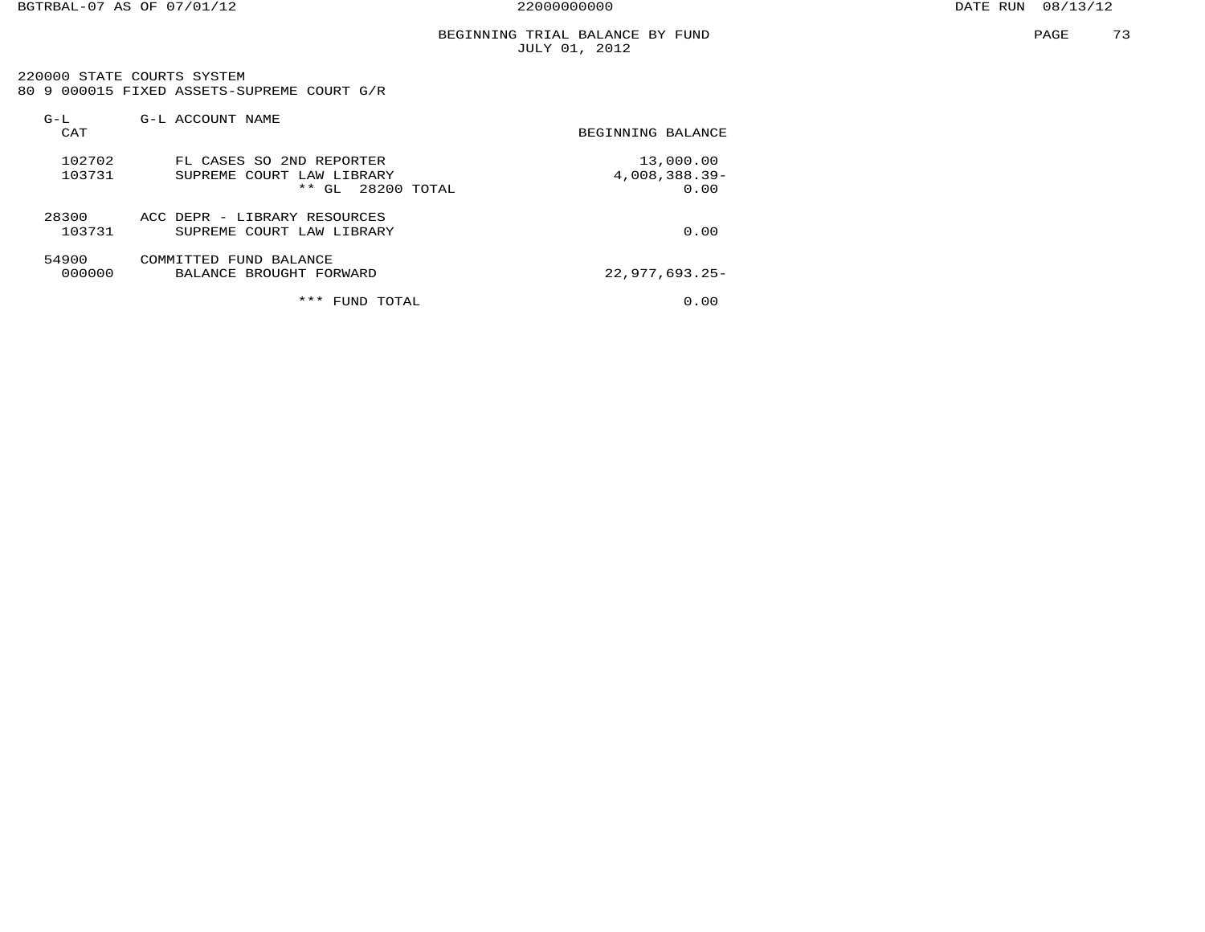BEGINNING TRIAL BALANCE BY FUND
JULY 01, 2012

220000 STATE COURTS SYSTEM
80 9 000015 FIXED ASSETS-SUPREME COURT G/R

| G-L CAT | G-L ACCOUNT NAME | BEGINNING BALANCE |
|---|---|---|
| 102702 | FL CASES SO 2ND REPORTER | 13,000.00 |
| 103731 | SUPREME COURT LAW LIBRARY | 4,008,388.39- |
| | ** GL 28200 TOTAL | 0.00 |
| 28300 | ACC DEPR - LIBRARY RESOURCES | |
| 103731 | SUPREME COURT LAW LIBRARY | 0.00 |
| 54900 | COMMITTED FUND BALANCE | |
| 000000 | BALANCE BROUGHT FORWARD | 22,977,693.25- |
| | *** FUND TOTAL | 0.00 |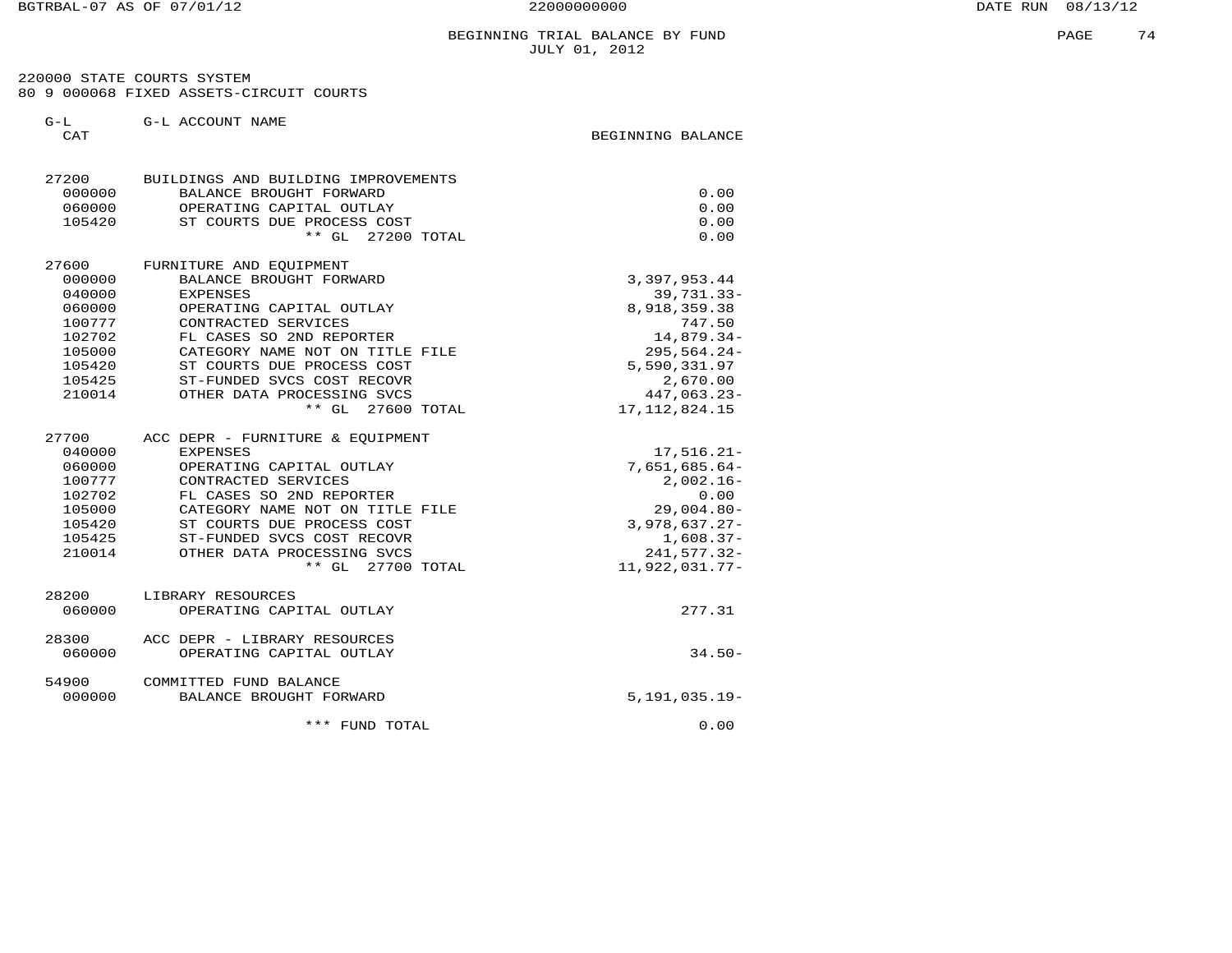# BEGINNING TRIAL BALANCE BY FUND
JULY 01, 2012

220000 STATE COURTS SYSTEM
80 9 000068 FIXED ASSETS-CIRCUIT COURTS

| G-L CAT | G-L ACCOUNT NAME | BEGINNING BALANCE |
|---|---|---|
| 27200 | BUILDINGS AND BUILDING IMPROVEMENTS | |
| 000000 | BALANCE BROUGHT FORWARD | 0.00 |
| 060000 | OPERATING CAPITAL OUTLAY | 0.00 |
| 105420 | ST COURTS DUE PROCESS COST | 0.00 |
| | ** GL 27200 TOTAL | 0.00 |
| 27600 | FURNITURE AND EQUIPMENT | |
| 000000 | BALANCE BROUGHT FORWARD | 3,397,953.44 |
| 040000 | EXPENSES | 39,731.33- |
| 060000 | OPERATING CAPITAL OUTLAY | 8,918,359.38 |
| 100777 | CONTRACTED SERVICES | 747.50 |
| 102702 | FL CASES SO 2ND REPORTER | 14,879.34- |
| 105000 | CATEGORY NAME NOT ON TITLE FILE | 295,564.24- |
| 105420 | ST COURTS DUE PROCESS COST | 5,590,331.97 |
| 105425 | ST-FUNDED SVCS COST RECOVR | 2,670.00 |
| 210014 | OTHER DATA PROCESSING SVCS | 447,063.23- |
| | ** GL 27600 TOTAL | 17,112,824.15 |
| 27700 | ACC DEPR - FURNITURE & EQUIPMENT | |
| 040000 | EXPENSES | 17,516.21- |
| 060000 | OPERATING CAPITAL OUTLAY | 7,651,685.64- |
| 100777 | CONTRACTED SERVICES | 2,002.16- |
| 102702 | FL CASES SO 2ND REPORTER | 0.00 |
| 105000 | CATEGORY NAME NOT ON TITLE FILE | 29,004.80- |
| 105420 | ST COURTS DUE PROCESS COST | 3,978,637.27- |
| 105425 | ST-FUNDED SVCS COST RECOVR | 1,608.37- |
| 210014 | OTHER DATA PROCESSING SVCS | 241,577.32- |
| | ** GL 27700 TOTAL | 11,922,031.77- |
| 28200 | LIBRARY RESOURCES | |
| 060000 | OPERATING CAPITAL OUTLAY | 277.31 |
| 28300 | ACC DEPR - LIBRARY RESOURCES | |
| 060000 | OPERATING CAPITAL OUTLAY | 34.50- |
| 54900 | COMMITTED FUND BALANCE | |
| 000000 | BALANCE BROUGHT FORWARD | 5,191,035.19- |
| | *** FUND TOTAL | 0.00 |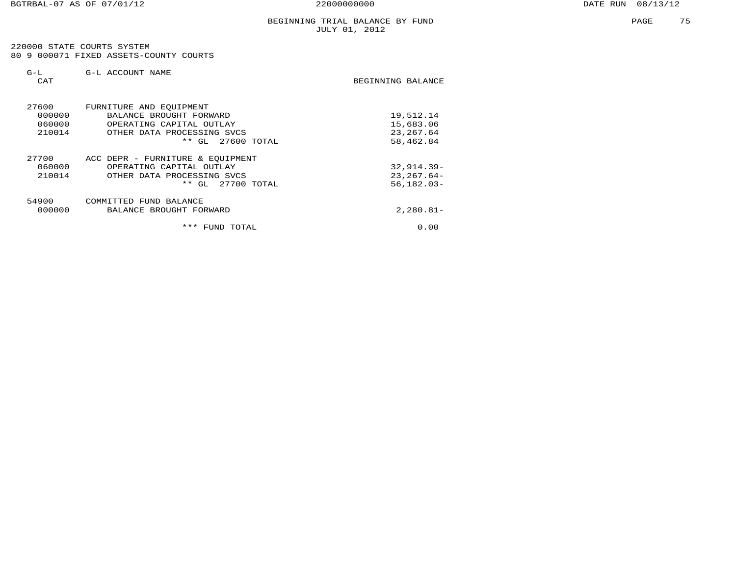# BEGINNING TRIAL BALANCE BY FUND
JULY 01, 2012

220000 STATE COURTS SYSTEM
80 9 000071 FIXED ASSETS-COUNTY COURTS

| G-L CAT | G-L ACCOUNT NAME | BEGINNING BALANCE |
|---|---|---|
| 27600 | FURNITURE AND EQUIPMENT | |
| 000000 | BALANCE BROUGHT FORWARD | 19,512.14 |
| 060000 | OPERATING CAPITAL OUTLAY | 15,683.06 |
| 210014 | OTHER DATA PROCESSING SVCS | 23,267.64 |
| | ** GL 27600 TOTAL | 58,462.84 |
| 27700 | ACC DEPR - FURNITURE & EQUIPMENT | |
| 060000 | OPERATING CAPITAL OUTLAY | 32,914.39- |
| 210014 | OTHER DATA PROCESSING SVCS | 23,267.64- |
| | ** GL 27700 TOTAL | 56,182.03- |
| 54900 | COMMITTED FUND BALANCE | |
| 000000 | BALANCE BROUGHT FORWARD | 2,280.81- |
| | *** FUND TOTAL | 0.00 |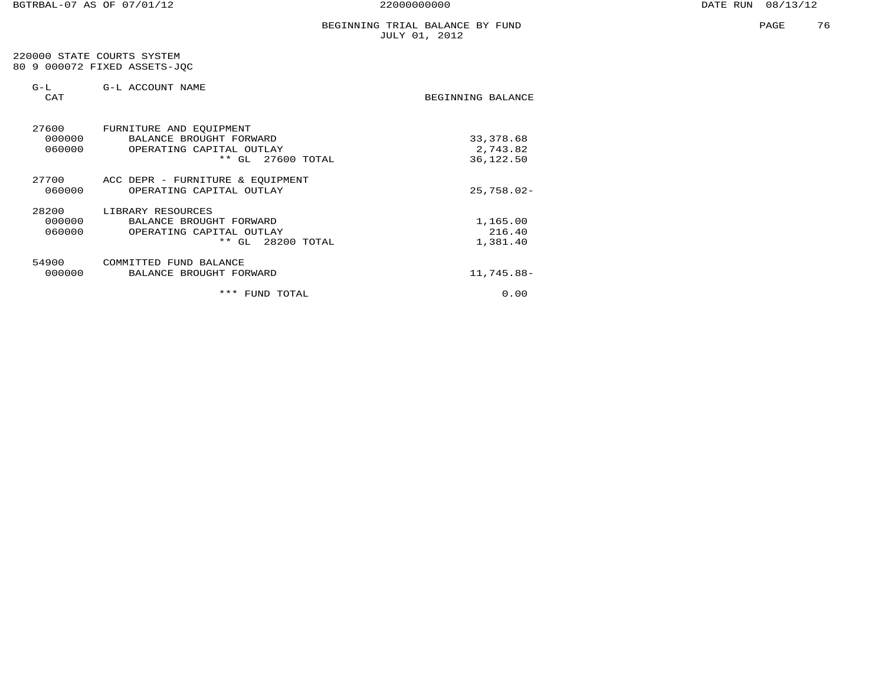# BEGINNING TRIAL BALANCE BY FUND
## JULY 01, 2012

220000 STATE COURTS SYSTEM
80 9 000072 FIXED ASSETS-JQC

| G-L CAT | G-L ACCOUNT NAME | BEGINNING BALANCE |
|---|---|---|
| 27600 | FURNITURE AND EQUIPMENT | |
| 000000 | BALANCE BROUGHT FORWARD | 33,378.68 |
| 060000 | OPERATING CAPITAL OUTLAY | 2,743.82 |
| | ** GL 27600 TOTAL | 36,122.50 |
| 27700 | ACC DEPR - FURNITURE & EQUIPMENT | |
| 060000 | OPERATING CAPITAL OUTLAY | 25,758.02- |
| 28200 | LIBRARY RESOURCES | |
| 000000 | BALANCE BROUGHT FORWARD | 1,165.00 |
| 060000 | OPERATING CAPITAL OUTLAY | 216.40 |
| | ** GL 28200 TOTAL | 1,381.40 |
| 54900 | COMMITTED FUND BALANCE | |
| 000000 | BALANCE BROUGHT FORWARD | 11,745.88- |
| | *** FUND TOTAL | 0.00 |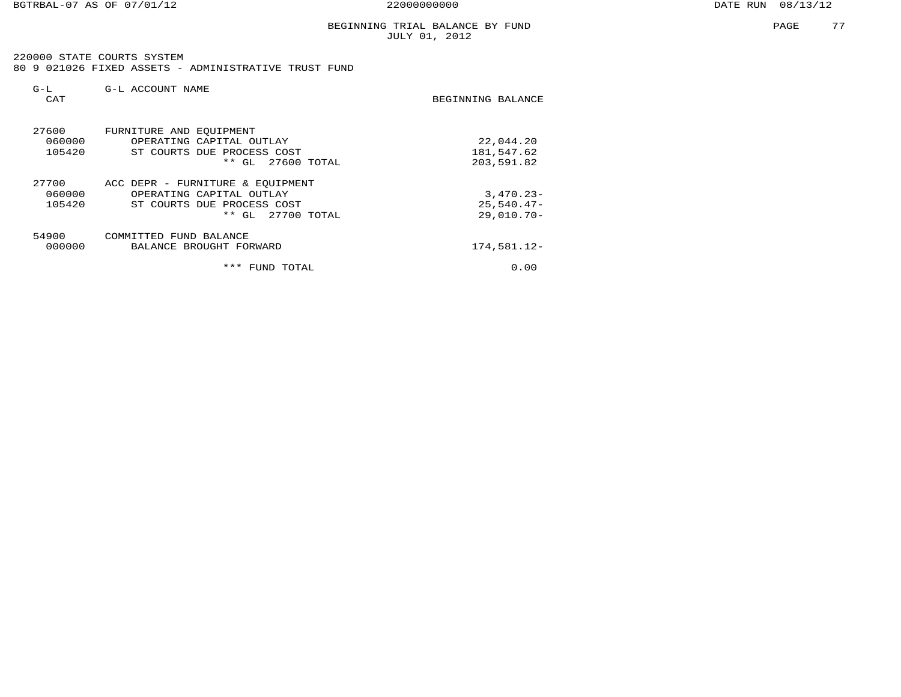BEGINNING TRIAL BALANCE BY FUND
JULY 01, 2012

220000 STATE COURTS SYSTEM
80 9 021026 FIXED ASSETS - ADMINISTRATIVE TRUST FUND

| G-L CAT | G-L ACCOUNT NAME | BEGINNING BALANCE |
|---|---|---|
| 27600 | FURNITURE AND EQUIPMENT | |
| 060000 | OPERATING CAPITAL OUTLAY | 22,044.20 |
| 105420 | ST COURTS DUE PROCESS COST | 181,547.62 |
| | ** GL 27600 TOTAL | 203,591.82 |
| 27700 | ACC DEPR - FURNITURE & EQUIPMENT | |
| 060000 | OPERATING CAPITAL OUTLAY | 3,470.23- |
| 105420 | ST COURTS DUE PROCESS COST | 25,540.47- |
| | ** GL 27700 TOTAL | 29,010.70- |
| 54900 | COMMITTED FUND BALANCE | |
| 000000 | BALANCE BROUGHT FORWARD | 174,581.12- |
| | *** FUND TOTAL | 0.00 |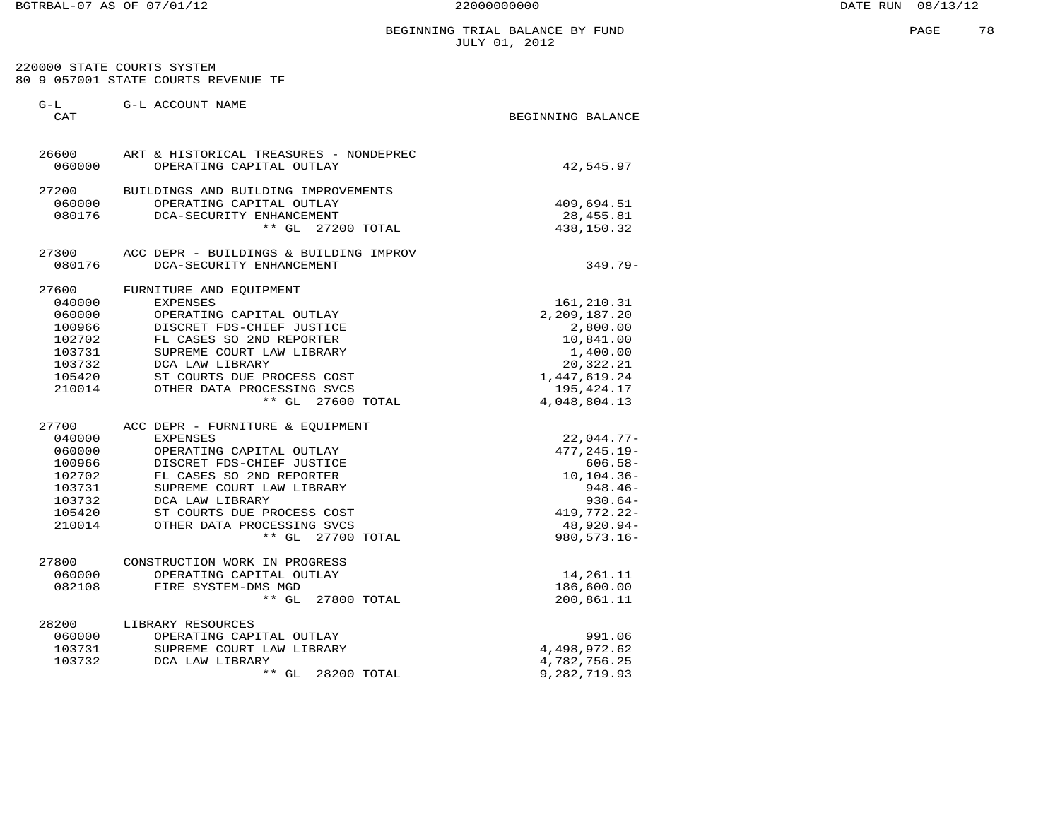# BEGINNING TRIAL BALANCE BY FUND
JULY 01, 2012

220000 STATE COURTS SYSTEM
80 9 057001 STATE COURTS REVENUE TF

| G-L CAT | G-L ACCOUNT NAME | BEGINNING BALANCE |
|---|---|---|
| 26600 | ART & HISTORICAL TREASURES - NONDEPREC | |
| 060000 | OPERATING CAPITAL OUTLAY | 42,545.97 |
| 27200 | BUILDINGS AND BUILDING IMPROVEMENTS | |
| 060000 | OPERATING CAPITAL OUTLAY | 409,694.51 |
| 080176 | DCA-SECURITY ENHANCEMENT | 28,455.81 |
| | ** GL 27200 TOTAL | 438,150.32 |
| 27300 | ACC DEPR - BUILDINGS & BUILDING IMPROV | |
| 080176 | DCA-SECURITY ENHANCEMENT | 349.79- |
| 27600 | FURNITURE AND EQUIPMENT | |
| 040000 | EXPENSES | 161,210.31 |
| 060000 | OPERATING CAPITAL OUTLAY | 2,209,187.20 |
| 100966 | DISCRET FDS-CHIEF JUSTICE | 2,800.00 |
| 102702 | FL CASES SO 2ND REPORTER | 10,841.00 |
| 103731 | SUPREME COURT LAW LIBRARY | 1,400.00 |
| 103732 | DCA LAW LIBRARY | 20,322.21 |
| 105420 | ST COURTS DUE PROCESS COST | 1,447,619.24 |
| 210014 | OTHER DATA PROCESSING SVCS | 195,424.17 |
| | ** GL 27600 TOTAL | 4,048,804.13 |
| 27700 | ACC DEPR - FURNITURE & EQUIPMENT | |
| 040000 | EXPENSES | 22,044.77- |
| 060000 | OPERATING CAPITAL OUTLAY | 477,245.19- |
| 100966 | DISCRET FDS-CHIEF JUSTICE | 606.58- |
| 102702 | FL CASES SO 2ND REPORTER | 10,104.36- |
| 103731 | SUPREME COURT LAW LIBRARY | 948.46- |
| 103732 | DCA LAW LIBRARY | 930.64- |
| 105420 | ST COURTS DUE PROCESS COST | 419,772.22- |
| 210014 | OTHER DATA PROCESSING SVCS | 48,920.94- |
| | ** GL 27700 TOTAL | 980,573.16- |
| 27800 | CONSTRUCTION WORK IN PROGRESS | |
| 060000 | OPERATING CAPITAL OUTLAY | 14,261.11 |
| 082108 | FIRE SYSTEM-DMS MGD | 186,600.00 |
| | ** GL 27800 TOTAL | 200,861.11 |
| 28200 | LIBRARY RESOURCES | |
| 060000 | OPERATING CAPITAL OUTLAY | 991.06 |
| 103731 | SUPREME COURT LAW LIBRARY | 4,498,972.62 |
| 103732 | DCA LAW LIBRARY | 4,782,756.25 |
| | ** GL 28200 TOTAL | 9,282,719.93 |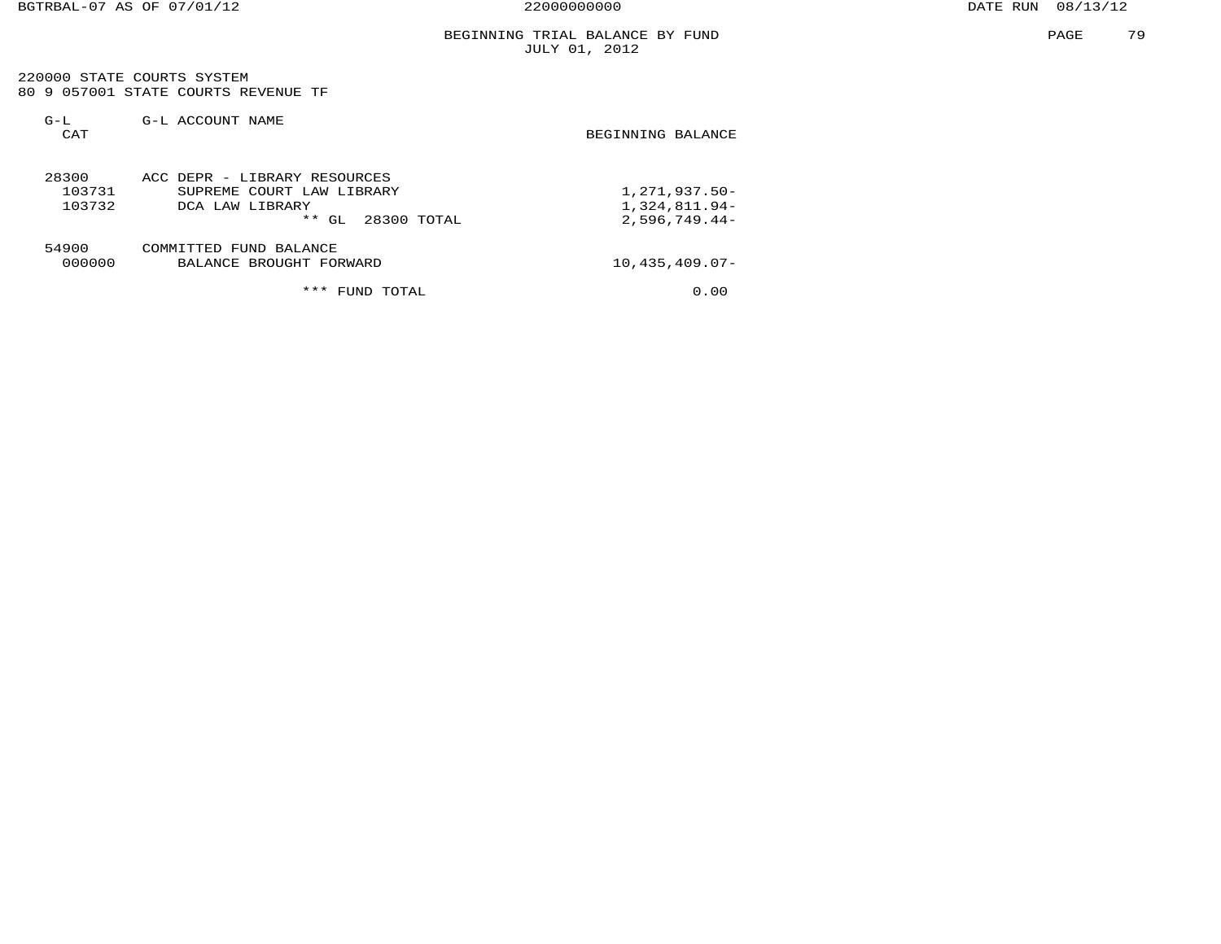# BEGINNING TRIAL BALANCE BY FUND
JULY 01, 2012

220000 STATE COURTS SYSTEM
80 9 057001 STATE COURTS REVENUE TF

| G-L CAT | G-L ACCOUNT NAME | BEGINNING BALANCE |
|---|---|---|
| 28300 | ACC DEPR - LIBRARY RESOURCES | |
| 103731 | SUPREME COURT LAW LIBRARY | 1,271,937.50- |
| 103732 | DCA LAW LIBRARY | 1,324,811.94- |
| | ** GL 28300 TOTAL | 2,596,749.44- |
| 54900 | COMMITTED FUND BALANCE | |
| 000000 | BALANCE BROUGHT FORWARD | 10,435,409.07- |
| | *** FUND TOTAL | 0.00 |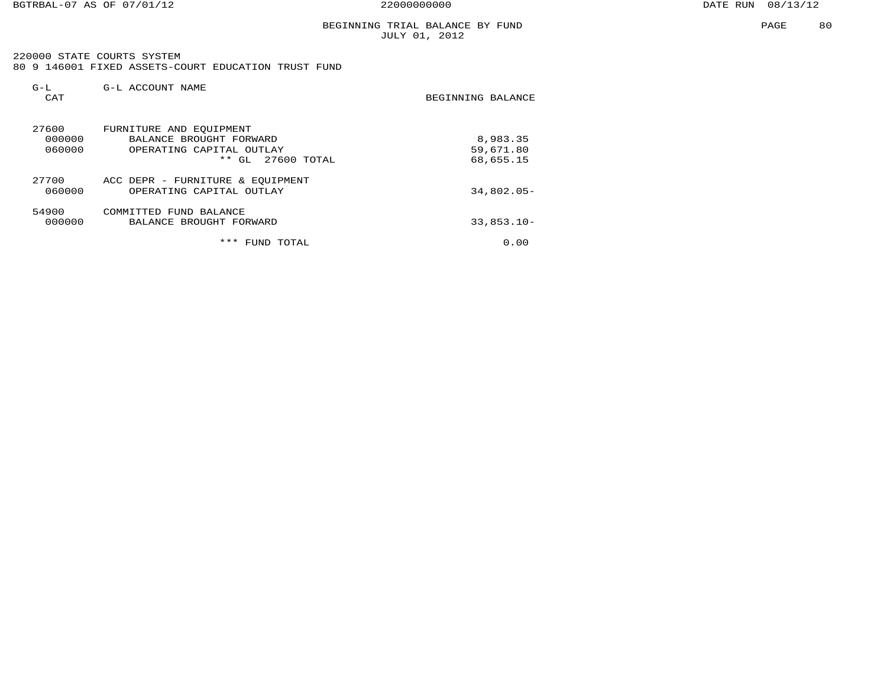BEGINNING TRIAL BALANCE BY FUND
JULY 01, 2012

220000 STATE COURTS SYSTEM
80 9 146001 FIXED ASSETS-COURT EDUCATION TRUST FUND

| G-L CAT | G-L ACCOUNT NAME | BEGINNING BALANCE |
|---|---|---|
| 27600 | FURNITURE AND EQUIPMENT | |
| 000000 | BALANCE BROUGHT FORWARD | 8,983.35 |
| 060000 | OPERATING CAPITAL OUTLAY | 59,671.80 |
| | ** GL 27600 TOTAL | 68,655.15 |
| 27700 | ACC DEPR - FURNITURE & EQUIPMENT | |
| 060000 | OPERATING CAPITAL OUTLAY | 34,802.05- |
| 54900 | COMMITTED FUND BALANCE | |
| 000000 | BALANCE BROUGHT FORWARD | 33,853.10- |
| | *** FUND TOTAL | 0.00 |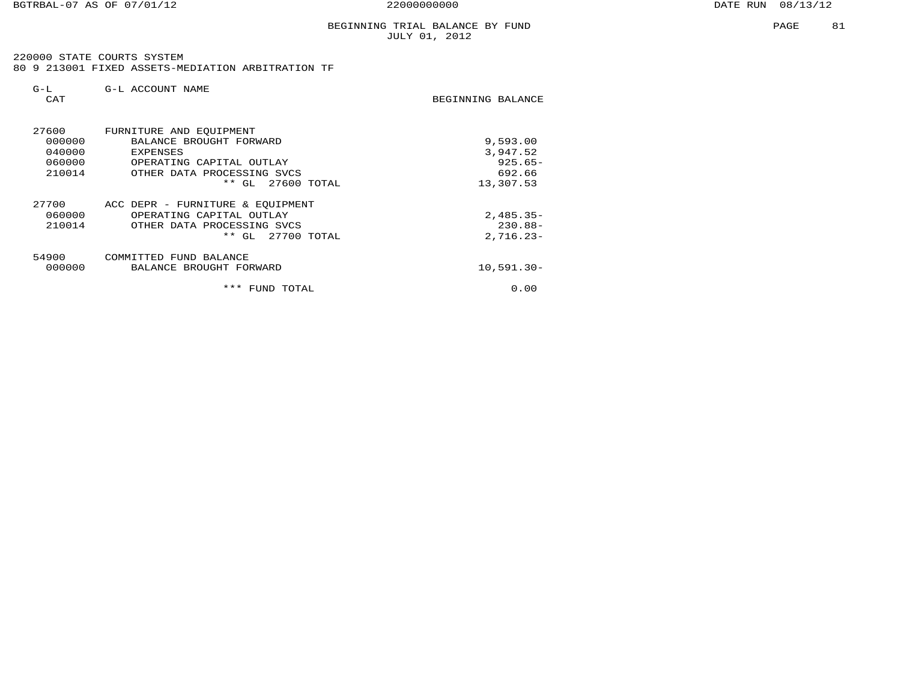BEGINNING TRIAL BALANCE BY FUND
JULY 01, 2012

220000 STATE COURTS SYSTEM
80 9 213001 FIXED ASSETS-MEDIATION ARBITRATION TF

| G-L CAT | G-L ACCOUNT NAME | BEGINNING BALANCE |
|---|---|---|
| 27600 | FURNITURE AND EQUIPMENT | |
| 000000 | BALANCE BROUGHT FORWARD | 9,593.00 |
| 040000 | EXPENSES | 3,947.52 |
| 060000 | OPERATING CAPITAL OUTLAY | 925.65- |
| 210014 | OTHER DATA PROCESSING SVCS | 692.66 |
| | ** GL 27600 TOTAL | 13,307.53 |
| 27700 | ACC DEPR - FURNITURE & EQUIPMENT | |
| 060000 | OPERATING CAPITAL OUTLAY | 2,485.35- |
| 210014 | OTHER DATA PROCESSING SVCS | 230.88- |
| | ** GL 27700 TOTAL | 2,716.23- |
| 54900 | COMMITTED FUND BALANCE | |
| 000000 | BALANCE BROUGHT FORWARD | 10,591.30- |
| | *** FUND TOTAL | 0.00 |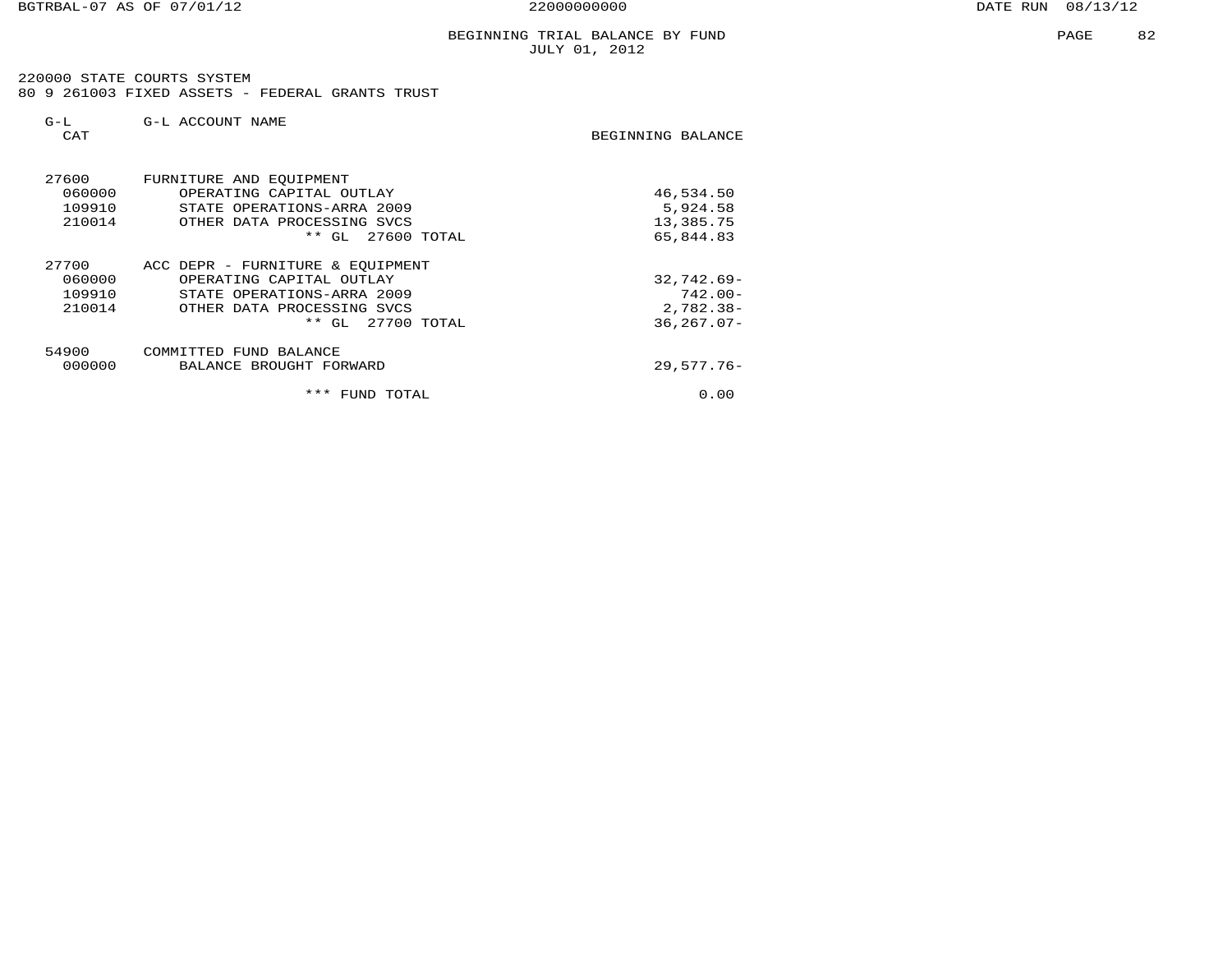# BEGINNING TRIAL BALANCE BY FUND
JULY 01, 2012

220000 STATE COURTS SYSTEM
80 9 261003 FIXED ASSETS - FEDERAL GRANTS TRUST

| G-L CAT | G-L ACCOUNT NAME | BEGINNING BALANCE |
|---|---|---|
| 27600 | FURNITURE AND EQUIPMENT | |
| 060000 | OPERATING CAPITAL OUTLAY | 46,534.50 |
| 109910 | STATE OPERATIONS-ARRA 2009 | 5,924.58 |
| 210014 | OTHER DATA PROCESSING SVCS | 13,385.75 |
| | ** GL 27600 TOTAL | 65,844.83 |
| 27700 | ACC DEPR - FURNITURE & EQUIPMENT | |
| 060000 | OPERATING CAPITAL OUTLAY | 32,742.69- |
| 109910 | STATE OPERATIONS-ARRA 2009 | 742.00- |
| 210014 | OTHER DATA PROCESSING SVCS | 2,782.38- |
| | ** GL 27700 TOTAL | 36,267.07- |
| 54900 | COMMITTED FUND BALANCE | |
| 000000 | BALANCE BROUGHT FORWARD | 29,577.76- |
| | *** FUND TOTAL | 0.00 |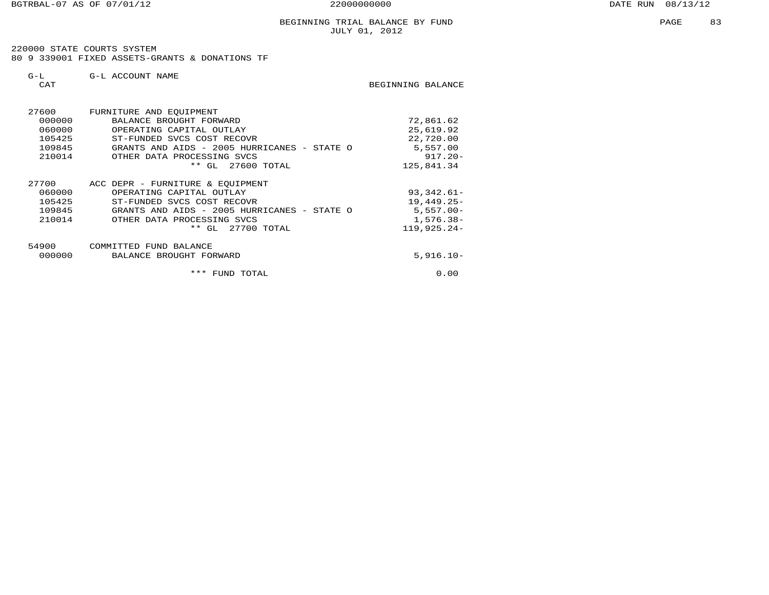BEGINNING TRIAL BALANCE BY FUND
JULY 01, 2012

220000 STATE COURTS SYSTEM
80 9 339001 FIXED ASSETS-GRANTS & DONATIONS TF

| G-L CAT | G-L ACCOUNT NAME | BEGINNING BALANCE |
|---|---|---|
| 27600 | FURNITURE AND EQUIPMENT | |
| 000000 | BALANCE BROUGHT FORWARD | 72,861.62 |
| 060000 | OPERATING CAPITAL OUTLAY | 25,619.92 |
| 105425 | ST-FUNDED SVCS COST RECOVR | 22,720.00 |
| 109845 | GRANTS AND AIDS - 2005 HURRICANES - STATE O | 5,557.00 |
| 210014 | OTHER DATA PROCESSING SVCS | 917.20- |
| | ** GL 27600 TOTAL | 125,841.34 |
| 27700 | ACC DEPR - FURNITURE & EQUIPMENT | |
| 060000 | OPERATING CAPITAL OUTLAY | 93,342.61- |
| 105425 | ST-FUNDED SVCS COST RECOVR | 19,449.25- |
| 109845 | GRANTS AND AIDS - 2005 HURRICANES - STATE O | 5,557.00- |
| 210014 | OTHER DATA PROCESSING SVCS | 1,576.38- |
| | ** GL 27700 TOTAL | 119,925.24- |
| 54900 | COMMITTED FUND BALANCE | |
| 000000 | BALANCE BROUGHT FORWARD | 5,916.10- |
| | *** FUND TOTAL | 0.00 |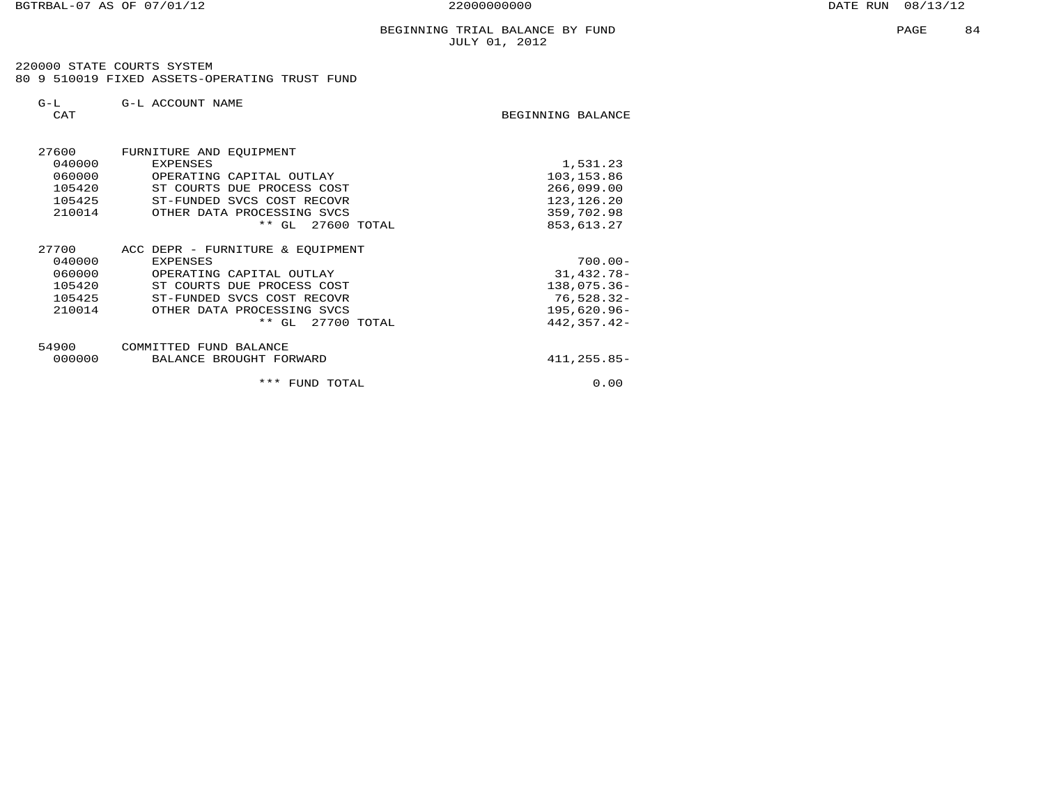BGTRBAL-07 AS OF 07/01/12 22000000000 DATE RUN 08/13/12

# BEGINNING TRIAL BALANCE BY FUND
## JULY 01, 2012

220000 STATE COURTS SYSTEM
80 9 510019 FIXED ASSETS-OPERATING TRUST FUND

| G-L CAT | G-L ACCOUNT NAME | BEGINNING BALANCE |
|---|---|---|
| 27600 | FURNITURE AND EQUIPMENT | |
| 040000 | EXPENSES | 1,531.23 |
| 060000 | OPERATING CAPITAL OUTLAY | 103,153.86 |
| 105420 | ST COURTS DUE PROCESS COST | 266,099.00 |
| 105425 | ST-FUNDED SVCS COST RECOVR | 123,126.20 |
| 210014 | OTHER DATA PROCESSING SVCS | 359,702.98 |
| | ** GL 27600 TOTAL | 853,613.27 |
| 27700 | ACC DEPR - FURNITURE & EQUIPMENT | |
| 040000 | EXPENSES | 700.00- |
| 060000 | OPERATING CAPITAL OUTLAY | 31,432.78- |
| 105420 | ST COURTS DUE PROCESS COST | 138,075.36- |
| 105425 | ST-FUNDED SVCS COST RECOVR | 76,528.32- |
| 210014 | OTHER DATA PROCESSING SVCS | 195,620.96- |
| | ** GL 27700 TOTAL | 442,357.42- |
| 54900 | COMMITTED FUND BALANCE | |
| 000000 | BALANCE BROUGHT FORWARD | 411,255.85- |
| | *** FUND TOTAL | 0.00 |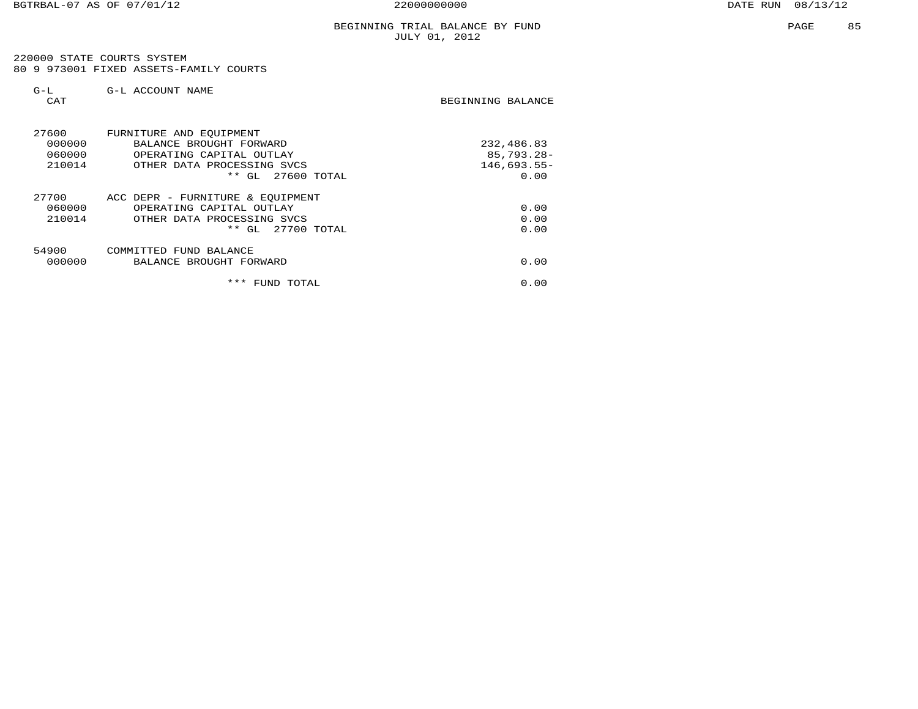BEGINNING TRIAL BALANCE BY FUND
JULY 01, 2012

220000 STATE COURTS SYSTEM
80 9 973001 FIXED ASSETS-FAMILY COURTS

| G-L CAT | G-L ACCOUNT NAME | BEGINNING BALANCE |
|---|---|---|
| 27600 | FURNITURE AND EQUIPMENT | |
| 000000 | BALANCE BROUGHT FORWARD | 232,486.83 |
| 060000 | OPERATING CAPITAL OUTLAY | 85,793.28- |
| 210014 | OTHER DATA PROCESSING SVCS | 146,693.55- |
| | ** GL 27600 TOTAL | 0.00 |
| 27700 | ACC DEPR - FURNITURE & EQUIPMENT | |
| 060000 | OPERATING CAPITAL OUTLAY | 0.00 |
| 210014 | OTHER DATA PROCESSING SVCS | 0.00 |
| | ** GL 27700 TOTAL | 0.00 |
| 54900 | COMMITTED FUND BALANCE | |
| 000000 | BALANCE BROUGHT FORWARD | 0.00 |
| | *** FUND TOTAL | 0.00 |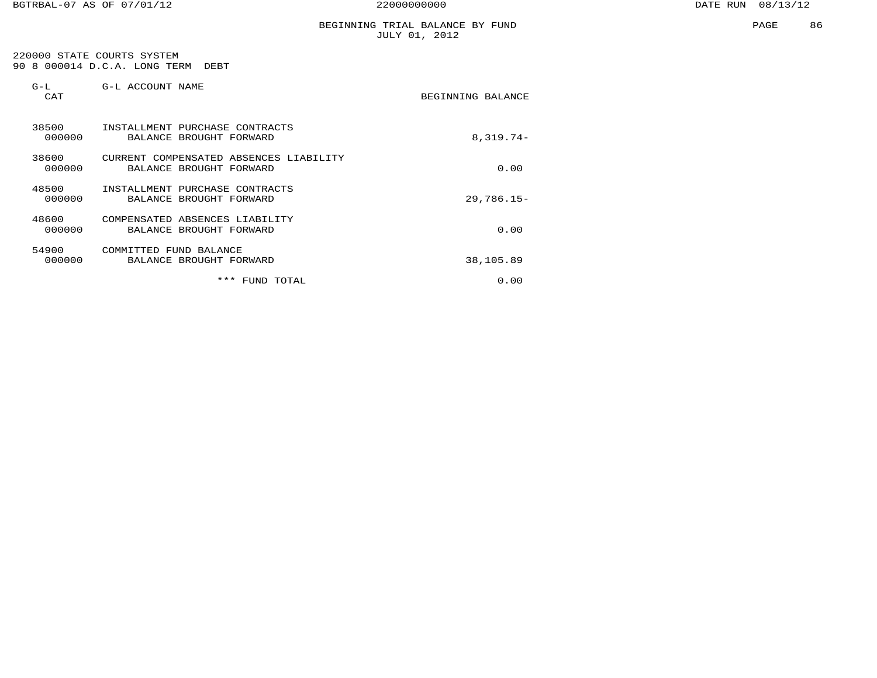BGTRBAL-07 AS OF 07/01/12 22000000000 DATE RUN 08/13/12

BEGINNING TRIAL BALANCE BY FUND
JULY 01, 2012

220000 STATE COURTS SYSTEM
90 8 000014 D.C.A. LONG TERM DEBT

| G-L CAT | G-L ACCOUNT NAME | BEGINNING BALANCE |
|---|---|---|
| 38500 | INSTALLMENT PURCHASE CONTRACTS | |
| 000000 | BALANCE BROUGHT FORWARD | 8,319.74- |
| 38600 | CURRENT COMPENSATED ABSENCES LIABILITY | |
| 000000 | BALANCE BROUGHT FORWARD | 0.00 |
| 48500 | INSTALLMENT PURCHASE CONTRACTS | |
| 000000 | BALANCE BROUGHT FORWARD | 29,786.15- |
| 48600 | COMPENSATED ABSENCES LIABILITY | |
| 000000 | BALANCE BROUGHT FORWARD | 0.00 |
| 54900 | COMMITTED FUND BALANCE | |
| 000000 | BALANCE BROUGHT FORWARD | 38,105.89 |
| | *** FUND TOTAL | 0.00 |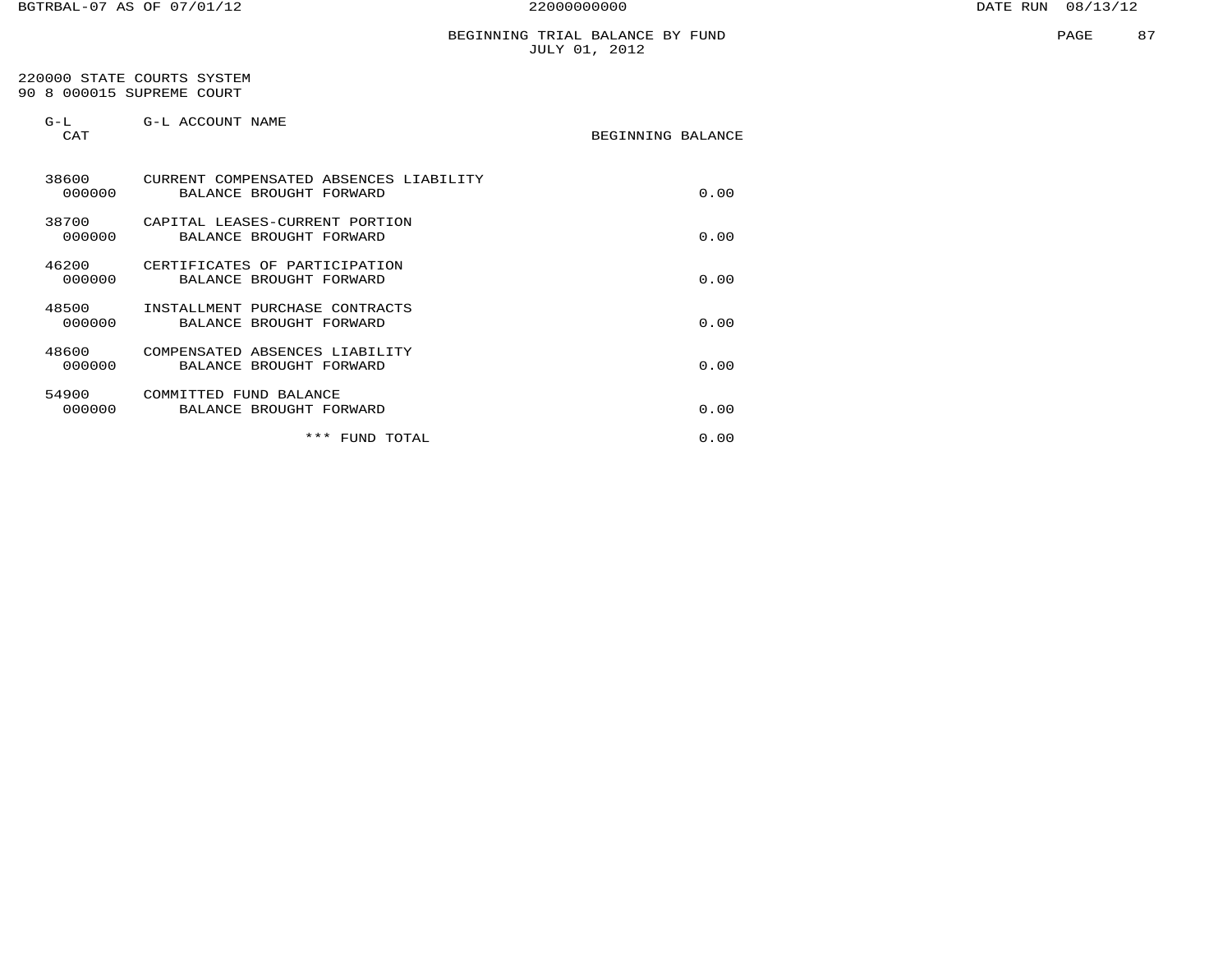# BEGINNING TRIAL BALANCE BY FUND
JULY 01, 2012

220000 STATE COURTS SYSTEM
90 8 000015 SUPREME COURT

| G-L CAT | G-L ACCOUNT NAME | BEGINNING BALANCE |
|---|---|---|
| 38600 | CURRENT COMPENSATED ABSENCES LIABILITY | |
| 000000 | BALANCE BROUGHT FORWARD | 0.00 |
| 38700 | CAPITAL LEASES-CURRENT PORTION | |
| 000000 | BALANCE BROUGHT FORWARD | 0.00 |
| 46200 | CERTIFICATES OF PARTICIPATION | |
| 000000 | BALANCE BROUGHT FORWARD | 0.00 |
| 48500 | INSTALLMENT PURCHASE CONTRACTS | |
| 000000 | BALANCE BROUGHT FORWARD | 0.00 |
| 48600 | COMPENSATED ABSENCES LIABILITY | |
| 000000 | BALANCE BROUGHT FORWARD | 0.00 |
| 54900 | COMMITTED FUND BALANCE | |
| 000000 | BALANCE BROUGHT FORWARD | 0.00 |
| | *** FUND TOTAL | 0.00 |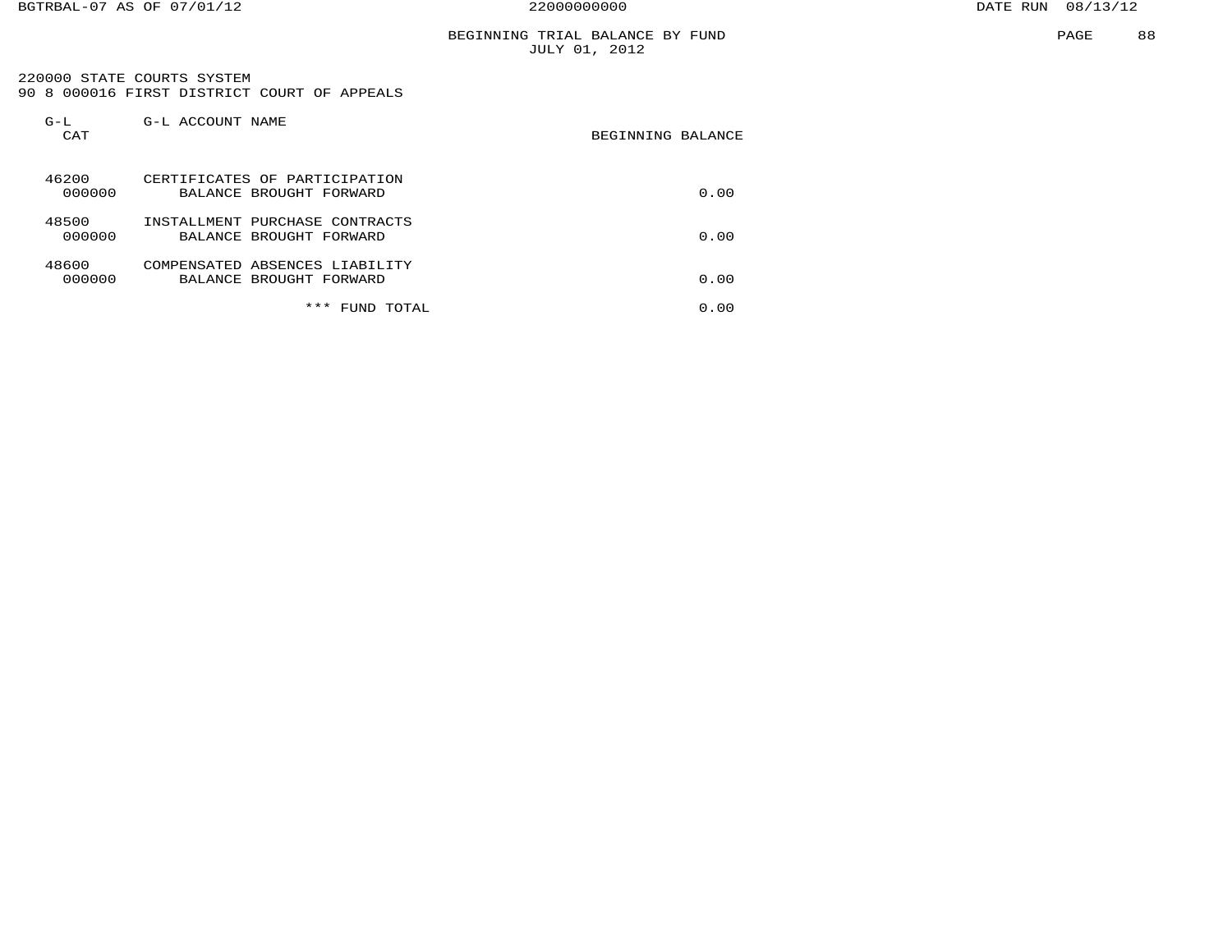BEGINNING TRIAL BALANCE BY FUND
JULY 01, 2012

220000 STATE COURTS SYSTEM
90 8 000016 FIRST DISTRICT COURT OF APPEALS

| G-L CAT | G-L ACCOUNT NAME | BEGINNING BALANCE |
|---|---|---|
| 46200 | CERTIFICATES OF PARTICIPATION | |
| 000000 | BALANCE BROUGHT FORWARD | 0.00 |
| 48500 | INSTALLMENT PURCHASE CONTRACTS | |
| 000000 | BALANCE BROUGHT FORWARD | 0.00 |
| 48600 | COMPENSATED ABSENCES LIABILITY | |
| 000000 | BALANCE BROUGHT FORWARD | 0.00 |
| | *** FUND TOTAL | 0.00 |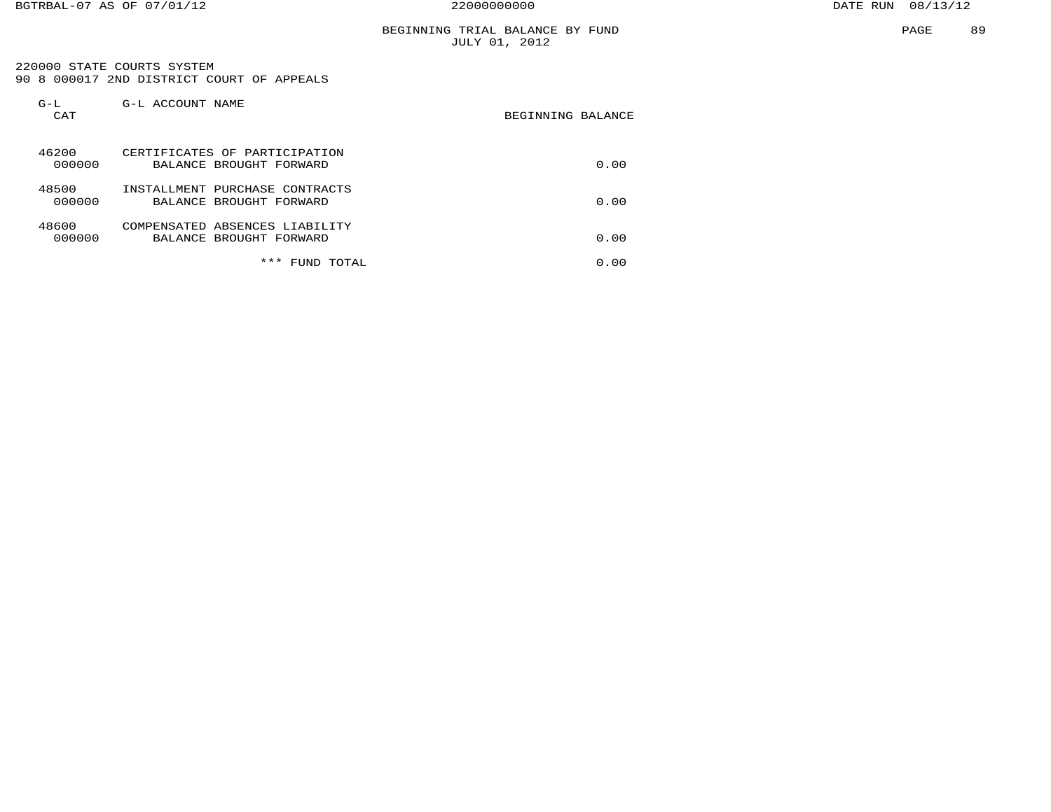# BEGINNING TRIAL BALANCE BY FUND
JULY 01, 2012

220000 STATE COURTS SYSTEM
90 8 000017 2ND DISTRICT COURT OF APPEALS

| G-L CAT | G-L ACCOUNT NAME | BEGINNING BALANCE |
|---|---|---|
| 46200 | CERTIFICATES OF PARTICIPATION | |
| 000000 | BALANCE BROUGHT FORWARD | 0.00 |
| 48500 | INSTALLMENT PURCHASE CONTRACTS | |
| 000000 | BALANCE BROUGHT FORWARD | 0.00 |
| 48600 | COMPENSATED ABSENCES LIABILITY | |
| 000000 | BALANCE BROUGHT FORWARD | 0.00 |
| | *** FUND TOTAL | 0.00 |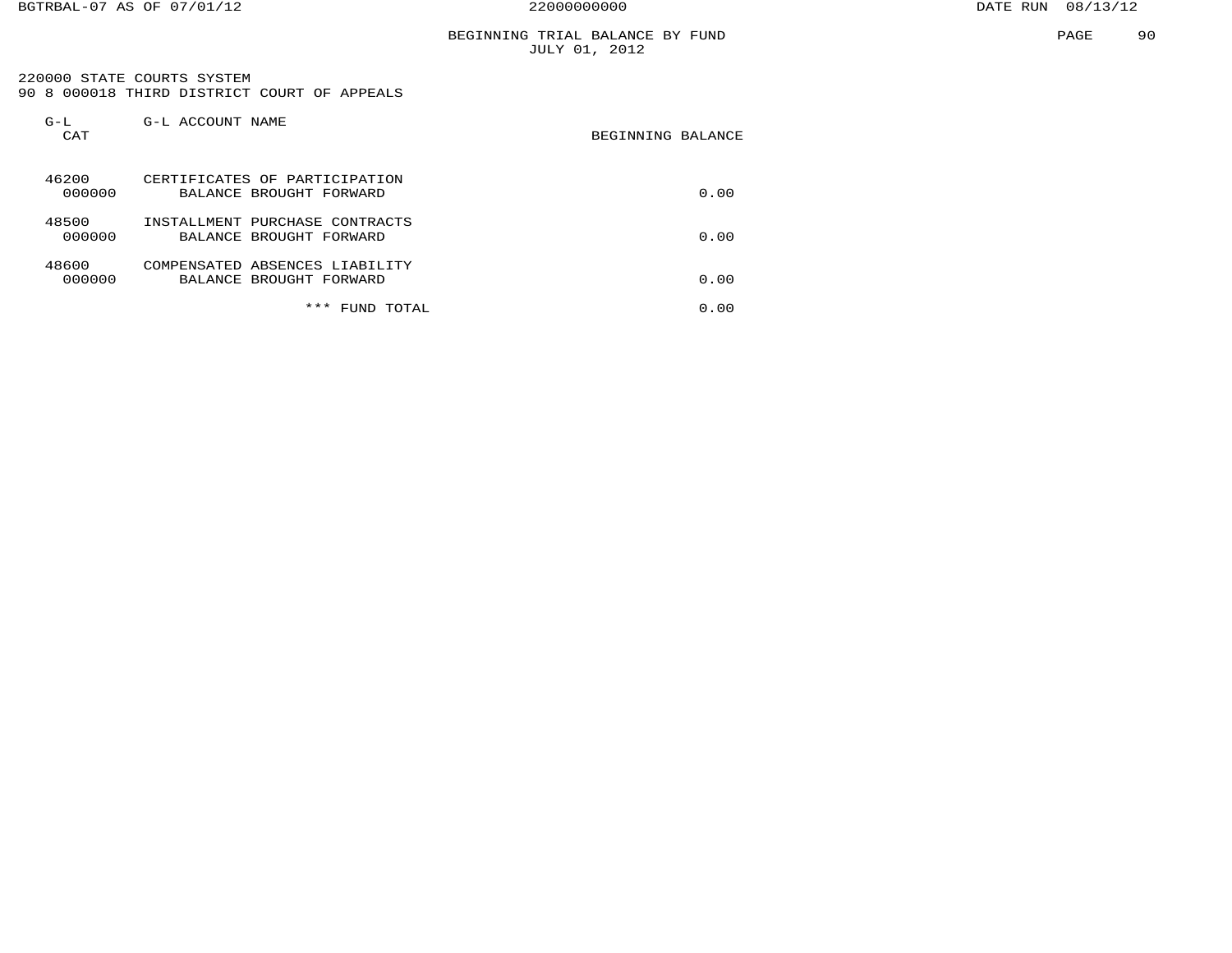## BEGINNING TRIAL BALANCE BY FUND
JULY 01, 2012

220000 STATE COURTS SYSTEM
90 8 000018 THIRD DISTRICT COURT OF APPEALS

| G-L CAT | G-L ACCOUNT NAME | BEGINNING BALANCE |
|---|---|---|
| 46200 | CERTIFICATES OF PARTICIPATION | |
| 000000 | BALANCE BROUGHT FORWARD | 0.00 |
| 48500 | INSTALLMENT PURCHASE CONTRACTS | |
| 000000 | BALANCE BROUGHT FORWARD | 0.00 |
| 48600 | COMPENSATED ABSENCES LIABILITY | |
| 000000 | BALANCE BROUGHT FORWARD | 0.00 |
| | *** FUND TOTAL | 0.00 |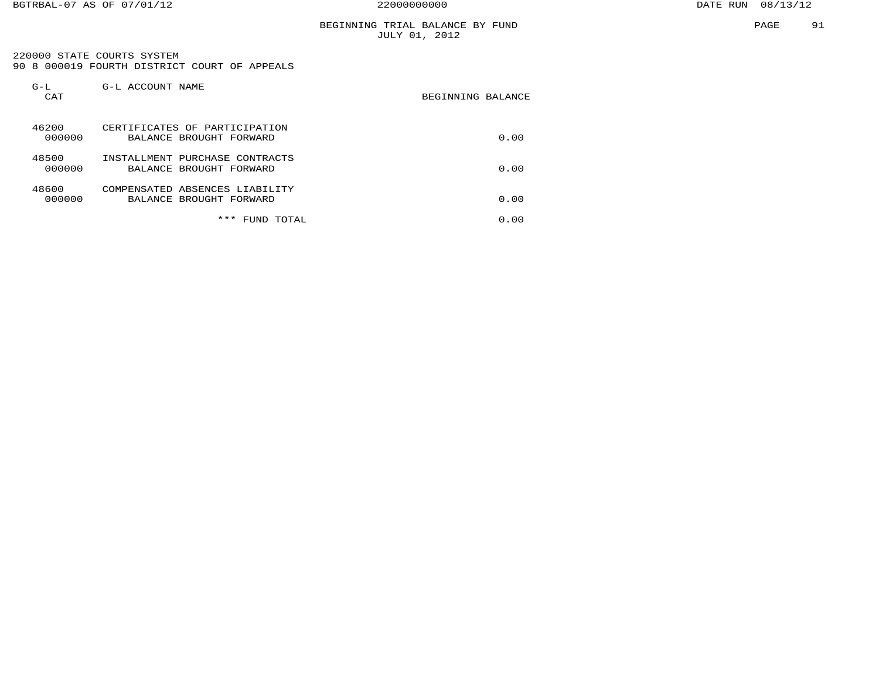BEGINNING TRIAL BALANCE BY FUND
JULY 01, 2012

220000 STATE COURTS SYSTEM
90 8 000019 FOURTH DISTRICT COURT OF APPEALS

| G-L CAT | G-L ACCOUNT NAME | BEGINNING BALANCE |
|---|---|---|
| 46200 | CERTIFICATES OF PARTICIPATION | |
| 000000 | BALANCE BROUGHT FORWARD | 0.00 |
| 48500 | INSTALLMENT PURCHASE CONTRACTS | |
| 000000 | BALANCE BROUGHT FORWARD | 0.00 |
| 48600 | COMPENSATED ABSENCES LIABILITY | |
| 000000 | BALANCE BROUGHT FORWARD | 0.00 |
| | *** FUND TOTAL | 0.00 |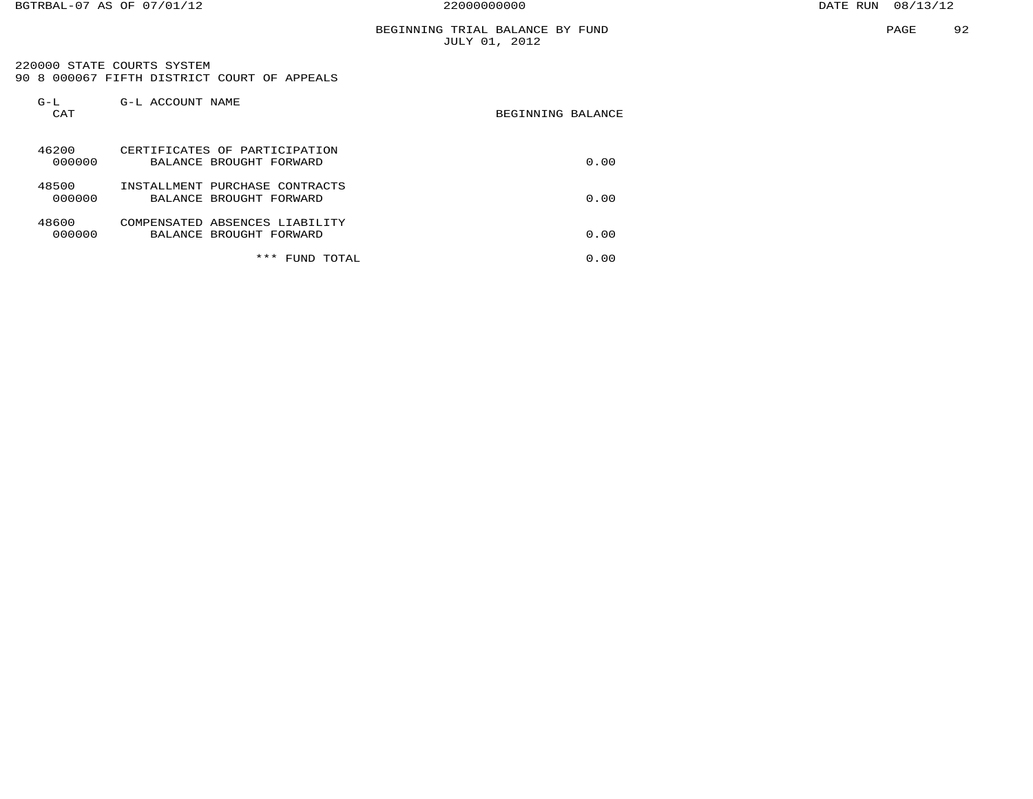## BEGINNING TRIAL BALANCE BY FUND
JULY 01, 2012

220000 STATE COURTS SYSTEM
90 8 000067 FIFTH DISTRICT COURT OF APPEALS

| G-L CAT | G-L ACCOUNT NAME | BEGINNING BALANCE |
|---|---|---|
| 46200 | CERTIFICATES OF PARTICIPATION | |
| 000000 | BALANCE BROUGHT FORWARD | 0.00 |
| 48500 | INSTALLMENT PURCHASE CONTRACTS | |
| 000000 | BALANCE BROUGHT FORWARD | 0.00 |
| 48600 | COMPENSATED ABSENCES LIABILITY | |
| 000000 | BALANCE BROUGHT FORWARD | 0.00 |
| | *** FUND TOTAL | 0.00 |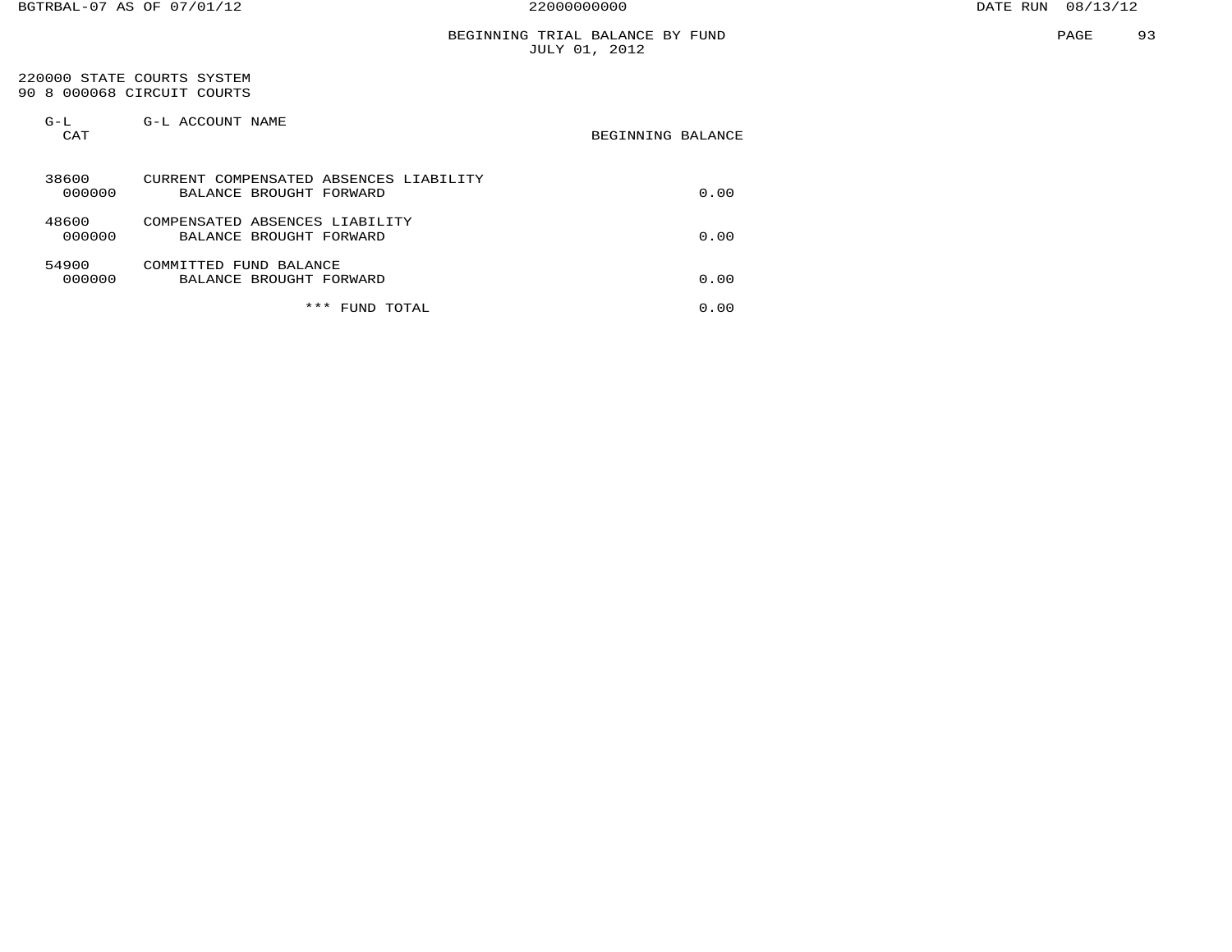# BEGINNING TRIAL BALANCE BY FUND
## JULY 01, 2012

220000 STATE COURTS SYSTEM
90 8 000068 CIRCUIT COURTS

| G-L CAT | G-L ACCOUNT NAME | BEGINNING BALANCE |
|---|---|---|
| 38600 | CURRENT COMPENSATED ABSENCES LIABILITY | |
| 000000 | BALANCE BROUGHT FORWARD | 0.00 |
| 48600 | COMPENSATED ABSENCES LIABILITY | |
| 000000 | BALANCE BROUGHT FORWARD | 0.00 |
| 54900 | COMMITTED FUND BALANCE | |
| 000000 | BALANCE BROUGHT FORWARD | 0.00 |
| | *** FUND TOTAL | 0.00 |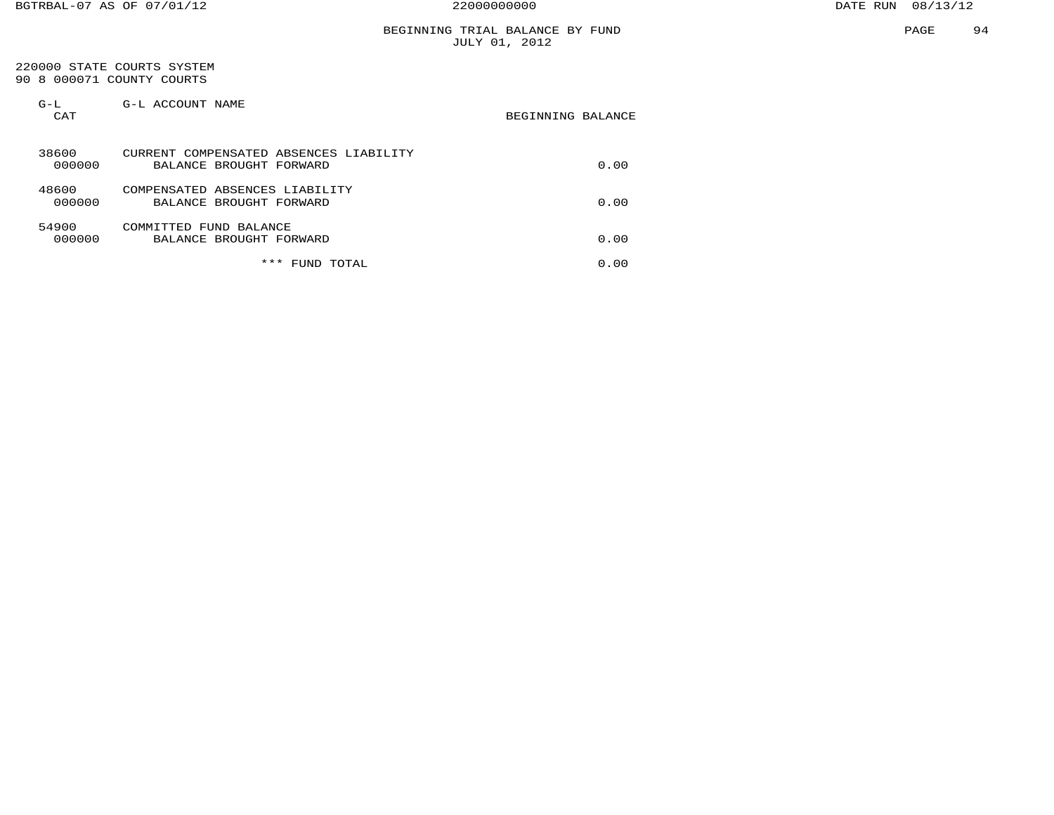BEGINNING TRIAL BALANCE BY FUND
JULY 01, 2012

220000 STATE COURTS SYSTEM
90 8 000071 COUNTY COURTS

| G-L CAT | G-L ACCOUNT NAME | BEGINNING BALANCE |
|---|---|---|
| 38600 | CURRENT COMPENSATED ABSENCES LIABILITY | |
| 000000 | BALANCE BROUGHT FORWARD | 0.00 |
| 48600 | COMPENSATED ABSENCES LIABILITY | |
| 000000 | BALANCE BROUGHT FORWARD | 0.00 |
| 54900 | COMMITTED FUND BALANCE | |
| 000000 | BALANCE BROUGHT FORWARD | 0.00 |
| | *** FUND TOTAL | 0.00 |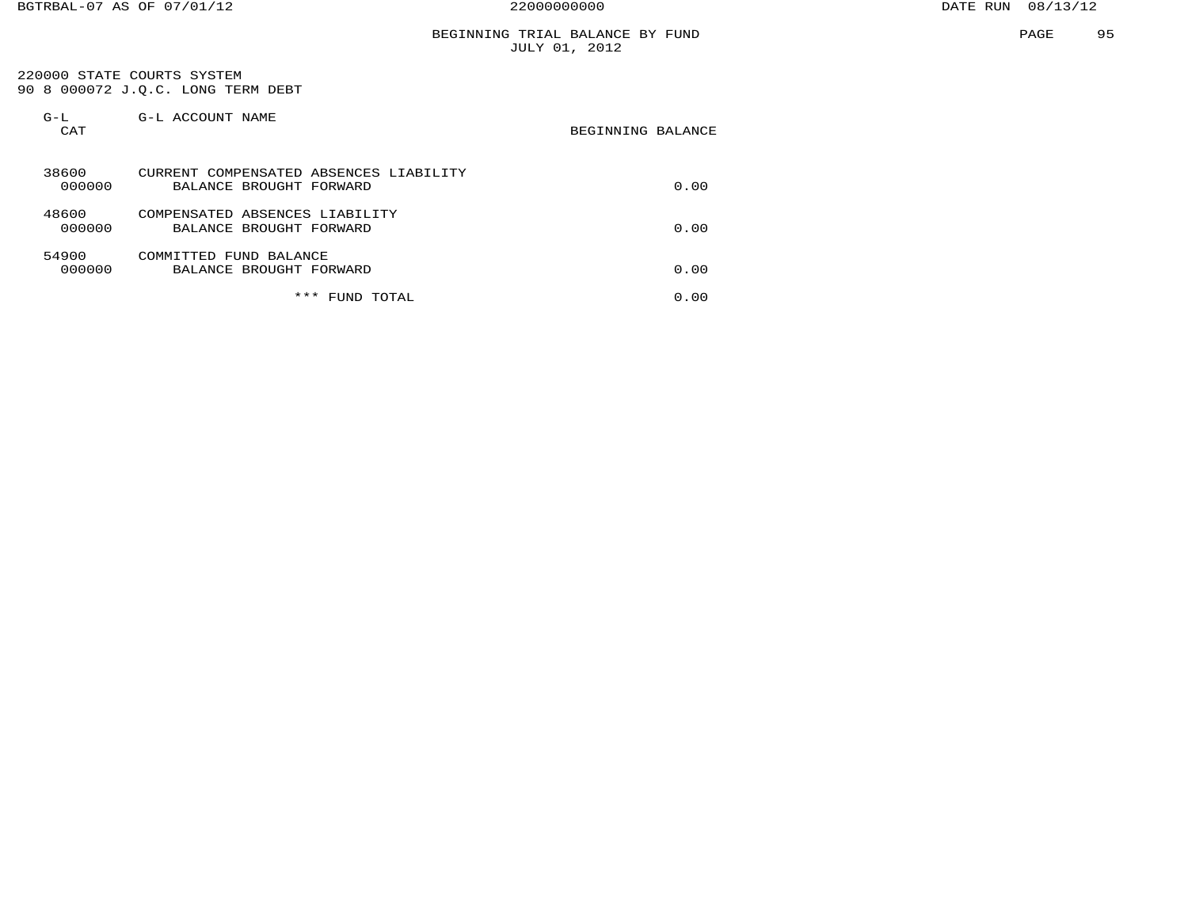## BEGINNING TRIAL BALANCE BY FUND
### JULY 01, 2012

220000 STATE COURTS SYSTEM
90 8 000072 J.Q.C. LONG TERM DEBT

| G-L CAT | G-L ACCOUNT NAME | BEGINNING BALANCE |
|---|---|---|
| 38600 | CURRENT COMPENSATED ABSENCES LIABILITY | |
| 000000 | BALANCE BROUGHT FORWARD | 0.00 |
| 48600 | COMPENSATED ABSENCES LIABILITY | |
| 000000 | BALANCE BROUGHT FORWARD | 0.00 |
| 54900 | COMMITTED FUND BALANCE | |
| 000000 | BALANCE BROUGHT FORWARD | 0.00 |
| | *** FUND TOTAL | 0.00 |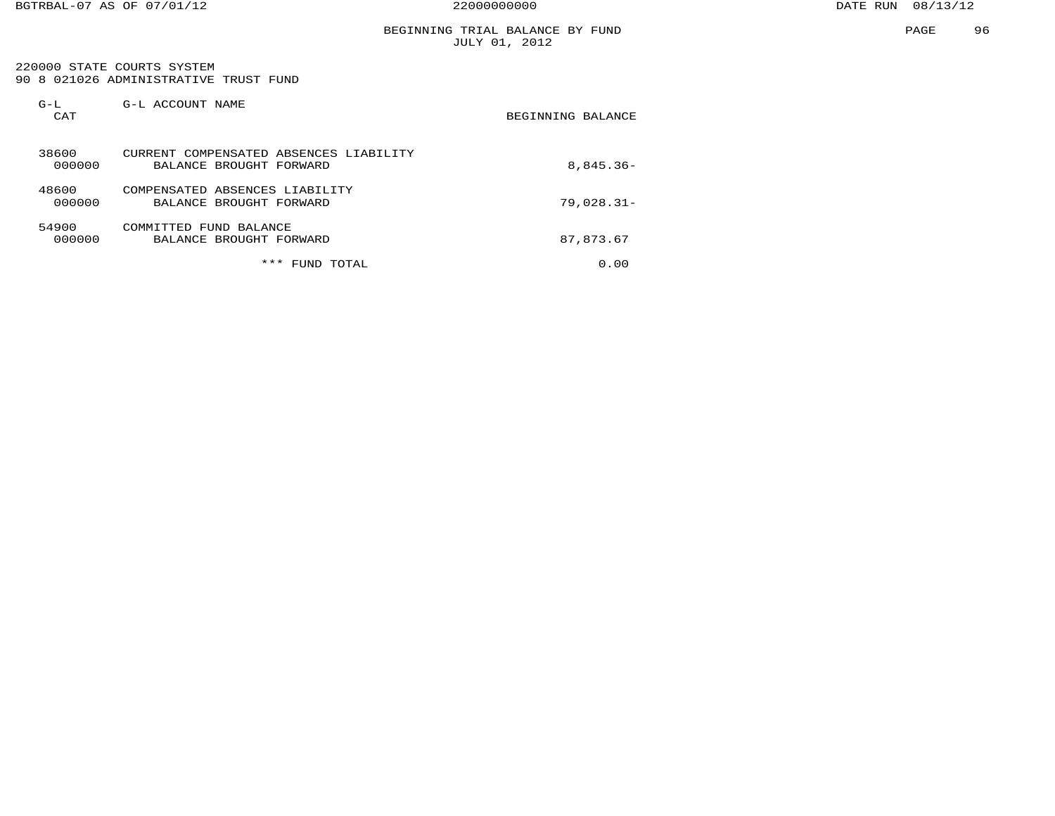# BEGINNING TRIAL BALANCE BY FUND
## JULY 01, 2012

220000 STATE COURTS SYSTEM
90 8 021026 ADMINISTRATIVE TRUST FUND

| G-L CAT | G-L ACCOUNT NAME | BEGINNING BALANCE |
|---|---|---|
| 38600 | CURRENT COMPENSATED ABSENCES LIABILITY | |
| 000000 | BALANCE BROUGHT FORWARD | 8,845.36- |
| 48600 | COMPENSATED ABSENCES LIABILITY | |
| 000000 | BALANCE BROUGHT FORWARD | 79,028.31- |
| 54900 | COMMITTED FUND BALANCE | |
| 000000 | BALANCE BROUGHT FORWARD | 87,873.67 |
| | *** FUND TOTAL | 0.00 |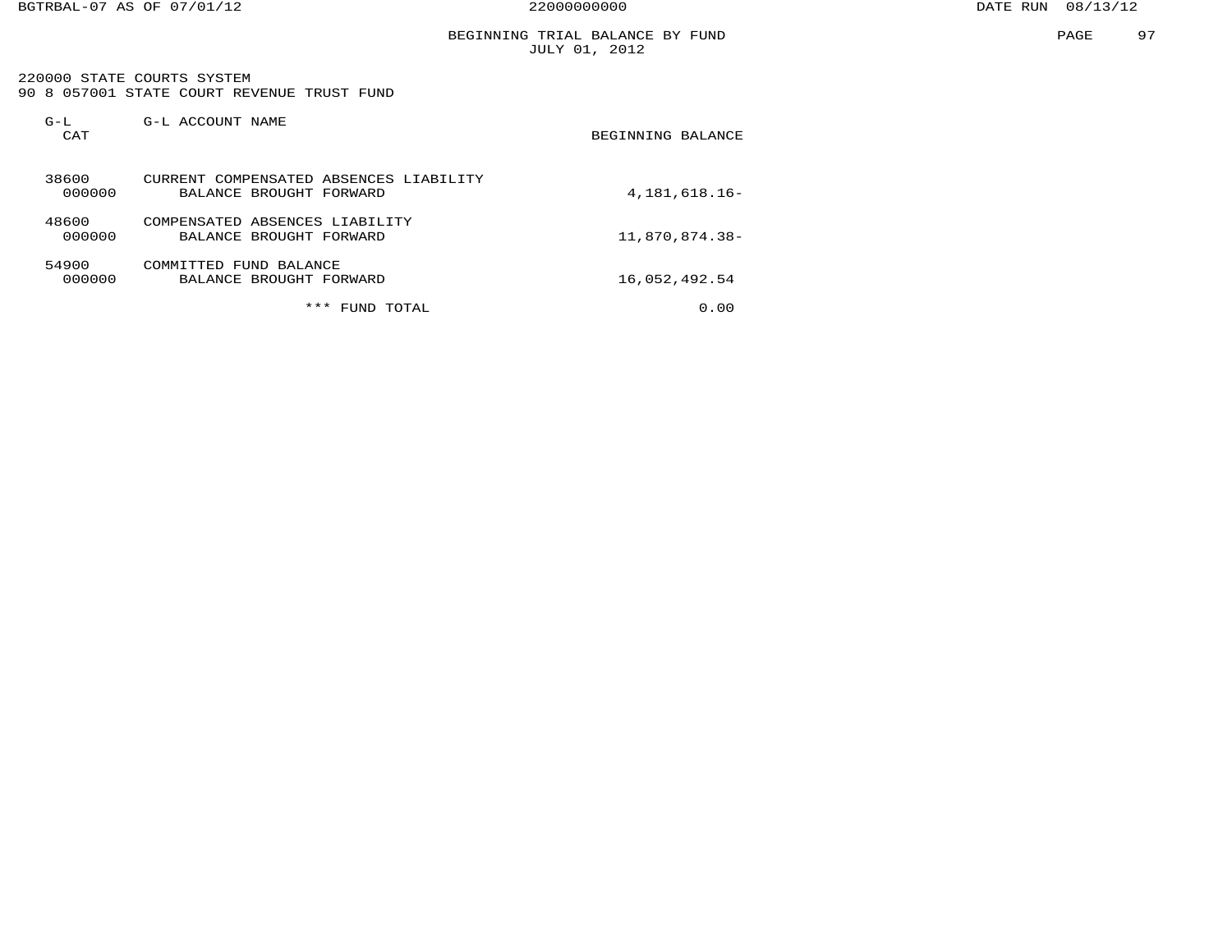BEGINNING TRIAL BALANCE BY FUND
JULY 01, 2012

220000 STATE COURTS SYSTEM
90 8 057001 STATE COURT REVENUE TRUST FUND

| G-L CAT | G-L ACCOUNT NAME | BEGINNING BALANCE |
|---|---|---|
| 38600 | CURRENT COMPENSATED ABSENCES LIABILITY | |
| 000000 | BALANCE BROUGHT FORWARD | 4,181,618.16- |
| 48600 | COMPENSATED ABSENCES LIABILITY | |
| 000000 | BALANCE BROUGHT FORWARD | 11,870,874.38- |
| 54900 | COMMITTED FUND BALANCE | |
| 000000 | BALANCE BROUGHT FORWARD | 16,052,492.54 |
| | *** FUND TOTAL | 0.00 |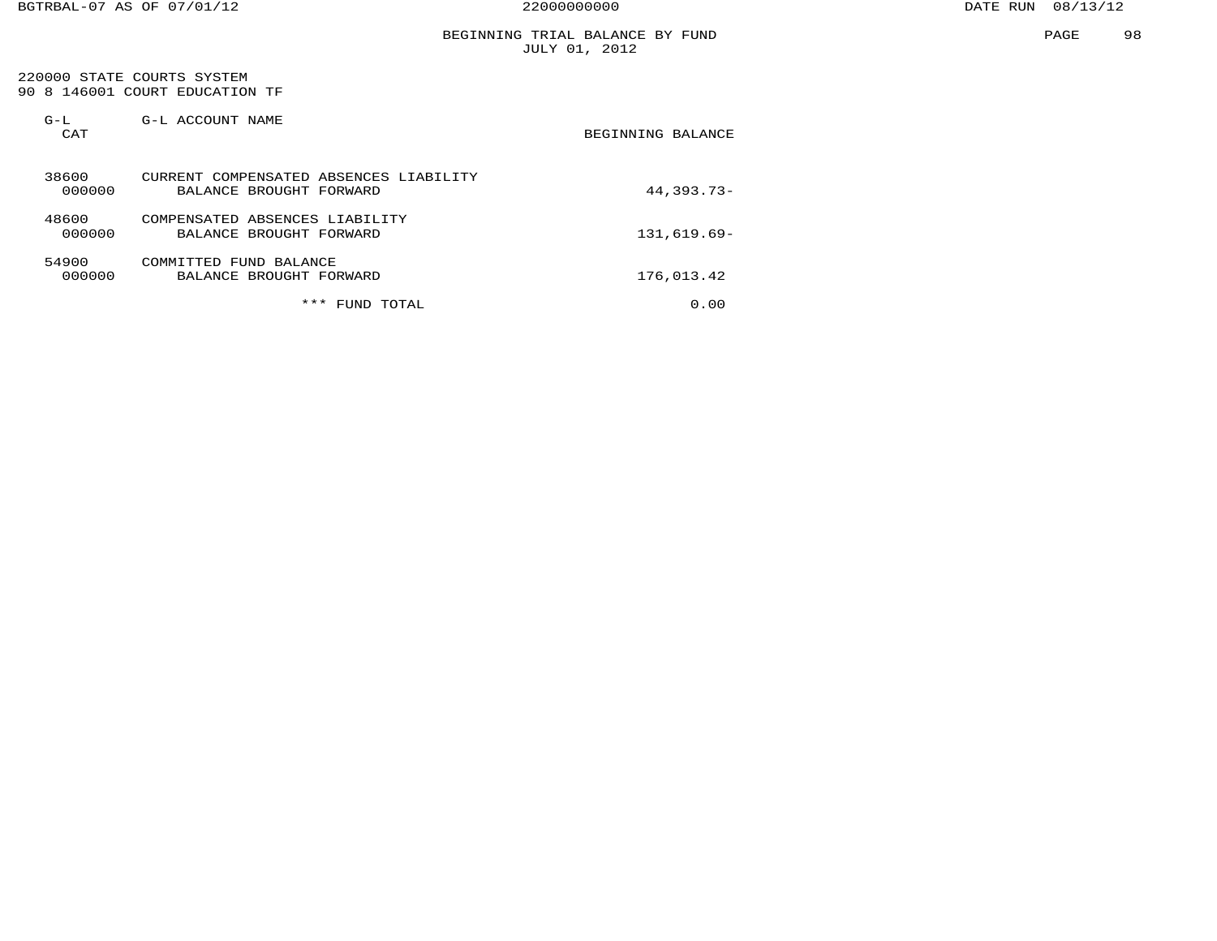# BEGINNING TRIAL BALANCE BY FUND
JULY 01, 2012

220000 STATE COURTS SYSTEM
90 8 146001 COURT EDUCATION TF

| G-L CAT | G-L ACCOUNT NAME | BEGINNING BALANCE |
|---|---|---|
| 38600 | CURRENT COMPENSATED ABSENCES LIABILITY | |
| 000000 | BALANCE BROUGHT FORWARD | 44,393.73- |
| 48600 | COMPENSATED ABSENCES LIABILITY | |
| 000000 | BALANCE BROUGHT FORWARD | 131,619.69- |
| 54900 | COMMITTED FUND BALANCE | |
| 000000 | BALANCE BROUGHT FORWARD | 176,013.42 |
| | *** FUND TOTAL | 0.00 |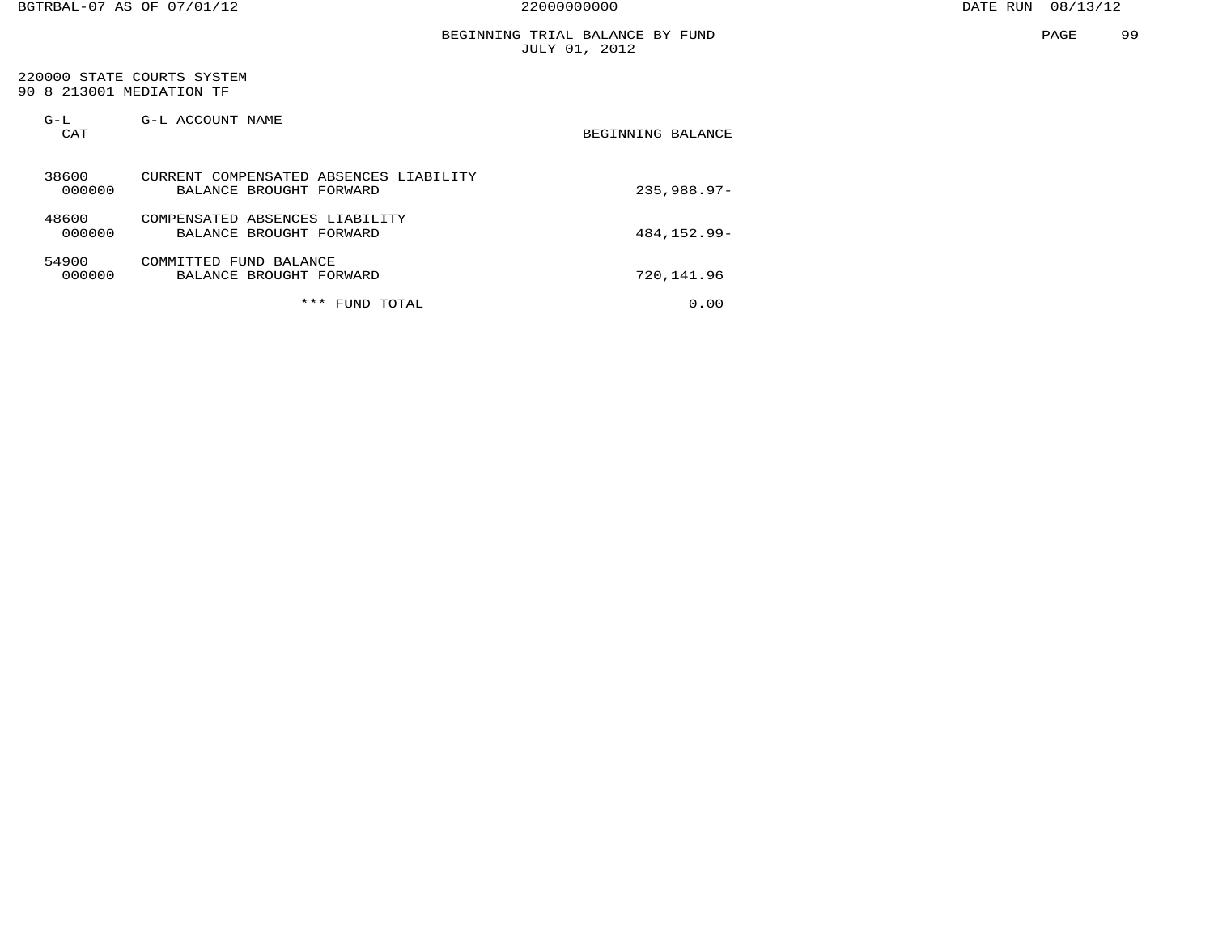BEGINNING TRIAL BALANCE BY FUND
JULY 01, 2012

220000 STATE COURTS SYSTEM
90 8 213001 MEDIATION TF

| G-L CAT | G-L ACCOUNT NAME | BEGINNING BALANCE |
|---|---|---|
| 38600 | CURRENT COMPENSATED ABSENCES LIABILITY | |
| 000000 | BALANCE BROUGHT FORWARD | 235,988.97- |
| 48600 | COMPENSATED ABSENCES LIABILITY | |
| 000000 | BALANCE BROUGHT FORWARD | 484,152.99- |
| 54900 | COMMITTED FUND BALANCE | |
| 000000 | BALANCE BROUGHT FORWARD | 720,141.96 |
| | *** FUND TOTAL | 0.00 |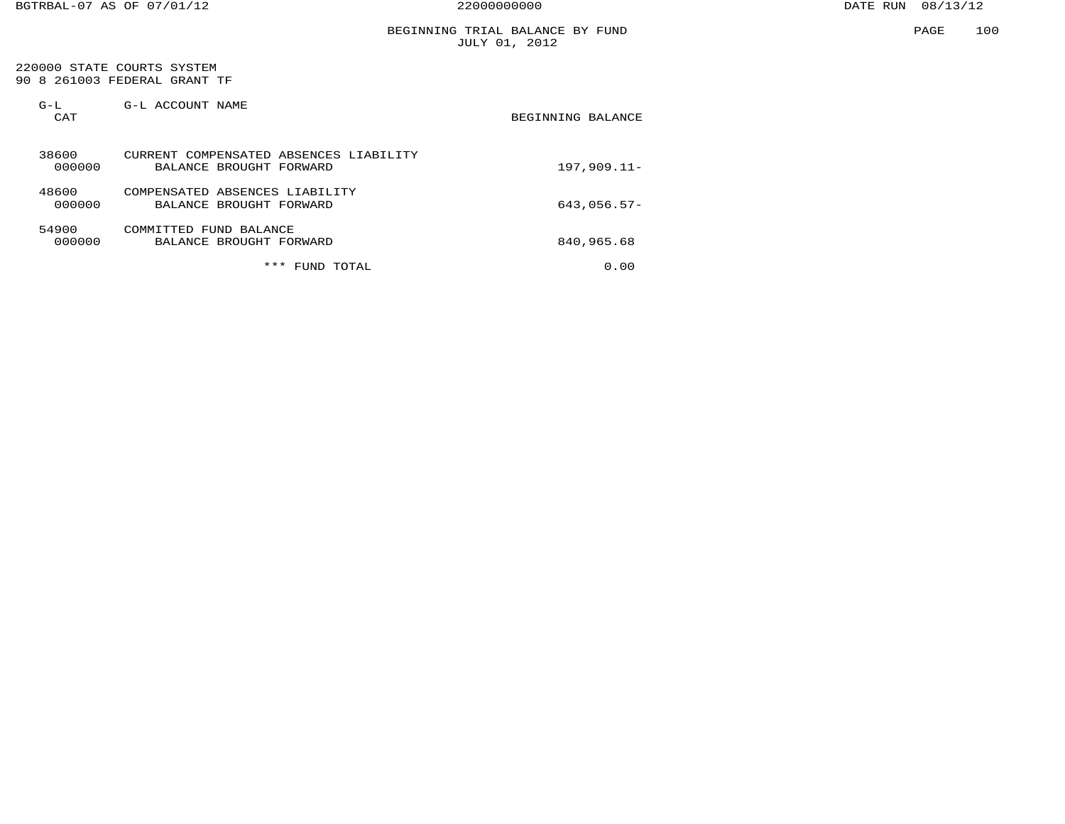# BEGINNING TRIAL BALANCE BY FUND
JULY 01, 2012

220000 STATE COURTS SYSTEM
90 8 261003 FEDERAL GRANT TF

| G-L CAT | G-L ACCOUNT NAME | BEGINNING BALANCE |
|---|---|---|
| 38600 | CURRENT COMPENSATED ABSENCES LIABILITY | |
| 000000 | BALANCE BROUGHT FORWARD | 197,909.11- |
| 48600 | COMPENSATED ABSENCES LIABILITY | |
| 000000 | BALANCE BROUGHT FORWARD | 643,056.57- |
| 54900 | COMMITTED FUND BALANCE | |
| 000000 | BALANCE BROUGHT FORWARD | 840,965.68 |
| | *** FUND TOTAL | 0.00 |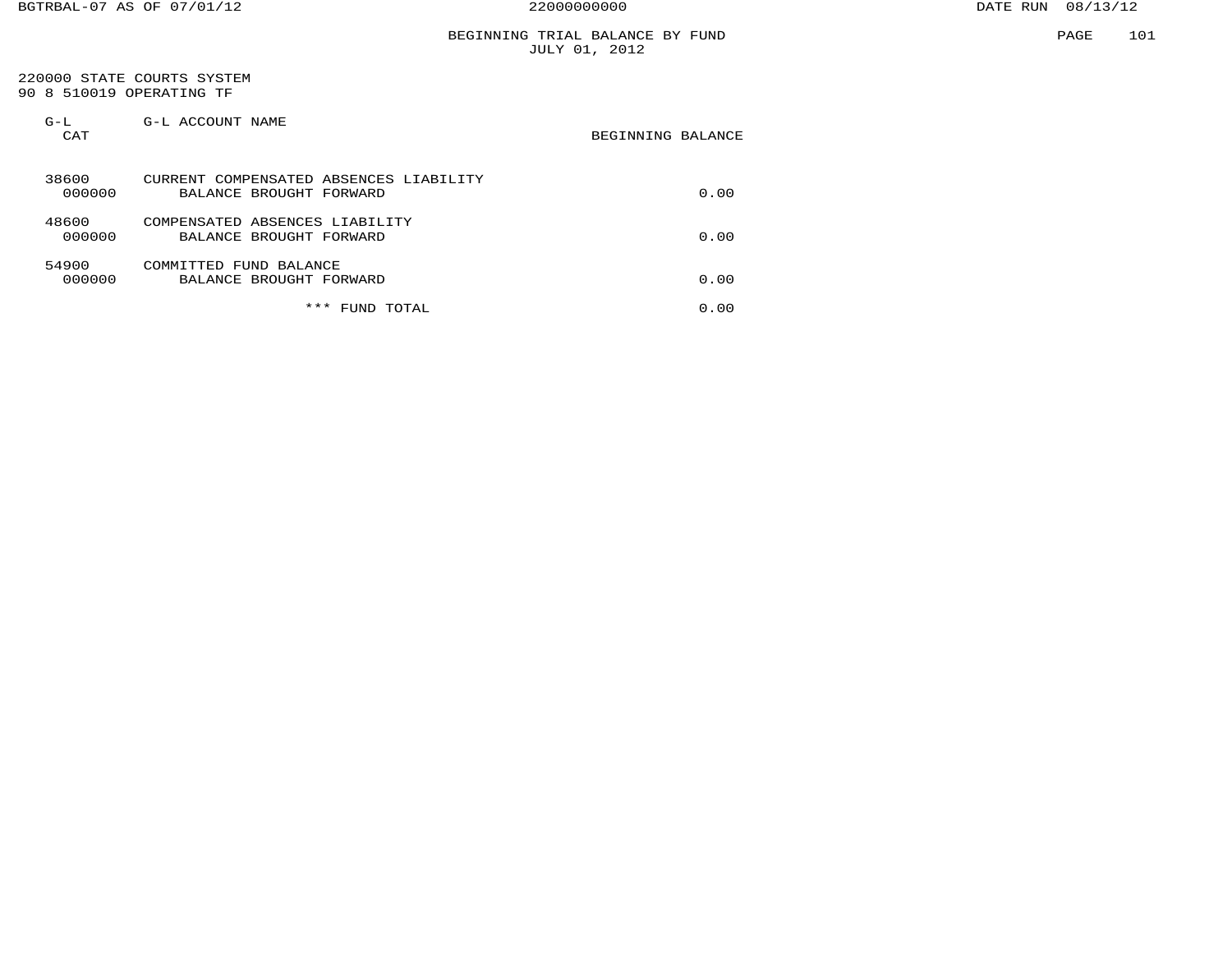BEGINNING TRIAL BALANCE BY FUND
JULY 01, 2012

220000 STATE COURTS SYSTEM
90 8 510019 OPERATING TF

| G-L CAT | G-L ACCOUNT NAME | BEGINNING BALANCE |
|---|---|---|
| 38600 | CURRENT COMPENSATED ABSENCES LIABILITY | |
| 000000 | BALANCE BROUGHT FORWARD | 0.00 |
| 48600 | COMPENSATED ABSENCES LIABILITY | |
| 000000 | BALANCE BROUGHT FORWARD | 0.00 |
| 54900 | COMMITTED FUND BALANCE | |
| 000000 | BALANCE BROUGHT FORWARD | 0.00 |
| | *** FUND TOTAL | 0.00 |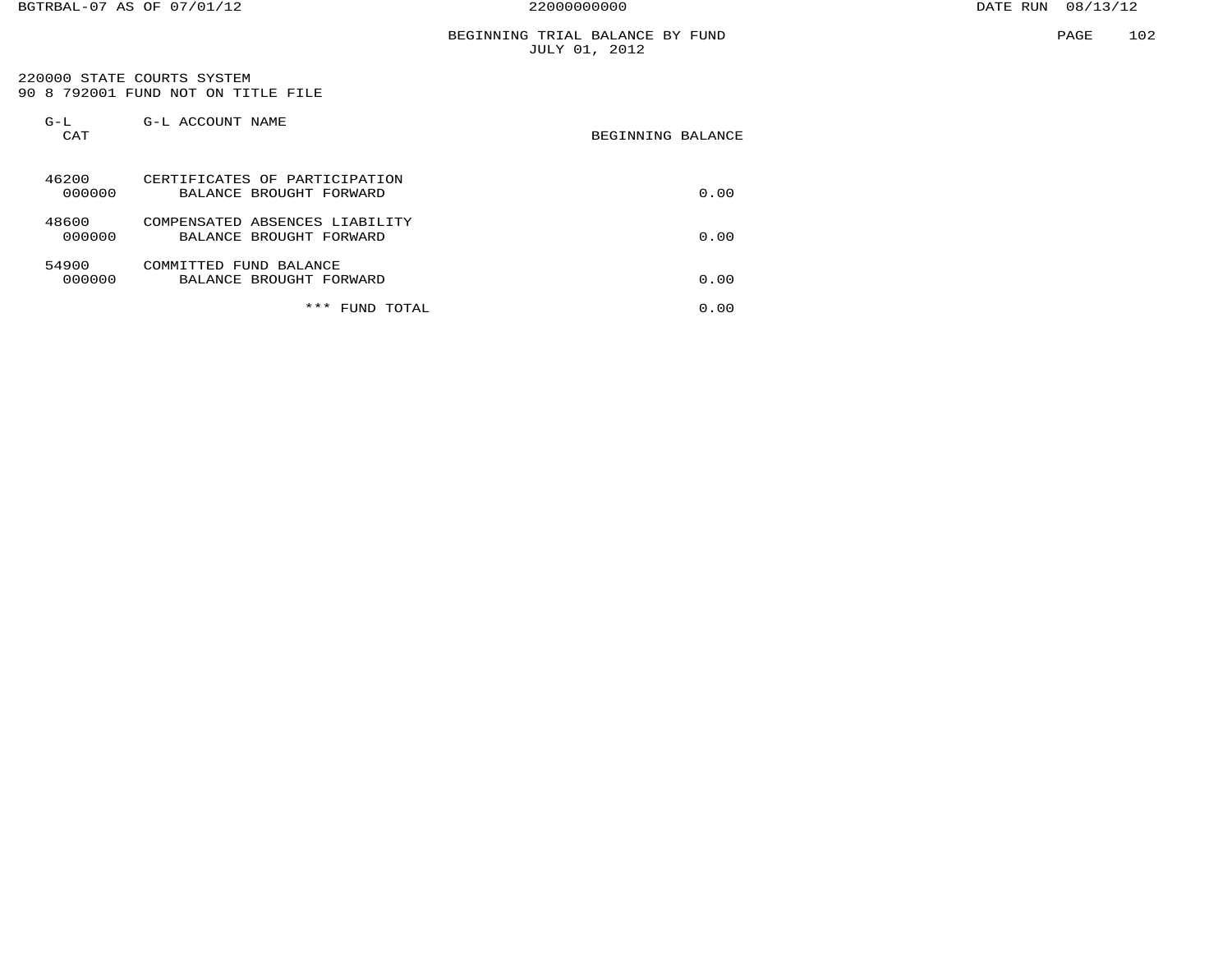BEGINNING TRIAL BALANCE BY FUND
JULY 01, 2012

220000 STATE COURTS SYSTEM
90 8 792001 FUND NOT ON TITLE FILE

| G-L CAT | G-L ACCOUNT NAME | BEGINNING BALANCE |
|---|---|---|
| 46200 | CERTIFICATES OF PARTICIPATION | |
| 000000 | BALANCE BROUGHT FORWARD | 0.00 |
| 48600 | COMPENSATED ABSENCES LIABILITY | |
| 000000 | BALANCE BROUGHT FORWARD | 0.00 |
| 54900 | COMMITTED FUND BALANCE | |
| 000000 | BALANCE BROUGHT FORWARD | 0.00 |
| | *** FUND TOTAL | 0.00 |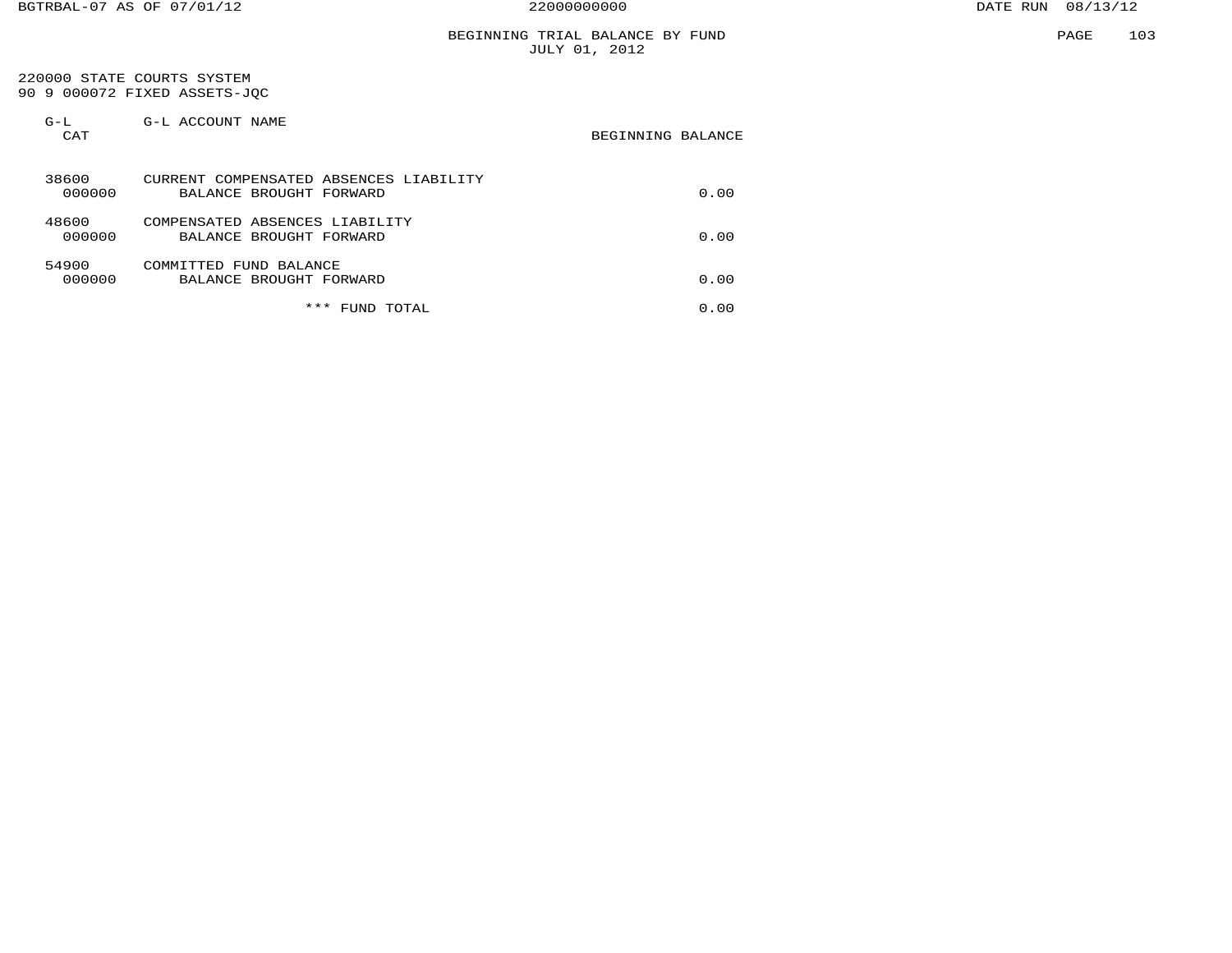BEGINNING TRIAL BALANCE BY FUND
JULY 01, 2012

220000 STATE COURTS SYSTEM
90 9 000072 FIXED ASSETS-JQC

| G-L CAT | G-L ACCOUNT NAME | BEGINNING BALANCE |
|---|---|---|
| 38600 | CURRENT COMPENSATED ABSENCES LIABILITY | |
| 000000 | BALANCE BROUGHT FORWARD | 0.00 |
| 48600 | COMPENSATED ABSENCES LIABILITY | |
| 000000 | BALANCE BROUGHT FORWARD | 0.00 |
| 54900 | COMMITTED FUND BALANCE | |
| 000000 | BALANCE BROUGHT FORWARD | 0.00 |
| | *** FUND TOTAL | 0.00 |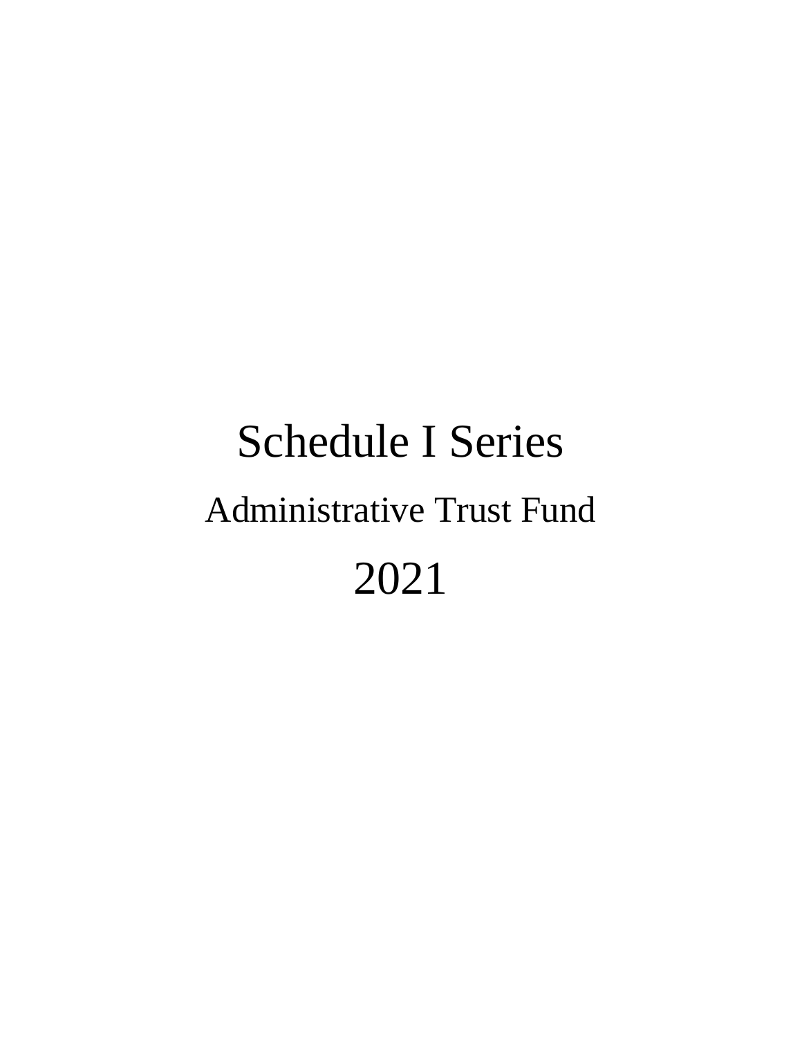# Schedule I Series

## Administrative Trust Fund

# 2021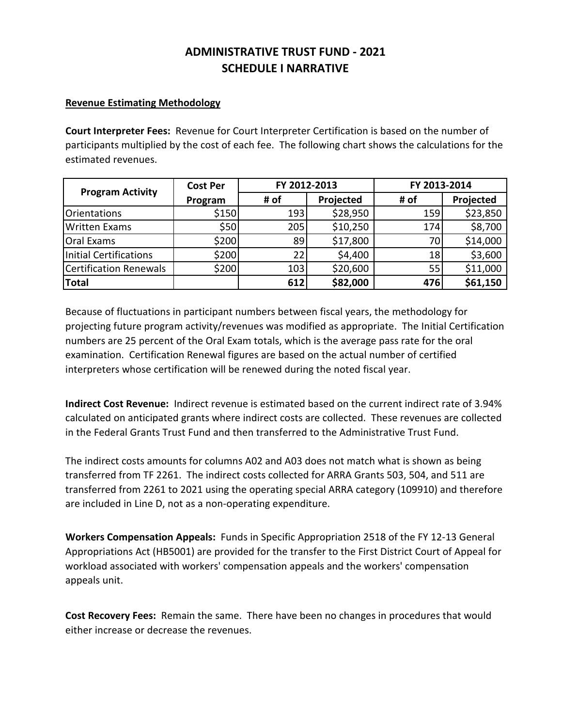# ADMINISTRATIVE TRUST FUND - 2021
## SCHEDULE I NARRATIVE

**Revenue Estimating Methodology**

**Court Interpreter Fees:** Revenue for Court Interpreter Certification is based on the number of participants multiplied by the cost of each fee. The following chart shows the calculations for the estimated revenues.

| Program Activity | Cost Per Program | FY 2012-2013 | | FY 2013-2014 | |
|---|---|---|---|---|---|
| | | # of | Projected | # of | Projected |
| Orientations | $150 | 193 | $28,950 | 159 | $23,850 |
| Written Exams | $50 | 205 | $10,250 | 174 | $8,700 |
| Oral Exams | $200 | 89 | $17,800 | 70 | $14,000 |
| Initial Certifications | $200 | 22 | $4,400 | 18 | $3,600 |
| Certification Renewals | $200 | 103 | $20,600 | 55 | $11,000 |
| **Total** | | **612** | **$82,000** | **476** | **$61,150** |

Because of fluctuations in participant numbers between fiscal years, the methodology for projecting future program activity/revenues was modified as appropriate. The Initial Certification numbers are 25 percent of the Oral Exam totals, which is the average pass rate for the oral examination. Certification Renewal figures are based on the actual number of certified interpreters whose certification will be renewed during the noted fiscal year.

**Indirect Cost Revenue:** Indirect revenue is estimated based on the current indirect rate of 3.94% calculated on anticipated grants where indirect costs are collected. These revenues are collected in the Federal Grants Trust Fund and then transferred to the Administrative Trust Fund.

The indirect costs amounts for columns A02 and A03 does not match what is shown as being transferred from TF 2261. The indirect costs collected for ARRA Grants 503, 504, and 511 are transferred from 2261 to 2021 using the operating special ARRA category (109910) and therefore are included in Line D, not as a non-operating expenditure.

**Workers Compensation Appeals:** Funds in Specific Appropriation 2518 of the FY 12-13 General Appropriations Act (HB5001) are provided for the transfer to the First District Court of Appeal for workload associated with workers' compensation appeals and the workers' compensation appeals unit.

**Cost Recovery Fees:** Remain the same. There have been no changes in procedures that would either increase or decrease the revenues.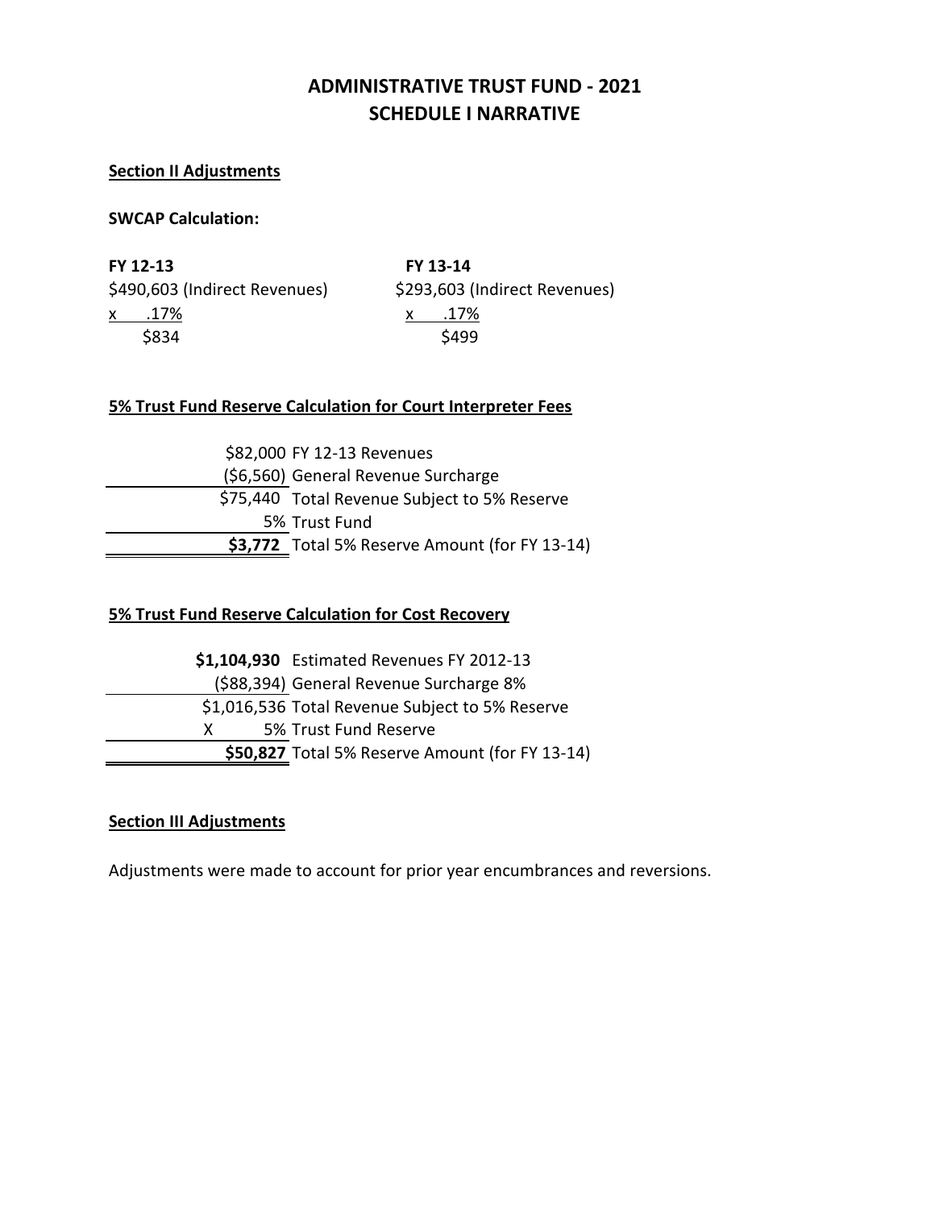# ADMINISTRATIVE TRUST FUND - 2021
# SCHEDULE I NARRATIVE

**Section II Adjustments**

**SWCAP Calculation:**

| **FY 12-13** | **FY 13-14** |
|---|---|
| $490,603 (Indirect Revenues) | $293,603 (Indirect Revenues) |
| x .17% | x .17% |
| $834 | $499 |

**5% Trust Fund Reserve Calculation for Court Interpreter Fees**

| | |
|---|---|
| $82,000 | FY 12-13 Revenues |
| ($6,560) | General Revenue Surcharge |
| $75,440 | Total Revenue Subject to 5% Reserve |
| 5% | Trust Fund |
| **$3,772** | Total 5% Reserve Amount (for FY 13-14) |

**5% Trust Fund Reserve Calculation for Cost Recovery**

| | |
|---|---|
| **$1,104,930** | Estimated Revenues FY 2012-13 |
| ($88,394) | General Revenue Surcharge 8% |
| $1,016,536 | Total Revenue Subject to 5% Reserve |
| X 5% | Trust Fund Reserve |
| **$50,827** | Total 5% Reserve Amount (for FY 13-14) |

**Section III Adjustments**

Adjustments were made to account for prior year encumbrances and reversions.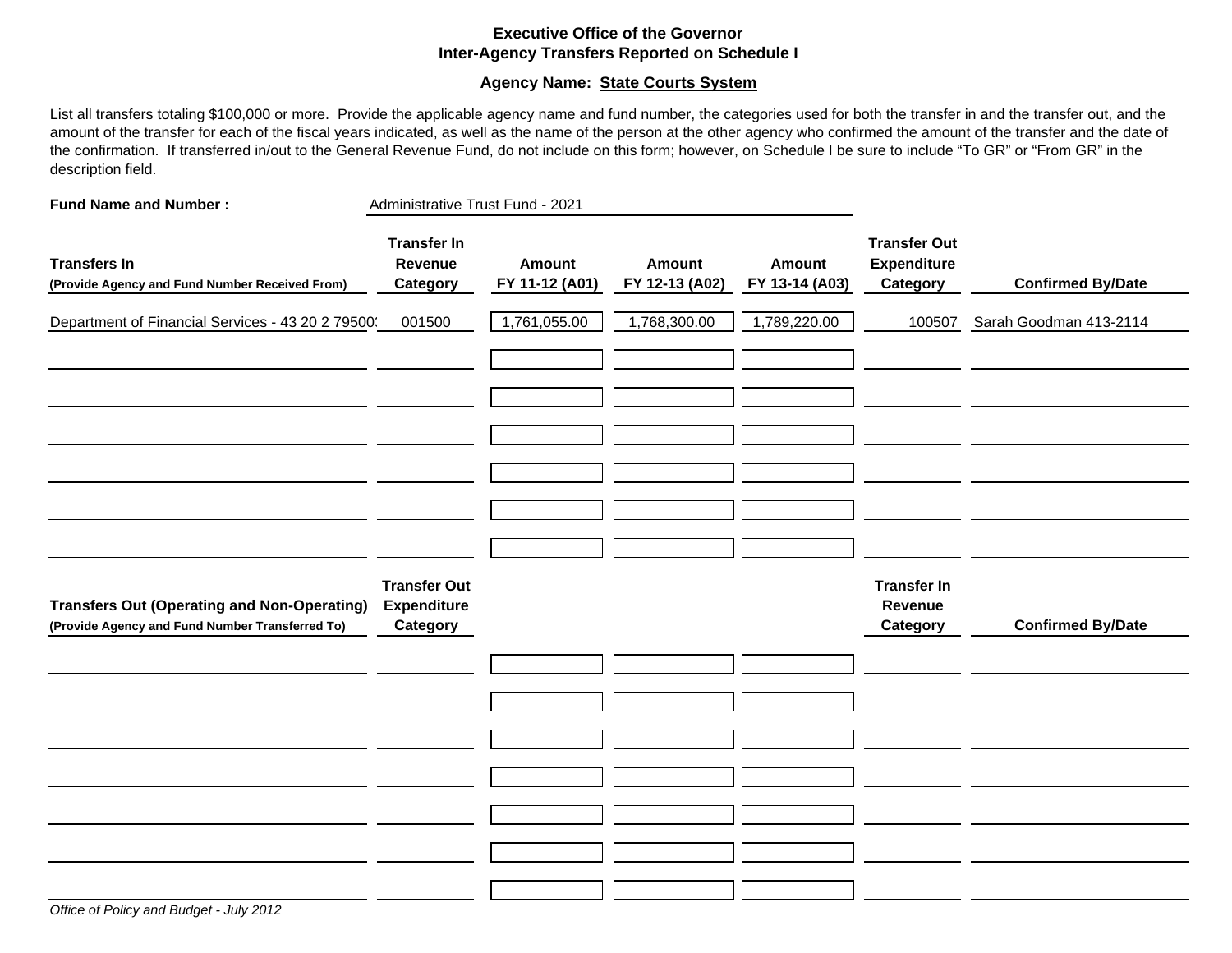# Executive Office of the Governor
## Inter-Agency Transfers Reported on Schedule I

**Agency Name: State Courts System**

List all transfers totaling $100,000 or more. Provide the applicable agency name and fund number, the categories used for both the transfer in and the transfer out, and the amount of the transfer for each of the fiscal years indicated, as well as the name of the person at the other agency who confirmed the amount of the transfer and the date of the confirmation. If transferred in/out to the General Revenue Fund, do not include on this form; however, on Schedule I be sure to include "To GR" or "From GR" in the description field.

**Fund Name and Number :** Administrative Trust Fund - 2021

| Transfers In (Provide Agency and Fund Number Received From) | Transfer In Revenue Category | Amount FY 11-12 (A01) | Amount FY 12-13 (A02) | Amount FY 13-14 (A03) | Transfer Out Expenditure Category | Confirmed By/Date |
|---|---|---|---|---|---|---|
| Department of Financial Services - 43 20 2 79500: | 001500 | 1,761,055.00 | 1,768,300.00 | 1,789,220.00 | 100507 | Sarah Goodman 413-2114 |
| | | | | | | |
| | | | | | | |
| | | | | | | |
| | | | | | | |
| | | | | | | |
| | | | | | | |

| Transfers Out (Operating and Non-Operating) (Provide Agency and Fund Number Transferred To) | Transfer Out Expenditure Category | | | | Transfer In Revenue Category | Confirmed By/Date |
|---|---|---|---|---|---|---|
| | | | | | | |
| | | | | | | |
| | | | | | | |
| | | | | | | |
| | | | | | | |
| | | | | | | |
| | | | | | | |

*Office of Policy and Budget - July 2012*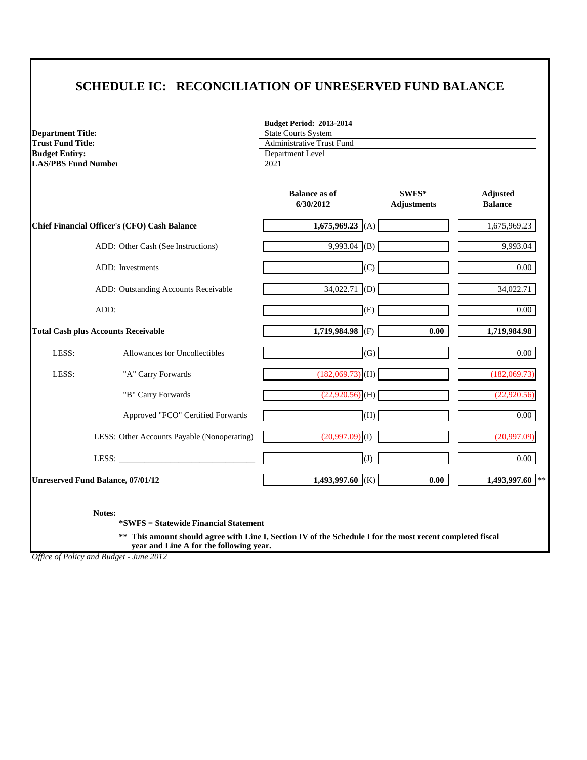# SCHEDULE IC: RECONCILIATION OF UNRESERVED FUND BALANCE

| | **Budget Period: 2013-2014** |
|---|---|
| **Department Title:** | State Courts System |
| **Trust Fund Title:** | Administrative Trust Fund |
| **Budget Entry:** | Department Level |
| **LAS/PBS Fund Number** | 2021 |

| | | **Balance as of 6/30/2012** | | **SWFS* Adjustments** | **Adjusted Balance** |
|---|---|---|---|---|---|
| **Chief Financial Officer's (CFO) Cash Balance** | | **1,675,969.23** | (A) | | 1,675,969.23 |
| | ADD: Other Cash (See Instructions) | 9,993.04 | (B) | | 9,993.04 |
| | ADD: Investments | | (C) | | 0.00 |
| | ADD: Outstanding Accounts Receivable | 34,022.71 | (D) | | 34,022.71 |
| | ADD: | | (E) | | 0.00 |
| **Total Cash plus Accounts Receivable** | | **1,719,984.98** | (F) | **0.00** | **1,719,984.98** |
| LESS: | Allowances for Uncollectibles | | (G) | | 0.00 |
| LESS: | "A" Carry Forwards | (182,069.73) | (H) | | (182,069.73) |
| | "B" Carry Forwards | (22,920.56) | (H) | | (22,920.56) |
| | Approved "FCO" Certified Forwards | | (H) | | 0.00 |
| | LESS: Other Accounts Payable (Nonoperating) | (20,997.09) | (I) | | (20,997.09) |
| | LESS: _______________________________ | | (J) | | 0.00 |
| **Unreserved Fund Balance, 07/01/12** | | **1,493,997.60** | (K) | **0.00** | **1,493,997.60** ** |

**Notes:**

**\*SWFS = Statewide Financial Statement**

**\*\* This amount should agree with Line I, Section IV of the Schedule I for the most recent completed fiscal year and Line A for the following year.**

*Office of Policy and Budget - June 2012*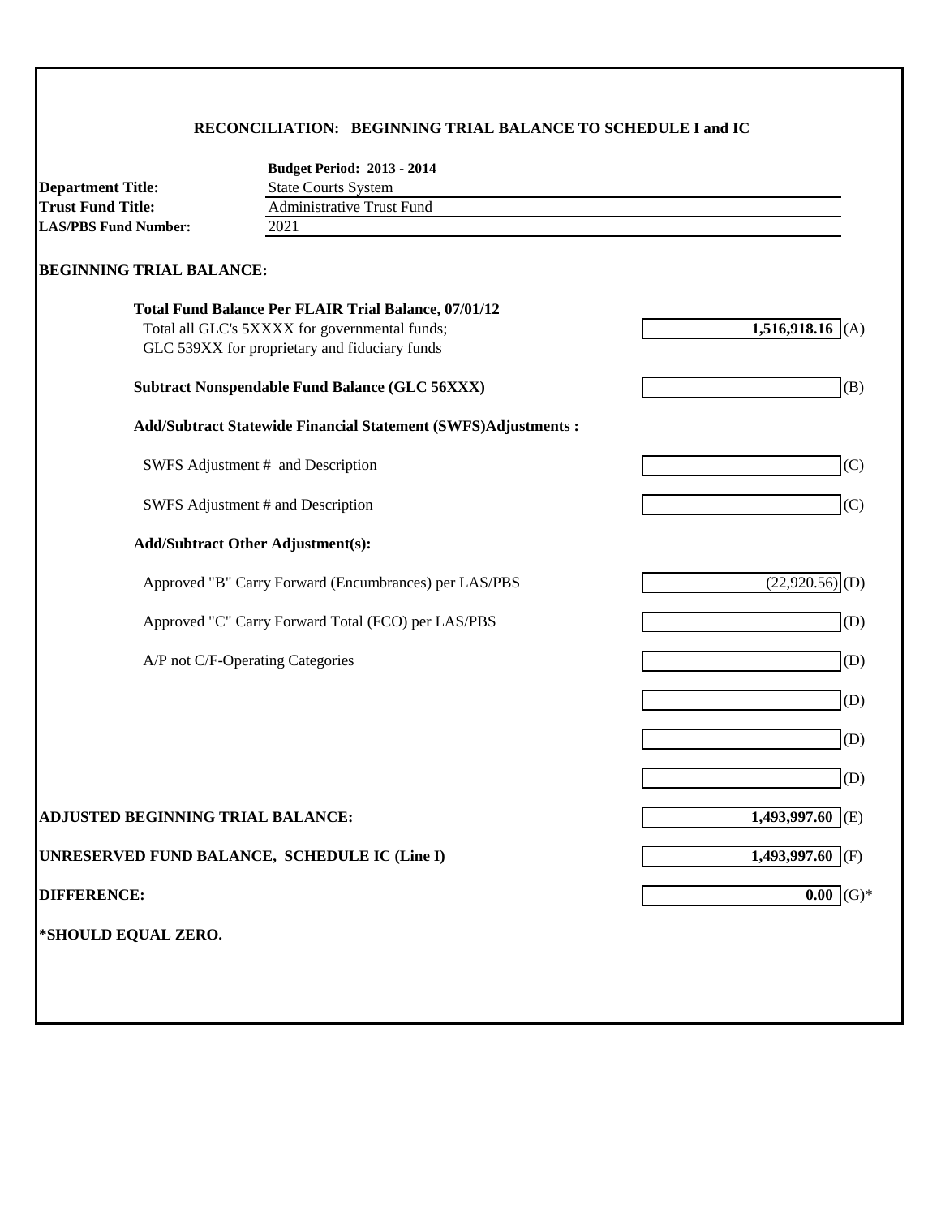## RECONCILIATION: BEGINNING TRIAL BALANCE TO SCHEDULE I and IC

**Budget Period: 2013 - 2014**

**Department Title:** State Courts System
**Trust Fund Title:** Administrative Trust Fund
**LAS/PBS Fund Number:** 2021

### BEGINNING TRIAL BALANCE:

| | | |
|---|---|---|
| **Total Fund Balance Per FLAIR Trial Balance, 07/01/12**<br>Total all GLC's 5XXXX for governmental funds;<br>GLC 539XX for proprietary and fiduciary funds | **1,516,918.16** | (A) |
| **Subtract Nonspendable Fund Balance (GLC 56XXX)** | | (B) |
| **Add/Subtract Statewide Financial Statement (SWFS)Adjustments :** | | |
| SWFS Adjustment # and Description | | (C) |
| SWFS Adjustment # and Description | | (C) |
| **Add/Subtract Other Adjustment(s):** | | |
| Approved "B" Carry Forward (Encumbrances) per LAS/PBS | (22,920.56) | (D) |
| Approved "C" Carry Forward Total (FCO) per LAS/PBS | | (D) |
| A/P not C/F-Operating Categories | | (D) |
| | | (D) |
| | | (D) |
| | | (D) |
| **ADJUSTED BEGINNING TRIAL BALANCE:** | **1,493,997.60** | (E) |
| **UNRESERVED FUND BALANCE, SCHEDULE IC (Line I)** | **1,493,997.60** | (F) |
| **DIFFERENCE:** | **0.00** | (G)* |

***SHOULD EQUAL ZERO.**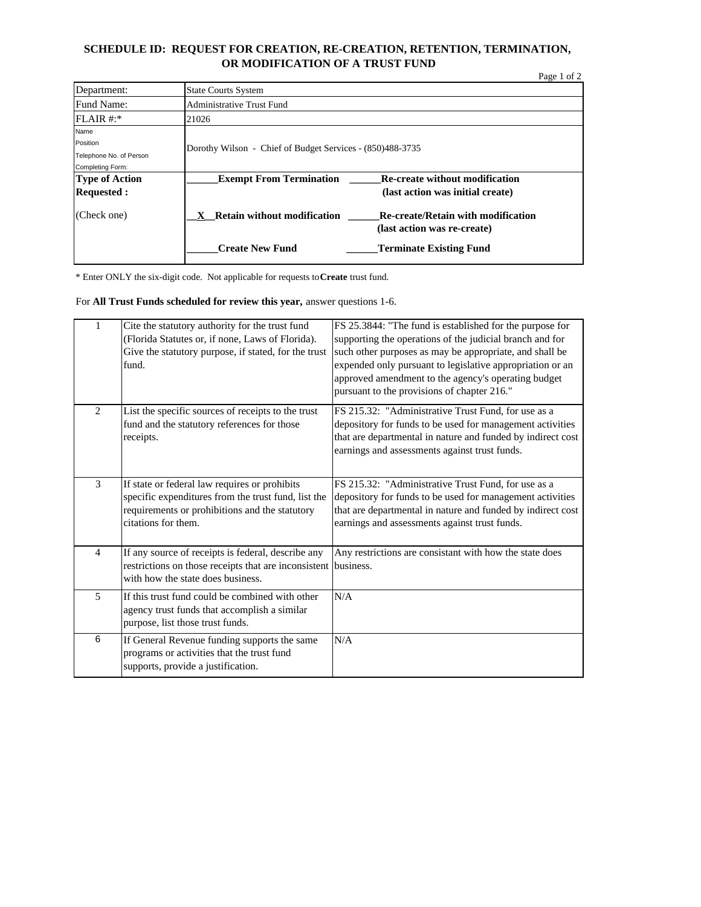# SCHEDULE ID: REQUEST FOR CREATION, RE-CREATION, RETENTION, TERMINATION, OR MODIFICATION OF A TRUST FUND

| | |
|---|---|
| Department: | State Courts System |
| Fund Name: | Administrative Trust Fund |
| FLAIR #:* | 21026 |
| Name Position Telephone No. of Person Completing Form: | Dorothy Wilson - Chief of Budget Services - (850)488-3735 |
| **Type of Action Requested :** (Check one) | **______Exempt From Termination** **______Re-create without modification (last action was initial create)** **__X__Retain without modification** **______Re-create/Retain with modification (last action was re-create)** **______Create New Fund** **______Terminate Existing Fund** |

\* Enter ONLY the six-digit code. Not applicable for requests to **Create** trust fund.

For **All Trust Funds scheduled for review this year,** answer questions 1-6.

| | | |
|---|---|---|
| 1 | Cite the statutory authority for the trust fund (Florida Statutes or, if none, Laws of Florida). Give the statutory purpose, if stated, for the trust fund. | FS 25.3844: "The fund is established for the purpose for supporting the operations of the judicial branch and for such other purposes as may be appropriate, and shall be expended only pursuant to legislative appropriation or an approved amendment to the agency's operating budget pursuant to the provisions of chapter 216." |
| 2 | List the specific sources of receipts to the trust fund and the statutory references for those receipts. | FS 215.32: "Administrative Trust Fund, for use as a depository for funds to be used for management activities that are departmental in nature and funded by indirect cost earnings and assessments against trust funds. |
| 3 | If state or federal law requires or prohibits specific expenditures from the trust fund, list the requirements or prohibitions and the statutory citations for them. | FS 215.32: "Administrative Trust Fund, for use as a depository for funds to be used for management activities that are departmental in nature and funded by indirect cost earnings and assessments against trust funds. |
| 4 | If any source of receipts is federal, describe any restrictions on those receipts that are inconsistent with how the state does business. | Any restrictions are consistant with how the state does business. |
| 5 | If this trust fund could be combined with other agency trust funds that accomplish a similar purpose, list those trust funds. | N/A |
| 6 | If General Revenue funding supports the same programs or activities that the trust fund supports, provide a justification. | N/A |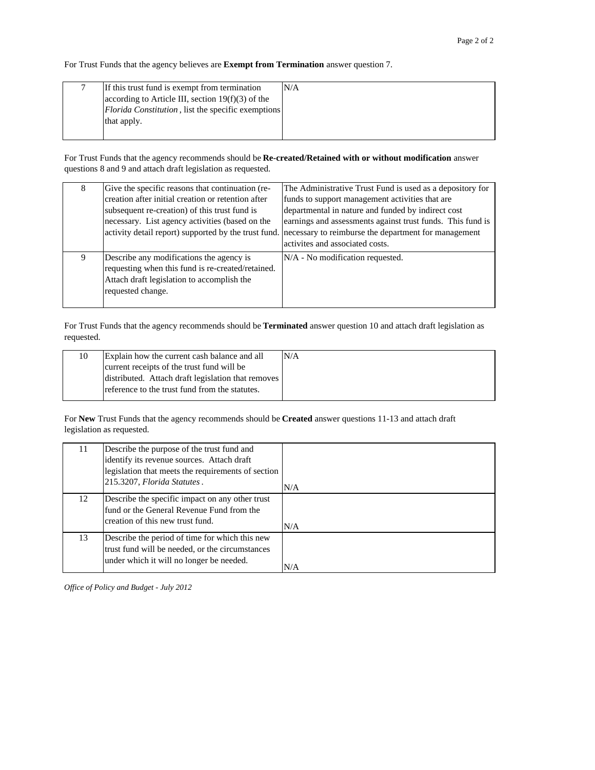For Trust Funds that the agency believes are **Exempt from Termination** answer question 7.

| | | |
|---|---|---|
| 7 | If this trust fund is exempt from termination according to Article III, section 19(f)(3) of the *Florida Constitution*, list the specific exemptions that apply. | N/A |

For Trust Funds that the agency recommends should be **Re-created/Retained with or without modification** answer questions 8 and 9 and attach draft legislation as requested.

| | | |
|---|---|---|
| 8 | Give the specific reasons that continuation (re-creation after initial creation or retention after subsequent re-creation) of this trust fund is necessary. List agency activities (based on the activity detail report) supported by the trust fund. | The Administrative Trust Fund is used as a depository for funds to support management activities that are departmental in nature and funded by indirect cost earnings and assessments against trust funds. This fund is necessary to reimburse the department for management activites and associated costs. |
| 9 | Describe any modifications the agency is requesting when this fund is re-created/retained. Attach draft legislation to accomplish the requested change. | N/A - No modification requested. |

For Trust Funds that the agency recommends should be **Terminated** answer question 10 and attach draft legislation as requested.

| | | |
|---|---|---|
| 10 | Explain how the current cash balance and all current receipts of the trust fund will be distributed. Attach draft legislation that removes reference to the trust fund from the statutes. | N/A |

For **New** Trust Funds that the agency recommends should be **Created** answer questions 11-13 and attach draft legislation as requested.

| | | |
|---|---|---|
| 11 | Describe the purpose of the trust fund and identify its revenue sources. Attach draft legislation that meets the requirements of section 215.3207, *Florida Statutes*. | N/A |
| 12 | Describe the specific impact on any other trust fund or the General Revenue Fund from the creation of this new trust fund. | N/A |
| 13 | Describe the period of time for which this new trust fund will be needed, or the circumstances under which it will no longer be needed. | N/A |

*Office of Policy and Budget - July 2012*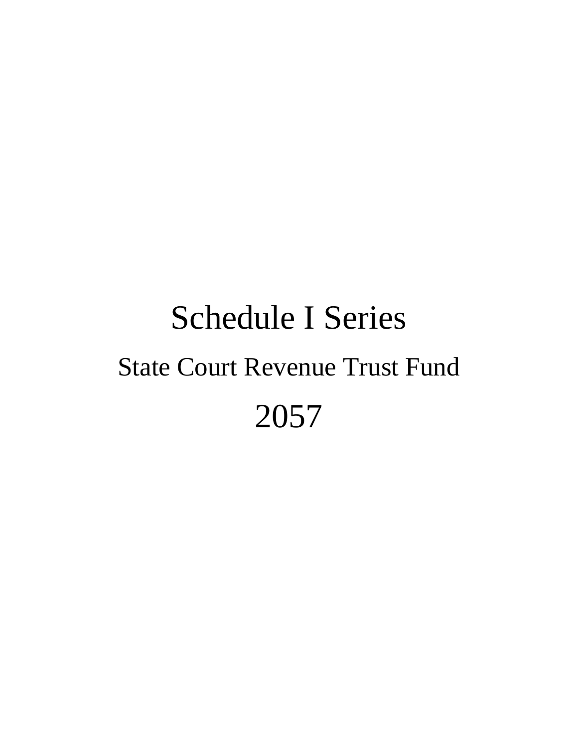# Schedule I Series

## State Court Revenue Trust Fund

## 2057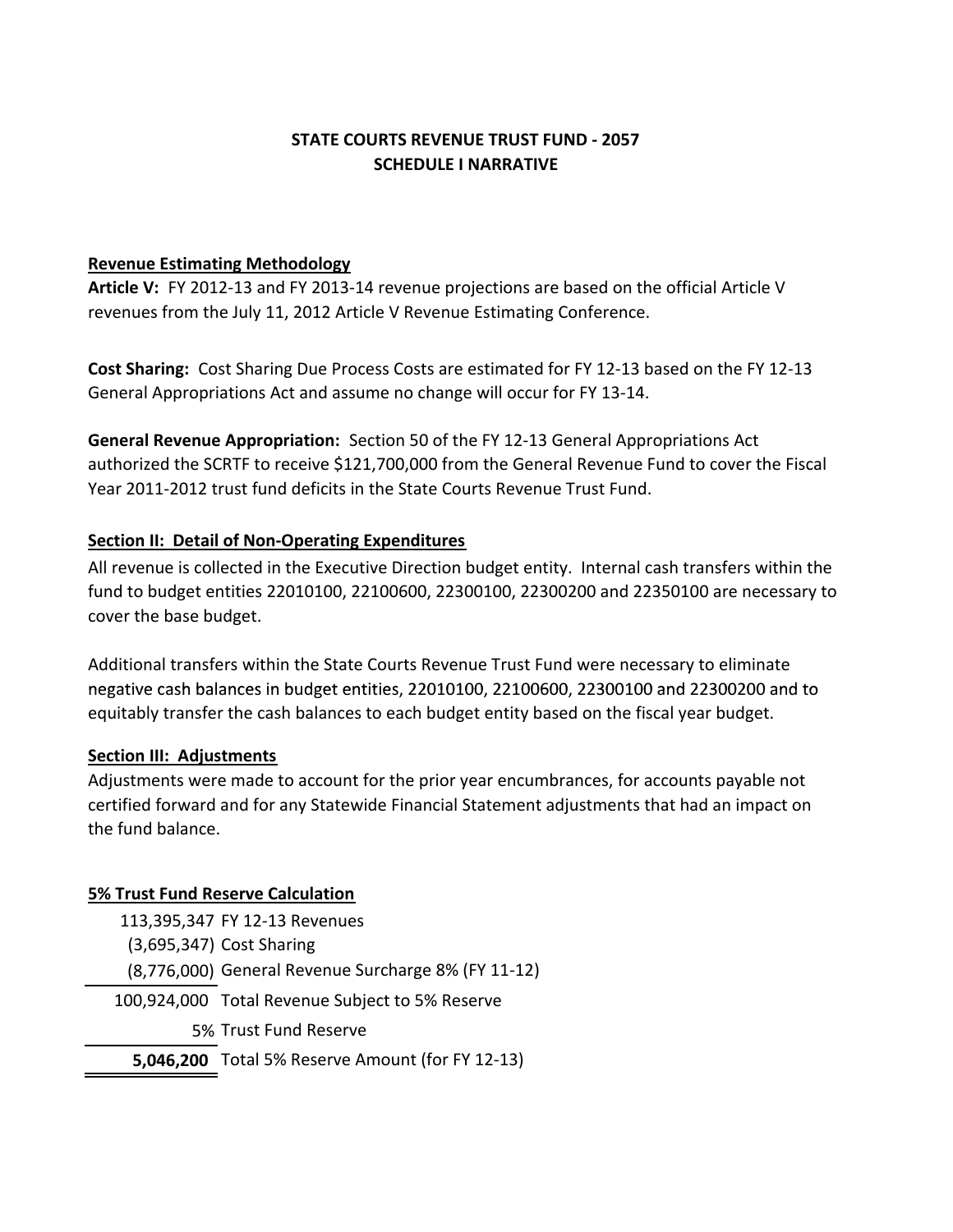# STATE COURTS REVENUE TRUST FUND - 2057
## SCHEDULE I NARRATIVE

### Revenue Estimating Methodology

**Article V:** FY 2012-13 and FY 2013-14 revenue projections are based on the official Article V revenues from the July 11, 2012 Article V Revenue Estimating Conference.

**Cost Sharing:** Cost Sharing Due Process Costs are estimated for FY 12-13 based on the FY 12-13 General Appropriations Act and assume no change will occur for FY 13-14.

**General Revenue Appropriation:** Section 50 of the FY 12-13 General Appropriations Act authorized the SCRTF to receive $121,700,000 from the General Revenue Fund to cover the Fiscal Year 2011-2012 trust fund deficits in the State Courts Revenue Trust Fund.

### Section II: Detail of Non-Operating Expenditures

All revenue is collected in the Executive Direction budget entity. Internal cash transfers within the fund to budget entities 22010100, 22100600, 22300100, 22300200 and 22350100 are necessary to cover the base budget.

Additional transfers within the State Courts Revenue Trust Fund were necessary to eliminate negative cash balances in budget entities, 22010100, 22100600, 22300100 and 22300200 and to equitably transfer the cash balances to each budget entity based on the fiscal year budget.

### Section III: Adjustments

Adjustments were made to account for the prior year encumbrances, for accounts payable not certified forward and for any Statewide Financial Statement adjustments that had an impact on the fund balance.

### 5% Trust Fund Reserve Calculation

| Amount | Description |
|---:|---|
| 113,395,347 | FY 12-13 Revenues |
| (3,695,347) | Cost Sharing |
| (8,776,000) | General Revenue Surcharge 8% (FY 11-12) |
| 100,924,000 | Total Revenue Subject to 5% Reserve |
| 5% | Trust Fund Reserve |
| **5,046,200** | Total 5% Reserve Amount (for FY 12-13) |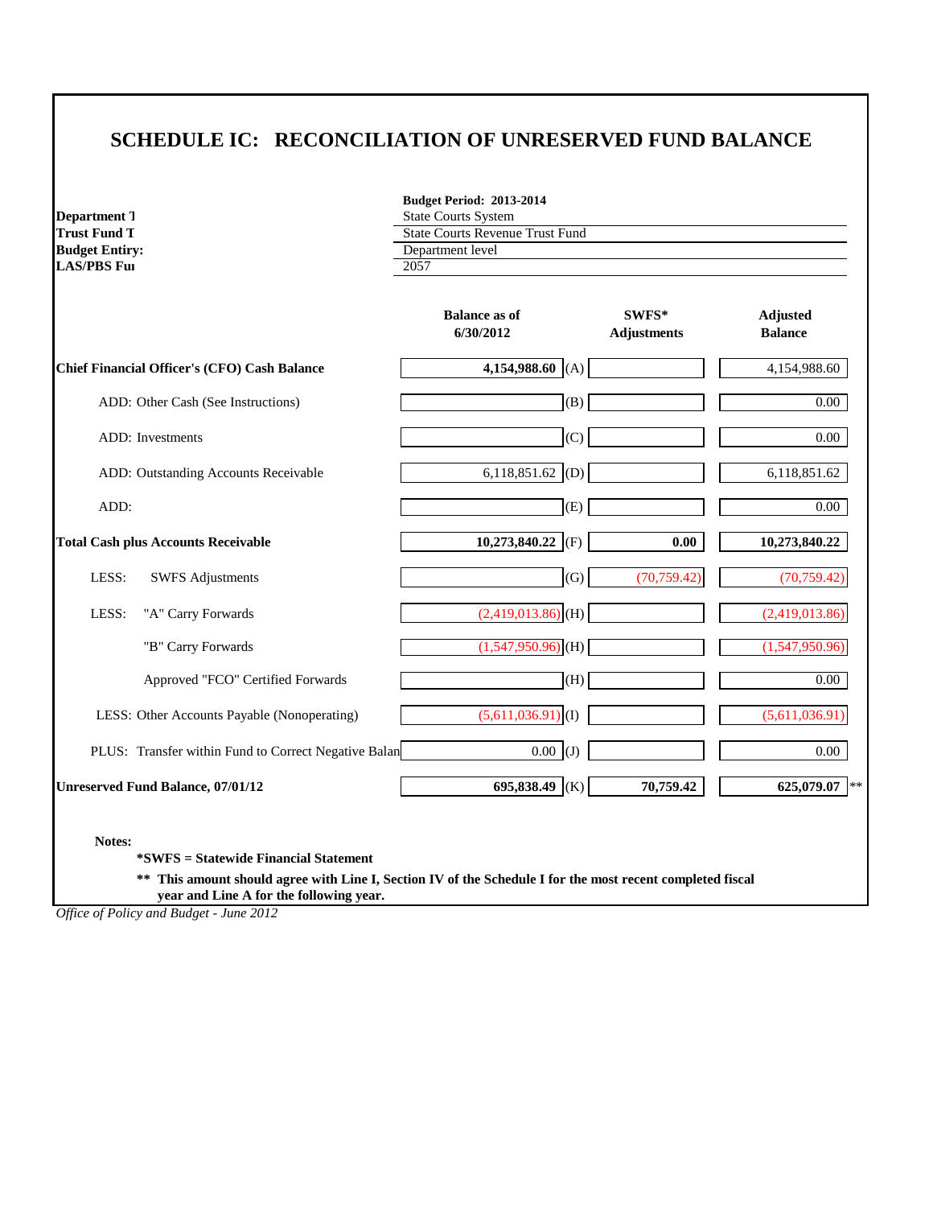# SCHEDULE IC: RECONCILIATION OF UNRESERVED FUND BALANCE

| | **Budget Period: 2013-2014** |
|---|---|
| **Department T** | State Courts System |
| **Trust Fund T** | State Courts Revenue Trust Fund |
| **Budget Entiry:** | Department level |
| **LAS/PBS Fu** | 2057 |

| | **Balance as of 6/30/2012** | | **SWFS* Adjustments** | **Adjusted Balance** |
|---|---|---|---|---|
| **Chief Financial Officer's (CFO) Cash Balance** | **4,154,988.60** | (A) | | 4,154,988.60 |
| ADD: Other Cash (See Instructions) | | (B) | | 0.00 |
| ADD: Investments | | (C) | | 0.00 |
| ADD: Outstanding Accounts Receivable | 6,118,851.62 | (D) | | 6,118,851.62 |
| ADD: | | (E) | | 0.00 |
| **Total Cash plus Accounts Receivable** | **10,273,840.22** | (F) | **0.00** | **10,273,840.22** |
| LESS: SWFS Adjustments | | (G) | (70,759.42) | (70,759.42) |
| LESS: "A" Carry Forwards | (2,419,013.86) | (H) | | (2,419,013.86) |
| "B" Carry Forwards | (1,547,950.96) | (H) | | (1,547,950.96) |
| Approved "FCO" Certified Forwards | | (H) | | 0.00 |
| LESS: Other Accounts Payable (Nonoperating) | (5,611,036.91) | (I) | | (5,611,036.91) |
| PLUS: Transfer within Fund to Correct Negative Balan | 0.00 | (J) | | 0.00 |
| **Unreserved Fund Balance, 07/01/12** | **695,838.49** | (K) | **70,759.42** | **625,079.07** ** |

**Notes:**

**\*SWFS = Statewide Financial Statement**

**\*\* This amount should agree with Line I, Section IV of the Schedule I for the most recent completed fiscal year and Line A for the following year.**

*Office of Policy and Budget - June 2012*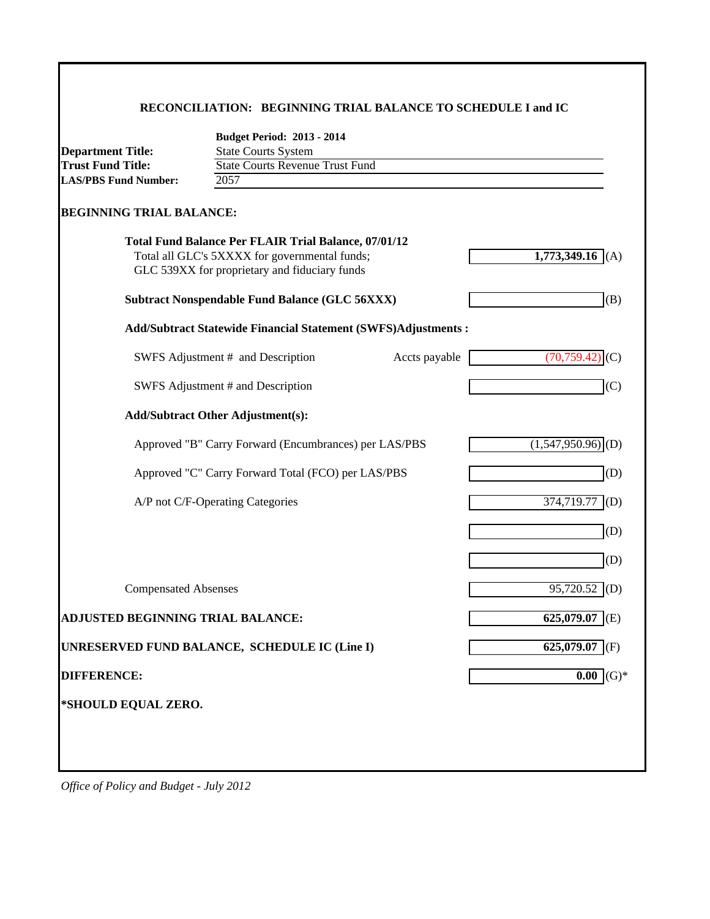## RECONCILIATION: BEGINNING TRIAL BALANCE TO SCHEDULE I and IC

**Budget Period: 2013 - 2014**

**Department Title:** State Courts System
**Trust Fund Title:** State Courts Revenue Trust Fund
**LAS/PBS Fund Number:** 2057

**BEGINNING TRIAL BALANCE:**

| | | | |
|---|---|---|---|
| **Total Fund Balance Per FLAIR Trial Balance, 07/01/12**<br>Total all GLC's 5XXXX for governmental funds;<br>GLC 539XX for proprietary and fiduciary funds | | **1,773,349.16** | (A) |
| **Subtract Nonspendable Fund Balance (GLC 56XXX)** | | | (B) |
| **Add/Subtract Statewide Financial Statement (SWFS)Adjustments :** | | | |
| SWFS Adjustment # and Description | Accts payable | (70,759.42) | (C) |
| SWFS Adjustment # and Description | | | (C) |
| **Add/Subtract Other Adjustment(s):** | | | |
| Approved "B" Carry Forward (Encumbrances) per LAS/PBS | | (1,547,950.96) | (D) |
| Approved "C" Carry Forward Total (FCO) per LAS/PBS | | | (D) |
| A/P not C/F-Operating Categories | | 374,719.77 | (D) |
| | | | (D) |
| | | | (D) |
| Compensated Absenses | | 95,720.52 | (D) |
| **ADJUSTED BEGINNING TRIAL BALANCE:** | | **625,079.07** | (E) |
| **UNRESERVED FUND BALANCE, SCHEDULE IC (Line I)** | | **625,079.07** | (F) |
| **DIFFERENCE:** | | **0.00** | (G)* |

***SHOULD EQUAL ZERO.**

*Office of Policy and Budget - July 2012*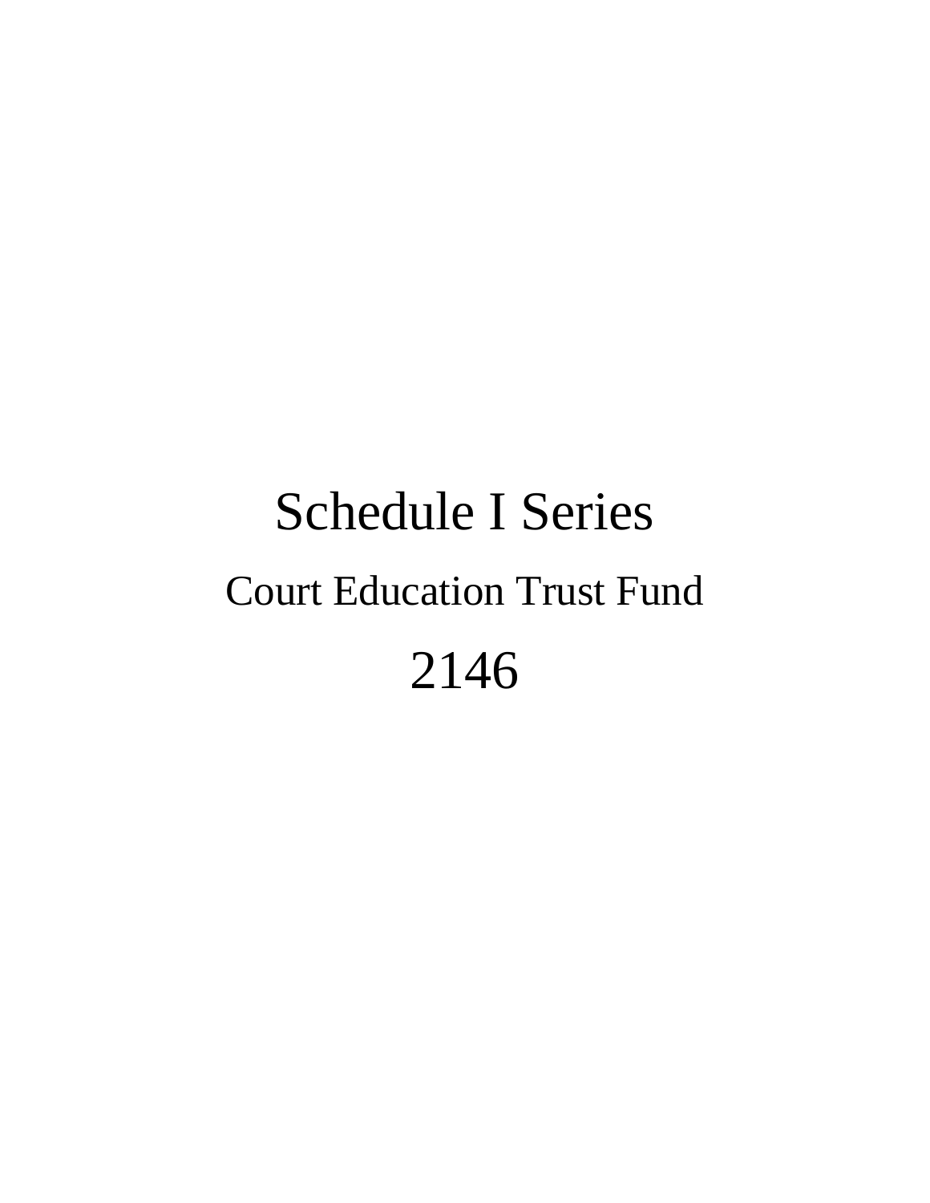# Schedule I Series

## Court Education Trust Fund

## 2146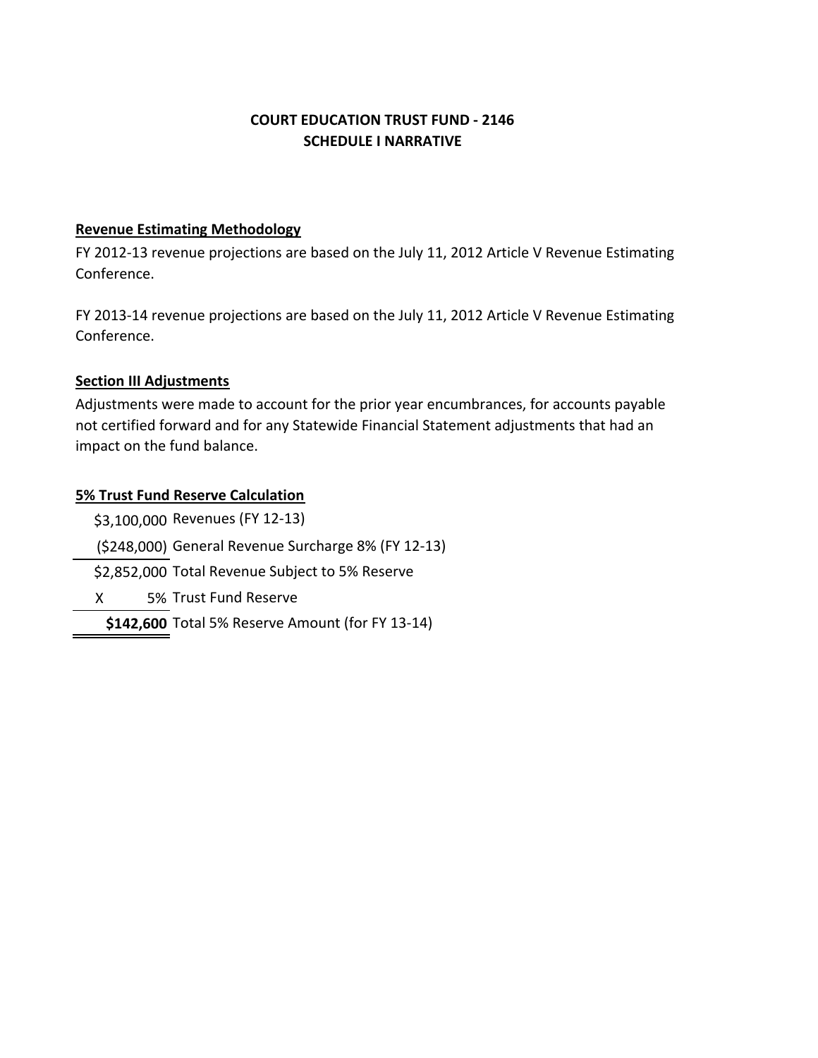# COURT EDUCATION TRUST FUND - 2146
## SCHEDULE I NARRATIVE

**Revenue Estimating Methodology**

FY 2012-13 revenue projections are based on the July 11, 2012 Article V Revenue Estimating Conference.

FY 2013-14 revenue projections are based on the July 11, 2012 Article V Revenue Estimating Conference.

**Section III Adjustments**

Adjustments were made to account for the prior year encumbrances, for accounts payable not certified forward and for any Statewide Financial Statement adjustments that had an impact on the fund balance.

**5% Trust Fund Reserve Calculation**

| Amount | Description |
|---|---|
| $3,100,000 | Revenues (FY 12-13) |
| ($248,000) | General Revenue Surcharge 8% (FY 12-13) |
| $2,852,000 | Total Revenue Subject to 5% Reserve |
| X 5% | Trust Fund Reserve |
| **$142,600** | Total 5% Reserve Amount (for FY 13-14) |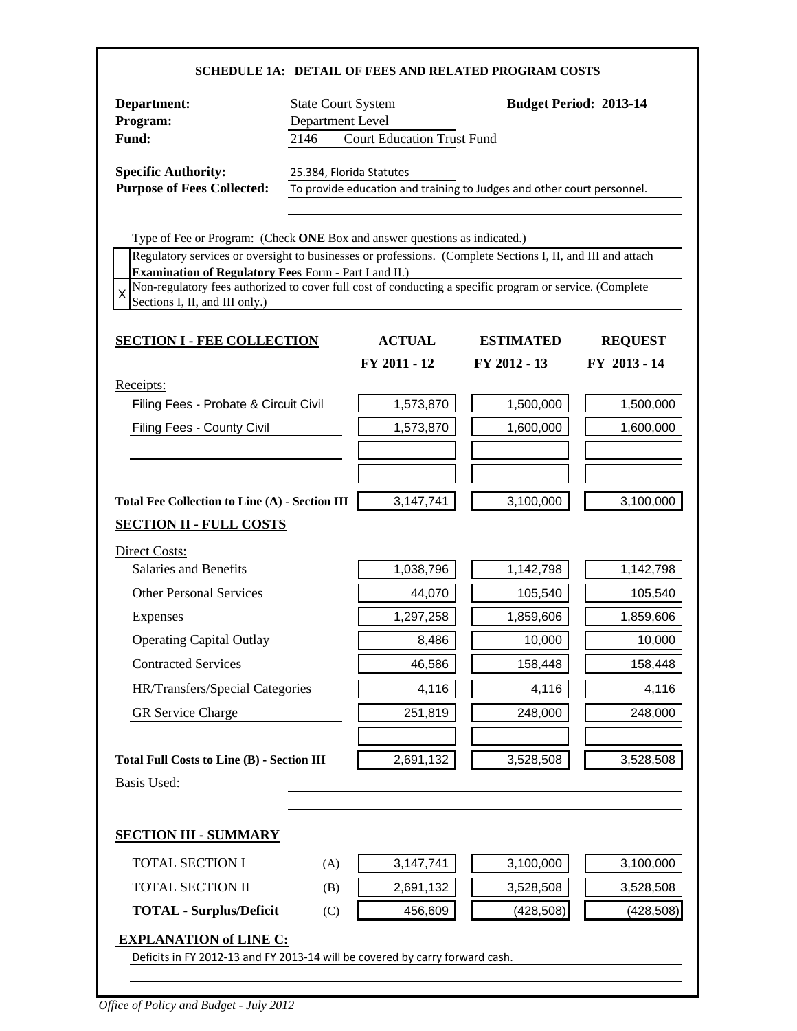## SCHEDULE 1A: DETAIL OF FEES AND RELATED PROGRAM COSTS

**Department:** State Court System **Budget Period: 2013-14**
**Program:** Department Level
**Fund:** 2146 Court Education Trust Fund

**Specific Authority:** 25.384, Florida Statutes
**Purpose of Fees Collected:** To provide education and training to Judges and other court personnel.

Type of Fee or Program: (Check **ONE** Box and answer questions as indicated.)

| | |
|---|---|
| | Regulatory services or oversight to businesses or professions. (Complete Sections I, II, and III and attach **Examination of Regulatory Fees** Form - Part I and II.) |
| X | Non-regulatory fees authorized to cover full cost of conducting a specific program or service. (Complete Sections I, II, and III only.) |

| **SECTION I - FEE COLLECTION** | **ACTUAL FY 2011 - 12** | **ESTIMATED FY 2012 - 13** | **REQUEST FY 2013 - 14** |
|---|---|---|---|
| Receipts: | | | |
| Filing Fees - Probate & Circuit Civil | 1,573,870 | 1,500,000 | 1,500,000 |
| Filing Fees - County Civil | 1,573,870 | 1,600,000 | 1,600,000 |
| | | | |
| | | | |
| **Total Fee Collection to Line (A) - Section III** | 3,147,741 | 3,100,000 | 3,100,000 |

| **SECTION II - FULL COSTS** | | | |
|---|---|---|---|
| Direct Costs: | | | |
| Salaries and Benefits | 1,038,796 | 1,142,798 | 1,142,798 |
| Other Personal Services | 44,070 | 105,540 | 105,540 |
| Expenses | 1,297,258 | 1,859,606 | 1,859,606 |
| Operating Capital Outlay | 8,486 | 10,000 | 10,000 |
| Contracted Services | 46,586 | 158,448 | 158,448 |
| HR/Transfers/Special Categories | 4,116 | 4,116 | 4,116 |
| GR Service Charge | 251,819 | 248,000 | 248,000 |
| | | | |
| **Total Full Costs to Line (B) - Section III** | 2,691,132 | 3,528,508 | 3,528,508 |

Basis Used:

| **SECTION III - SUMMARY** | | | | |
|---|---|---|---|---|
| TOTAL SECTION I | (A) | 3,147,741 | 3,100,000 | 3,100,000 |
| TOTAL SECTION II | (B) | 2,691,132 | 3,528,508 | 3,528,508 |
| **TOTAL - Surplus/Deficit** | (C) | 456,609 | (428,508) | (428,508) |

**EXPLANATION of LINE C:**

Deficits in FY 2012-13 and FY 2013-14 will be covered by carry forward cash.

*Office of Policy and Budget - July 2012*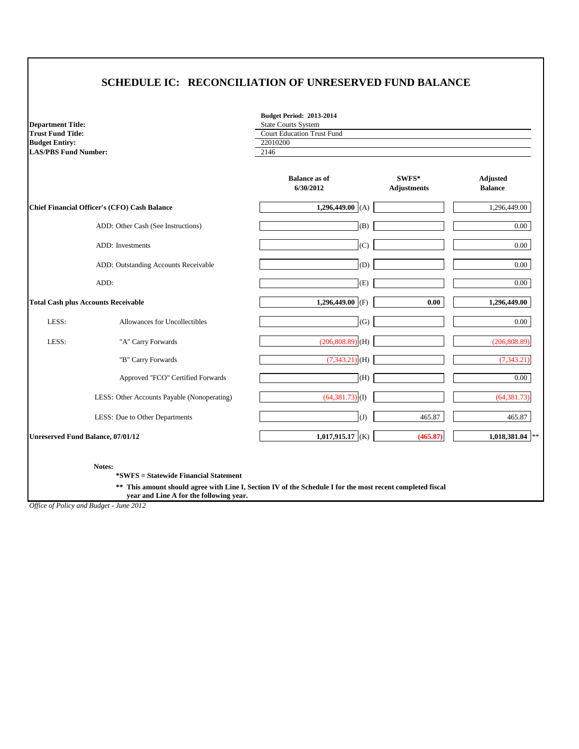# SCHEDULE IC: RECONCILIATION OF UNRESERVED FUND BALANCE

**Budget Period: 2013-2014**

| | |
|---|---|
| **Department Title:** | State Courts System |
| **Trust Fund Title:** | Court Education Trust Fund |
| **Budget Entity:** | 22010200 |
| **LAS/PBS Fund Number:** | 2146 |

| | | Balance as of 6/30/2012 | | SWFS* Adjustments | Adjusted Balance |
|---|---|---|---|---|---|
| **Chief Financial Officer's (CFO) Cash Balance** | | **1,296,449.00** | (A) | | 1,296,449.00 |
| | ADD: Other Cash (See Instructions) | | (B) | | 0.00 |
| | ADD: Investments | | (C) | | 0.00 |
| | ADD: Outstanding Accounts Receivable | | (D) | | 0.00 |
| | ADD: | | (E) | | 0.00 |
| **Total Cash plus Accounts Receivable** | | **1,296,449.00** | (F) | **0.00** | **1,296,449.00** |
| LESS: | Allowances for Uncollectibles | | (G) | | 0.00 |
| LESS: | "A" Carry Forwards | (206,808.89) | (H) | | (206,808.89) |
| | "B" Carry Forwards | (7,343.21) | (H) | | (7,343.21) |
| | Approved "FCO" Certified Forwards | | (H) | | 0.00 |
| | LESS: Other Accounts Payable (Nonoperating) | (64,381.73) | (I) | | (64,381.73) |
| | LESS: Due to Other Departments | | (J) | 465.87 | 465.87 |
| **Unreserved Fund Balance, 07/01/12** | | **1,017,915.17** | (K) | **(465.87)** | **1,018,381.04** ** |

**Notes:**

**\*SWFS = Statewide Financial Statement**

**\*\* This amount should agree with Line I, Section IV of the Schedule I for the most recent completed fiscal year and Line A for the following year.**

*Office of Policy and Budget - June 2012*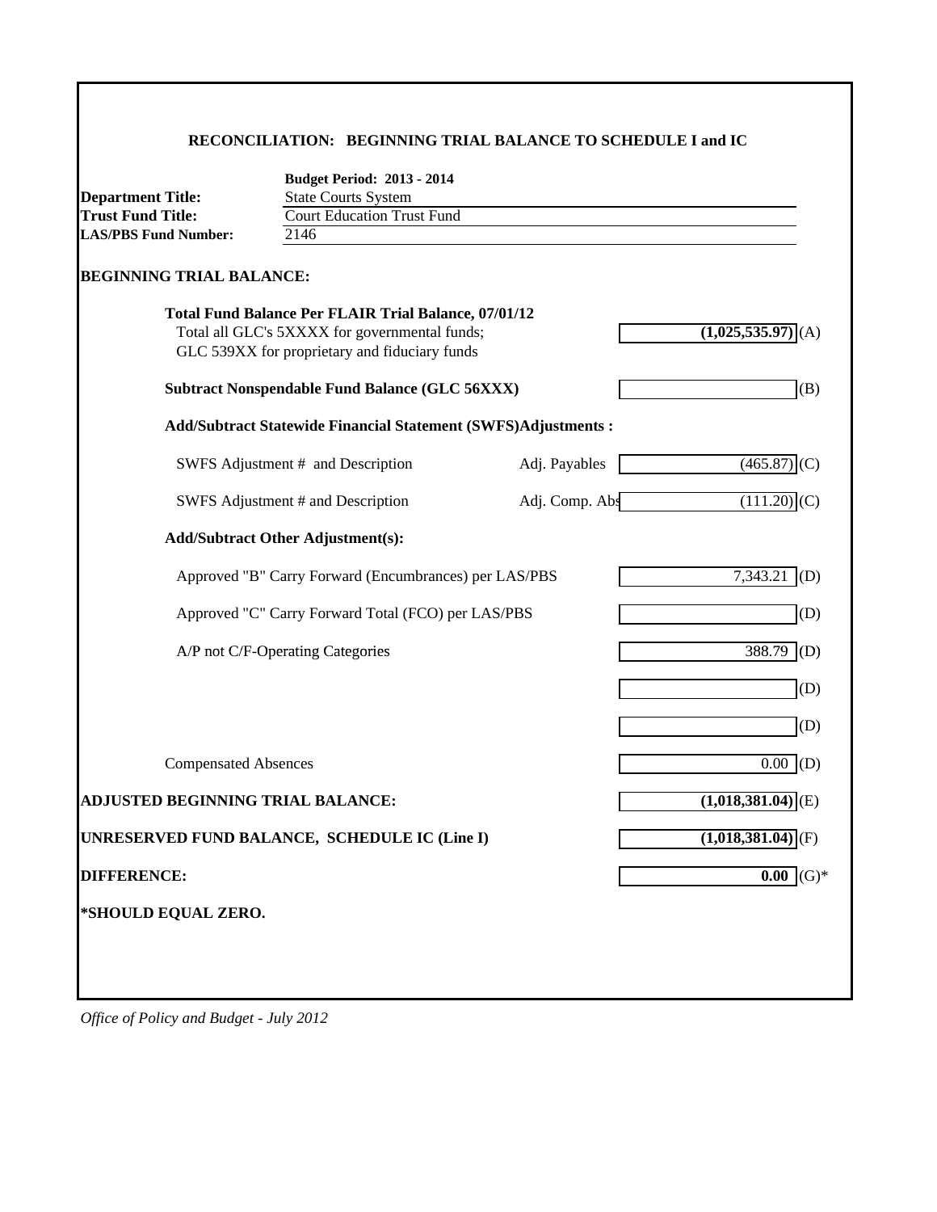## RECONCILIATION: BEGINNING TRIAL BALANCE TO SCHEDULE I and IC

**Budget Period: 2013 - 2014**

**Department Title:** State Courts System
**Trust Fund Title:** Court Education Trust Fund
**LAS/PBS Fund Number:** 2146

### BEGINNING TRIAL BALANCE:

| | | | |
|---|---|---|---|
| **Total Fund Balance Per FLAIR Trial Balance, 07/01/12**<br>Total all GLC's 5XXXX for governmental funds;<br>GLC 539XX for proprietary and fiduciary funds | | **(1,025,535.97)** | (A) |
| **Subtract Nonspendable Fund Balance (GLC 56XXX)** | | | (B) |
| **Add/Subtract Statewide Financial Statement (SWFS)Adjustments :** | | | |
| SWFS Adjustment # and Description | Adj. Payables | (465.87) | (C) |
| SWFS Adjustment # and Description | Adj. Comp. Abs | (111.20) | (C) |
| **Add/Subtract Other Adjustment(s):** | | | |
| Approved "B" Carry Forward (Encumbrances) per LAS/PBS | | 7,343.21 | (D) |
| Approved "C" Carry Forward Total (FCO) per LAS/PBS | | | (D) |
| A/P not C/F-Operating Categories | | 388.79 | (D) |
| | | | (D) |
| | | | (D) |
| Compensated Absences | | 0.00 | (D) |
| **ADJUSTED BEGINNING TRIAL BALANCE:** | | **(1,018,381.04)** | (E) |
| **UNRESERVED FUND BALANCE, SCHEDULE IC (Line I)** | | **(1,018,381.04)** | (F) |
| **DIFFERENCE:** | | **0.00** | (G)* |

**\*SHOULD EQUAL ZERO.**

*Office of Policy and Budget - July 2012*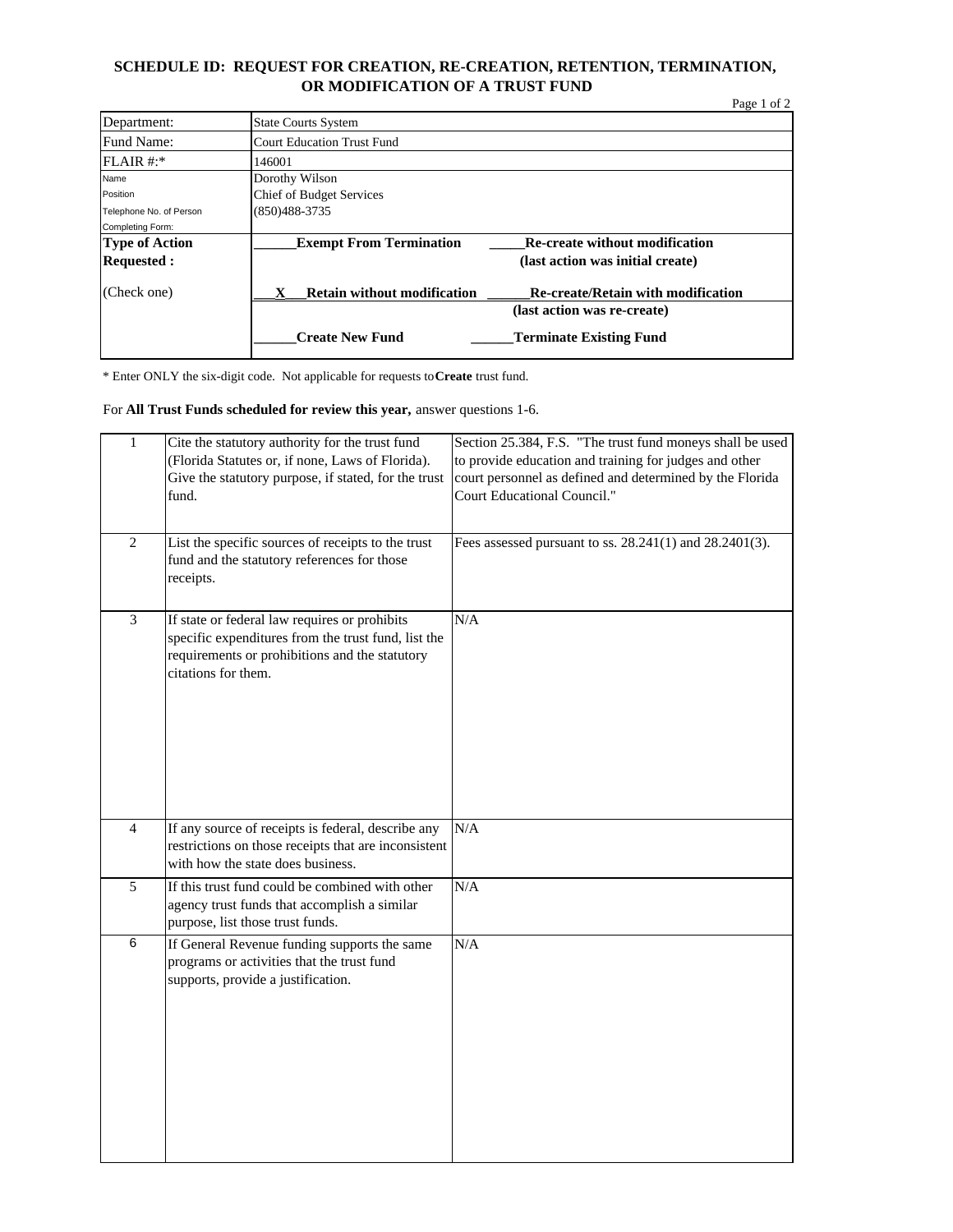## SCHEDULE ID: REQUEST FOR CREATION, RE-CREATION, RETENTION, TERMINATION, OR MODIFICATION OF A TRUST FUND

| | |
|---|---|
| Department: | State Courts System |
| Fund Name: | Court Education Trust Fund |
| FLAIR #:* | 146001 |
| Name<br>Position<br>Telephone No. of Person Completing Form: | Dorothy Wilson<br>Chief of Budget Services<br>(850)488-3735 |
| **Type of Action Requested :**<br><br>(Check one) | ______**Exempt From Termination** _____**Re-create without modification (last action was initial create)**<br><br>___**X**___**Retain without modification** ______**Re-create/Retain with modification (last action was re-create)**<br><br>______**Create New Fund** ______**Terminate Existing Fund** |

\* Enter ONLY the six-digit code. Not applicable for requests to **Create** trust fund.

For **All Trust Funds scheduled for review this year,** answer questions 1-6.

| | | |
|---|---|---|
| 1 | Cite the statutory authority for the trust fund (Florida Statutes or, if none, Laws of Florida). Give the statutory purpose, if stated, for the trust fund. | Section 25.384, F.S. "The trust fund moneys shall be used to provide education and training for judges and other court personnel as defined and determined by the Florida Court Educational Council." |
| 2 | List the specific sources of receipts to the trust fund and the statutory references for those receipts. | Fees assessed pursuant to ss. 28.241(1) and 28.2401(3). |
| 3 | If state or federal law requires or prohibits specific expenditures from the trust fund, list the requirements or prohibitions and the statutory citations for them. | N/A |
| 4 | If any source of receipts is federal, describe any restrictions on those receipts that are inconsistent with how the state does business. | N/A |
| 5 | If this trust fund could be combined with other agency trust funds that accomplish a similar purpose, list those trust funds. | N/A |
| 6 | If General Revenue funding supports the same programs or activities that the trust fund supports, provide a justification. | N/A |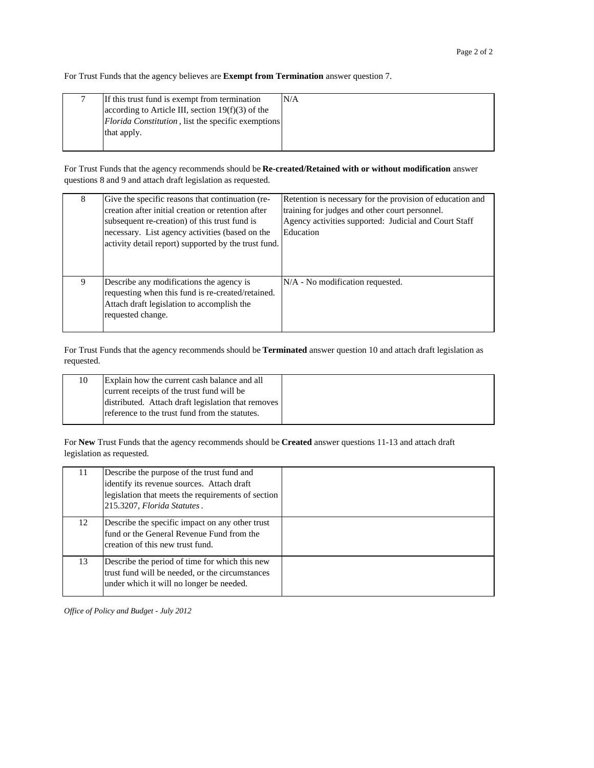For Trust Funds that the agency believes are **Exempt from Termination** answer question 7.

| | | |
|---|---|---|
| 7 | If this trust fund is exempt from termination according to Article III, section 19(f)(3) of the *Florida Constitution*, list the specific exemptions that apply. | N/A |

For Trust Funds that the agency recommends should be **Re-created/Retained with or without modification** answer questions 8 and 9 and attach draft legislation as requested.

| | | |
|---|---|---|
| 8 | Give the specific reasons that continuation (re-creation after initial creation or retention after subsequent re-creation) of this trust fund is necessary. List agency activities (based on the activity detail report) supported by the trust fund. | Retention is necessary for the provision of education and training for judges and other court personnel. Agency activities supported: Judicial and Court Staff Education |
| 9 | Describe any modifications the agency is requesting when this fund is re-created/retained. Attach draft legislation to accomplish the requested change. | N/A - No modification requested. |

For Trust Funds that the agency recommends should be **Terminated** answer question 10 and attach draft legislation as requested.

| | | |
|---|---|---|
| 10 | Explain how the current cash balance and all current receipts of the trust fund will be distributed. Attach draft legislation that removes reference to the trust fund from the statutes. | |

For **New** Trust Funds that the agency recommends should be **Created** answer questions 11-13 and attach draft legislation as requested.

| | | |
|---|---|---|
| 11 | Describe the purpose of the trust fund and identify its revenue sources. Attach draft legislation that meets the requirements of section 215.3207, *Florida Statutes*. | |
| 12 | Describe the specific impact on any other trust fund or the General Revenue Fund from the creation of this new trust fund. | |
| 13 | Describe the period of time for which this new trust fund will be needed, or the circumstances under which it will no longer be needed. | |

*Office of Policy and Budget - July 2012*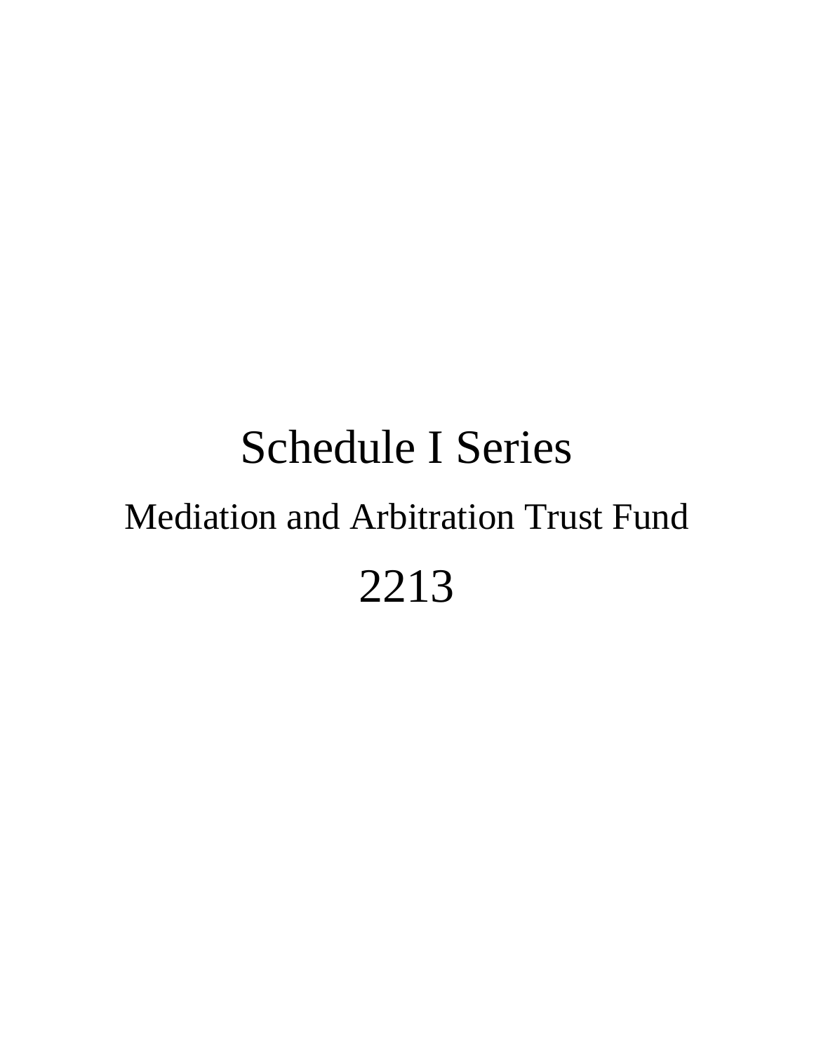# Schedule I Series

## Mediation and Arbitration Trust Fund

# 2213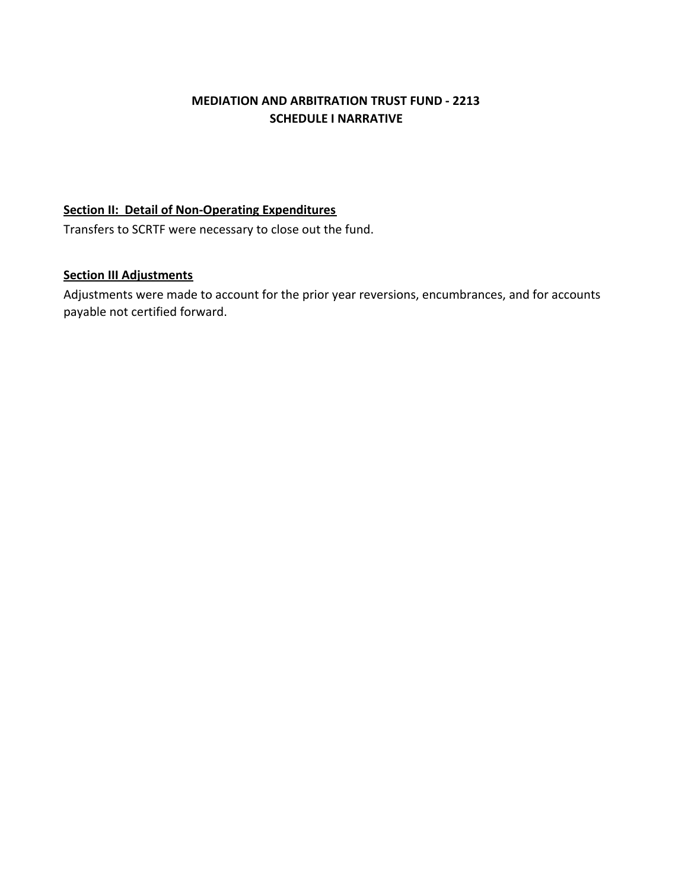**MEDIATION AND ARBITRATION TRUST FUND - 2213**
**SCHEDULE I NARRATIVE**

**Section II: Detail of Non-Operating Expenditures**

Transfers to SCRTF were necessary to close out the fund.

**Section III Adjustments**

Adjustments were made to account for the prior year reversions, encumbrances, and for accounts payable not certified forward.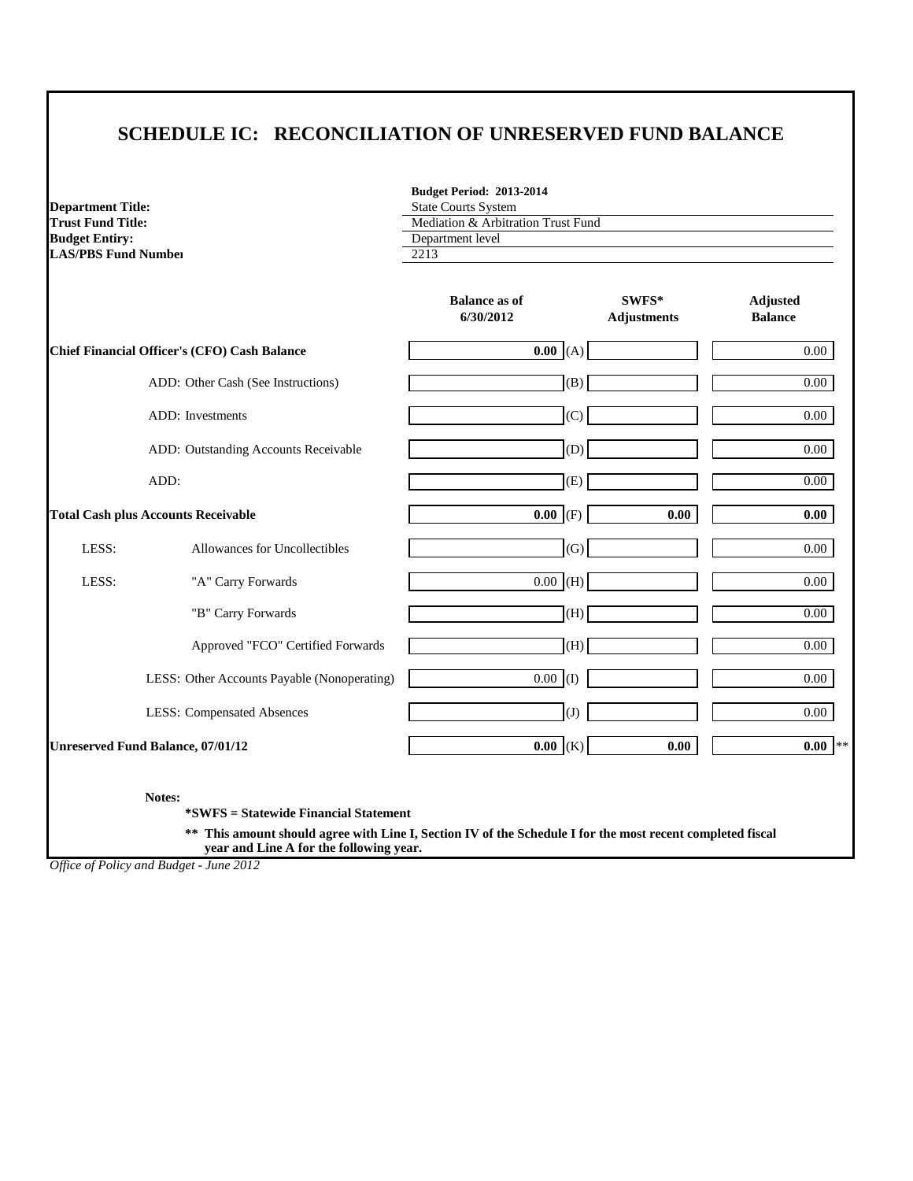# SCHEDULE IC: RECONCILIATION OF UNRESERVED FUND BALANCE

**Budget Period: 2013-2014**

**Department Title:** State Courts System
**Trust Fund Title:** Mediation & Arbitration Trust Fund
**Budget Entity:** Department level
**LAS/PBS Fund Number** 2213

| | Balance as of 6/30/2012 | | SWFS* Adjustments | Adjusted Balance |
|---|---|---|---|---|
| **Chief Financial Officer's (CFO) Cash Balance** | **0.00** | (A) | | 0.00 |
| ADD: Other Cash (See Instructions) | | (B) | | 0.00 |
| ADD: Investments | | (C) | | 0.00 |
| ADD: Outstanding Accounts Receivable | | (D) | | 0.00 |
| ADD: | | (E) | | 0.00 |
| **Total Cash plus Accounts Receivable** | **0.00** | (F) | **0.00** | **0.00** |
| LESS: Allowances for Uncollectibles | | (G) | | 0.00 |
| LESS: "A" Carry Forwards | 0.00 | (H) | | 0.00 |
| "B" Carry Forwards | | (H) | | 0.00 |
| Approved "FCO" Certified Forwards | | (H) | | 0.00 |
| LESS: Other Accounts Payable (Nonoperating) | 0.00 | (I) | | 0.00 |
| LESS: Compensated Absences | | (J) | | 0.00 |
| **Unreserved Fund Balance, 07/01/12** | **0.00** | (K) | **0.00** | **0.00** ** |

**Notes:**

***SWFS = Statewide Financial Statement**

**\*\* This amount should agree with Line I, Section IV of the Schedule I for the most recent completed fiscal year and Line A for the following year.**

*Office of Policy and Budget - June 2012*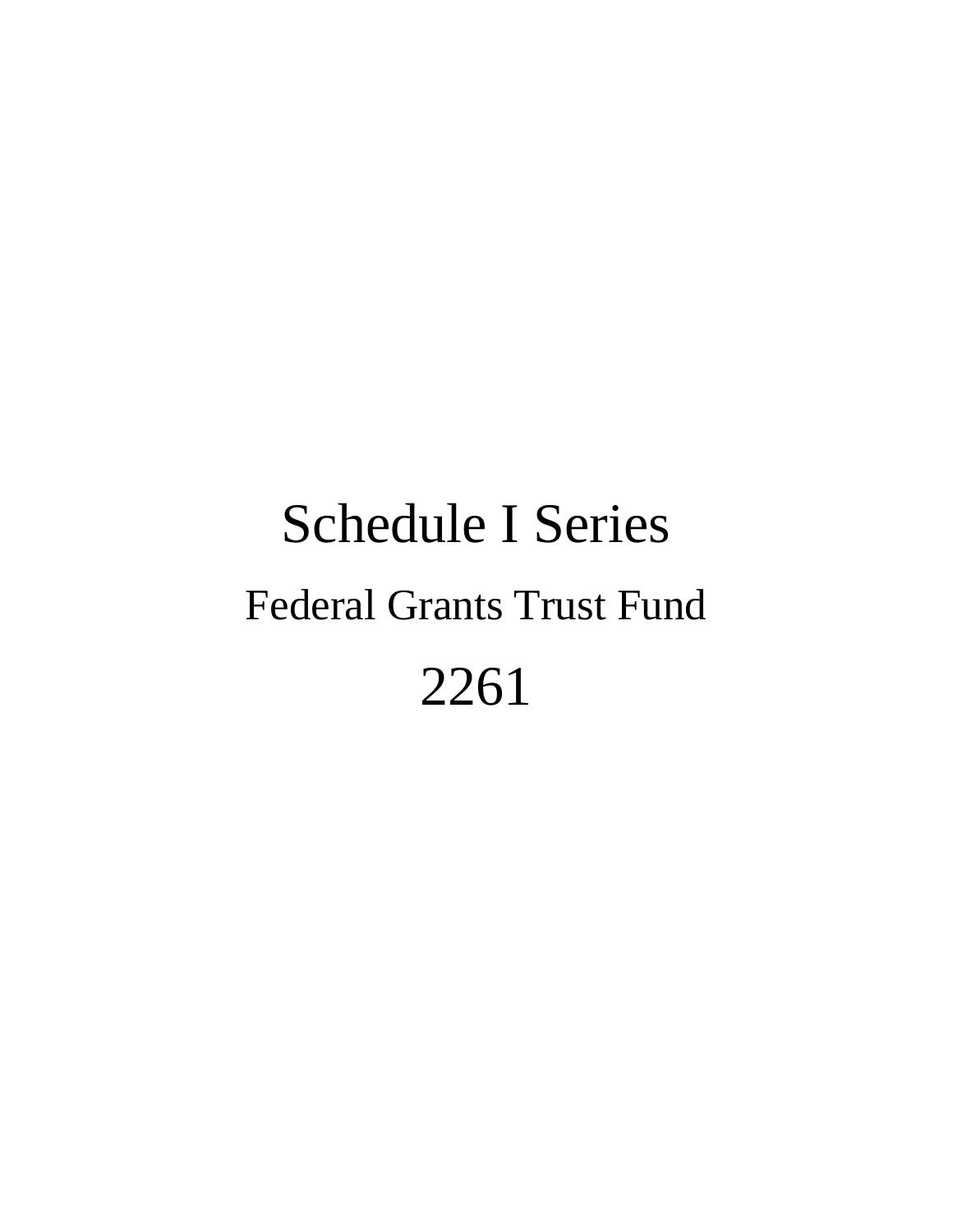# Schedule I Series

## Federal Grants Trust Fund

# 2261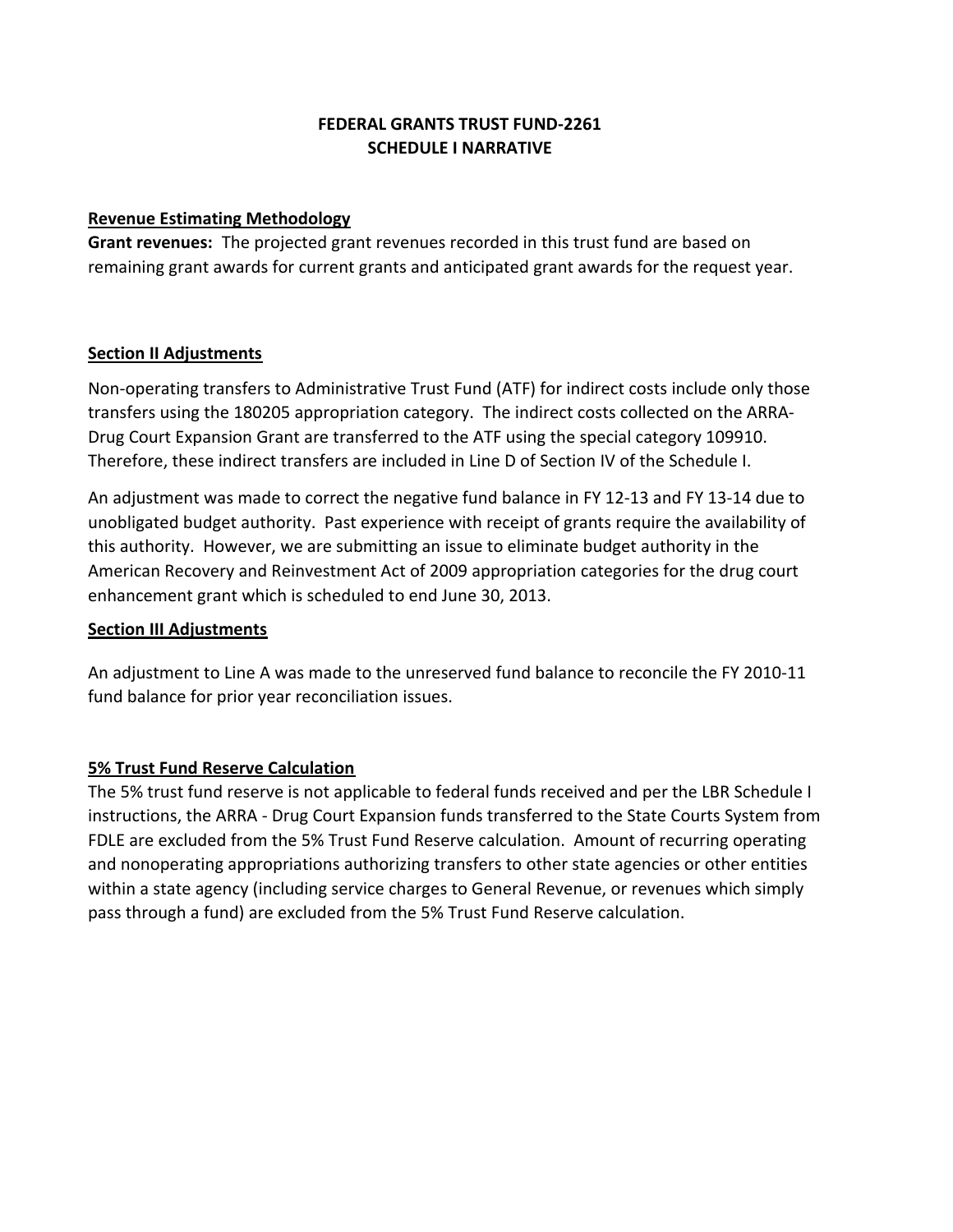# FEDERAL GRANTS TRUST FUND-2261
## SCHEDULE I NARRATIVE

### Revenue Estimating Methodology

**Grant revenues:** The projected grant revenues recorded in this trust fund are based on remaining grant awards for current grants and anticipated grant awards for the request year.

### Section II Adjustments

Non-operating transfers to Administrative Trust Fund (ATF) for indirect costs include only those transfers using the 180205 appropriation category. The indirect costs collected on the ARRA-Drug Court Expansion Grant are transferred to the ATF using the special category 109910. Therefore, these indirect transfers are included in Line D of Section IV of the Schedule I.

An adjustment was made to correct the negative fund balance in FY 12-13 and FY 13-14 due to unobligated budget authority. Past experience with receipt of grants require the availability of this authority. However, we are submitting an issue to eliminate budget authority in the American Recovery and Reinvestment Act of 2009 appropriation categories for the drug court enhancement grant which is scheduled to end June 30, 2013.

### Section III Adjustments

An adjustment to Line A was made to the unreserved fund balance to reconcile the FY 2010-11 fund balance for prior year reconciliation issues.

### 5% Trust Fund Reserve Calculation

The 5% trust fund reserve is not applicable to federal funds received and per the LBR Schedule I instructions, the ARRA - Drug Court Expansion funds transferred to the State Courts System from FDLE are excluded from the 5% Trust Fund Reserve calculation. Amount of recurring operating and nonoperating appropriations authorizing transfers to other state agencies or other entities within a state agency (including service charges to General Revenue, or revenues which simply pass through a fund) are excluded from the 5% Trust Fund Reserve calculation.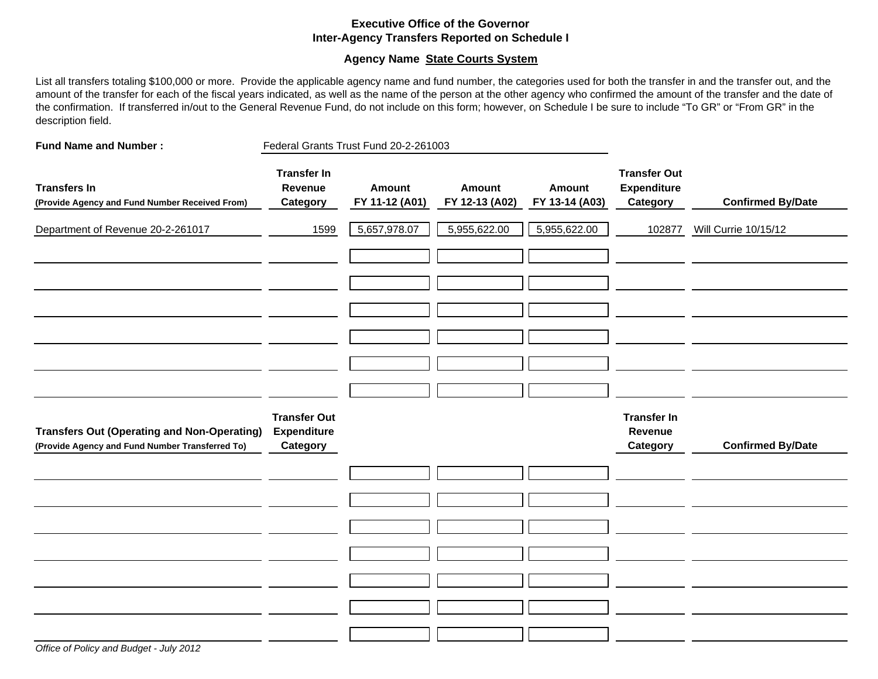**Executive Office of the Governor**
**Inter-Agency Transfers Reported on Schedule I**

**Agency Name State Courts System**

List all transfers totaling $100,000 or more. Provide the applicable agency name and fund number, the categories used for both the transfer in and the transfer out, and the amount of the transfer for each of the fiscal years indicated, as well as the name of the person at the other agency who confirmed the amount of the transfer and the date of the confirmation. If transferred in/out to the General Revenue Fund, do not include on this form; however, on Schedule I be sure to include "To GR" or "From GR" in the description field.

**Fund Name and Number :** Federal Grants Trust Fund 20-2-261003

| Transfers In (Provide Agency and Fund Number Received From) | Transfer In Revenue Category | Amount FY 11-12 (A01) | Amount FY 12-13 (A02) | Amount FY 13-14 (A03) | Transfer Out Expenditure Category | Confirmed By/Date |
|---|---|---|---|---|---|---|
| Department of Revenue 20-2-261017 | 1599 | 5,657,978.07 | 5,955,622.00 | 5,955,622.00 | 102877 | Will Currie 10/15/12 |
| | | | | | | |
| | | | | | | |
| | | | | | | |
| | | | | | | |
| | | | | | | |
| | | | | | | |

| Transfers Out (Operating and Non-Operating) (Provide Agency and Fund Number Transferred To) | Transfer Out Expenditure Category | | | | Transfer In Revenue Category | Confirmed By/Date |
|---|---|---|---|---|---|---|
| | | | | | | |
| | | | | | | |
| | | | | | | |
| | | | | | | |
| | | | | | | |
| | | | | | | |
| | | | | | | |

*Office of Policy and Budget - July 2012*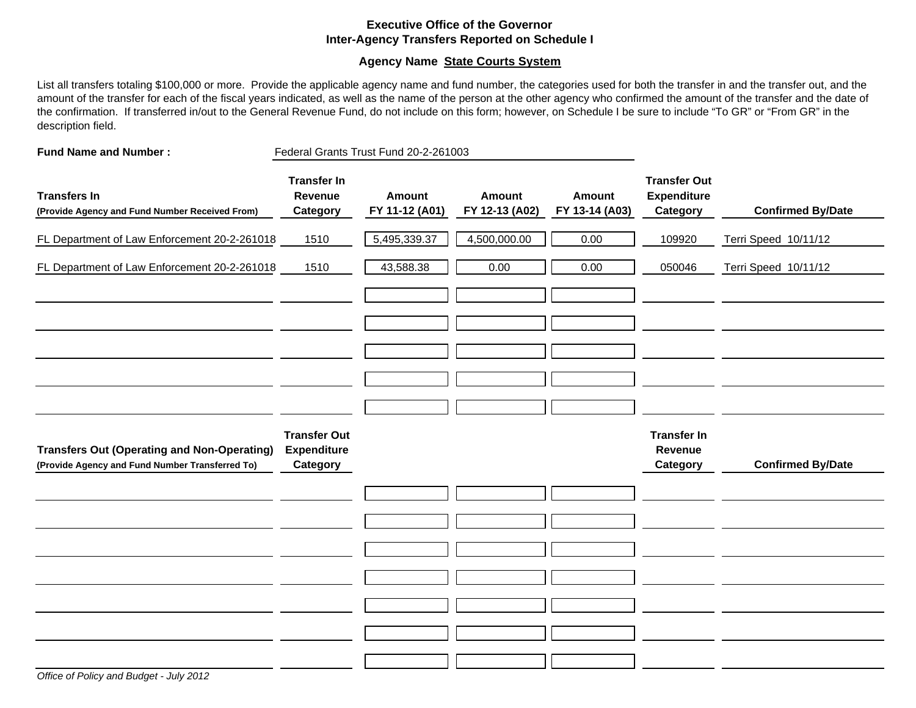# Executive Office of the Governor
## Inter-Agency Transfers Reported on Schedule I

**Agency Name State Courts System**

List all transfers totaling $100,000 or more. Provide the applicable agency name and fund number, the categories used for both the transfer in and the transfer out, and the amount of the transfer for each of the fiscal years indicated, as well as the name of the person at the other agency who confirmed the amount of the transfer and the date of the confirmation. If transferred in/out to the General Revenue Fund, do not include on this form; however, on Schedule I be sure to include "To GR" or "From GR" in the description field.

**Fund Name and Number :** Federal Grants Trust Fund 20-2-261003

| Transfers In (Provide Agency and Fund Number Received From) | Transfer In Revenue Category | Amount FY 11-12 (A01) | Amount FY 12-13 (A02) | Amount FY 13-14 (A03) | Transfer Out Expenditure Category | Confirmed By/Date |
|---|---|---|---|---|---|---|
| FL Department of Law Enforcement 20-2-261018 | 1510 | 5,495,339.37 | 4,500,000.00 | 0.00 | 109920 | Terri Speed 10/11/12 |
| FL Department of Law Enforcement 20-2-261018 | 1510 | 43,588.38 | 0.00 | 0.00 | 050046 | Terri Speed 10/11/12 |
| | | | | | | |
| | | | | | | |
| | | | | | | |
| | | | | | | |
| | | | | | | |

| Transfers Out (Operating and Non-Operating) (Provide Agency and Fund Number Transferred To) | Transfer Out Expenditure Category | | | | Transfer In Revenue Category | Confirmed By/Date |
|---|---|---|---|---|---|---|
| | | | | | | |
| | | | | | | |
| | | | | | | |
| | | | | | | |
| | | | | | | |
| | | | | | | |
| | | | | | | |

*Office of Policy and Budget - July 2012*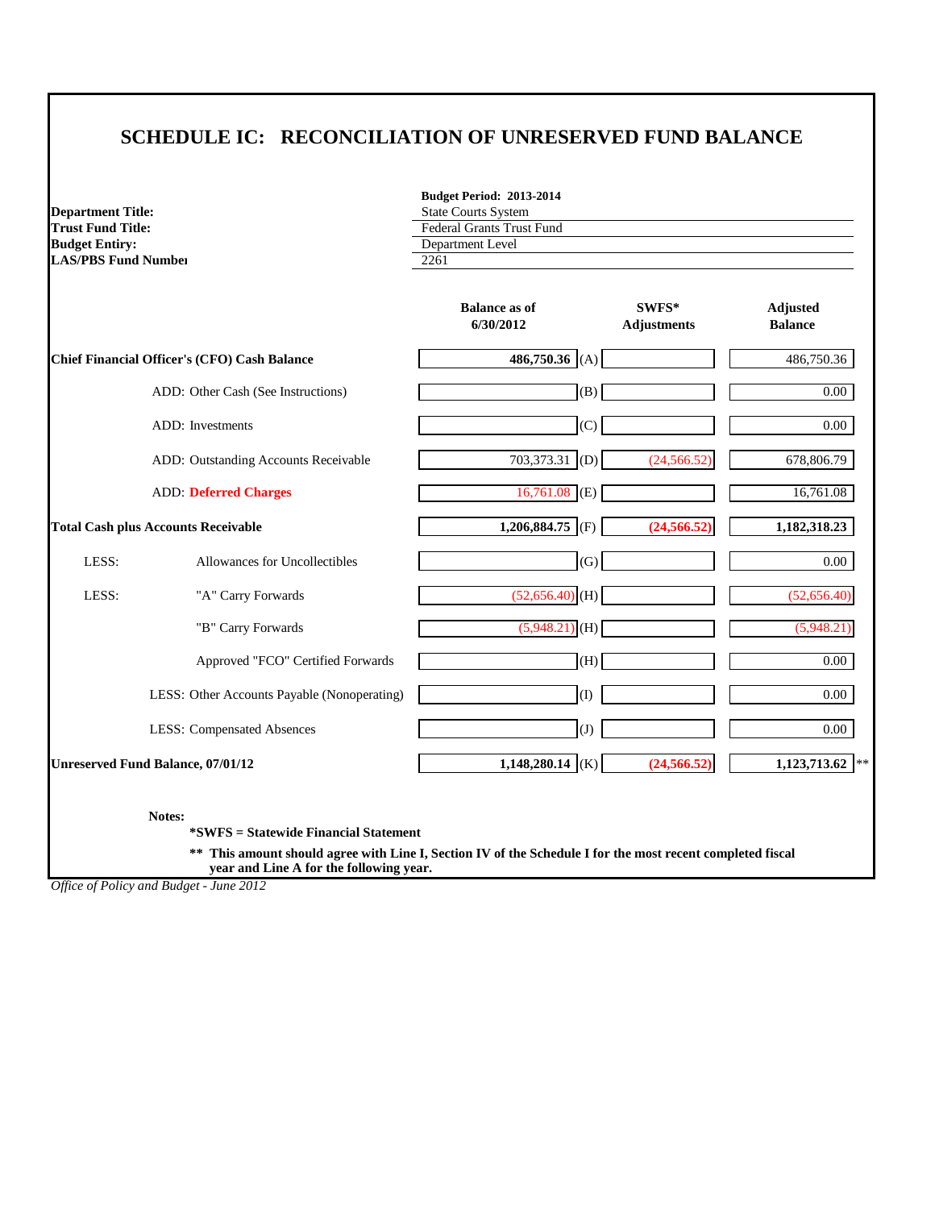# SCHEDULE IC: RECONCILIATION OF UNRESERVED FUND BALANCE

**Budget Period: 2013-2014**

**Department Title:** State Courts System
**Trust Fund Title:** Federal Grants Trust Fund
**Budget Entity:** Department Level
**LAS/PBS Fund Number:** 2261

| | Balance as of 6/30/2012 | | SWFS* Adjustments | Adjusted Balance |
|---|---|---|---|---|
| **Chief Financial Officer's (CFO) Cash Balance** | **486,750.36** | (A) | | 486,750.36 |
| ADD: Other Cash (See Instructions) | | (B) | | 0.00 |
| ADD: Investments | | (C) | | 0.00 |
| ADD: Outstanding Accounts Receivable | 703,373.31 | (D) | (24,566.52) | 678,806.79 |
| ADD: **Deferred Charges** | 16,761.08 | (E) | | 16,761.08 |
| **Total Cash plus Accounts Receivable** | **1,206,884.75** | (F) | **(24,566.52)** | **1,182,318.23** |
| LESS: Allowances for Uncollectibles | | (G) | | 0.00 |
| LESS: "A" Carry Forwards | (52,656.40) | (H) | | (52,656.40) |
| "B" Carry Forwards | (5,948.21) | (H) | | (5,948.21) |
| Approved "FCO" Certified Forwards | | (H) | | 0.00 |
| LESS: Other Accounts Payable (Nonoperating) | | (I) | | 0.00 |
| LESS: Compensated Absences | | (J) | | 0.00 |
| **Unreserved Fund Balance, 07/01/12** | **1,148,280.14** | (K) | **(24,566.52)** | **1,123,713.62** ** |

**Notes:**

**\*SWFS = Statewide Financial Statement**

**\*\* This amount should agree with Line I, Section IV of the Schedule I for the most recent completed fiscal year and Line A for the following year.**

*Office of Policy and Budget - June 2012*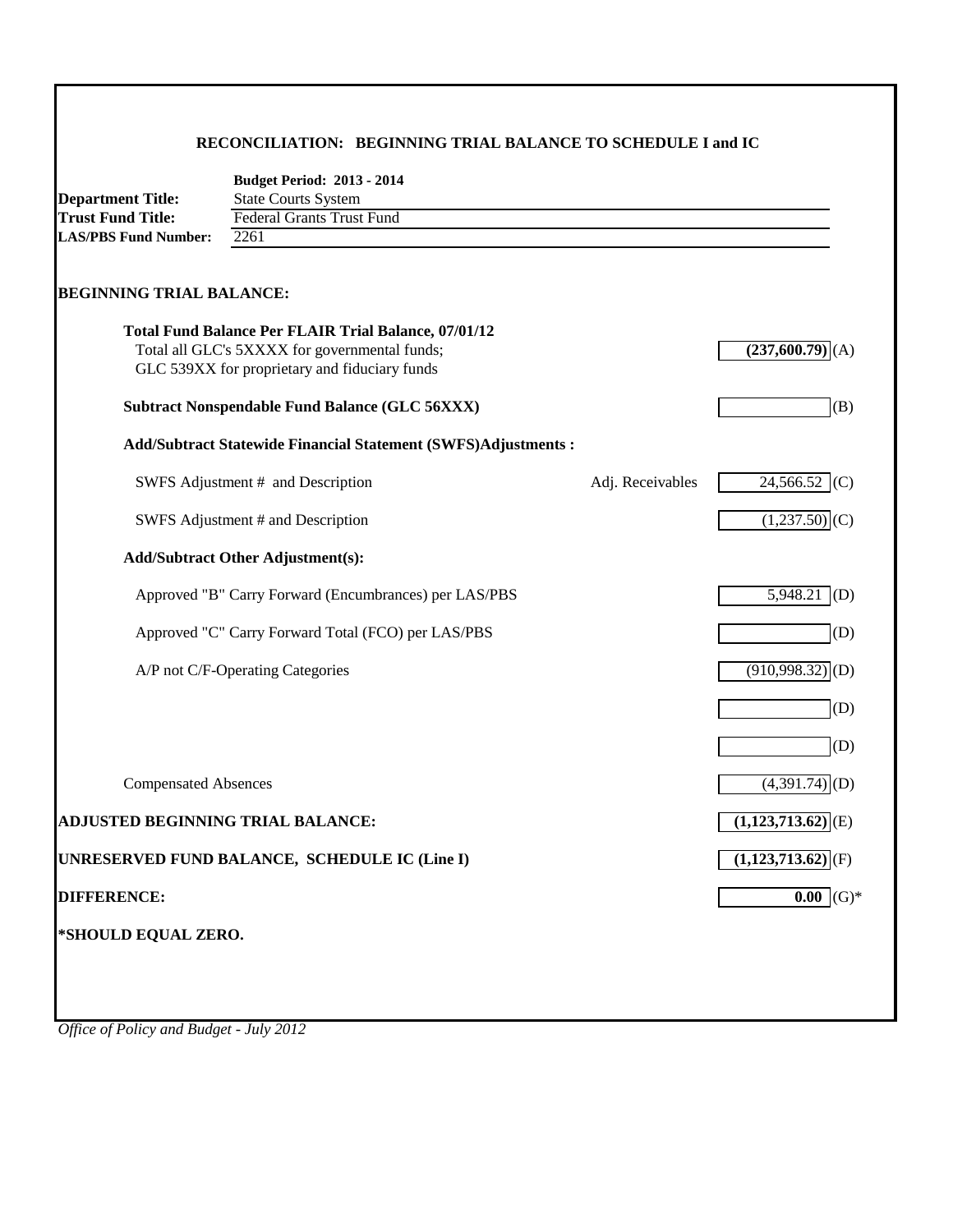## RECONCILIATION: BEGINNING TRIAL BALANCE TO SCHEDULE I and IC

**Budget Period: 2013 - 2014**

**Department Title:** State Courts System
**Trust Fund Title:** Federal Grants Trust Fund
**LAS/PBS Fund Number:** 2261

### BEGINNING TRIAL BALANCE:

| | | | |
|---|---|---|---|
| **Total Fund Balance Per FLAIR Trial Balance, 07/01/12**<br>Total all GLC's 5XXXX for governmental funds;<br>GLC 539XX for proprietary and fiduciary funds | | **(237,600.79)** | (A) |
| **Subtract Nonspendable Fund Balance (GLC 56XXX)** | | | (B) |
| **Add/Subtract Statewide Financial Statement (SWFS)Adjustments :** | | | |
| SWFS Adjustment # and Description | Adj. Receivables | 24,566.52 | (C) |
| SWFS Adjustment # and Description | | (1,237.50) | (C) |
| **Add/Subtract Other Adjustment(s):** | | | |
| Approved "B" Carry Forward (Encumbrances) per LAS/PBS | | 5,948.21 | (D) |
| Approved "C" Carry Forward Total (FCO) per LAS/PBS | | | (D) |
| A/P not C/F-Operating Categories | | (910,998.32) | (D) |
| | | | (D) |
| | | | (D) |
| Compensated Absences | | (4,391.74) | (D) |
| **ADJUSTED BEGINNING TRIAL BALANCE:** | | **(1,123,713.62)** | (E) |
| **UNRESERVED FUND BALANCE, SCHEDULE IC (Line I)** | | **(1,123,713.62)** | (F) |
| **DIFFERENCE:** | | **0.00** | (G)* |

**\*SHOULD EQUAL ZERO.**

*Office of Policy and Budget - July 2012*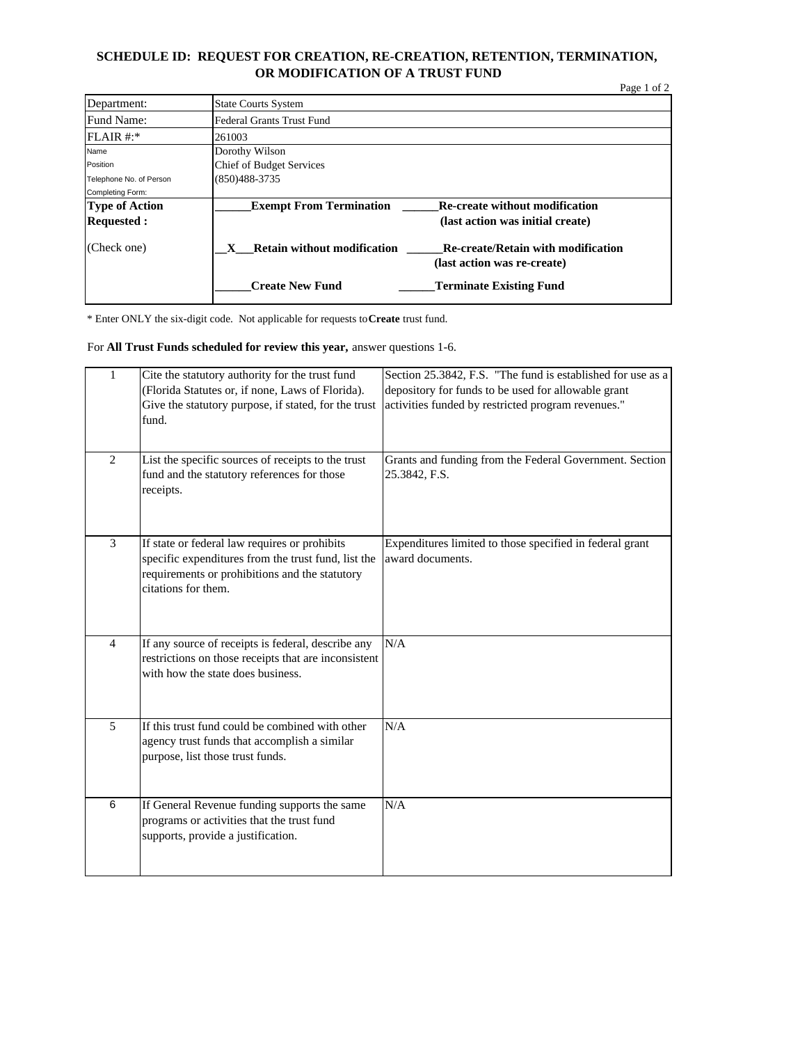# SCHEDULE ID: REQUEST FOR CREATION, RE-CREATION, RETENTION, TERMINATION, OR MODIFICATION OF A TRUST FUND

| | |
|---|---|
| Department: | State Courts System |
| Fund Name: | Federal Grants Trust Fund |
| FLAIR #:* | 261003 |
| Name<br>Position<br>Telephone No. of Person Completing Form: | Dorothy Wilson<br>Chief of Budget Services<br>(850)488-3735 |
| **Type of Action Requested :**<br><br>(Check one) | **______Exempt From Termination** **______Re-create without modification (last action was initial create)**<br><br>**__X___Retain without modification** **______Re-create/Retain with modification (last action was re-create)**<br><br>**______Create New Fund** **______Terminate Existing Fund** |

* Enter ONLY the six-digit code. Not applicable for requests to **Create** trust fund.

For **All Trust Funds scheduled for review this year,** answer questions 1-6.

| | | |
|---|---|---|
| 1 | Cite the statutory authority for the trust fund (Florida Statutes or, if none, Laws of Florida). Give the statutory purpose, if stated, for the trust fund. | Section 25.3842, F.S. "The fund is established for use as a depository for funds to be used for allowable grant activities funded by restricted program revenues." |
| 2 | List the specific sources of receipts to the trust fund and the statutory references for those receipts. | Grants and funding from the Federal Government. Section 25.3842, F.S. |
| 3 | If state or federal law requires or prohibits specific expenditures from the trust fund, list the requirements or prohibitions and the statutory citations for them. | Expenditures limited to those specified in federal grant award documents. |
| 4 | If any source of receipts is federal, describe any restrictions on those receipts that are inconsistent with how the state does business. | N/A |
| 5 | If this trust fund could be combined with other agency trust funds that accomplish a similar purpose, list those trust funds. | N/A |
| 6 | If General Revenue funding supports the same programs or activities that the trust fund supports, provide a justification. | N/A |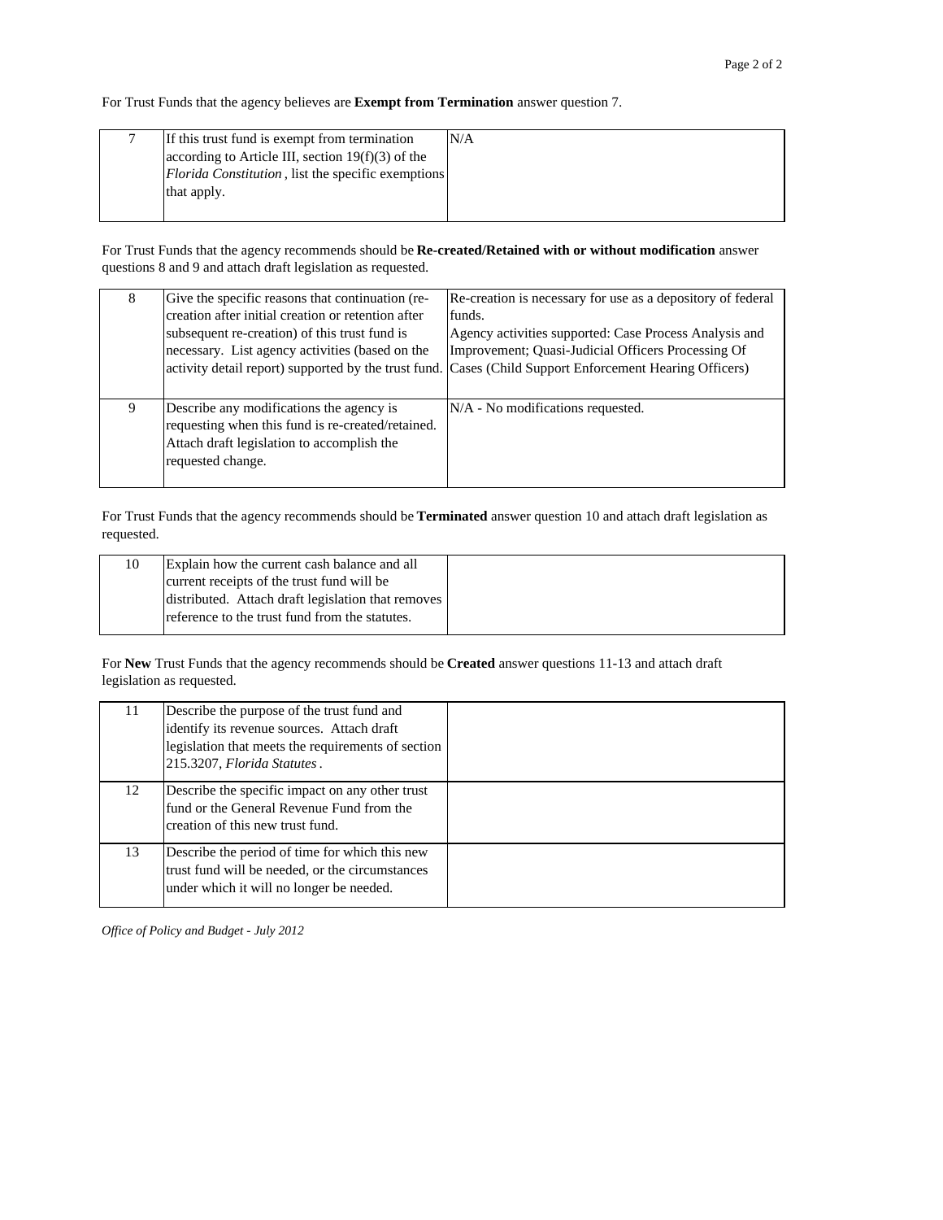For Trust Funds that the agency believes are **Exempt from Termination** answer question 7.

| | | |
|---|---|---|
| 7 | If this trust fund is exempt from termination according to Article III, section 19(f)(3) of the *Florida Constitution*, list the specific exemptions that apply. | N/A |

For Trust Funds that the agency recommends should be **Re-created/Retained with or without modification** answer questions 8 and 9 and attach draft legislation as requested.

| | | |
|---|---|---|
| 8 | Give the specific reasons that continuation (re-creation after initial creation or retention after subsequent re-creation) of this trust fund is necessary. List agency activities (based on the activity detail report) supported by the trust fund. | Re-creation is necessary for use as a depository of federal funds.<br>Agency activities supported: Case Process Analysis and Improvement; Quasi-Judicial Officers Processing Of Cases (Child Support Enforcement Hearing Officers) |
| 9 | Describe any modifications the agency is requesting when this fund is re-created/retained. Attach draft legislation to accomplish the requested change. | N/A - No modifications requested. |

For Trust Funds that the agency recommends should be **Terminated** answer question 10 and attach draft legislation as requested.

| | | |
|---|---|---|
| 10 | Explain how the current cash balance and all current receipts of the trust fund will be distributed. Attach draft legislation that removes reference to the trust fund from the statutes. | |

For **New** Trust Funds that the agency recommends should be **Created** answer questions 11-13 and attach draft legislation as requested.

| | | |
|---|---|---|
| 11 | Describe the purpose of the trust fund and identify its revenue sources. Attach draft legislation that meets the requirements of section 215.3207, *Florida Statutes*. | |
| 12 | Describe the specific impact on any other trust fund or the General Revenue Fund from the creation of this new trust fund. | |
| 13 | Describe the period of time for which this new trust fund will be needed, or the circumstances under which it will no longer be needed. | |

*Office of Policy and Budget - July 2012*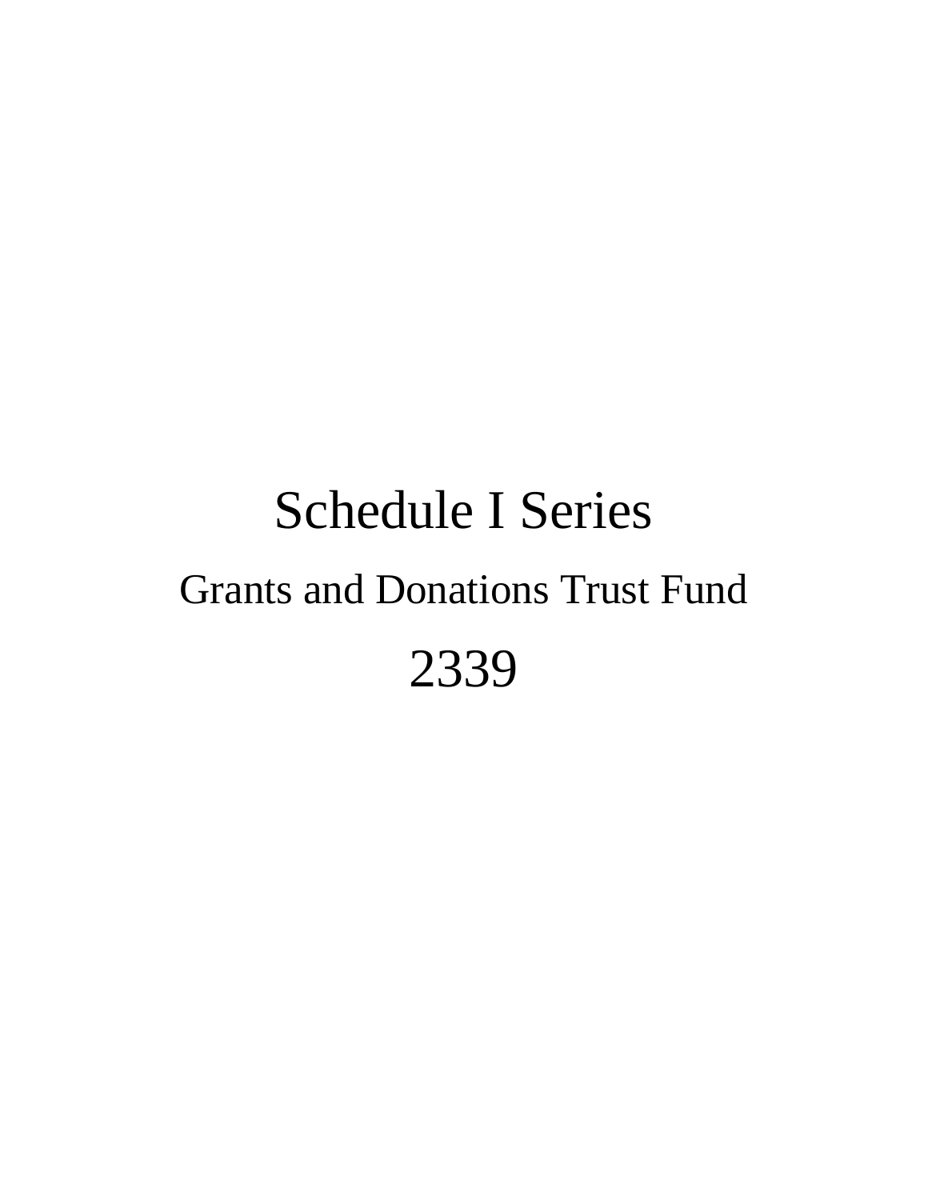# Schedule I Series

## Grants and Donations Trust Fund

# 2339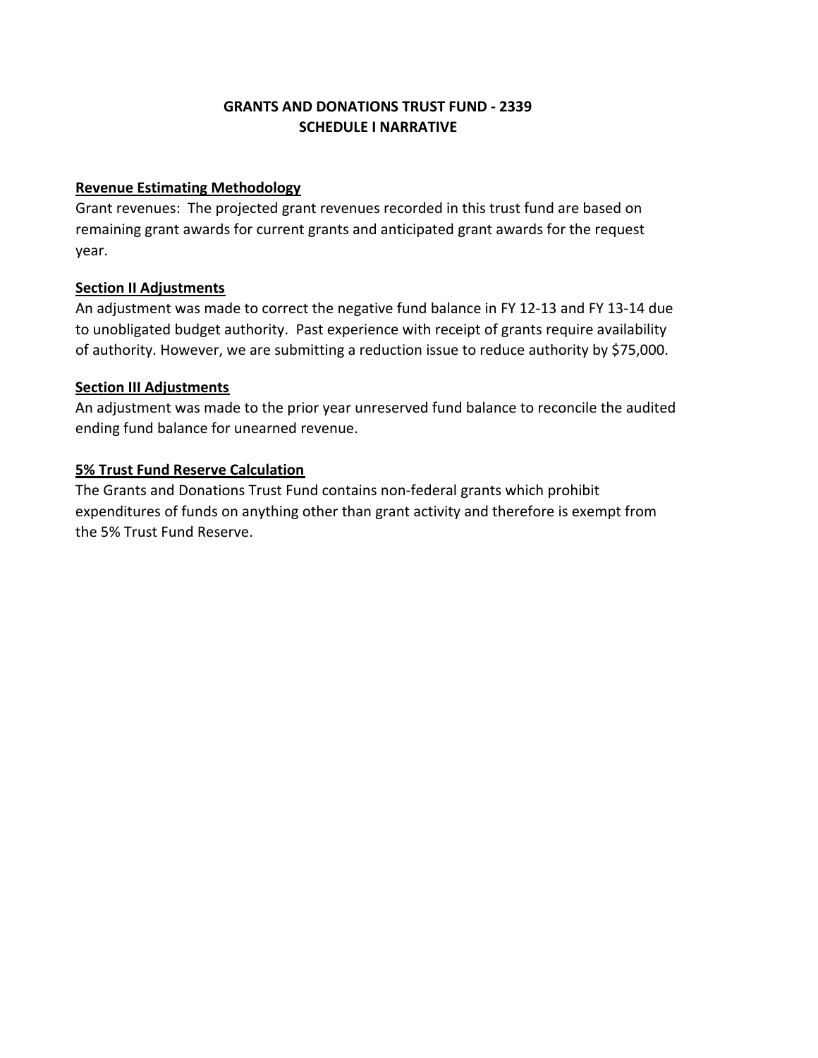# GRANTS AND DONATIONS TRUST FUND - 2339
## SCHEDULE I NARRATIVE

**Revenue Estimating Methodology**

Grant revenues: The projected grant revenues recorded in this trust fund are based on remaining grant awards for current grants and anticipated grant awards for the request year.

**Section II Adjustments**

An adjustment was made to correct the negative fund balance in FY 12-13 and FY 13-14 due to unobligated budget authority. Past experience with receipt of grants require availability of authority. However, we are submitting a reduction issue to reduce authority by $75,000.

**Section III Adjustments**

An adjustment was made to the prior year unreserved fund balance to reconcile the audited ending fund balance for unearned revenue.

**5% Trust Fund Reserve Calculation**

The Grants and Donations Trust Fund contains non-federal grants which prohibit expenditures of funds on anything other than grant activity and therefore is exempt from the 5% Trust Fund Reserve.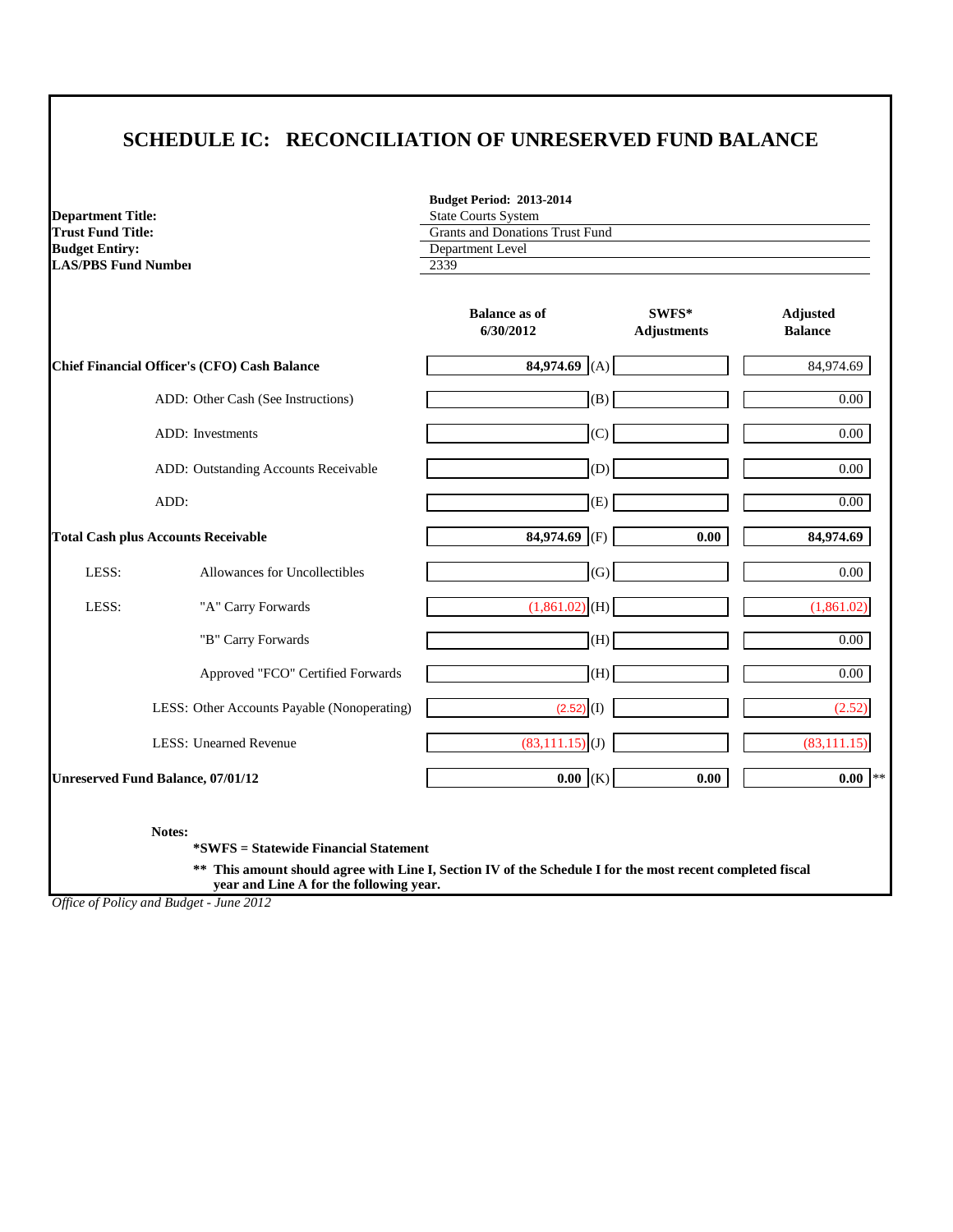# SCHEDULE IC: RECONCILIATION OF UNRESERVED FUND BALANCE

**Budget Period: 2013-2014**

**Department Title:** State Courts System
**Trust Fund Title:** Grants and Donations Trust Fund
**Budget Entry:** Department Level
**LAS/PBS Fund Number:** 2339

| | | Balance as of 6/30/2012 | | SWFS* Adjustments | Adjusted Balance |
|---|---|---|---|---|---|
| **Chief Financial Officer's (CFO) Cash Balance** | | **84,974.69** | (A) | | 84,974.69 |
| | ADD: Other Cash (See Instructions) | | (B) | | 0.00 |
| | ADD: Investments | | (C) | | 0.00 |
| | ADD: Outstanding Accounts Receivable | | (D) | | 0.00 |
| | ADD: | | (E) | | 0.00 |
| **Total Cash plus Accounts Receivable** | | **84,974.69** | (F) | **0.00** | **84,974.69** |
| LESS: | Allowances for Uncollectibles | | (G) | | 0.00 |
| LESS: | "A" Carry Forwards | (1,861.02) | (H) | | (1,861.02) |
| | "B" Carry Forwards | | (H) | | 0.00 |
| | Approved "FCO" Certified Forwards | | (H) | | 0.00 |
| | LESS: Other Accounts Payable (Nonoperating) | (2.52) | (I) | | (2.52) |
| | LESS: Unearned Revenue | (83,111.15) | (J) | | (83,111.15) |
| **Unreserved Fund Balance, 07/01/12** | | **0.00** | (K) | **0.00** | **0.00** ** |

**Notes:**

**\*SWFS = Statewide Financial Statement**

**\*\* This amount should agree with Line I, Section IV of the Schedule I for the most recent completed fiscal year and Line A for the following year.**

*Office of Policy and Budget - June 2012*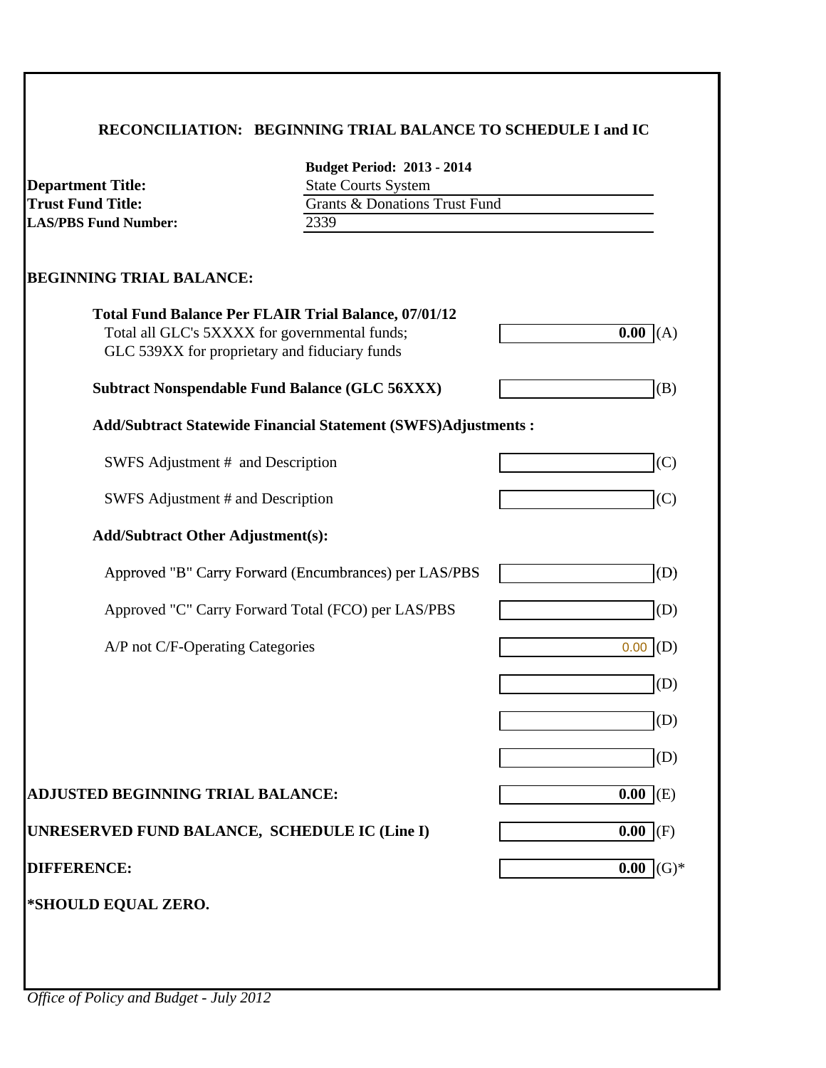### RECONCILIATION: BEGINNING TRIAL BALANCE TO SCHEDULE I and IC

| | **Budget Period: 2013 - 2014** |
|---|---|
| **Department Title:** | State Courts System |
| **Trust Fund Title:** | Grants & Donations Trust Fund |
| **LAS/PBS Fund Number:** | 2339 |

**BEGINNING TRIAL BALANCE:**

| | Amount | |
|---|---|---|
| **Total Fund Balance Per FLAIR Trial Balance, 07/01/12**<br>Total all GLC's 5XXXX for governmental funds;<br>GLC 539XX for proprietary and fiduciary funds | **0.00** | (A) |
| **Subtract Nonspendable Fund Balance (GLC 56XXX)** | | (B) |
| **Add/Subtract Statewide Financial Statement (SWFS)Adjustments :** | | |
| SWFS Adjustment # and Description | | (C) |
| SWFS Adjustment # and Description | | (C) |
| **Add/Subtract Other Adjustment(s):** | | |
| Approved "B" Carry Forward (Encumbrances) per LAS/PBS | | (D) |
| Approved "C" Carry Forward Total (FCO) per LAS/PBS | | (D) |
| A/P not C/F-Operating Categories | 0.00 | (D) |
| | | (D) |
| | | (D) |
| | | (D) |
| **ADJUSTED BEGINNING TRIAL BALANCE:** | **0.00** | (E) |
| **UNRESERVED FUND BALANCE, SCHEDULE IC (Line I)** | **0.00** | (F) |
| **DIFFERENCE:** | **0.00** | (G)* |

**\*SHOULD EQUAL ZERO.**

*Office of Policy and Budget - July 2012*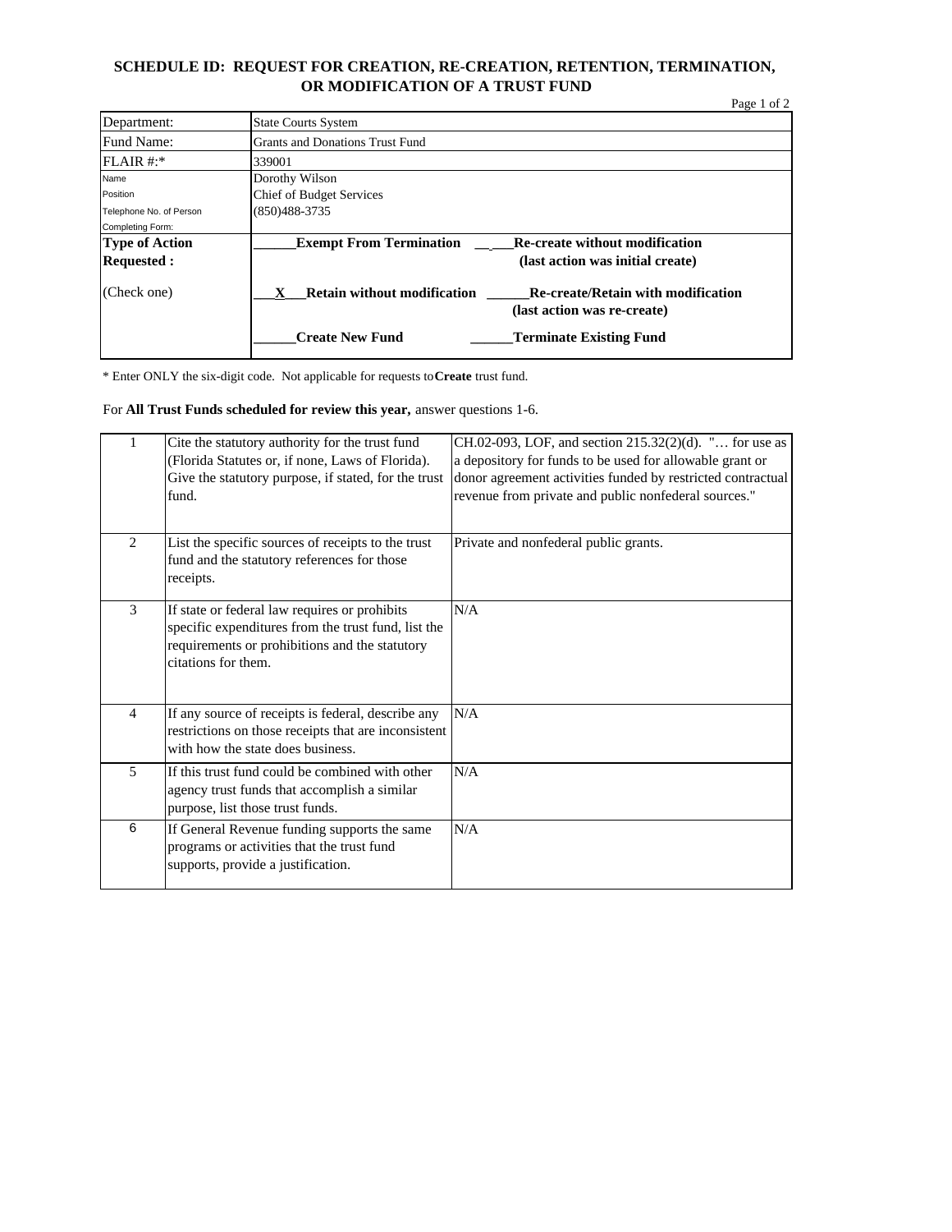# SCHEDULE ID: REQUEST FOR CREATION, RE-CREATION, RETENTION, TERMINATION, OR MODIFICATION OF A TRUST FUND

| | |
|---|---|
| Department: | State Courts System |
| Fund Name: | Grants and Donations Trust Fund |
| FLAIR #:* | 339001 |
| Name<br>Position<br>Telephone No. of Person Completing Form: | Dorothy Wilson<br>Chief of Budget Services<br>(850)488-3735 |
| **Type of Action Requested :**<br><br>(Check one) | ______**Exempt From Termination** __ ___**Re-create without modification (last action was initial create)**<br><br>___X___**Retain without modification** ______**Re-create/Retain with modification (last action was re-create)**<br><br>______**Create New Fund** ______**Terminate Existing Fund** |

* Enter ONLY the six-digit code. Not applicable for requests to **Create** trust fund.

For **All Trust Funds scheduled for review this year,** answer questions 1-6.

| | | |
|---|---|---|
| 1 | Cite the statutory authority for the trust fund (Florida Statutes or, if none, Laws of Florida). Give the statutory purpose, if stated, for the trust fund. | CH.02-093, LOF, and section 215.32(2)(d). "… for use as a depository for funds to be used for allowable grant or donor agreement activities funded by restricted contractual revenue from private and public nonfederal sources." |
| 2 | List the specific sources of receipts to the trust fund and the statutory references for those receipts. | Private and nonfederal public grants. |
| 3 | If state or federal law requires or prohibits specific expenditures from the trust fund, list the requirements or prohibitions and the statutory citations for them. | N/A |
| 4 | If any source of receipts is federal, describe any restrictions on those receipts that are inconsistent with how the state does business. | N/A |
| 5 | If this trust fund could be combined with other agency trust funds that accomplish a similar purpose, list those trust funds. | N/A |
| 6 | If General Revenue funding supports the same programs or activities that the trust fund supports, provide a justification. | N/A |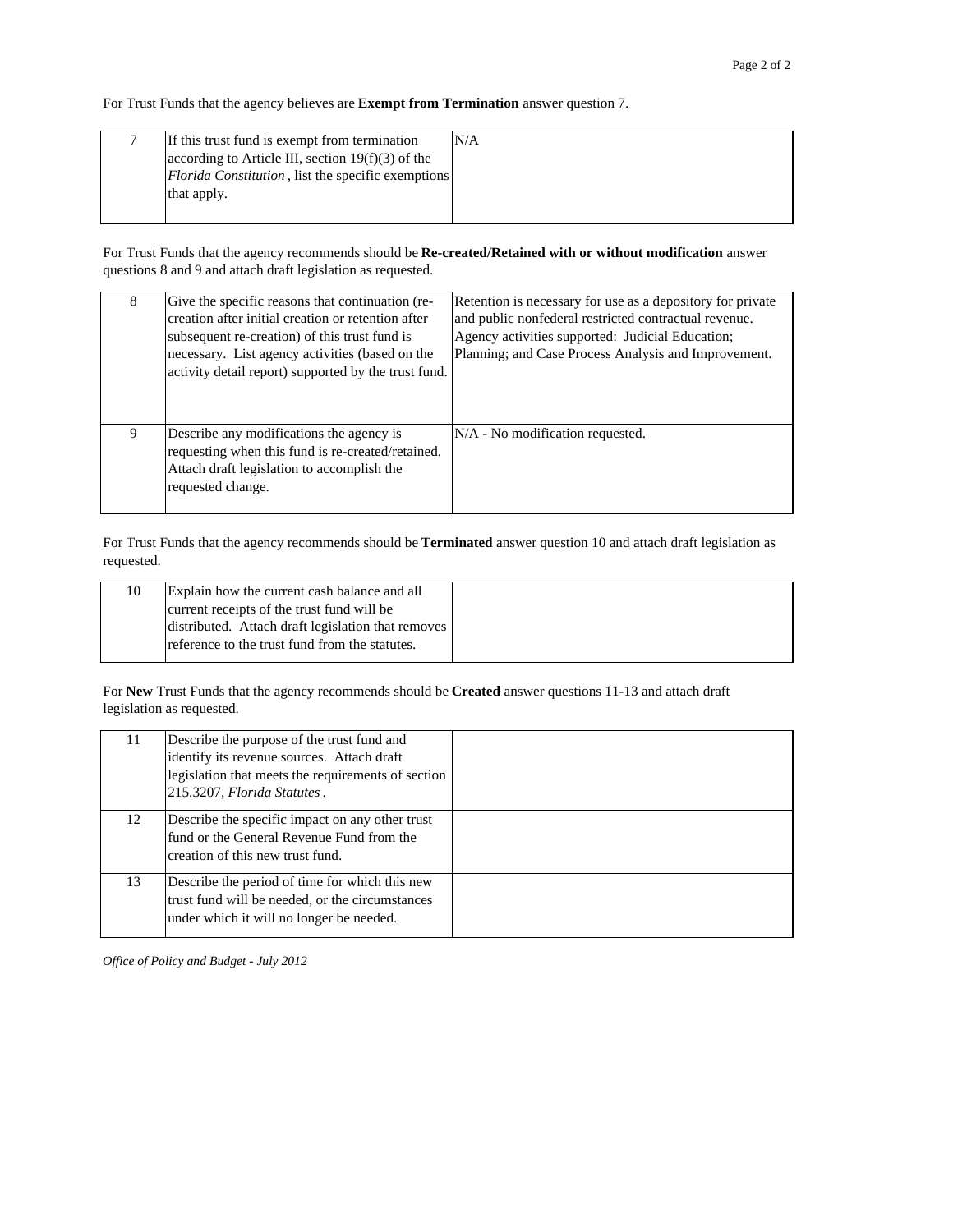For Trust Funds that the agency believes are **Exempt from Termination** answer question 7.

| | | |
|---|---|---|
| 7 | If this trust fund is exempt from termination according to Article III, section 19(f)(3) of the *Florida Constitution*, list the specific exemptions that apply. | N/A |

For Trust Funds that the agency recommends should be **Re-created/Retained with or without modification** answer questions 8 and 9 and attach draft legislation as requested.

| | | |
|---|---|---|
| 8 | Give the specific reasons that continuation (re-creation after initial creation or retention after subsequent re-creation) of this trust fund is necessary. List agency activities (based on the activity detail report) supported by the trust fund. | Retention is necessary for use as a depository for private and public nonfederal restricted contractual revenue. Agency activities supported: Judicial Education; Planning; and Case Process Analysis and Improvement. |
| 9 | Describe any modifications the agency is requesting when this fund is re-created/retained. Attach draft legislation to accomplish the requested change. | N/A - No modification requested. |

For Trust Funds that the agency recommends should be **Terminated** answer question 10 and attach draft legislation as requested.

| | | |
|---|---|---|
| 10 | Explain how the current cash balance and all current receipts of the trust fund will be distributed. Attach draft legislation that removes reference to the trust fund from the statutes. | |

For **New** Trust Funds that the agency recommends should be **Created** answer questions 11-13 and attach draft legislation as requested.

| | | |
|---|---|---|
| 11 | Describe the purpose of the trust fund and identify its revenue sources. Attach draft legislation that meets the requirements of section 215.3207, *Florida Statutes*. | |
| 12 | Describe the specific impact on any other trust fund or the General Revenue Fund from the creation of this new trust fund. | |
| 13 | Describe the period of time for which this new trust fund will be needed, or the circumstances under which it will no longer be needed. | |

*Office of Policy and Budget - July 2012*